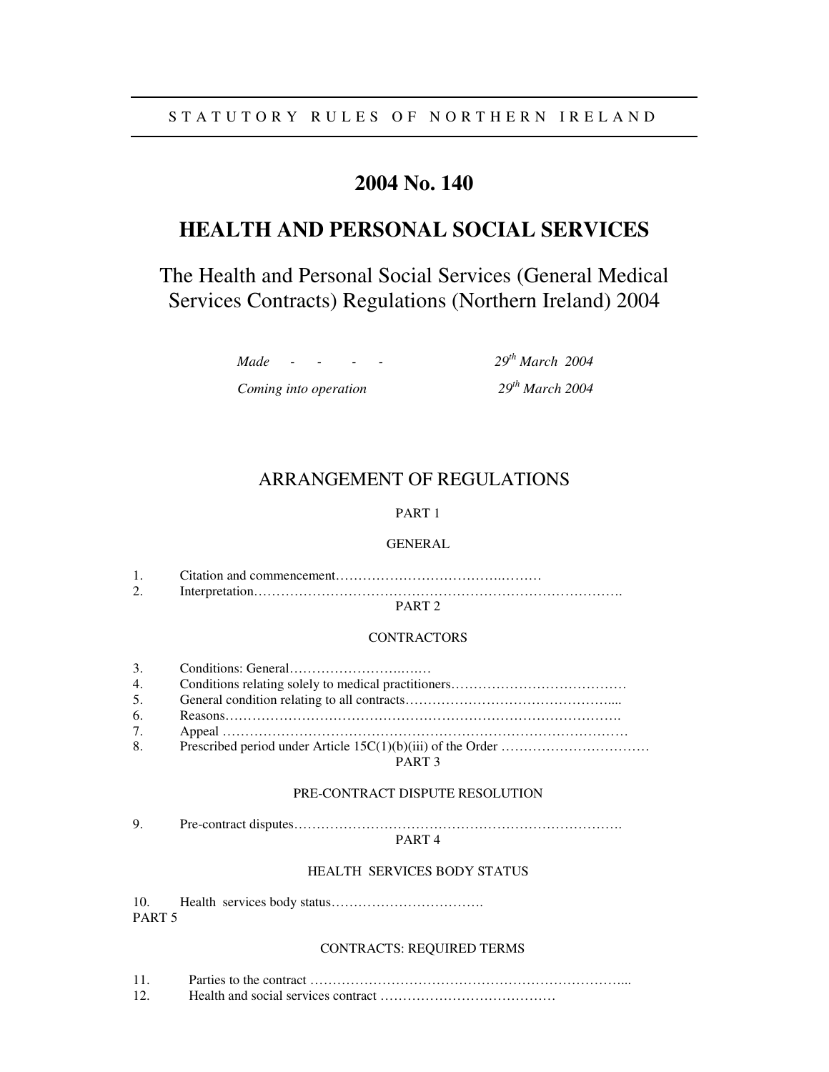STATUTORY RULES OF NORTHERN IRELAND

# 2004 No. 140

# HEALTH AND PERSONAL SOCIAL SERVICES

## The Health and Personal Social Services (General Medical Services Contracts) Regulations (Northern Ireland) 2004

| | |
|---|---|
| *Made - - - -* | *29th March 2004* |
| *Coming into operation* | *29th March 2004* |

## ARRANGEMENT OF REGULATIONS

PART 1

GENERAL

1. Citation and commencement…………………………….………
2. Interpretation…………………………….…………………………………….

PART 2

CONTRACTORS

3. Conditions: General……………………….….…
4. Conditions relating solely to medical practitioners…………………………………
5. General condition relating to all contracts………………………………………....
6. Reasons…………………………………………………………………………….
7. Appeal ………………………………………………….………………….………
8. Prescribed period under Article 15C(1)(b)(iii) of the Order ……………………………

PART 3

PRE-CONTRACT DISPUTE RESOLUTION

9. Pre-contract disputes……………………………………………………………….

PART 4

HEALTH SERVICES BODY STATUS

10. Health services body status…………………………….

PART 5

CONTRACTS: REQUIRED TERMS

11. Parties to the contract ……………………………………………………………...
12. Health and social services contract …………………………………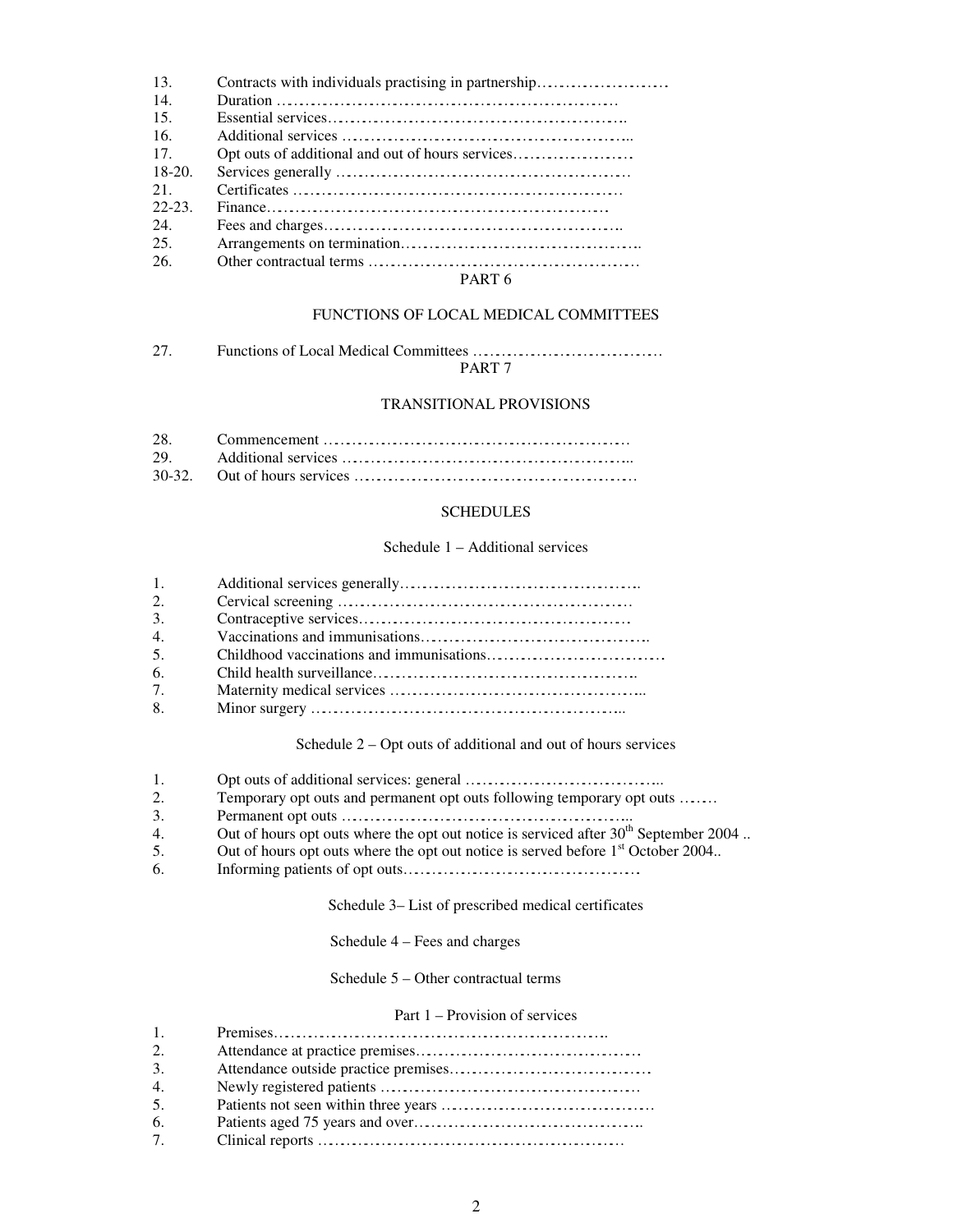13. Contracts with individuals practising in partnership……………………
14. Duration ………………………………………………………
15. Essential services……………………………………………….
16. Additional services ……………………………………………..
17. Opt outs of additional and out of hours services…………………
18-20. Services generally ……………………………………………
21. Certificates ……………………………………………………
22-23. Finance……………………………………………………
24. Fees and charges……………………………………………..
25. Arrangements on termination……………………………………..
26. Other contractual terms …………………………………………

PART 6

FUNCTIONS OF LOCAL MEDICAL COMMITTEES

27. Functions of Local Medical Committees ……………………………

PART 7

TRANSITIONAL PROVISIONS

28. Commencement ………………………………………………
29. Additional services ……………………………………………..
30-32. Out of hours services ……………………………………………

SCHEDULES

Schedule 1 – Additional services

1. Additional services generally……………………………………..
2. Cervical screening ……………………………………………
3. Contraceptive services…………………………………………
4. Vaccinations and immunisations…………………………………..
5. Childhood vaccinations and immunisations…………………………
6. Child health surveillance………………………………………..
7. Maternity medical services ……………………………………...
8. Minor surgery …………………………………………………..

Schedule 2 – Opt outs of additional and out of hours services

1. Opt outs of additional services: general ……………………………...
2. Temporary opt outs and permanent opt outs following temporary opt outs …….
3. Permanent opt outs ……………………………………………..
4. Out of hours opt outs where the opt out notice is serviced after 30th September 2004 ..
5. Out of hours opt outs where the opt out notice is served before 1st October 2004..
6. Informing patients of opt outs……………………………………

Schedule 3– List of prescribed medical certificates

Schedule 4 – Fees and charges

Schedule 5 – Other contractual terms

Part 1 – Provision of services

1. Premises…………………………………………………….
2. Attendance at practice premises…………………………………
3. Attendance outside practice premises………………………………
4. Newly registered patients ………………………………………
5. Patients not seen within three years ………………………………
6. Patients aged 75 years and over…………………………………..
7. Clinical reports ………………………………………………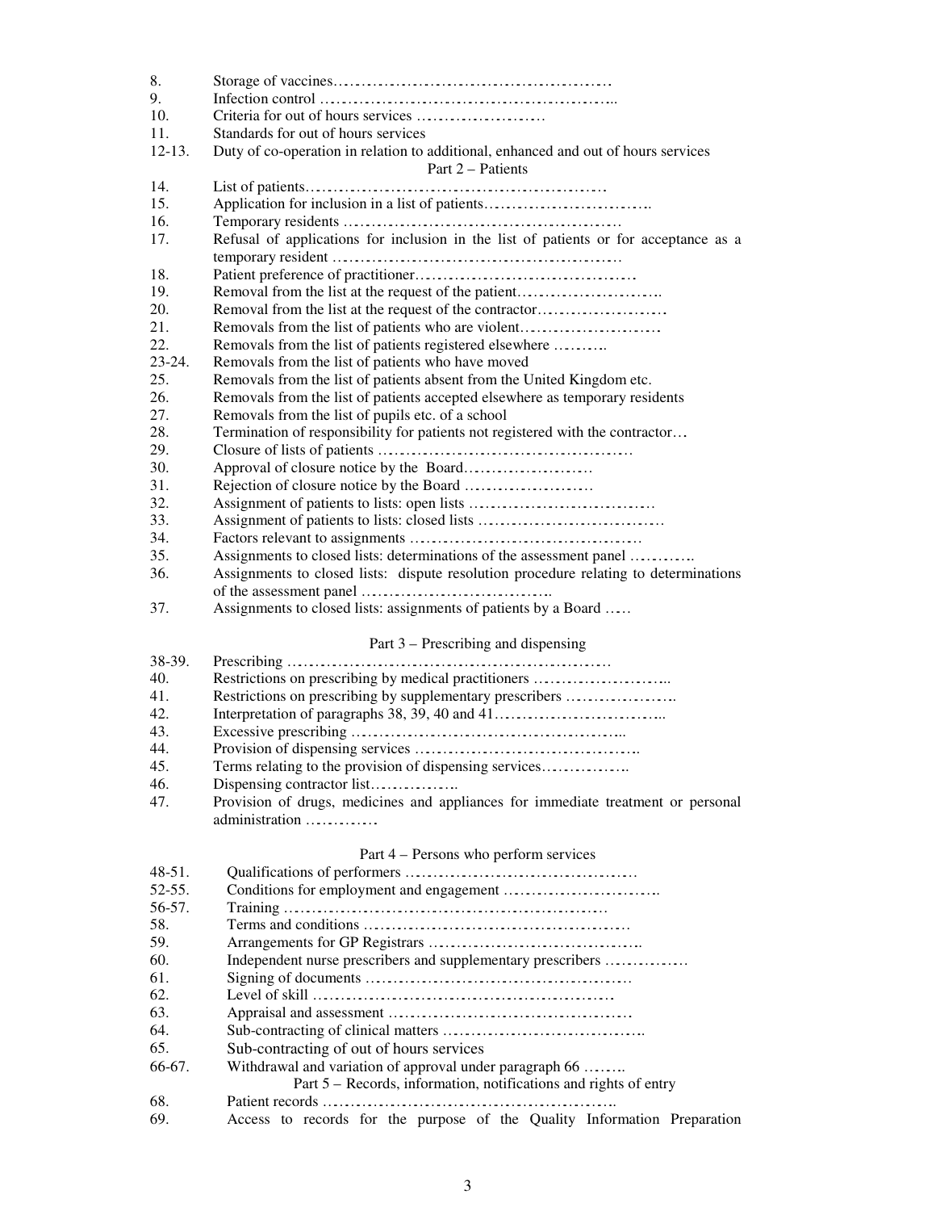8. Storage of vaccines……………………………………………
9. Infection control ……………………………………………...
10. Criteria for out of hours services ……………………
11. Standards for out of hours services
12-13. Duty of co-operation in relation to additional, enhanced and out of hours services

Part 2 – Patients

14. List of patients………………………………………………
15. Application for inclusion in a list of patients………………………….
16. Temporary residents ……………………………………………
17. Refusal of applications for inclusion in the list of patients or for acceptance as a temporary resident ……………………………………………
18. Patient preference of practitioner…………………………………
19. Removal from the list at the request of the patient……………………….
20. Removal from the list at the request of the contractor……………………
21. Removals from the list of patients who are violent………………………
22. Removals from the list of patients registered elsewhere ……….
23-24. Removals from the list of patients who have moved
25. Removals from the list of patients absent from the United Kingdom etc.
26. Removals from the list of patients accepted elsewhere as temporary residents
27. Removals from the list of pupils etc. of a school
28. Termination of responsibility for patients not registered with the contractor…
29. Closure of lists of patients ………………………………………
30. Approval of closure notice by the Board……………………
31. Rejection of closure notice by the Board ……………………
32. Assignment of patients to lists: open lists ……………………………
33. Assignment of patients to lists: closed lists ……………………………
34. Factors relevant to assignments ……………………………………
35. Assignments to closed lists: determinations of the assessment panel ………..
36. Assignments to closed lists: dispute resolution procedure relating to determinations of the assessment panel …………………………….
37. Assignments to closed lists: assignments of patients by a Board …..

Part 3 – Prescribing and dispensing

38-39. Prescribing ……………………………………………………
40. Restrictions on prescribing by medical practitioners ……………………..
41. Restrictions on prescribing by supplementary prescribers ………………..
42. Interpretation of paragraphs 38, 39, 40 and 41…………………………..
43. Excessive prescribing …………………………………………..
44. Provision of dispensing services ………………………………….
45. Terms relating to the provision of dispensing services…………….
46. Dispensing contractor list…………….
47. Provision of drugs, medicines and appliances for immediate treatment or personal administration ………….

Part 4 – Persons who perform services

48-51. Qualifications of performers ……………………………………
52-55. Conditions for employment and engagement ………………………..
56-57. Training ……………………………………………………
58. Terms and conditions …………………………………………
59. Arrangements for GP Registrars ………………………………..
60. Independent nurse prescribers and supplementary prescribers ……………
61. Signing of documents …………………………………………
62. Level of skill ……………………………………………
63. Appraisal and assessment ……………………………………
64. Sub-contracting of clinical matters ………………………………..
65. Sub-contracting of out of hours services
66-67. Withdrawal and variation of approval under paragraph 66 ……..

Part 5 – Records, information, notifications and rights of entry

68. Patient records …………………………………………….
69. Access to records for the purpose of the Quality Information Preparation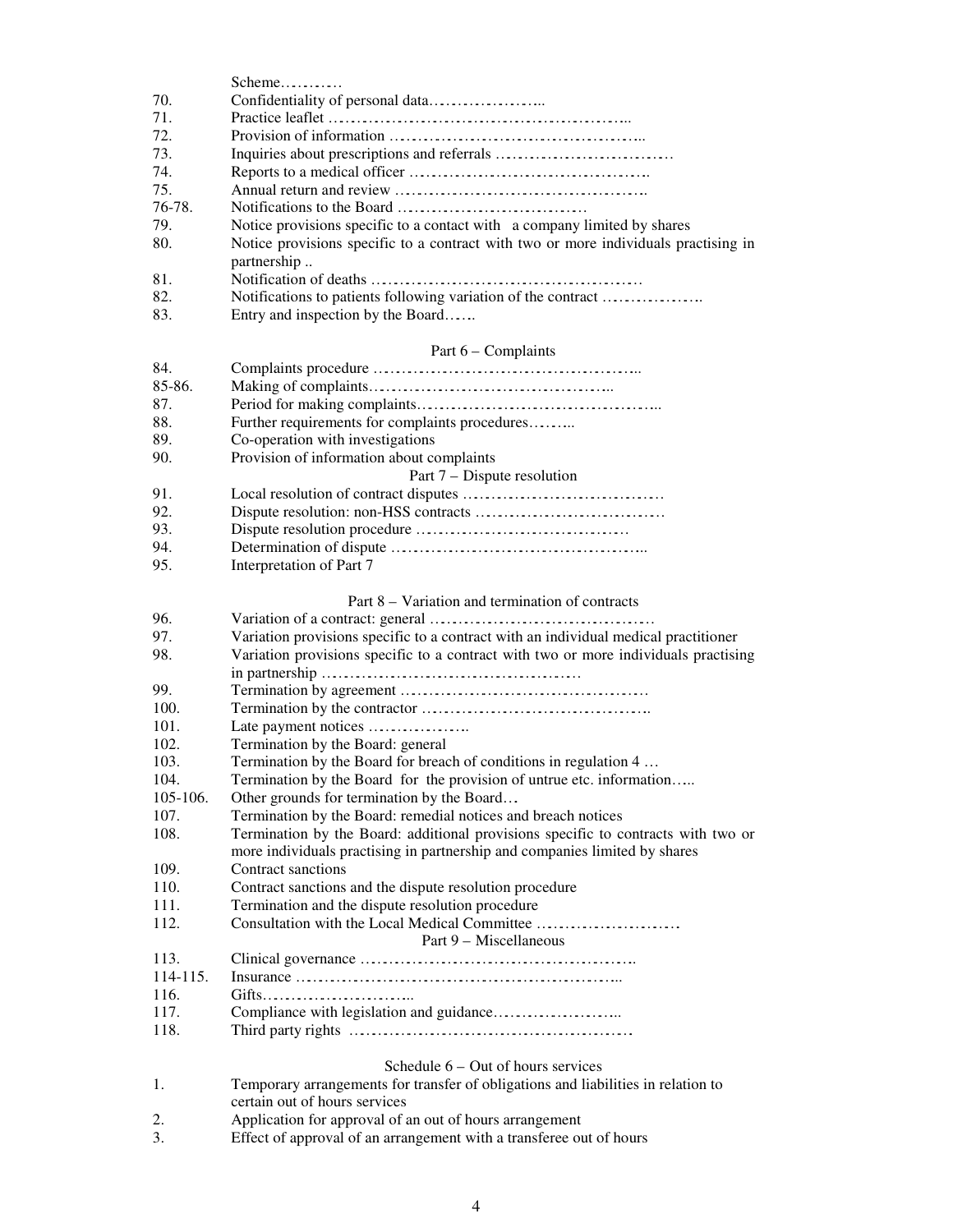| | |
|---|---|
| | Scheme………… |
| 70. | Confidentiality of personal data………………….. |
| 71. | Practice leaflet ……………………………………………….. |
| 72. | Provision of information ……………………………………….. |
| 73. | Inquiries about prescriptions and referrals …………………………… |
| 74. | Reports to a medical officer ……………………………………. |
| 75. | Annual return and review ……………………………………… |
| 76-78. | Notifications to the Board …………………………… |
| 79. | Notice provisions specific to a contact with a company limited by shares |
| 80. | Notice provisions specific to a contract with two or more individuals practising in partnership .. |
| 81. | Notification of deaths ………………………………………… |
| 82. | Notifications to patients following variation of the contract ………………. |
| 83. | Entry and inspection by the Board…… |

Part 6 – Complaints

| | |
|---|---|
| 84. | Complaints procedure ……………………………………….. |
| 85-86. | Making of complaints…………………………………….. |
| 87. | Period for making complaints…………………………………….. |
| 88. | Further requirements for complaints procedures……... |
| 89. | Co-operation with investigations |
| 90. | Provision of information about complaints |

Part 7 – Dispute resolution

| | |
|---|---|
| 91. | Local resolution of contract disputes ……………………………… |
| 92. | Dispute resolution: non-HSS contracts …………………………… |
| 93. | Dispute resolution procedure ……………………………… |
| 94. | Determination of dispute ……………………………………….. |
| 95. | Interpretation of Part 7 |

Part 8 – Variation and termination of contracts

| | |
|---|---|
| 96. | Variation of a contract: general ………………………………… |
| 97. | Variation provisions specific to a contract with an individual medical practitioner |
| 98. | Variation provisions specific to a contract with two or more individuals practising in partnership ……………………………………… |
| 99. | Termination by agreement …………………………………… |
| 100. | Termination by the contractor ………………………………….. |
| 101. | Late payment notices ………………. |
| 102. | Termination by the Board: general |
| 103. | Termination by the Board for breach of conditions in regulation 4 … |
| 104. | Termination by the Board for the provision of untrue etc. information….. |
| 105-106. | Other grounds for termination by the Board… |
| 107. | Termination by the Board: remedial notices and breach notices |
| 108. | Termination by the Board: additional provisions specific to contracts with two or more individuals practising in partnership and companies limited by shares |
| 109. | Contract sanctions |
| 110. | Contract sanctions and the dispute resolution procedure |
| 111. | Termination and the dispute resolution procedure |
| 112. | Consultation with the Local Medical Committee ……………………… |

Part 9 – Miscellaneous

| | |
|---|---|
| 113. | Clinical governance …………………………………………. |
| 114-115. | Insurance ………………………………………………….. |
| 116. | Gifts……………………... |
| 117. | Compliance with legislation and guidance………………….. |
| 118. | Third party rights …………………………………………… |

Schedule 6 – Out of hours services

| | |
|---|---|
| 1. | Temporary arrangements for transfer of obligations and liabilities in relation to certain out of hours services |
| 2. | Application for approval of an out of hours arrangement |
| 3. | Effect of approval of an arrangement with a transferee out of hours |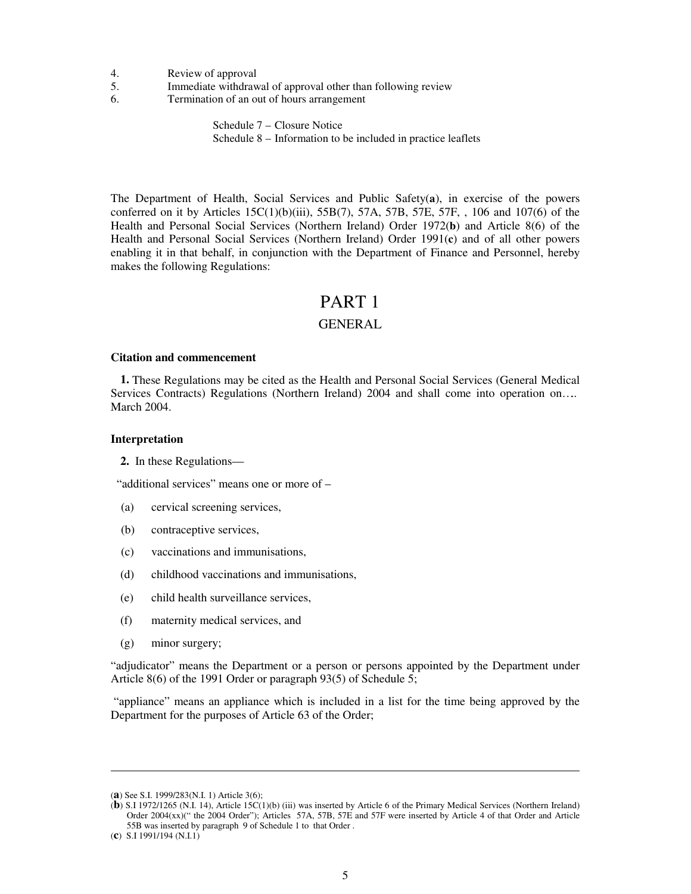4. Review of approval
5. Immediate withdrawal of approval other than following review
6. Termination of an out of hours arrangement

Schedule 7 – Closure Notice
Schedule 8 – Information to be included in practice leaflets

The Department of Health, Social Services and Public Safety(**a**), in exercise of the powers conferred on it by Articles 15C(1)(b)(iii), 55B(7), 57A, 57B, 57E, 57F, , 106 and 107(6) of the Health and Personal Social Services (Northern Ireland) Order 1972(**b**) and Article 8(6) of the Health and Personal Social Services (Northern Ireland) Order 1991(**c**) and of all other powers enabling it in that behalf, in conjunction with the Department of Finance and Personnel, hereby makes the following Regulations:

# PART 1

## GENERAL

### Citation and commencement

**1.** These Regulations may be cited as the Health and Personal Social Services (General Medical Services Contracts) Regulations (Northern Ireland) 2004 and shall come into operation on…. March 2004.

### Interpretation

**2.** In these Regulations—

"additional services" means one or more of –

(a) cervical screening services,

(b) contraceptive services,

(c) vaccinations and immunisations,

(d) childhood vaccinations and immunisations,

(e) child health surveillance services,

(f) maternity medical services, and

(g) minor surgery;

"adjudicator" means the Department or a person or persons appointed by the Department under Article 8(6) of the 1991 Order or paragraph 93(5) of Schedule 5;

"appliance" means an appliance which is included in a list for the time being approved by the Department for the purposes of Article 63 of the Order;

---

(**a**) See S.I. 1999/283(N.I. 1) Article 3(6);

(**b**) S.I 1972/1265 (N.I. 14), Article 15C(1)(b) (iii) was inserted by Article 6 of the Primary Medical Services (Northern Ireland) Order 2004(xx)(" the 2004 Order"); Articles 57A, 57B, 57E and 57F were inserted by Article 4 of that Order and Article 55B was inserted by paragraph 9 of Schedule 1 to that Order .

(**c**) S.I 1991/194 (N.I.1)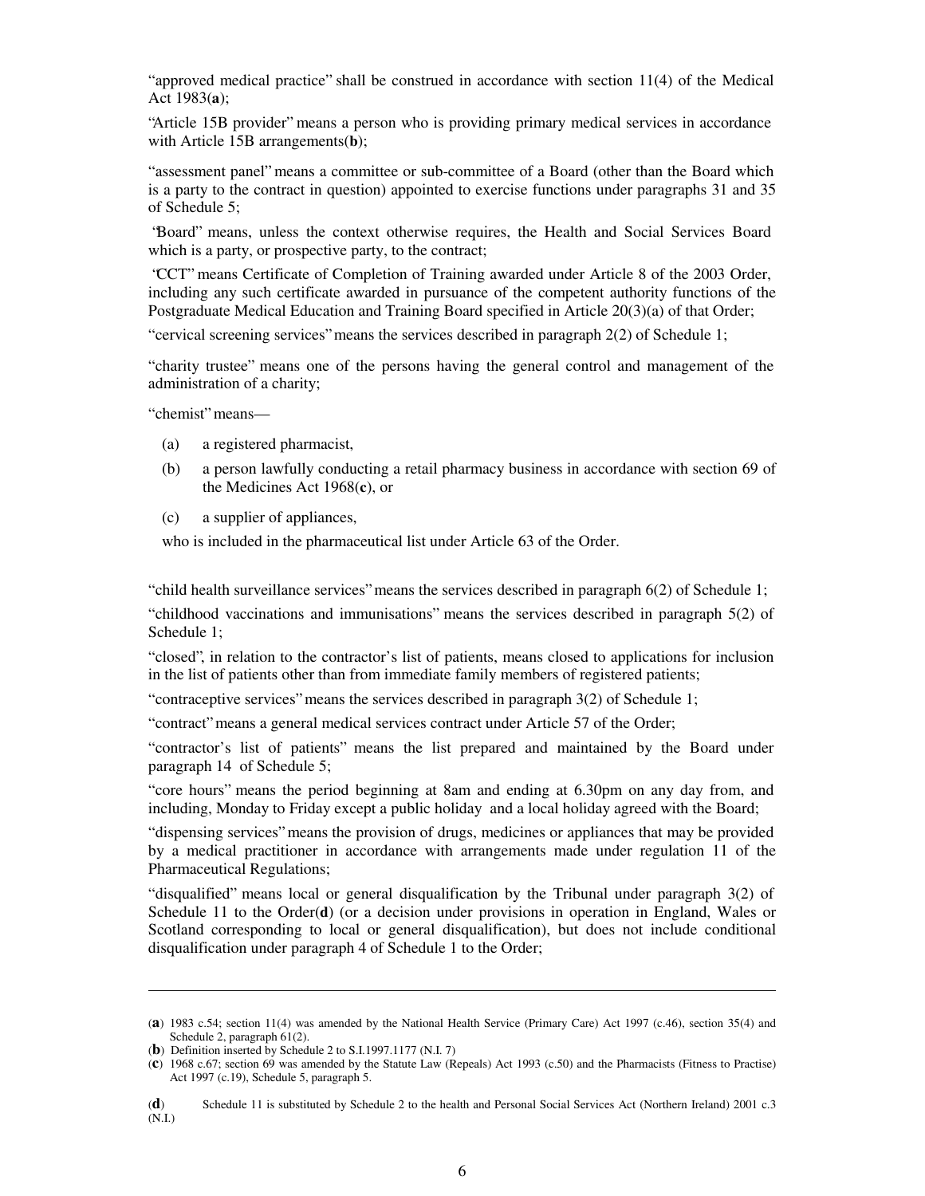"approved medical practice" shall be construed in accordance with section 11(4) of the Medical Act 1983(**a**);

"Article 15B provider" means a person who is providing primary medical services in accordance with Article 15B arrangements(**b**);

"assessment panel" means a committee or sub-committee of a Board (other than the Board which is a party to the contract in question) appointed to exercise functions under paragraphs 31 and 35 of Schedule 5;

"Board" means, unless the context otherwise requires, the Health and Social Services Board which is a party, or prospective party, to the contract;

"CCT" means Certificate of Completion of Training awarded under Article 8 of the 2003 Order, including any such certificate awarded in pursuance of the competent authority functions of the Postgraduate Medical Education and Training Board specified in Article 20(3)(a) of that Order;

"cervical screening services" means the services described in paragraph 2(2) of Schedule 1;

"charity trustee" means one of the persons having the general control and management of the administration of a charity;

"chemist" means—

(a) a registered pharmacist,

(b) a person lawfully conducting a retail pharmacy business in accordance with section 69 of the Medicines Act 1968(**c**), or

(c) a supplier of appliances,

who is included in the pharmaceutical list under Article 63 of the Order.

"child health surveillance services" means the services described in paragraph 6(2) of Schedule 1;

"childhood vaccinations and immunisations" means the services described in paragraph 5(2) of Schedule 1;

"closed", in relation to the contractor's list of patients, means closed to applications for inclusion in the list of patients other than from immediate family members of registered patients;

"contraceptive services" means the services described in paragraph 3(2) of Schedule 1;

"contract" means a general medical services contract under Article 57 of the Order;

"contractor's list of patients" means the list prepared and maintained by the Board under paragraph 14 of Schedule 5;

"core hours" means the period beginning at 8am and ending at 6.30pm on any day from, and including, Monday to Friday except a public holiday and a local holiday agreed with the Board;

"dispensing services" means the provision of drugs, medicines or appliances that may be provided by a medical practitioner in accordance with arrangements made under regulation 11 of the Pharmaceutical Regulations;

"disqualified" means local or general disqualification by the Tribunal under paragraph 3(2) of Schedule 11 to the Order(**d**) (or a decision under provisions in operation in England, Wales or Scotland corresponding to local or general disqualification), but does not include conditional disqualification under paragraph 4 of Schedule 1 to the Order;

---

(**a**) 1983 c.54; section 11(4) was amended by the National Health Service (Primary Care) Act 1997 (c.46), section 35(4) and Schedule 2, paragraph 61(2).

(**b**) Definition inserted by Schedule 2 to S.I.1997.1177 (N.I. 7)

(**c**) 1968 c.67; section 69 was amended by the Statute Law (Repeals) Act 1993 (c.50) and the Pharmacists (Fitness to Practise) Act 1997 (c.19), Schedule 5, paragraph 5.

(**d**) Schedule 11 is substituted by Schedule 2 to the health and Personal Social Services Act (Northern Ireland) 2001 c.3 (N.I.)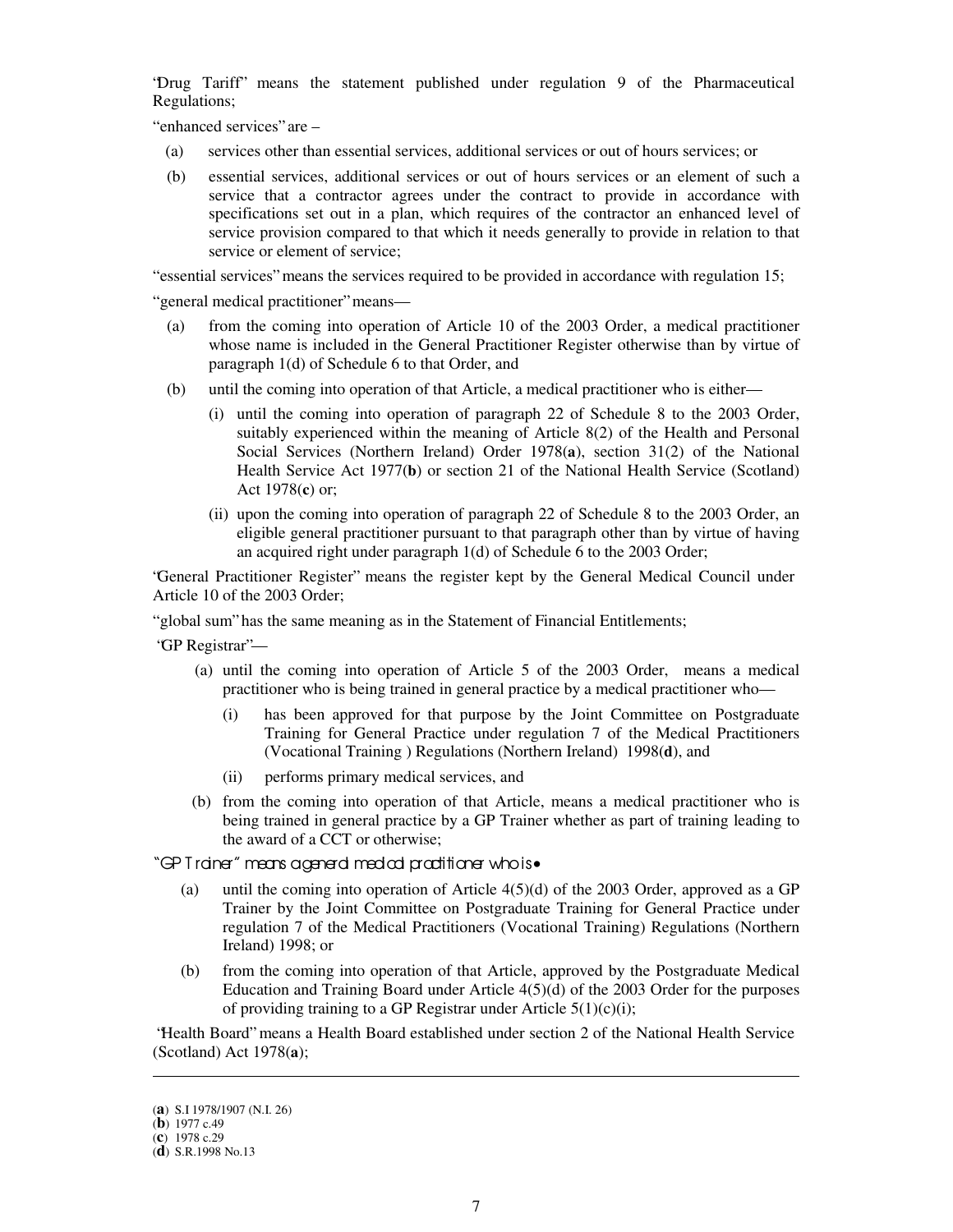"Drug Tariff" means the statement published under regulation 9 of the Pharmaceutical Regulations;

"enhanced services" are –

(a) services other than essential services, additional services or out of hours services; or

(b) essential services, additional services or out of hours services or an element of such a service that a contractor agrees under the contract to provide in accordance with specifications set out in a plan, which requires of the contractor an enhanced level of service provision compared to that which it needs generally to provide in relation to that service or element of service;

"essential services" means the services required to be provided in accordance with regulation 15;

"general medical practitioner" means—

(a) from the coming into operation of Article 10 of the 2003 Order, a medical practitioner whose name is included in the General Practitioner Register otherwise than by virtue of paragraph 1(d) of Schedule 6 to that Order, and

(b) until the coming into operation of that Article, a medical practitioner who is either—

(i) until the coming into operation of paragraph 22 of Schedule 8 to the 2003 Order, suitably experienced within the meaning of Article 8(2) of the Health and Personal Social Services (Northern Ireland) Order 1978(**a**), section 31(2) of the National Health Service Act 1977(**b**) or section 21 of the National Health Service (Scotland) Act 1978(**c**) or;

(ii) upon the coming into operation of paragraph 22 of Schedule 8 to the 2003 Order, an eligible general practitioner pursuant to that paragraph other than by virtue of having an acquired right under paragraph 1(d) of Schedule 6 to the 2003 Order;

"General Practitioner Register" means the register kept by the General Medical Council under Article 10 of the 2003 Order;

"global sum" has the same meaning as in the Statement of Financial Entitlements;

"GP Registrar"—

(a) until the coming into operation of Article 5 of the 2003 Order, means a medical practitioner who is being trained in general practice by a medical practitioner who—

(i) has been approved for that purpose by the Joint Committee on Postgraduate Training for General Practice under regulation 7 of the Medical Practitioners (Vocational Training ) Regulations (Northern Ireland) 1998(**d**), and

(ii) performs primary medical services, and

(b) from the coming into operation of that Article, means a medical practitioner who is being trained in general practice by a GP Trainer whether as part of training leading to the award of a CCT or otherwise;

"GP Trainer" means a general medical practitioner who is—

(a) until the coming into operation of Article 4(5)(d) of the 2003 Order, approved as a GP Trainer by the Joint Committee on Postgraduate Training for General Practice under regulation 7 of the Medical Practitioners (Vocational Training) Regulations (Northern Ireland) 1998; or

(b) from the coming into operation of that Article, approved by the Postgraduate Medical Education and Training Board under Article 4(5)(d) of the 2003 Order for the purposes of providing training to a GP Registrar under Article 5(1)(c)(i);

"Health Board" means a Health Board established under section 2 of the National Health Service (Scotland) Act 1978(**a**);

---

(**a**) S.I 1978/1907 (N.I. 26)
(**b**) 1977 c.49
(**c**) 1978 c.29
(**d**) S.R.1998 No.13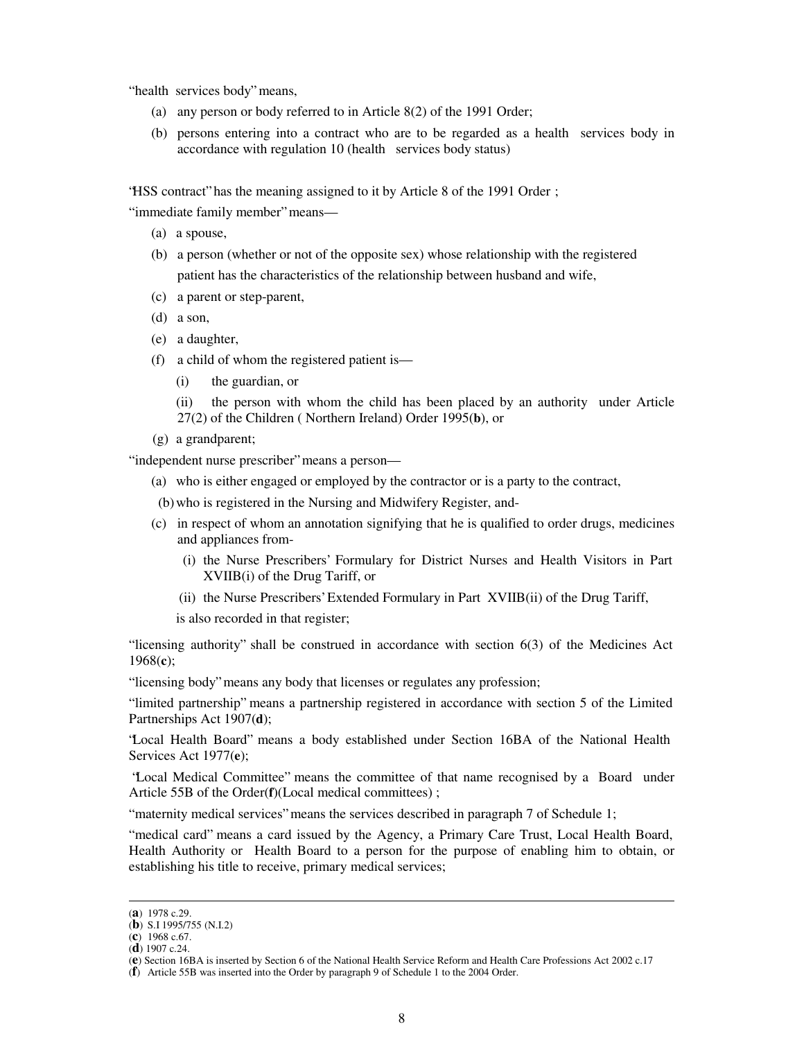"health services body" means,

(a) any person or body referred to in Article 8(2) of the 1991 Order;

(b) persons entering into a contract who are to be regarded as a health services body in accordance with regulation 10 (health services body status)

"HSS contract" has the meaning assigned to it by Article 8 of the 1991 Order ;

"immediate family member" means—

(a) a spouse,

(b) a person (whether or not of the opposite sex) whose relationship with the registered patient has the characteristics of the relationship between husband and wife,

(c) a parent or step-parent,

(d) a son,

(e) a daughter,

(f) a child of whom the registered patient is—

(i) the guardian, or

(ii) the person with whom the child has been placed by an authority under Article 27(2) of the Children ( Northern Ireland) Order 1995(**b**), or

(g) a grandparent;

"independent nurse prescriber" means a person—

(a) who is either engaged or employed by the contractor or is a party to the contract,

(b) who is registered in the Nursing and Midwifery Register, and-

(c) in respect of whom an annotation signifying that he is qualified to order drugs, medicines and appliances from-

(i) the Nurse Prescribers' Formulary for District Nurses and Health Visitors in Part XVIIB(i) of the Drug Tariff, or

(ii) the Nurse Prescribers' Extended Formulary in Part XVIIB(ii) of the Drug Tariff,

is also recorded in that register;

"licensing authority" shall be construed in accordance with section 6(3) of the Medicines Act 1968(**c**);

"licensing body" means any body that licenses or regulates any profession;

"limited partnership" means a partnership registered in accordance with section 5 of the Limited Partnerships Act 1907(**d**);

"Local Health Board" means a body established under Section 16BA of the National Health Services Act 1977(**e**);

"Local Medical Committee" means the committee of that name recognised by a Board under Article 55B of the Order(**f**)(Local medical committees) ;

"maternity medical services" means the services described in paragraph 7 of Schedule 1;

"medical card" means a card issued by the Agency, a Primary Care Trust, Local Health Board, Health Authority or Health Board to a person for the purpose of enabling him to obtain, or establishing his title to receive, primary medical services;

---

(**a**) 1978 c.29.
(**b**) S.I 1995/755 (N.I.2)
(**c**) 1968 c.67.
(**d**) 1907 c.24.
(**e**) Section 16BA is inserted by Section 6 of the National Health Service Reform and Health Care Professions Act 2002 c.17
(**f**) Article 55B was inserted into the Order by paragraph 9 of Schedule 1 to the 2004 Order.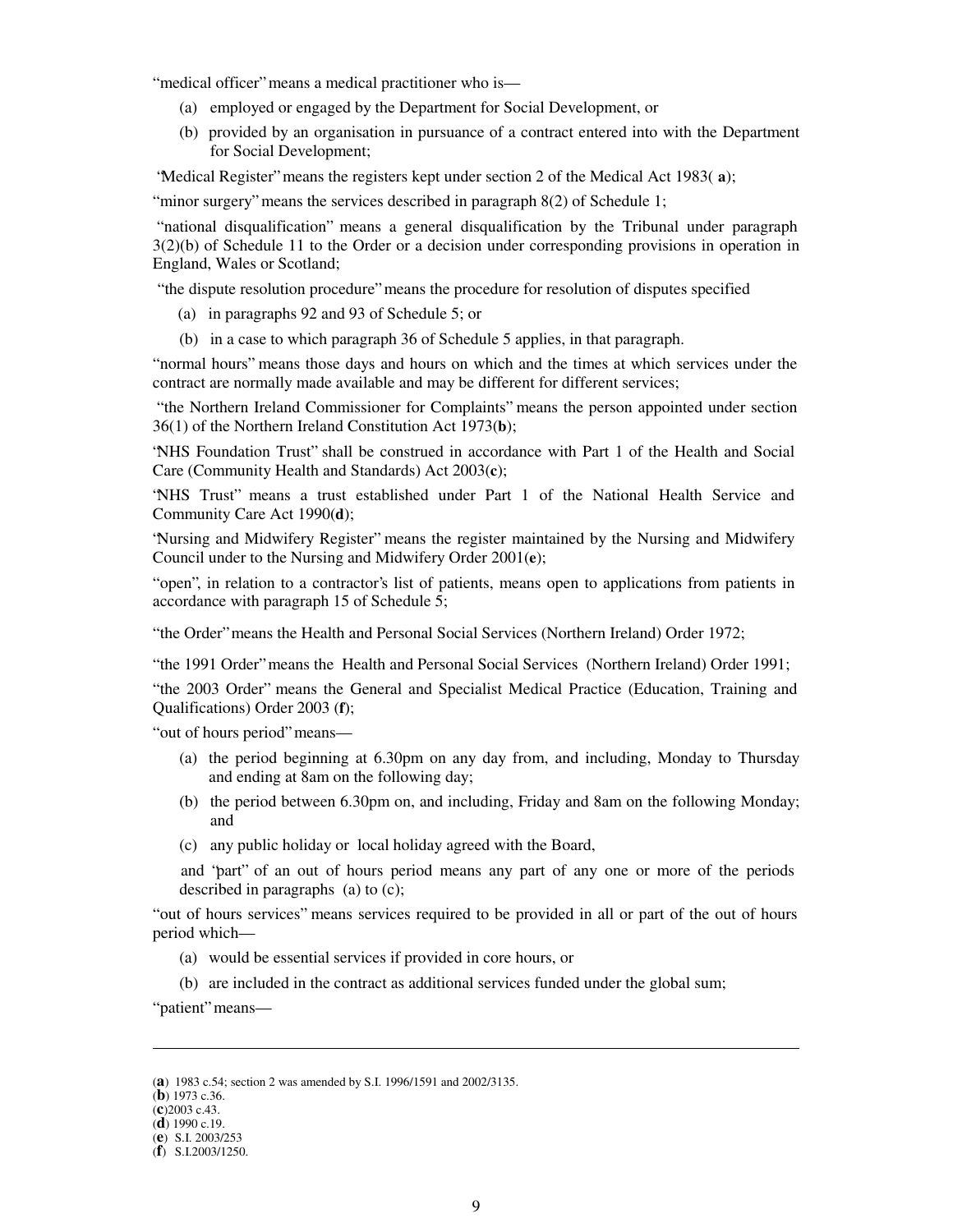"medical officer" means a medical practitioner who is—

(a) employed or engaged by the Department for Social Development, or

(b) provided by an organisation in pursuance of a contract entered into with the Department for Social Development;

"Medical Register" means the registers kept under section 2 of the Medical Act 1983(**a**);

"minor surgery" means the services described in paragraph 8(2) of Schedule 1;

"national disqualification" means a general disqualification by the Tribunal under paragraph 3(2)(b) of Schedule 11 to the Order or a decision under corresponding provisions in operation in England, Wales or Scotland;

"the dispute resolution procedure" means the procedure for resolution of disputes specified

(a) in paragraphs 92 and 93 of Schedule 5; or

(b) in a case to which paragraph 36 of Schedule 5 applies, in that paragraph.

"normal hours" means those days and hours on which and the times at which services under the contract are normally made available and may be different for different services;

"the Northern Ireland Commissioner for Complaints" means the person appointed under section 36(1) of the Northern Ireland Constitution Act 1973(**b**);

"NHS Foundation Trust" shall be construed in accordance with Part 1 of the Health and Social Care (Community Health and Standards) Act 2003(**c**);

"NHS Trust" means a trust established under Part 1 of the National Health Service and Community Care Act 1990(**d**);

"Nursing and Midwifery Register" means the register maintained by the Nursing and Midwifery Council under to the Nursing and Midwifery Order 2001(**e**);

"open", in relation to a contractor's list of patients, means open to applications from patients in accordance with paragraph 15 of Schedule 5;

"the Order" means the Health and Personal Social Services (Northern Ireland) Order 1972;

"the 1991 Order" means the Health and Personal Social Services (Northern Ireland) Order 1991;

"the 2003 Order" means the General and Specialist Medical Practice (Education, Training and Qualifications) Order 2003 (**f**);

"out of hours period" means—

(a) the period beginning at 6.30pm on any day from, and including, Monday to Thursday and ending at 8am on the following day;

(b) the period between 6.30pm on, and including, Friday and 8am on the following Monday; and

(c) any public holiday or local holiday agreed with the Board,

and "part" of an out of hours period means any part of any one or more of the periods described in paragraphs (a) to (c);

"out of hours services" means services required to be provided in all or part of the out of hours period which—

(a) would be essential services if provided in core hours, or

(b) are included in the contract as additional services funded under the global sum;

"patient" means—

---

(**a**) 1983 c.54; section 2 was amended by S.I. 1996/1591 and 2002/3135.
(**b**) 1973 c.36.
(**c**) 2003 c.43.
(**d**) 1990 c.19.
(**e**) S.I. 2003/253
(**f**) S.I.2003/1250.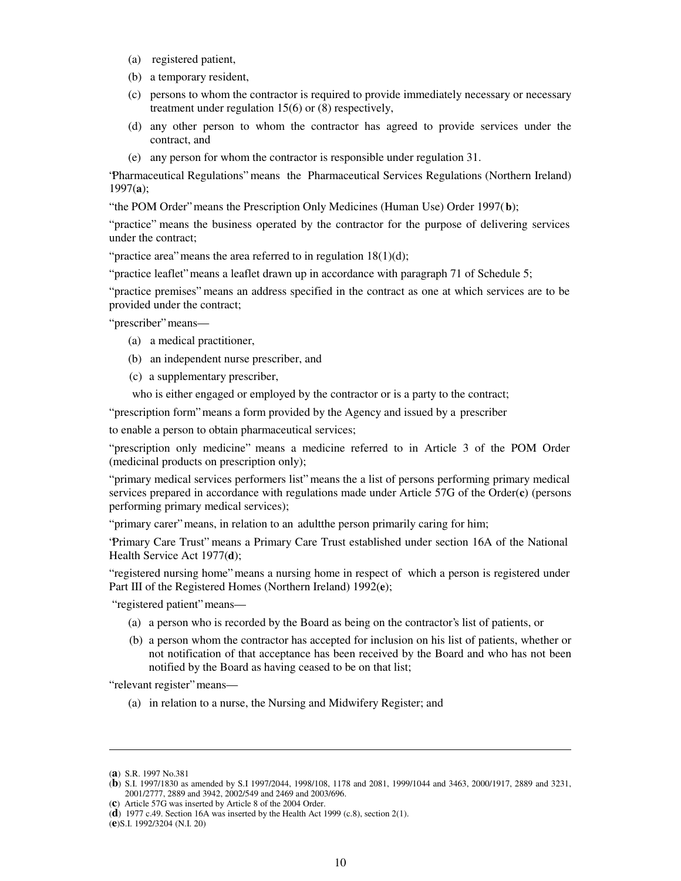(a) registered patient,

(b) a temporary resident,

(c) persons to whom the contractor is required to provide immediately necessary or necessary treatment under regulation 15(6) or (8) respectively,

(d) any other person to whom the contractor has agreed to provide services under the contract, and

(e) any person for whom the contractor is responsible under regulation 31.

"Pharmaceutical Regulations" means the Pharmaceutical Services Regulations (Northern Ireland) 1997(**a**);

"the POM Order" means the Prescription Only Medicines (Human Use) Order 1997(**b**);

"practice" means the business operated by the contractor for the purpose of delivering services under the contract;

"practice area" means the area referred to in regulation 18(1)(d);

"practice leaflet" means a leaflet drawn up in accordance with paragraph 71 of Schedule 5;

"practice premises" means an address specified in the contract as one at which services are to be provided under the contract;

"prescriber" means—

(a) a medical practitioner,

(b) an independent nurse prescriber, and

(c) a supplementary prescriber,

who is either engaged or employed by the contractor or is a party to the contract;

"prescription form" means a form provided by the Agency and issued by a prescriber to enable a person to obtain pharmaceutical services;

"prescription only medicine" means a medicine referred to in Article 3 of the POM Order (medicinal products on prescription only);

"primary medical services performers list" means the a list of persons performing primary medical services prepared in accordance with regulations made under Article 57G of the Order(**c**) (persons performing primary medical services);

"primary carer" means, in relation to an adultthe person primarily caring for him;

"Primary Care Trust" means a Primary Care Trust established under section 16A of the National Health Service Act 1977(**d**);

"registered nursing home" means a nursing home in respect of which a person is registered under Part III of the Registered Homes (Northern Ireland) 1992(**e**);

"registered patient" means—

(a) a person who is recorded by the Board as being on the contractor's list of patients, or

(b) a person whom the contractor has accepted for inclusion on his list of patients, whether or not notification of that acceptance has been received by the Board and who has not been notified by the Board as having ceased to be on that list;

"relevant register" means—

(a) in relation to a nurse, the Nursing and Midwifery Register; and

---

(**a**) S.R. 1997 No.381

(**b**) S.I. 1997/1830 as amended by S.I 1997/2044, 1998/108, 1178 and 2081, 1999/1044 and 3463, 2000/1917, 2889 and 3231, 2001/2777, 2889 and 3942, 2002/549 and 2469 and 2003/696.

(**c**) Article 57G was inserted by Article 8 of the 2004 Order.

(**d**) 1977 c.49. Section 16A was inserted by the Health Act 1999 (c.8), section 2(1).

(**e**)S.I. 1992/3204 (N.I. 20)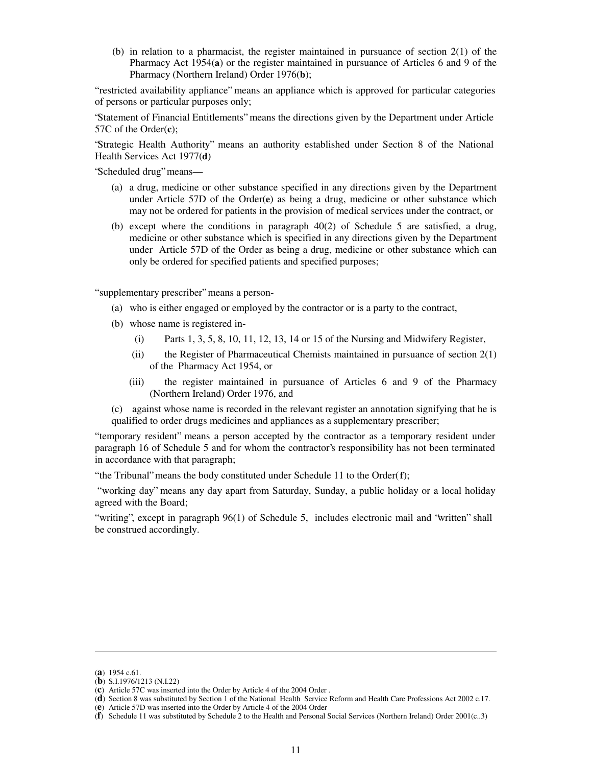(b) in relation to a pharmacist, the register maintained in pursuance of section 2(1) of the Pharmacy Act 1954(**a**) or the register maintained in pursuance of Articles 6 and 9 of the Pharmacy (Northern Ireland) Order 1976(**b**);

"restricted availability appliance" means an appliance which is approved for particular categories of persons or particular purposes only;

"Statement of Financial Entitlements" means the directions given by the Department under Article 57C of the Order(**c**);

"Strategic Health Authority" means an authority established under Section 8 of the National Health Services Act 1977(**d**)

"Scheduled drug" means—

(a) a drug, medicine or other substance specified in any directions given by the Department under Article 57D of the Order(**e**) as being a drug, medicine or other substance which may not be ordered for patients in the provision of medical services under the contract, or

(b) except where the conditions in paragraph 40(2) of Schedule 5 are satisfied, a drug, medicine or other substance which is specified in any directions given by the Department under Article 57D of the Order as being a drug, medicine or other substance which can only be ordered for specified patients and specified purposes;

"supplementary prescriber" means a person-

(a) who is either engaged or employed by the contractor or is a party to the contract,

(b) whose name is registered in-

(i) Parts 1, 3, 5, 8, 10, 11, 12, 13, 14 or 15 of the Nursing and Midwifery Register,

(ii) the Register of Pharmaceutical Chemists maintained in pursuance of section 2(1) of the Pharmacy Act 1954, or

(iii) the register maintained in pursuance of Articles 6 and 9 of the Pharmacy (Northern Ireland) Order 1976, and

(c) against whose name is recorded in the relevant register an annotation signifying that he is qualified to order drugs medicines and appliances as a supplementary prescriber;

"temporary resident" means a person accepted by the contractor as a temporary resident under paragraph 16 of Schedule 5 and for whom the contractor's responsibility has not been terminated in accordance with that paragraph;

"the Tribunal" means the body constituted under Schedule 11 to the Order(**f**);

"working day" means any day apart from Saturday, Sunday, a public holiday or a local holiday agreed with the Board;

"writing", except in paragraph 96(1) of Schedule 5, includes electronic mail and "written" shall be construed accordingly.

---

(**a**) 1954 c.61.
(**b**) S.I.1976/1213 (N.I.22)
(**c**) Article 57C was inserted into the Order by Article 4 of the 2004 Order .
(**d**) Section 8 was substituted by Section 1 of the National Health Service Reform and Health Care Professions Act 2002 c.17.
(**e**) Article 57D was inserted into the Order by Article 4 of the 2004 Order
(**f**) Schedule 11 was substituted by Schedule 2 to the Health and Personal Social Services (Northern Ireland) Order 2001(c..3)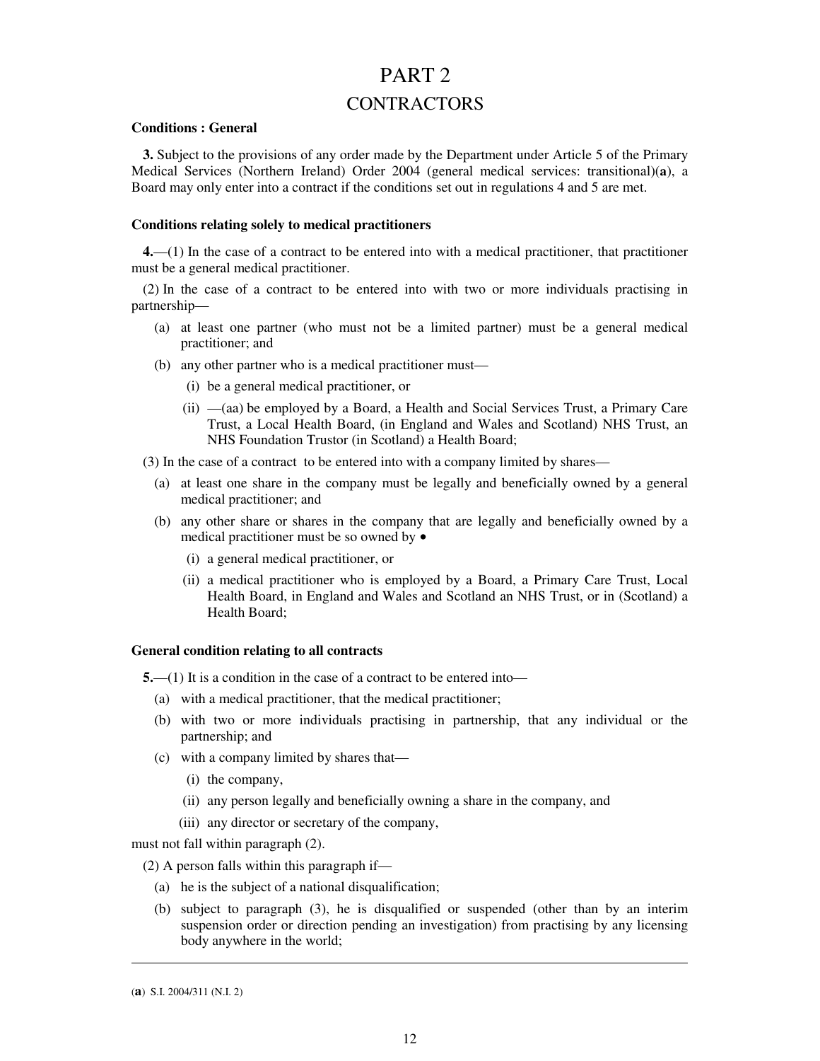# PART 2

## CONTRACTORS

**Conditions : General**

**3.** Subject to the provisions of any order made by the Department under Article 5 of the Primary Medical Services (Northern Ireland) Order 2004 (general medical services: transitional)(**a**), a Board may only enter into a contract if the conditions set out in regulations 4 and 5 are met.

**Conditions relating solely to medical practitioners**

**4.**—(1) In the case of a contract to be entered into with a medical practitioner, that practitioner must be a general medical practitioner.

(2) In the case of a contract to be entered into with two or more individuals practising in partnership—

- (a) at least one partner (who must not be a limited partner) must be a general medical practitioner; and
- (b) any other partner who is a medical practitioner must—
  - (i) be a general medical practitioner, or
  - (ii) —(aa) be employed by a Board, a Health and Social Services Trust, a Primary Care Trust, a Local Health Board, (in England and Wales and Scotland) NHS Trust, an NHS Foundation Trustor (in Scotland) a Health Board;

(3) In the case of a contract to be entered into with a company limited by shares—

- (a) at least one share in the company must be legally and beneficially owned by a general medical practitioner; and
- (b) any other share or shares in the company that are legally and beneficially owned by a medical practitioner must be so owned by •
  - (i) a general medical practitioner, or
  - (ii) a medical practitioner who is employed by a Board, a Primary Care Trust, Local Health Board, in England and Wales and Scotland an NHS Trust, or in (Scotland) a Health Board;

**General condition relating to all contracts**

**5.**—(1) It is a condition in the case of a contract to be entered into—

- (a) with a medical practitioner, that the medical practitioner;
- (b) with two or more individuals practising in partnership, that any individual or the partnership; and
- (c) with a company limited by shares that—
  - (i) the company,
  - (ii) any person legally and beneficially owning a share in the company, and
  - (iii) any director or secretary of the company,

must not fall within paragraph (2).

(2) A person falls within this paragraph if—

- (a) he is the subject of a national disqualification;
- (b) subject to paragraph (3), he is disqualified or suspended (other than by an interim suspension order or direction pending an investigation) from practising by any licensing body anywhere in the world;

---

(**a**) S.I. 2004/311 (N.I. 2)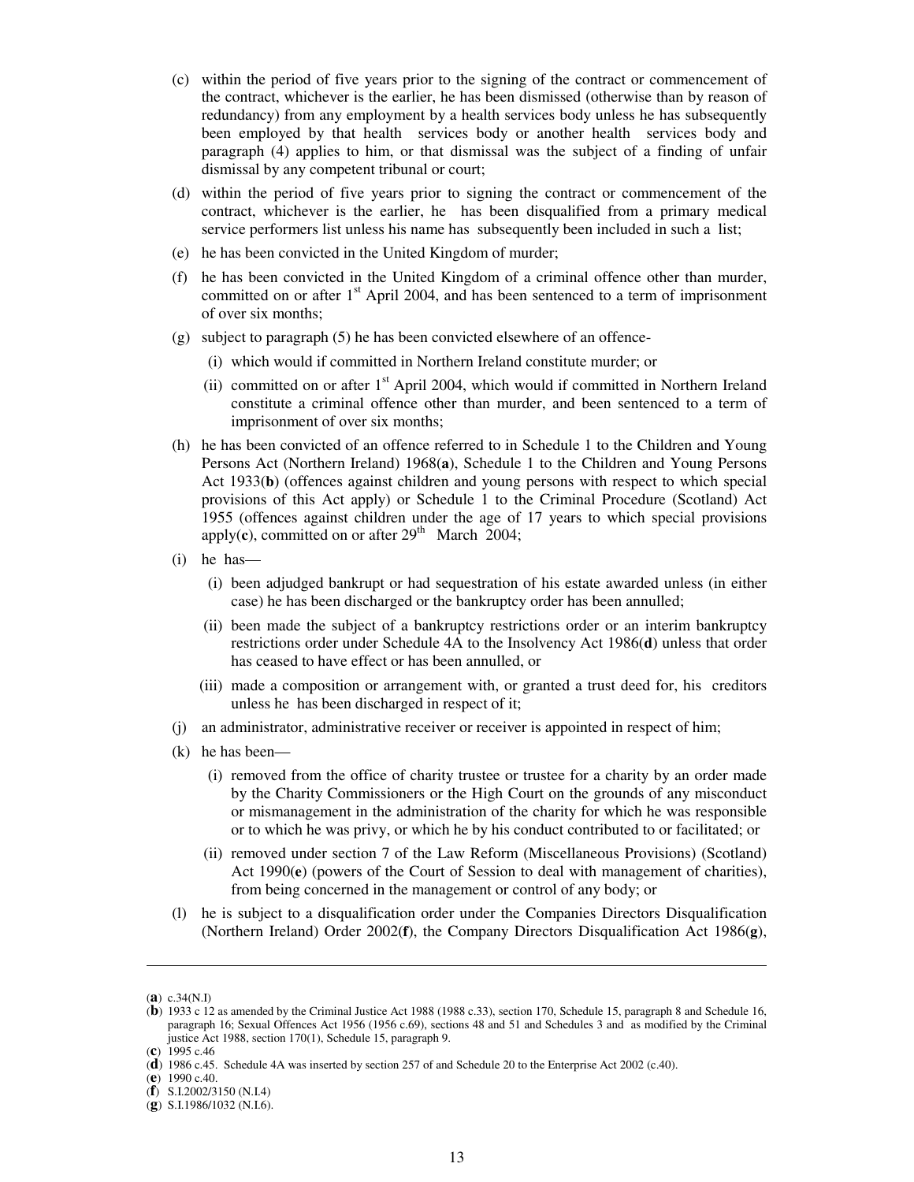(c) within the period of five years prior to the signing of the contract or commencement of the contract, whichever is the earlier, he has been dismissed (otherwise than by reason of redundancy) from any employment by a health services body unless he has subsequently been employed by that health services body or another health services body and paragraph (4) applies to him, or that dismissal was the subject of a finding of unfair dismissal by any competent tribunal or court;

(d) within the period of five years prior to signing the contract or commencement of the contract, whichever is the earlier, he has been disqualified from a primary medical service performers list unless his name has subsequently been included in such a list;

(e) he has been convicted in the United Kingdom of murder;

(f) he has been convicted in the United Kingdom of a criminal offence other than murder, committed on or after 1st April 2004, and has been sentenced to a term of imprisonment of over six months;

(g) subject to paragraph (5) he has been convicted elsewhere of an offence-

  (i) which would if committed in Northern Ireland constitute murder; or

  (ii) committed on or after 1st April 2004, which would if committed in Northern Ireland constitute a criminal offence other than murder, and been sentenced to a term of imprisonment of over six months;

(h) he has been convicted of an offence referred to in Schedule 1 to the Children and Young Persons Act (Northern Ireland) 1968(**a**), Schedule 1 to the Children and Young Persons Act 1933(**b**) (offences against children and young persons with respect to which special provisions of this Act apply) or Schedule 1 to the Criminal Procedure (Scotland) Act 1955 (offences against children under the age of 17 years to which special provisions apply(**c**), committed on or after 29th March 2004;

(i) he has—

  (i) been adjudged bankrupt or had sequestration of his estate awarded unless (in either case) he has been discharged or the bankruptcy order has been annulled;

  (ii) been made the subject of a bankruptcy restrictions order or an interim bankruptcy restrictions order under Schedule 4A to the Insolvency Act 1986(**d**) unless that order has ceased to have effect or has been annulled, or

  (iii) made a composition or arrangement with, or granted a trust deed for, his creditors unless he has been discharged in respect of it;

(j) an administrator, administrative receiver or receiver is appointed in respect of him;

(k) he has been—

  (i) removed from the office of charity trustee or trustee for a charity by an order made by the Charity Commissioners or the High Court on the grounds of any misconduct or mismanagement in the administration of the charity for which he was responsible or to which he was privy, or which he by his conduct contributed to or facilitated; or

  (ii) removed under section 7 of the Law Reform (Miscellaneous Provisions) (Scotland) Act 1990(**e**) (powers of the Court of Session to deal with management of charities), from being concerned in the management or control of any body; or

(l) he is subject to a disqualification order under the Companies Directors Disqualification (Northern Ireland) Order 2002(**f**), the Company Directors Disqualification Act 1986(**g**),

---

(**a**) c.34(N.I)

(**b**) 1933 c 12 as amended by the Criminal Justice Act 1988 (1988 c.33), section 170, Schedule 15, paragraph 8 and Schedule 16, paragraph 16; Sexual Offences Act 1956 (1956 c.69), sections 48 and 51 and Schedules 3 and as modified by the Criminal justice Act 1988, section 170(1), Schedule 15, paragraph 9.

(**c**) 1995 c.46

(**d**) 1986 c.45. Schedule 4A was inserted by section 257 of and Schedule 20 to the Enterprise Act 2002 (c.40).

(**e**) 1990 c.40.

(**f**) S.I.2002/3150 (N.I.4)

(**g**) S.I.1986/1032 (N.I.6).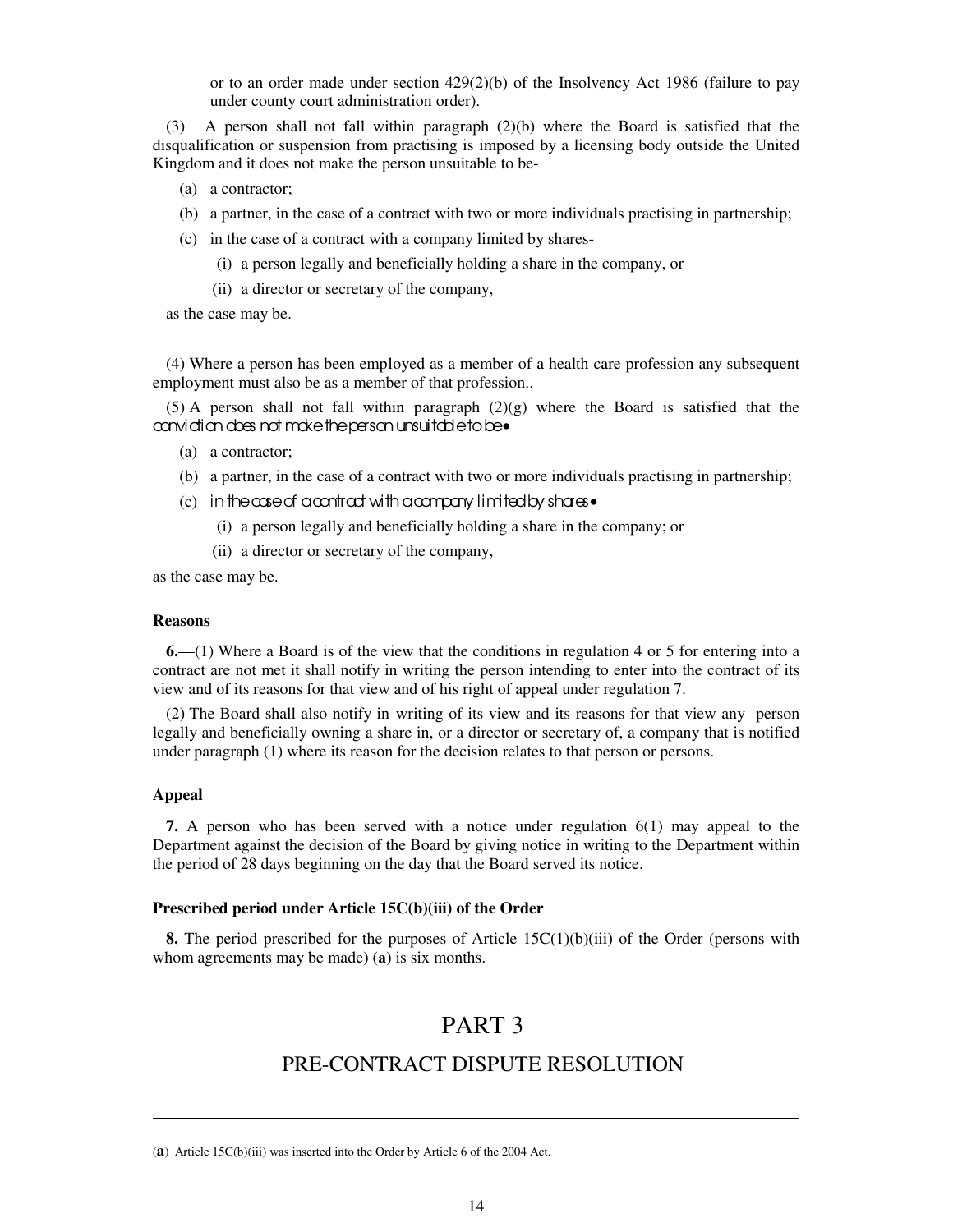or to an order made under section 429(2)(b) of the Insolvency Act 1986 (failure to pay under county court administration order).

(3) A person shall not fall within paragraph (2)(b) where the Board is satisfied that the disqualification or suspension from practising is imposed by a licensing body outside the United Kingdom and it does not make the person unsuitable to be-

(a) a contractor;

(b) a partner, in the case of a contract with two or more individuals practising in partnership;

(c) in the case of a contract with a company limited by shares-

(i) a person legally and beneficially holding a share in the company, or

(ii) a director or secretary of the company,

as the case may be.

(4) Where a person has been employed as a member of a health care profession any subsequent employment must also be as a member of that profession..

(5) A person shall not fall within paragraph (2)(g) where the Board is satisfied that the conviction does not make the person unsuitable to be-

(a) a contractor;

(b) a partner, in the case of a contract with two or more individuals practising in partnership;

(c) in the case of a contract with a company limited by shares-

(i) a person legally and beneficially holding a share in the company; or

(ii) a director or secretary of the company,

as the case may be.

**Reasons**

**6.**—(1) Where a Board is of the view that the conditions in regulation 4 or 5 for entering into a contract are not met it shall notify in writing the person intending to enter into the contract of its view and of its reasons for that view and of his right of appeal under regulation 7.

(2) The Board shall also notify in writing of its view and its reasons for that view any person legally and beneficially owning a share in, or a director or secretary of, a company that is notified under paragraph (1) where its reason for the decision relates to that person or persons.

**Appeal**

**7.** A person who has been served with a notice under regulation 6(1) may appeal to the Department against the decision of the Board by giving notice in writing to the Department within the period of 28 days beginning on the day that the Board served its notice.

**Prescribed period under Article 15C(b)(iii) of the Order**

**8.** The period prescribed for the purposes of Article 15C(1)(b)(iii) of the Order (persons with whom agreements may be made) (**a**) is six months.

# PART 3

## PRE-CONTRACT DISPUTE RESOLUTION

---

(**a**) Article 15C(b)(iii) was inserted into the Order by Article 6 of the 2004 Act.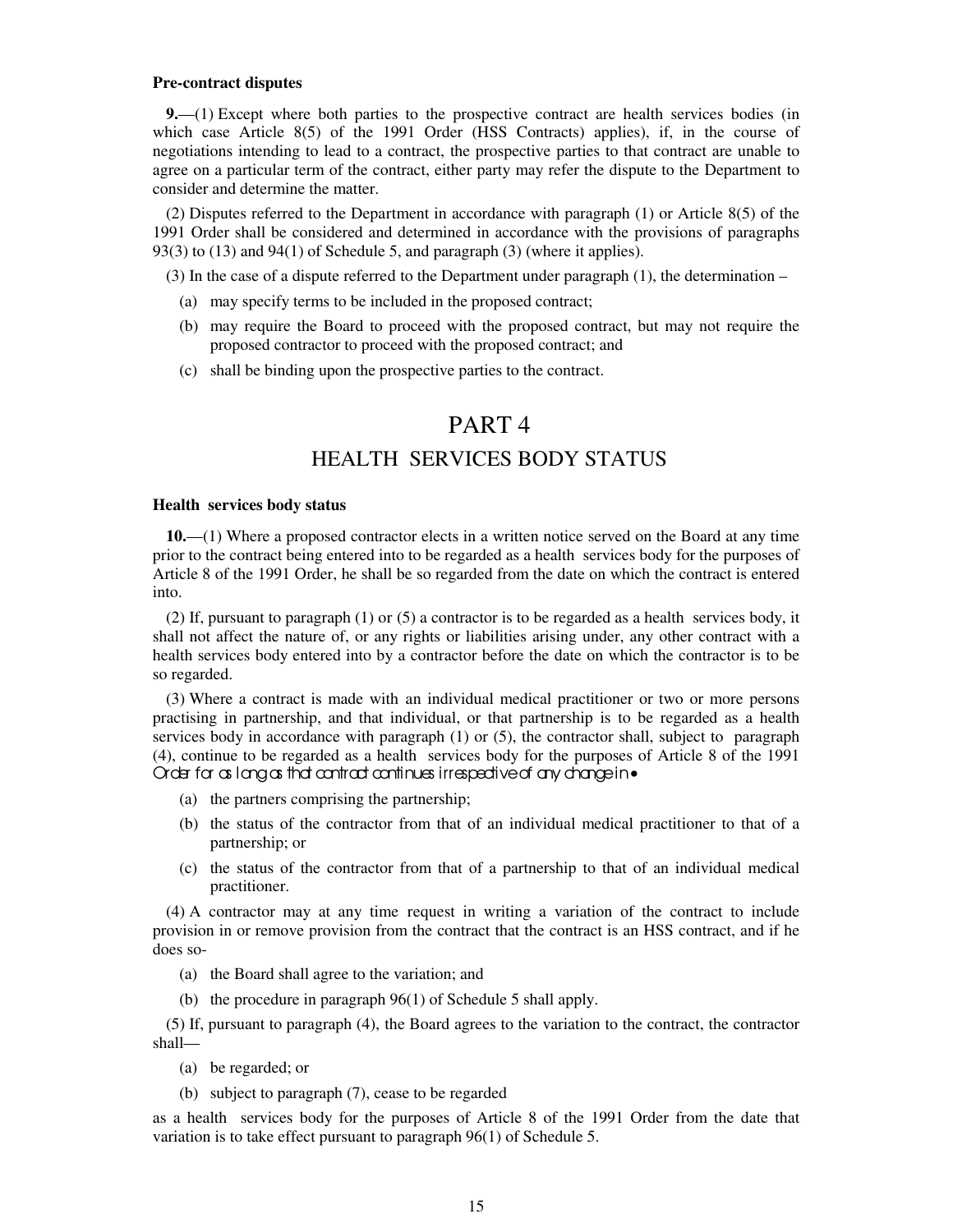**Pre-contract disputes**

**9.**—(1) Except where both parties to the prospective contract are health services bodies (in which case Article 8(5) of the 1991 Order (HSS Contracts) applies), if, in the course of negotiations intending to lead to a contract, the prospective parties to that contract are unable to agree on a particular term of the contract, either party may refer the dispute to the Department to consider and determine the matter.

(2) Disputes referred to the Department in accordance with paragraph (1) or Article 8(5) of the 1991 Order shall be considered and determined in accordance with the provisions of paragraphs 93(3) to (13) and 94(1) of Schedule 5, and paragraph (3) (where it applies).

(3) In the case of a dispute referred to the Department under paragraph (1), the determination –

(a) may specify terms to be included in the proposed contract;

(b) may require the Board to proceed with the proposed contract, but may not require the proposed contractor to proceed with the proposed contract; and

(c) shall be binding upon the prospective parties to the contract.

# PART 4

## HEALTH SERVICES BODY STATUS

**Health services body status**

**10.**—(1) Where a proposed contractor elects in a written notice served on the Board at any time prior to the contract being entered into to be regarded as a health services body for the purposes of Article 8 of the 1991 Order, he shall be so regarded from the date on which the contract is entered into.

(2) If, pursuant to paragraph (1) or (5) a contractor is to be regarded as a health services body, it shall not affect the nature of, or any rights or liabilities arising under, any other contract with a health services body entered into by a contractor before the date on which the contractor is to be so regarded.

(3) Where a contract is made with an individual medical practitioner or two or more persons practising in partnership, and that individual, or that partnership is to be regarded as a health services body in accordance with paragraph (1) or (5), the contractor shall, subject to paragraph (4), continue to be regarded as a health services body for the purposes of Article 8 of the 1991 Order for as long as that contract continues irrespective of any change in—

(a) the partners comprising the partnership;

(b) the status of the contractor from that of an individual medical practitioner to that of a partnership; or

(c) the status of the contractor from that of a partnership to that of an individual medical practitioner.

(4) A contractor may at any time request in writing a variation of the contract to include provision in or remove provision from the contract that the contract is an HSS contract, and if he does so-

(a) the Board shall agree to the variation; and

(b) the procedure in paragraph 96(1) of Schedule 5 shall apply.

(5) If, pursuant to paragraph (4), the Board agrees to the variation to the contract, the contractor shall—

(a) be regarded; or

(b) subject to paragraph (7), cease to be regarded

as a health services body for the purposes of Article 8 of the 1991 Order from the date that variation is to take effect pursuant to paragraph 96(1) of Schedule 5.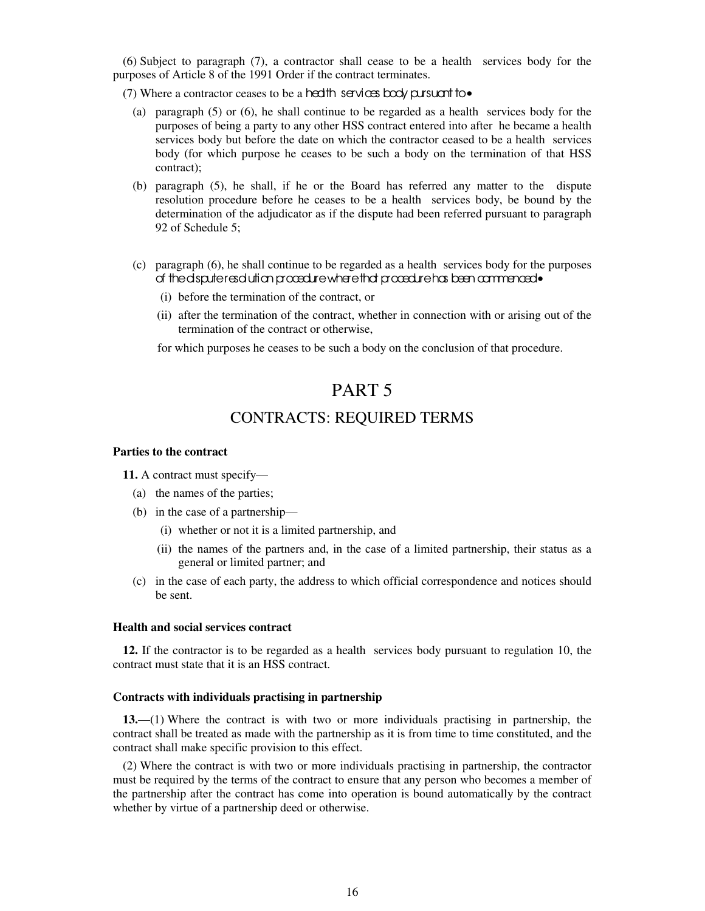(6) Subject to paragraph (7), a contractor shall cease to be a health services body for the purposes of Article 8 of the 1991 Order if the contract terminates.

(7) Where a contractor ceases to be a health services body pursuant to—

(a) paragraph (5) or (6), he shall continue to be regarded as a health services body for the purposes of being a party to any other HSS contract entered into after he became a health services body but before the date on which the contractor ceased to be a health services body (for which purpose he ceases to be such a body on the termination of that HSS contract);

(b) paragraph (5), he shall, if he or the Board has referred any matter to the dispute resolution procedure before he ceases to be a health services body, be bound by the determination of the adjudicator as if the dispute had been referred pursuant to paragraph 92 of Schedule 5;

(c) paragraph (6), he shall continue to be regarded as a health services body for the purposes of the dispute resolution procedure where that procedure has been commenced—

(i) before the termination of the contract, or

(ii) after the termination of the contract, whether in connection with or arising out of the termination of the contract or otherwise,

for which purposes he ceases to be such a body on the conclusion of that procedure.

# PART 5

## CONTRACTS: REQUIRED TERMS

**Parties to the contract**

**11.** A contract must specify—

(a) the names of the parties;

(b) in the case of a partnership—

(i) whether or not it is a limited partnership, and

(ii) the names of the partners and, in the case of a limited partnership, their status as a general or limited partner; and

(c) in the case of each party, the address to which official correspondence and notices should be sent.

**Health and social services contract**

**12.** If the contractor is to be regarded as a health services body pursuant to regulation 10, the contract must state that it is an HSS contract.

**Contracts with individuals practising in partnership**

**13.**—(1) Where the contract is with two or more individuals practising in partnership, the contract shall be treated as made with the partnership as it is from time to time constituted, and the contract shall make specific provision to this effect.

(2) Where the contract is with two or more individuals practising in partnership, the contractor must be required by the terms of the contract to ensure that any person who becomes a member of the partnership after the contract has come into operation is bound automatically by the contract whether by virtue of a partnership deed or otherwise.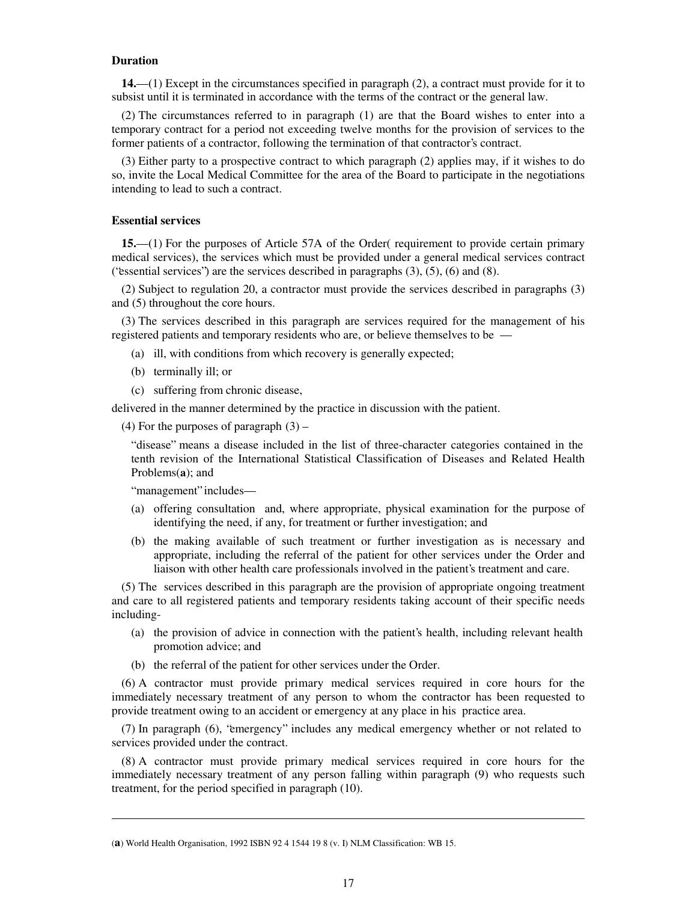**Duration**

**14.**—(1) Except in the circumstances specified in paragraph (2), a contract must provide for it to subsist until it is terminated in accordance with the terms of the contract or the general law.

(2) The circumstances referred to in paragraph (1) are that the Board wishes to enter into a temporary contract for a period not exceeding twelve months for the provision of services to the former patients of a contractor, following the termination of that contractor's contract.

(3) Either party to a prospective contract to which paragraph (2) applies may, if it wishes to do so, invite the Local Medical Committee for the area of the Board to participate in the negotiations intending to lead to such a contract.

**Essential services**

**15.**—(1) For the purposes of Article 57A of the Order( requirement to provide certain primary medical services), the services which must be provided under a general medical services contract ("essential services") are the services described in paragraphs (3), (5), (6) and (8).

(2) Subject to regulation 20, a contractor must provide the services described in paragraphs (3) and (5) throughout the core hours.

(3) The services described in this paragraph are services required for the management of his registered patients and temporary residents who are, or believe themselves to be —

(a) ill, with conditions from which recovery is generally expected;

(b) terminally ill; or

(c) suffering from chronic disease,

delivered in the manner determined by the practice in discussion with the patient.

(4) For the purposes of paragraph (3) –

"disease" means a disease included in the list of three-character categories contained in the tenth revision of the International Statistical Classification of Diseases and Related Health Problems(**a**); and

"management" includes—

(a) offering consultation and, where appropriate, physical examination for the purpose of identifying the need, if any, for treatment or further investigation; and

(b) the making available of such treatment or further investigation as is necessary and appropriate, including the referral of the patient for other services under the Order and liaison with other health care professionals involved in the patient's treatment and care.

(5) The services described in this paragraph are the provision of appropriate ongoing treatment and care to all registered patients and temporary residents taking account of their specific needs including-

(a) the provision of advice in connection with the patient's health, including relevant health promotion advice; and

(b) the referral of the patient for other services under the Order.

(6) A contractor must provide primary medical services required in core hours for the immediately necessary treatment of any person to whom the contractor has been requested to provide treatment owing to an accident or emergency at any place in his practice area.

(7) In paragraph (6), "emergency" includes any medical emergency whether or not related to services provided under the contract.

(8) A contractor must provide primary medical services required in core hours for the immediately necessary treatment of any person falling within paragraph (9) who requests such treatment, for the period specified in paragraph (10).

---

(**a**) World Health Organisation, 1992 ISBN 92 4 1544 19 8 (v. I) NLM Classification: WB 15.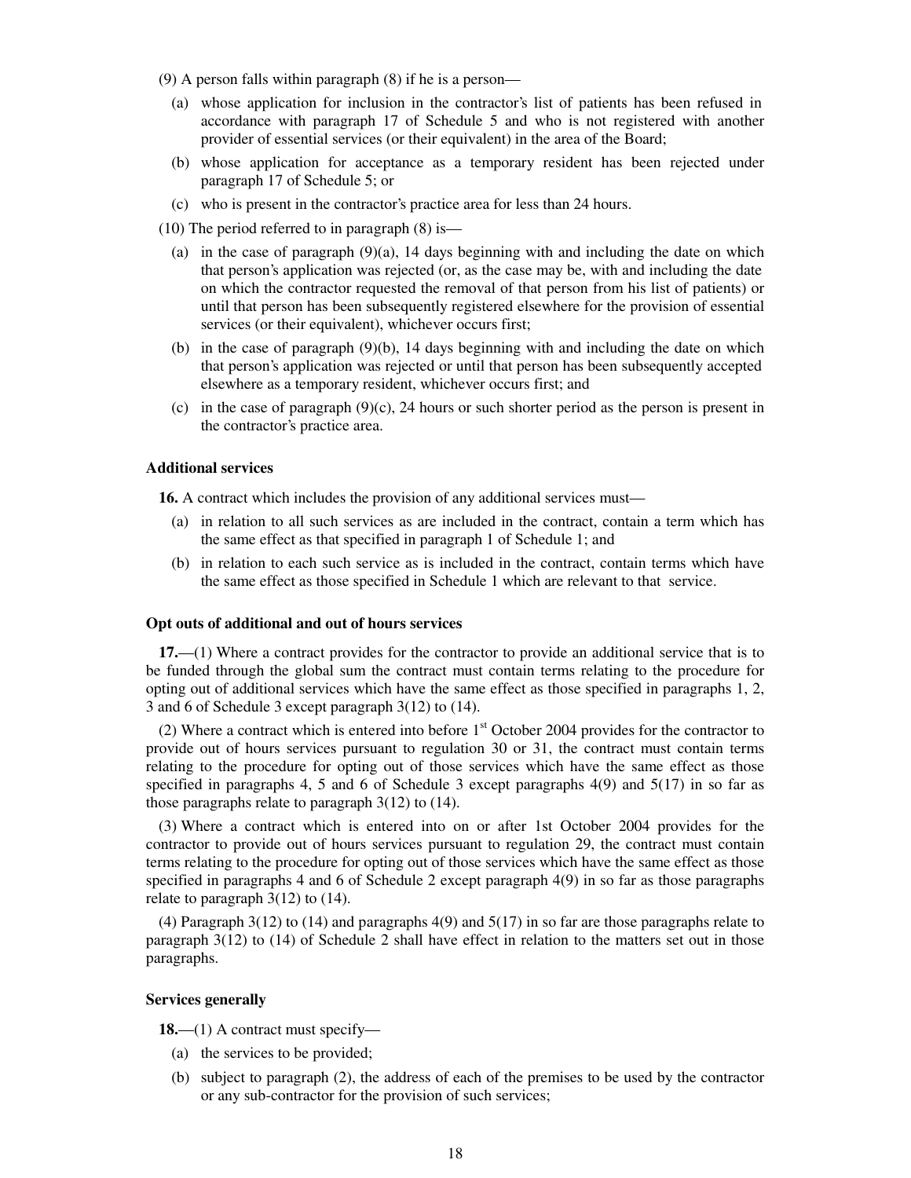(9) A person falls within paragraph (8) if he is a person—

(a) whose application for inclusion in the contractor's list of patients has been refused in accordance with paragraph 17 of Schedule 5 and who is not registered with another provider of essential services (or their equivalent) in the area of the Board;

(b) whose application for acceptance as a temporary resident has been rejected under paragraph 17 of Schedule 5; or

(c) who is present in the contractor's practice area for less than 24 hours.

(10) The period referred to in paragraph (8) is—

(a) in the case of paragraph (9)(a), 14 days beginning with and including the date on which that person's application was rejected (or, as the case may be, with and including the date on which the contractor requested the removal of that person from his list of patients) or until that person has been subsequently registered elsewhere for the provision of essential services (or their equivalent), whichever occurs first;

(b) in the case of paragraph (9)(b), 14 days beginning with and including the date on which that person's application was rejected or until that person has been subsequently accepted elsewhere as a temporary resident, whichever occurs first; and

(c) in the case of paragraph (9)(c), 24 hours or such shorter period as the person is present in the contractor's practice area.

### Additional services

**16.** A contract which includes the provision of any additional services must—

(a) in relation to all such services as are included in the contract, contain a term which has the same effect as that specified in paragraph 1 of Schedule 1; and

(b) in relation to each such service as is included in the contract, contain terms which have the same effect as those specified in Schedule 1 which are relevant to that service.

### Opt outs of additional and out of hours services

**17.**—(1) Where a contract provides for the contractor to provide an additional service that is to be funded through the global sum the contract must contain terms relating to the procedure for opting out of additional services which have the same effect as those specified in paragraphs 1, 2, 3 and 6 of Schedule 3 except paragraph 3(12) to (14).

(2) Where a contract which is entered into before 1st October 2004 provides for the contractor to provide out of hours services pursuant to regulation 30 or 31, the contract must contain terms relating to the procedure for opting out of those services which have the same effect as those specified in paragraphs 4, 5 and 6 of Schedule 3 except paragraphs 4(9) and 5(17) in so far as those paragraphs relate to paragraph 3(12) to (14).

(3) Where a contract which is entered into on or after 1st October 2004 provides for the contractor to provide out of hours services pursuant to regulation 29, the contract must contain terms relating to the procedure for opting out of those services which have the same effect as those specified in paragraphs 4 and 6 of Schedule 2 except paragraph 4(9) in so far as those paragraphs relate to paragraph 3(12) to (14).

(4) Paragraph 3(12) to (14) and paragraphs 4(9) and 5(17) in so far are those paragraphs relate to paragraph 3(12) to (14) of Schedule 2 shall have effect in relation to the matters set out in those paragraphs.

### Services generally

**18.**—(1) A contract must specify—

(a) the services to be provided;

(b) subject to paragraph (2), the address of each of the premises to be used by the contractor or any sub-contractor for the provision of such services;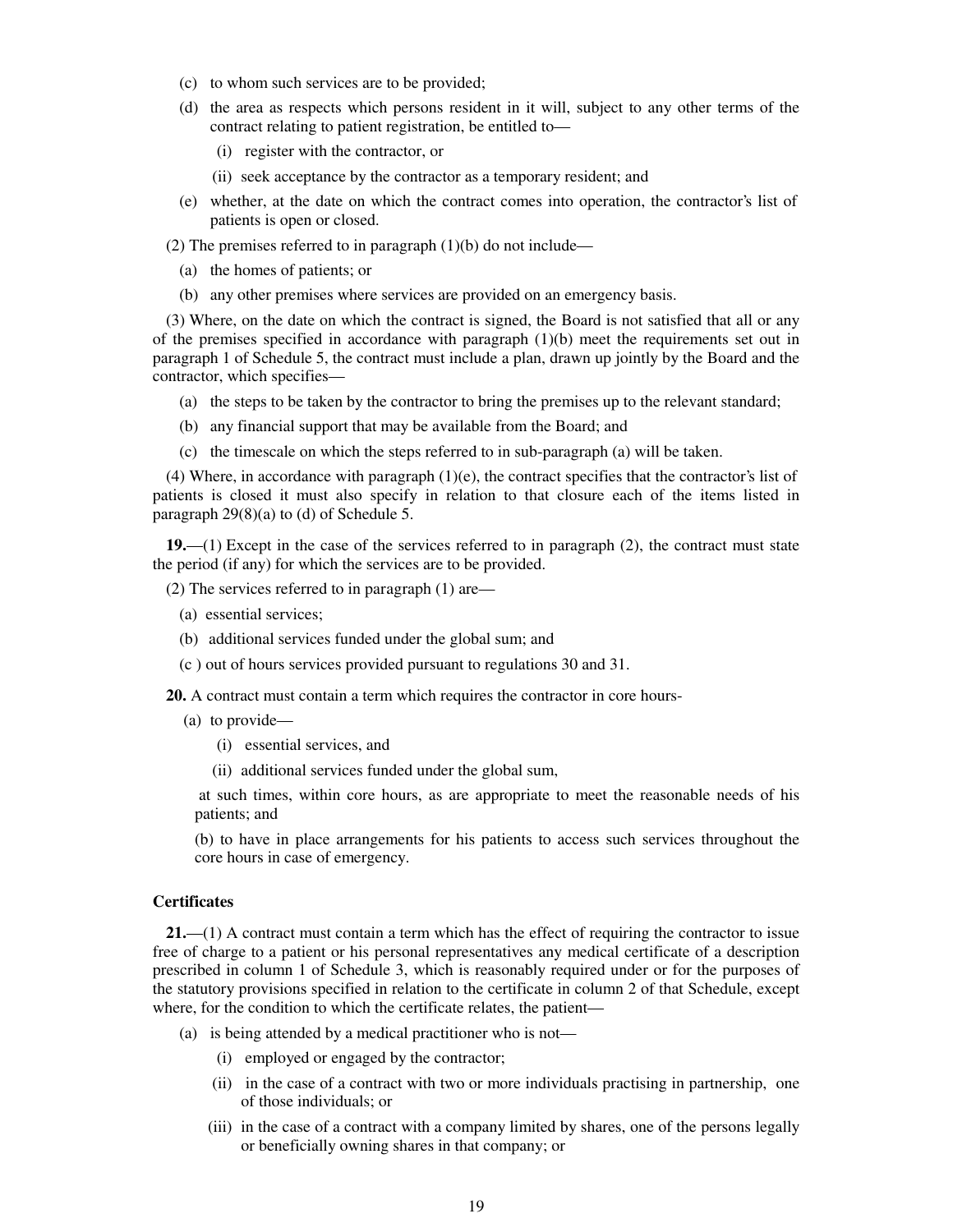(c) to whom such services are to be provided;

(d) the area as respects which persons resident in it will, subject to any other terms of the contract relating to patient registration, be entitled to—

(i) register with the contractor, or

(ii) seek acceptance by the contractor as a temporary resident; and

(e) whether, at the date on which the contract comes into operation, the contractor's list of patients is open or closed.

(2) The premises referred to in paragraph (1)(b) do not include—

(a) the homes of patients; or

(b) any other premises where services are provided on an emergency basis.

(3) Where, on the date on which the contract is signed, the Board is not satisfied that all or any of the premises specified in accordance with paragraph (1)(b) meet the requirements set out in paragraph 1 of Schedule 5, the contract must include a plan, drawn up jointly by the Board and the contractor, which specifies—

(a) the steps to be taken by the contractor to bring the premises up to the relevant standard;

(b) any financial support that may be available from the Board; and

(c) the timescale on which the steps referred to in sub-paragraph (a) will be taken.

(4) Where, in accordance with paragraph (1)(e), the contract specifies that the contractor's list of patients is closed it must also specify in relation to that closure each of the items listed in paragraph 29(8)(a) to (d) of Schedule 5.

**19.**—(1) Except in the case of the services referred to in paragraph (2), the contract must state the period (if any) for which the services are to be provided.

(2) The services referred to in paragraph (1) are—

(a) essential services;

(b) additional services funded under the global sum; and

(c ) out of hours services provided pursuant to regulations 30 and 31.

**20.** A contract must contain a term which requires the contractor in core hours-

(a) to provide—

(i) essential services, and

(ii) additional services funded under the global sum,

at such times, within core hours, as are appropriate to meet the reasonable needs of his patients; and

(b) to have in place arrangements for his patients to access such services throughout the core hours in case of emergency.

**Certificates**

**21.**—(1) A contract must contain a term which has the effect of requiring the contractor to issue free of charge to a patient or his personal representatives any medical certificate of a description prescribed in column 1 of Schedule 3, which is reasonably required under or for the purposes of the statutory provisions specified in relation to the certificate in column 2 of that Schedule, except where, for the condition to which the certificate relates, the patient—

(a) is being attended by a medical practitioner who is not—

(i) employed or engaged by the contractor;

(ii) in the case of a contract with two or more individuals practising in partnership, one of those individuals; or

(iii) in the case of a contract with a company limited by shares, one of the persons legally or beneficially owning shares in that company; or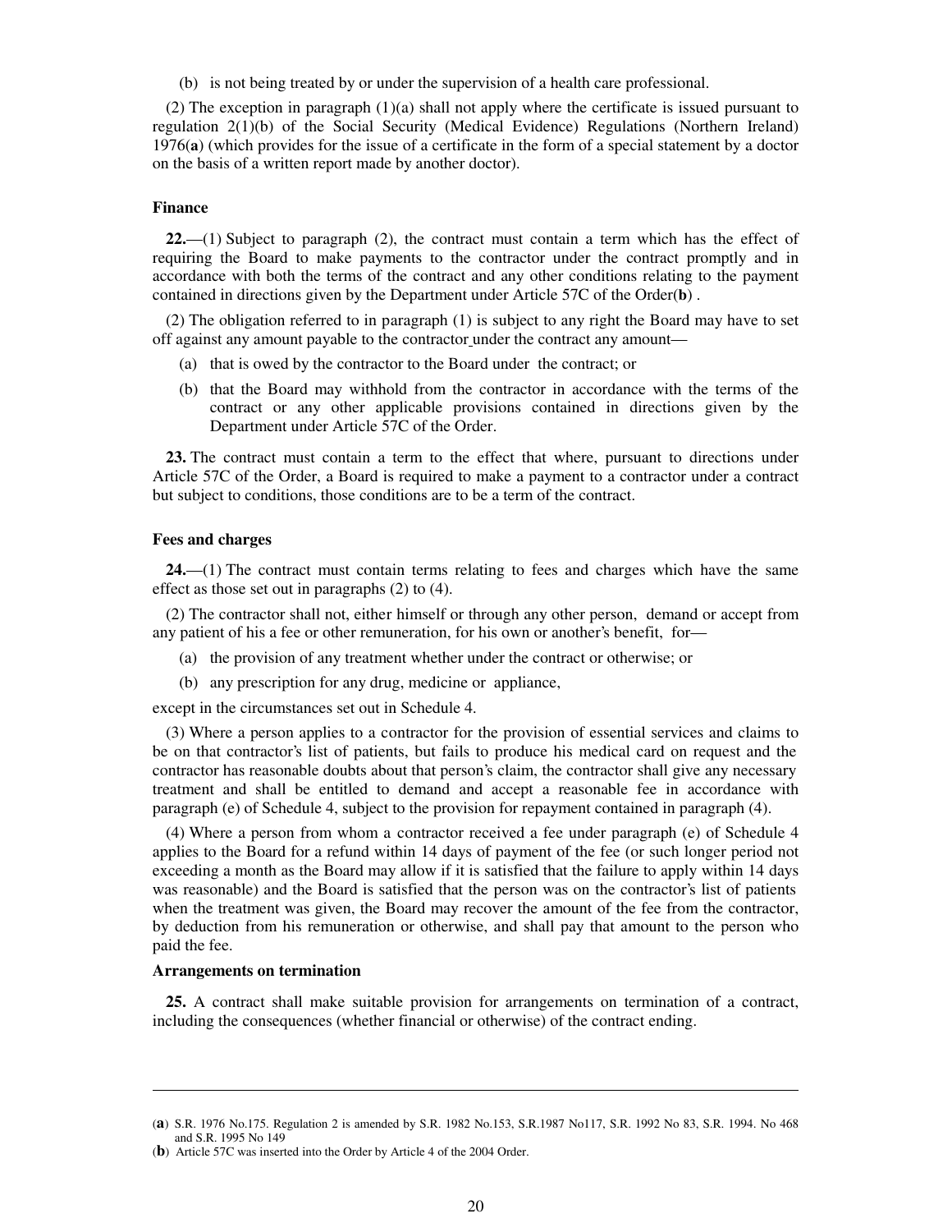(b) is not being treated by or under the supervision of a health care professional.

(2) The exception in paragraph (1)(a) shall not apply where the certificate is issued pursuant to regulation 2(1)(b) of the Social Security (Medical Evidence) Regulations (Northern Ireland) 1976(**a**) (which provides for the issue of a certificate in the form of a special statement by a doctor on the basis of a written report made by another doctor).

**Finance**

**22.**—(1) Subject to paragraph (2), the contract must contain a term which has the effect of requiring the Board to make payments to the contractor under the contract promptly and in accordance with both the terms of the contract and any other conditions relating to the payment contained in directions given by the Department under Article 57C of the Order(**b**) .

(2) The obligation referred to in paragraph (1) is subject to any right the Board may have to set off against any amount payable to the contractor under the contract any amount—

(a) that is owed by the contractor to the Board under the contract; or

(b) that the Board may withhold from the contractor in accordance with the terms of the contract or any other applicable provisions contained in directions given by the Department under Article 57C of the Order.

**23.** The contract must contain a term to the effect that where, pursuant to directions under Article 57C of the Order, a Board is required to make a payment to a contractor under a contract but subject to conditions, those conditions are to be a term of the contract.

**Fees and charges**

**24.**—(1) The contract must contain terms relating to fees and charges which have the same effect as those set out in paragraphs (2) to (4).

(2) The contractor shall not, either himself or through any other person, demand or accept from any patient of his a fee or other remuneration, for his own or another's benefit, for—

(a) the provision of any treatment whether under the contract or otherwise; or

(b) any prescription for any drug, medicine or appliance,

except in the circumstances set out in Schedule 4.

(3) Where a person applies to a contractor for the provision of essential services and claims to be on that contractor's list of patients, but fails to produce his medical card on request and the contractor has reasonable doubts about that person's claim, the contractor shall give any necessary treatment and shall be entitled to demand and accept a reasonable fee in accordance with paragraph (e) of Schedule 4, subject to the provision for repayment contained in paragraph (4).

(4) Where a person from whom a contractor received a fee under paragraph (e) of Schedule 4 applies to the Board for a refund within 14 days of payment of the fee (or such longer period not exceeding a month as the Board may allow if it is satisfied that the failure to apply within 14 days was reasonable) and the Board is satisfied that the person was on the contractor's list of patients when the treatment was given, the Board may recover the amount of the fee from the contractor, by deduction from his remuneration or otherwise, and shall pay that amount to the person who paid the fee.

**Arrangements on termination**

**25.** A contract shall make suitable provision for arrangements on termination of a contract, including the consequences (whether financial or otherwise) of the contract ending.

---

(**a**) S.R. 1976 No.175. Regulation 2 is amended by S.R. 1982 No.153, S.R.1987 No117, S.R. 1992 No 83, S.R. 1994. No 468 and S.R. 1995 No 149

(**b**) Article 57C was inserted into the Order by Article 4 of the 2004 Order.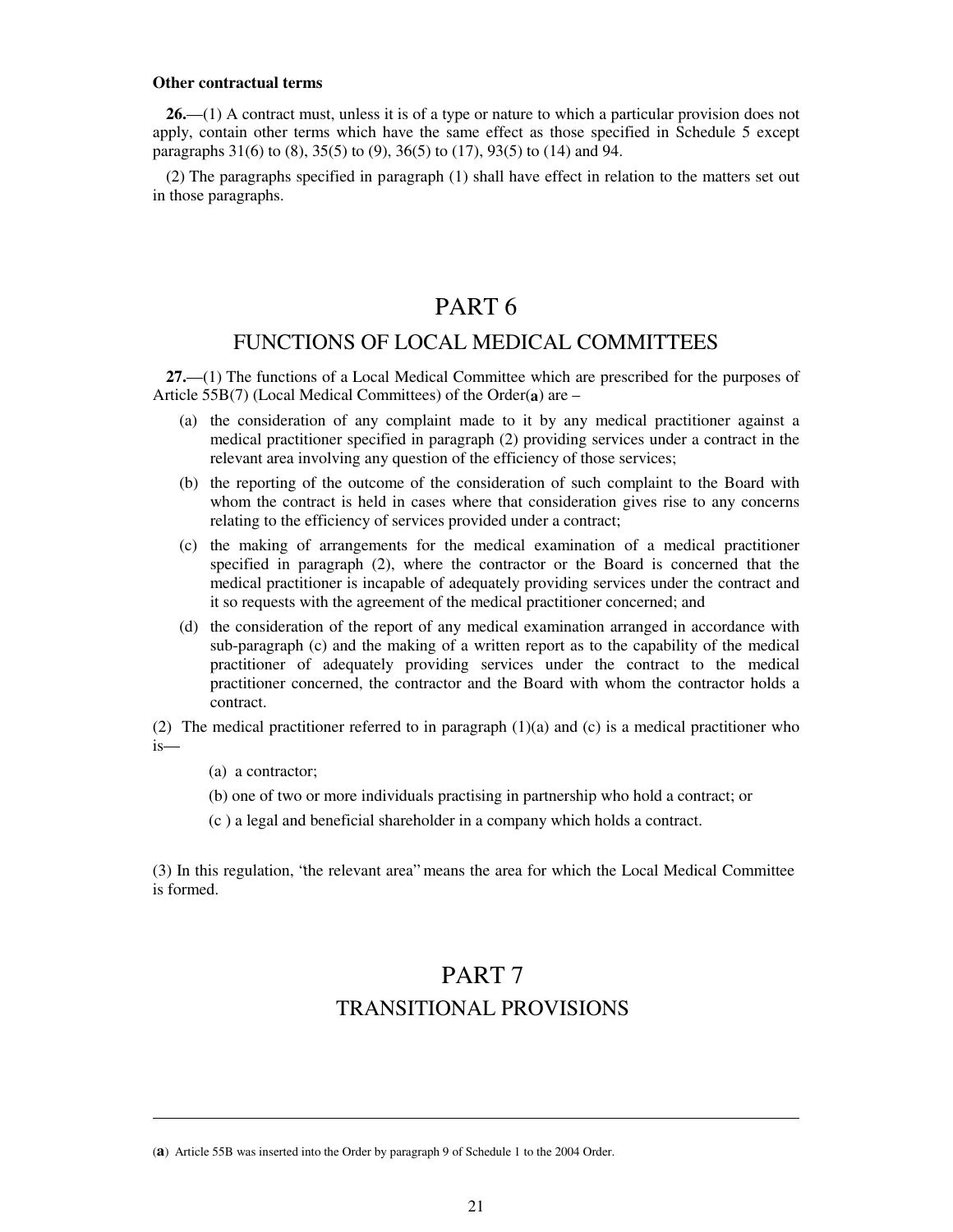**Other contractual terms**

**26.**—(1) A contract must, unless it is of a type or nature to which a particular provision does not apply, contain other terms which have the same effect as those specified in Schedule 5 except paragraphs 31(6) to (8), 35(5) to (9), 36(5) to (17), 93(5) to (14) and 94.

(2) The paragraphs specified in paragraph (1) shall have effect in relation to the matters set out in those paragraphs.

# PART 6

## FUNCTIONS OF LOCAL MEDICAL COMMITTEES

**27.**—(1) The functions of a Local Medical Committee which are prescribed for the purposes of Article 55B(7) (Local Medical Committees) of the Order([a]) are –

(a) the consideration of any complaint made to it by any medical practitioner against a medical practitioner specified in paragraph (2) providing services under a contract in the relevant area involving any question of the efficiency of those services;

(b) the reporting of the outcome of the consideration of such complaint to the Board with whom the contract is held in cases where that consideration gives rise to any concerns relating to the efficiency of services provided under a contract;

(c) the making of arrangements for the medical examination of a medical practitioner specified in paragraph (2), where the contractor or the Board is concerned that the medical practitioner is incapable of adequately providing services under the contract and it so requests with the agreement of the medical practitioner concerned; and

(d) the consideration of the report of any medical examination arranged in accordance with sub-paragraph (c) and the making of a written report as to the capability of the medical practitioner of adequately providing services under the contract to the medical practitioner concerned, the contractor and the Board with whom the contractor holds a contract.

(2) The medical practitioner referred to in paragraph (1)(a) and (c) is a medical practitioner who is—

(a) a contractor;

(b) one of two or more individuals practising in partnership who hold a contract; or

(c ) a legal and beneficial shareholder in a company which holds a contract.

(3) In this regulation, 'the relevant area" means the area for which the Local Medical Committee is formed.

# PART 7

## TRANSITIONAL PROVISIONS

---

([a]) Article 55B was inserted into the Order by paragraph 9 of Schedule 1 to the 2004 Order.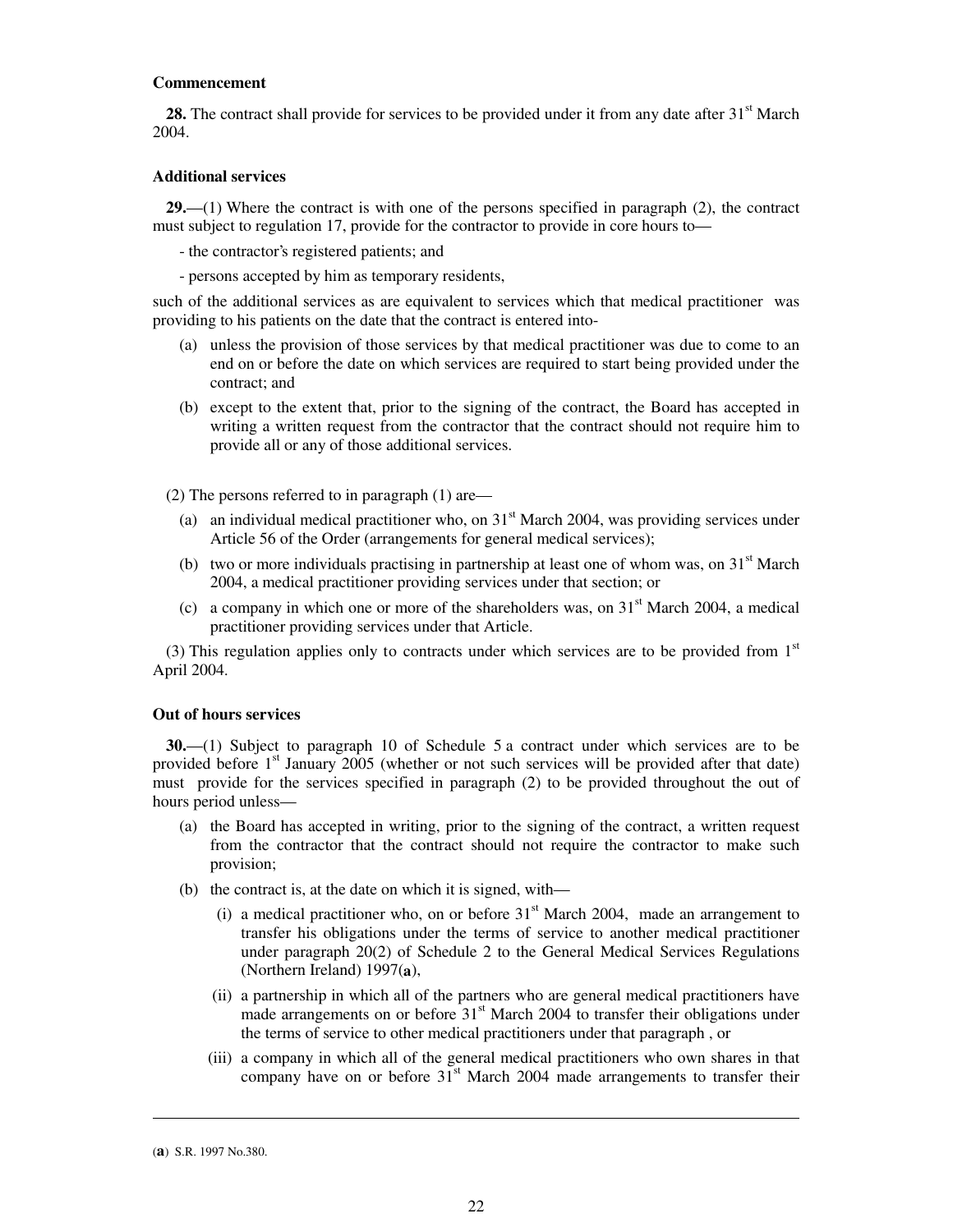**Commencement**

**28.** The contract shall provide for services to be provided under it from any date after 31st March 2004.

**Additional services**

**29.**—(1) Where the contract is with one of the persons specified in paragraph (2), the contract must subject to regulation 17, provide for the contractor to provide in core hours to—

- the contractor's registered patients; and

- persons accepted by him as temporary residents,

such of the additional services as are equivalent to services which that medical practitioner was providing to his patients on the date that the contract is entered into-

(a) unless the provision of those services by that medical practitioner was due to come to an end on or before the date on which services are required to start being provided under the contract; and

(b) except to the extent that, prior to the signing of the contract, the Board has accepted in writing a written request from the contractor that the contract should not require him to provide all or any of those additional services.

(2) The persons referred to in paragraph (1) are—

(a) an individual medical practitioner who, on 31st March 2004, was providing services under Article 56 of the Order (arrangements for general medical services);

(b) two or more individuals practising in partnership at least one of whom was, on 31st March 2004, a medical practitioner providing services under that section; or

(c) a company in which one or more of the shareholders was, on 31st March 2004, a medical practitioner providing services under that Article.

(3) This regulation applies only to contracts under which services are to be provided from 1st April 2004.

**Out of hours services**

**30.**—(1) Subject to paragraph 10 of Schedule 5 a contract under which services are to be provided before 1st January 2005 (whether or not such services will be provided after that date) must provide for the services specified in paragraph (2) to be provided throughout the out of hours period unless—

(a) the Board has accepted in writing, prior to the signing of the contract, a written request from the contractor that the contract should not require the contractor to make such provision;

(b) the contract is, at the date on which it is signed, with—

(i) a medical practitioner who, on or before 31st March 2004, made an arrangement to transfer his obligations under the terms of service to another medical practitioner under paragraph 20(2) of Schedule 2 to the General Medical Services Regulations (Northern Ireland) 1997(**a**),

(ii) a partnership in which all of the partners who are general medical practitioners have made arrangements on or before 31st March 2004 to transfer their obligations under the terms of service to other medical practitioners under that paragraph , or

(iii) a company in which all of the general medical practitioners who own shares in that company have on or before 31st March 2004 made arrangements to transfer their

(**a**) S.R. 1997 No.380.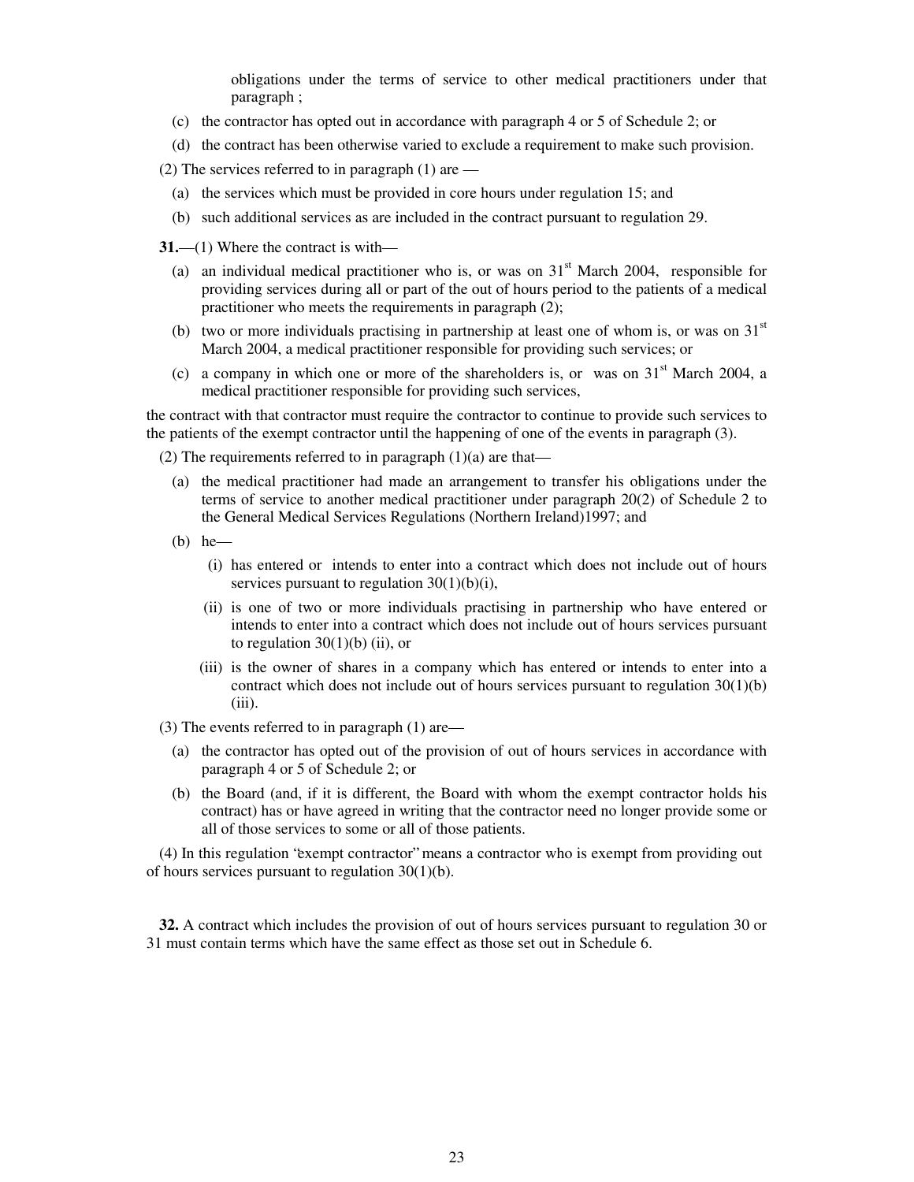obligations under the terms of service to other medical practitioners under that paragraph ;

(c) the contractor has opted out in accordance with paragraph 4 or 5 of Schedule 2; or

(d) the contract has been otherwise varied to exclude a requirement to make such provision.

(2) The services referred to in paragraph (1) are —

(a) the services which must be provided in core hours under regulation 15; and

(b) such additional services as are included in the contract pursuant to regulation 29.

**31.**—(1) Where the contract is with—

(a) an individual medical practitioner who is, or was on 31st March 2004, responsible for providing services during all or part of the out of hours period to the patients of a medical practitioner who meets the requirements in paragraph (2);

(b) two or more individuals practising in partnership at least one of whom is, or was on 31st March 2004, a medical practitioner responsible for providing such services; or

(c) a company in which one or more of the shareholders is, or was on 31st March 2004, a medical practitioner responsible for providing such services,

the contract with that contractor must require the contractor to continue to provide such services to the patients of the exempt contractor until the happening of one of the events in paragraph (3).

(2) The requirements referred to in paragraph (1)(a) are that—

(a) the medical practitioner had made an arrangement to transfer his obligations under the terms of service to another medical practitioner under paragraph 20(2) of Schedule 2 to the General Medical Services Regulations (Northern Ireland)1997; and

(b) he—

(i) has entered or intends to enter into a contract which does not include out of hours services pursuant to regulation 30(1)(b)(i),

(ii) is one of two or more individuals practising in partnership who have entered or intends to enter into a contract which does not include out of hours services pursuant to regulation 30(1)(b) (ii), or

(iii) is the owner of shares in a company which has entered or intends to enter into a contract which does not include out of hours services pursuant to regulation 30(1)(b) (iii).

(3) The events referred to in paragraph (1) are—

(a) the contractor has opted out of the provision of out of hours services in accordance with paragraph 4 or 5 of Schedule 2; or

(b) the Board (and, if it is different, the Board with whom the exempt contractor holds his contract) has or have agreed in writing that the contractor need no longer provide some or all of those services to some or all of those patients.

(4) In this regulation "exempt contractor" means a contractor who is exempt from providing out of hours services pursuant to regulation 30(1)(b).

**32.** A contract which includes the provision of out of hours services pursuant to regulation 30 or 31 must contain terms which have the same effect as those set out in Schedule 6.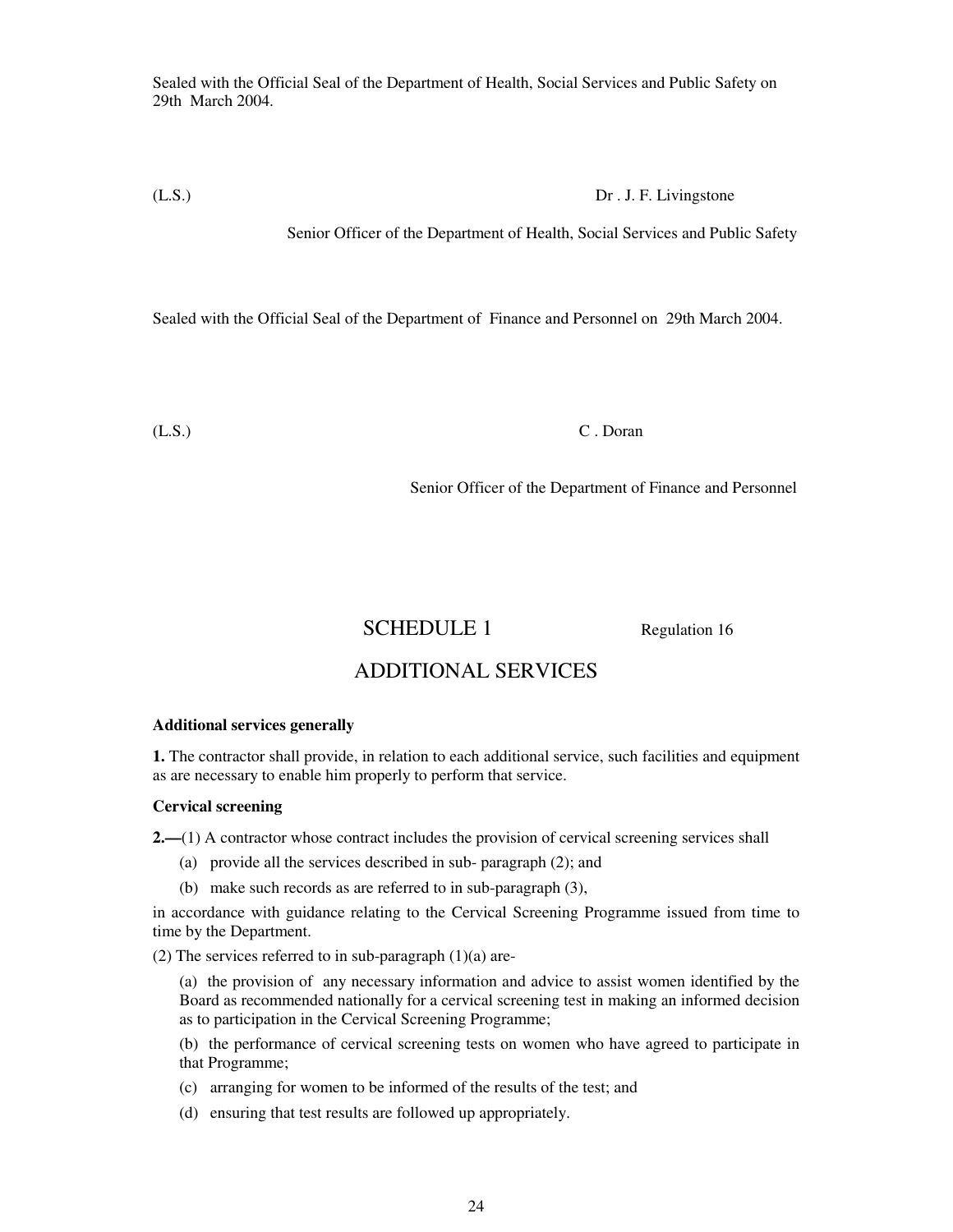Sealed with the Official Seal of the Department of Health, Social Services and Public Safety on 29th March 2004.

(L.S.) Dr . J. F. Livingstone

Senior Officer of the Department of Health, Social Services and Public Safety

Sealed with the Official Seal of the Department of Finance and Personnel on 29th March 2004.

(L.S.) C . Doran

Senior Officer of the Department of Finance and Personnel

# SCHEDULE 1 Regulation 16

# ADDITIONAL SERVICES

**Additional services generally**

**1.** The contractor shall provide, in relation to each additional service, such facilities and equipment as are necessary to enable him properly to perform that service.

**Cervical screening**

**2.—**(1) A contractor whose contract includes the provision of cervical screening services shall

(a) provide all the services described in sub- paragraph (2); and

(b) make such records as are referred to in sub-paragraph (3),

in accordance with guidance relating to the Cervical Screening Programme issued from time to time by the Department.

(2) The services referred to in sub-paragraph (1)(a) are-

(a) the provision of any necessary information and advice to assist women identified by the Board as recommended nationally for a cervical screening test in making an informed decision as to participation in the Cervical Screening Programme;

(b) the performance of cervical screening tests on women who have agreed to participate in that Programme;

(c) arranging for women to be informed of the results of the test; and

(d) ensuring that test results are followed up appropriately.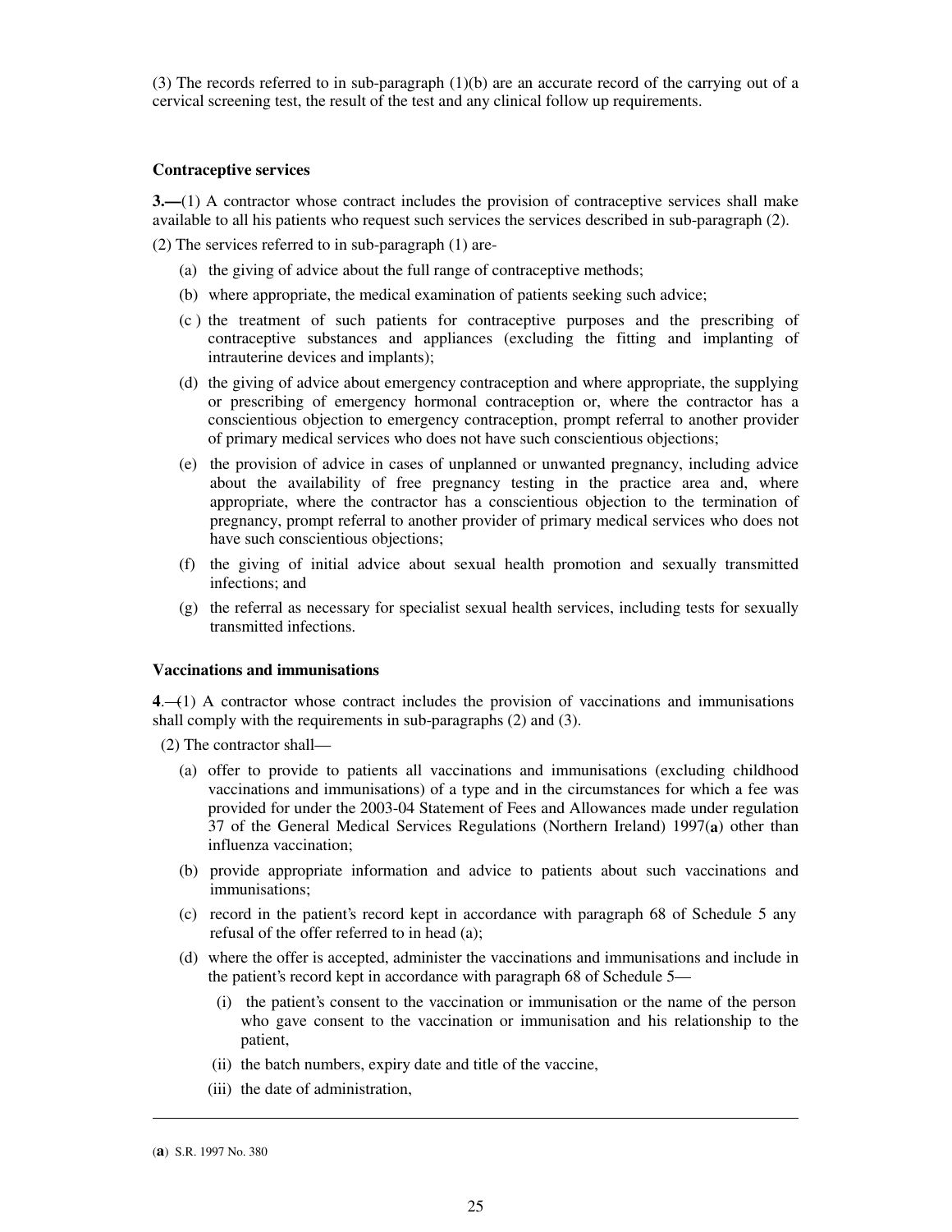(3) The records referred to in sub-paragraph (1)(b) are an accurate record of the carrying out of a cervical screening test, the result of the test and any clinical follow up requirements.

### Contraceptive services

**3.—**(1) A contractor whose contract includes the provision of contraceptive services shall make available to all his patients who request such services the services described in sub-paragraph (2).

(2) The services referred to in sub-paragraph (1) are-

(a) the giving of advice about the full range of contraceptive methods;

(b) where appropriate, the medical examination of patients seeking such advice;

(c ) the treatment of such patients for contraceptive purposes and the prescribing of contraceptive substances and appliances (excluding the fitting and implanting of intrauterine devices and implants);

(d) the giving of advice about emergency contraception and where appropriate, the supplying or prescribing of emergency hormonal contraception or, where the contractor has a conscientious objection to emergency contraception, prompt referral to another provider of primary medical services who does not have such conscientious objections;

(e) the provision of advice in cases of unplanned or unwanted pregnancy, including advice about the availability of free pregnancy testing in the practice area and, where appropriate, where the contractor has a conscientious objection to the termination of pregnancy, prompt referral to another provider of primary medical services who does not have such conscientious objections;

(f) the giving of initial advice about sexual health promotion and sexually transmitted infections; and

(g) the referral as necessary for specialist sexual health services, including tests for sexually transmitted infections.

### Vaccinations and immunisations

**4**.—(1) A contractor whose contract includes the provision of vaccinations and immunisations shall comply with the requirements in sub-paragraphs (2) and (3).

(2) The contractor shall—

(a) offer to provide to patients all vaccinations and immunisations (excluding childhood vaccinations and immunisations) of a type and in the circumstances for which a fee was provided for under the 2003-04 Statement of Fees and Allowances made under regulation 37 of the General Medical Services Regulations (Northern Ireland) 1997(**a**) other than influenza vaccination;

(b) provide appropriate information and advice to patients about such vaccinations and immunisations;

(c) record in the patient's record kept in accordance with paragraph 68 of Schedule 5 any refusal of the offer referred to in head (a);

(d) where the offer is accepted, administer the vaccinations and immunisations and include in the patient's record kept in accordance with paragraph 68 of Schedule 5—

(i) the patient's consent to the vaccination or immunisation or the name of the person who gave consent to the vaccination or immunisation and his relationship to the patient,

(ii) the batch numbers, expiry date and title of the vaccine,

(iii) the date of administration,

---

(**a**) S.R. 1997 No. 380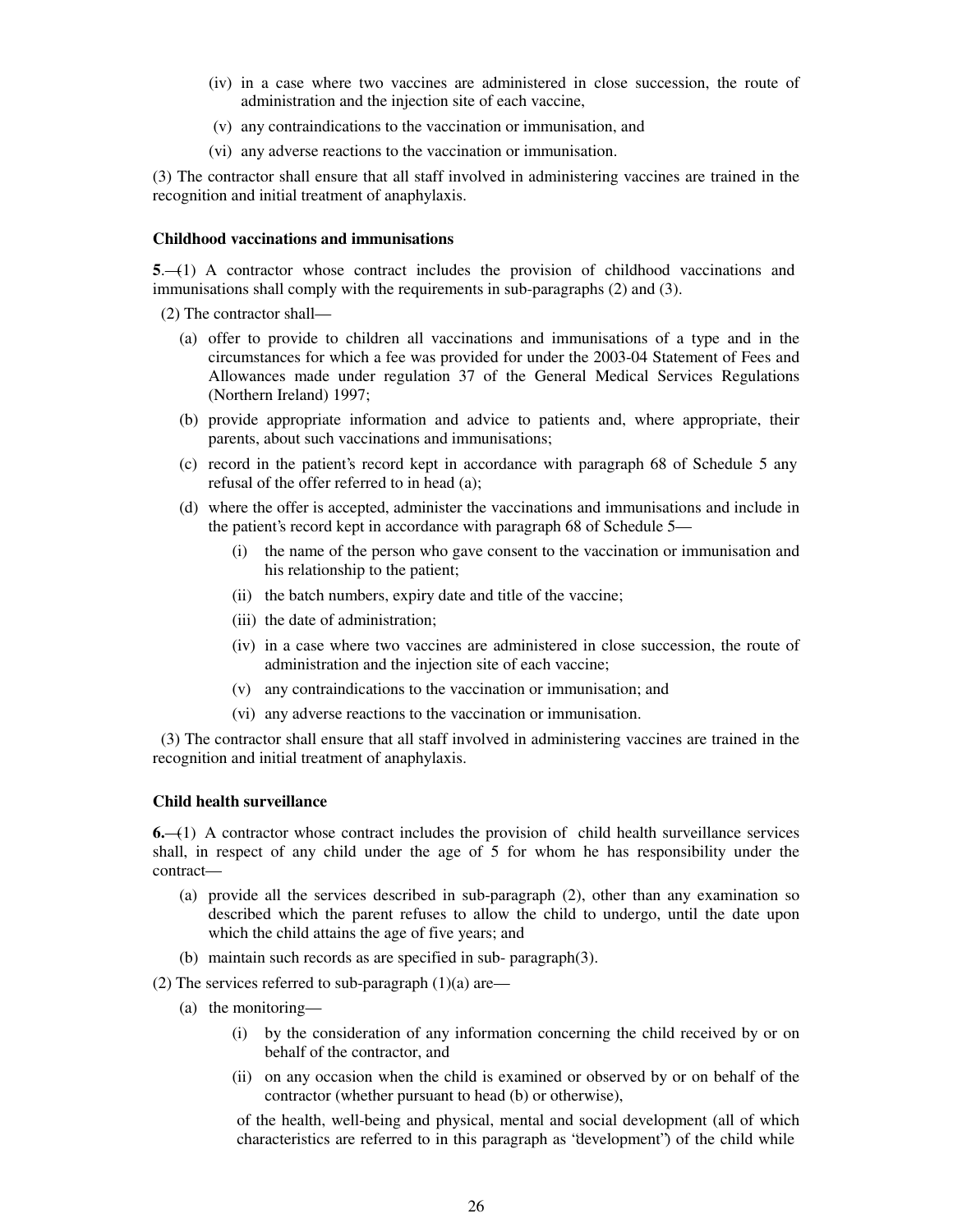(iv) in a case where two vaccines are administered in close succession, the route of administration and the injection site of each vaccine,

(v) any contraindications to the vaccination or immunisation, and

(vi) any adverse reactions to the vaccination or immunisation.

(3) The contractor shall ensure that all staff involved in administering vaccines are trained in the recognition and initial treatment of anaphylaxis.

**Childhood vaccinations and immunisations**

**5**.—(1) A contractor whose contract includes the provision of childhood vaccinations and immunisations shall comply with the requirements in sub-paragraphs (2) and (3).

(2) The contractor shall—

(a) offer to provide to children all vaccinations and immunisations of a type and in the circumstances for which a fee was provided for under the 2003-04 Statement of Fees and Allowances made under regulation 37 of the General Medical Services Regulations (Northern Ireland) 1997;

(b) provide appropriate information and advice to patients and, where appropriate, their parents, about such vaccinations and immunisations;

(c) record in the patient's record kept in accordance with paragraph 68 of Schedule 5 any refusal of the offer referred to in head (a);

(d) where the offer is accepted, administer the vaccinations and immunisations and include in the patient's record kept in accordance with paragraph 68 of Schedule 5—

(i) the name of the person who gave consent to the vaccination or immunisation and his relationship to the patient;

(ii) the batch numbers, expiry date and title of the vaccine;

(iii) the date of administration;

(iv) in a case where two vaccines are administered in close succession, the route of administration and the injection site of each vaccine;

(v) any contraindications to the vaccination or immunisation; and

(vi) any adverse reactions to the vaccination or immunisation.

(3) The contractor shall ensure that all staff involved in administering vaccines are trained in the recognition and initial treatment of anaphylaxis.

**Child health surveillance**

**6.**—(1) A contractor whose contract includes the provision of child health surveillance services shall, in respect of any child under the age of 5 for whom he has responsibility under the contract—

(a) provide all the services described in sub-paragraph (2), other than any examination so described which the parent refuses to allow the child to undergo, until the date upon which the child attains the age of five years; and

(b) maintain such records as are specified in sub- paragraph(3).

(2) The services referred to sub-paragraph (1)(a) are—

(a) the monitoring—

(i) by the consideration of any information concerning the child received by or on behalf of the contractor, and

(ii) on any occasion when the child is examined or observed by or on behalf of the contractor (whether pursuant to head (b) or otherwise),

of the health, well-being and physical, mental and social development (all of which characteristics are referred to in this paragraph as "development") of the child while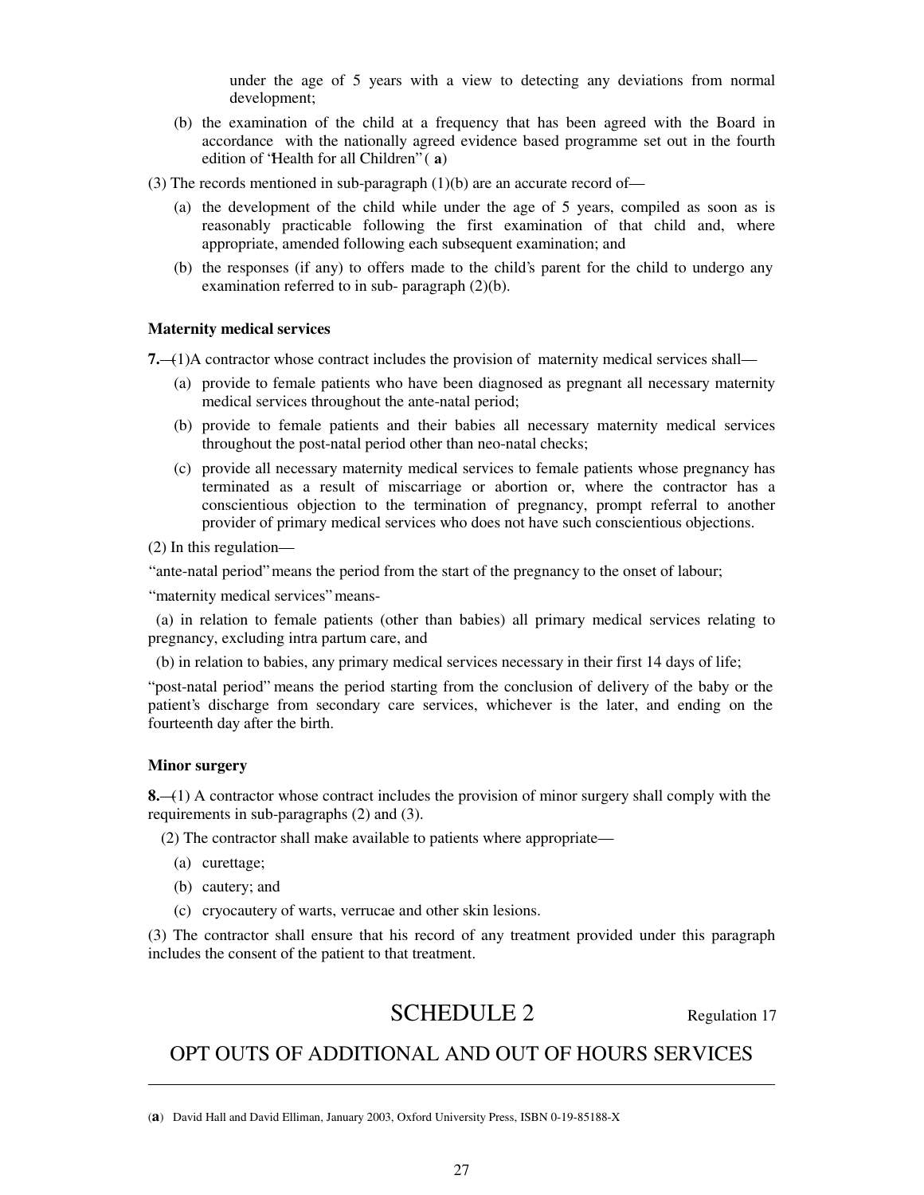under the age of 5 years with a view to detecting any deviations from normal development;

(b) the examination of the child at a frequency that has been agreed with the Board in accordance with the nationally agreed evidence based programme set out in the fourth edition of "Health for all Children" (a)

(3) The records mentioned in sub-paragraph (1)(b) are an accurate record of—

(a) the development of the child while under the age of 5 years, compiled as soon as is reasonably practicable following the first examination of that child and, where appropriate, amended following each subsequent examination; and

(b) the responses (if any) to offers made to the child's parent for the child to undergo any examination referred to in sub- paragraph (2)(b).

### Maternity medical services

**7.**—(1)A contractor whose contract includes the provision of maternity medical services shall—

(a) provide to female patients who have been diagnosed as pregnant all necessary maternity medical services throughout the ante-natal period;

(b) provide to female patients and their babies all necessary maternity medical services throughout the post-natal period other than neo-natal checks;

(c) provide all necessary maternity medical services to female patients whose pregnancy has terminated as a result of miscarriage or abortion or, where the contractor has a conscientious objection to the termination of pregnancy, prompt referral to another provider of primary medical services who does not have such conscientious objections.

(2) In this regulation—

"ante-natal period" means the period from the start of the pregnancy to the onset of labour;

"maternity medical services" means-

(a) in relation to female patients (other than babies) all primary medical services relating to pregnancy, excluding intra partum care, and

(b) in relation to babies, any primary medical services necessary in their first 14 days of life;

"post-natal period" means the period starting from the conclusion of delivery of the baby or the patient's discharge from secondary care services, whichever is the later, and ending on the fourteenth day after the birth.

### Minor surgery

**8.**—(1) A contractor whose contract includes the provision of minor surgery shall comply with the requirements in sub-paragraphs (2) and (3).

(2) The contractor shall make available to patients where appropriate—

(a) curettage;

(b) cautery; and

(c) cryocautery of warts, verrucae and other skin lesions.

(3) The contractor shall ensure that his record of any treatment provided under this paragraph includes the consent of the patient to that treatment.

## SCHEDULE 2

Regulation 17

## OPT OUTS OF ADDITIONAL AND OUT OF HOURS SERVICES

---

(a) David Hall and David Elliman, January 2003, Oxford University Press, ISBN 0-19-85188-X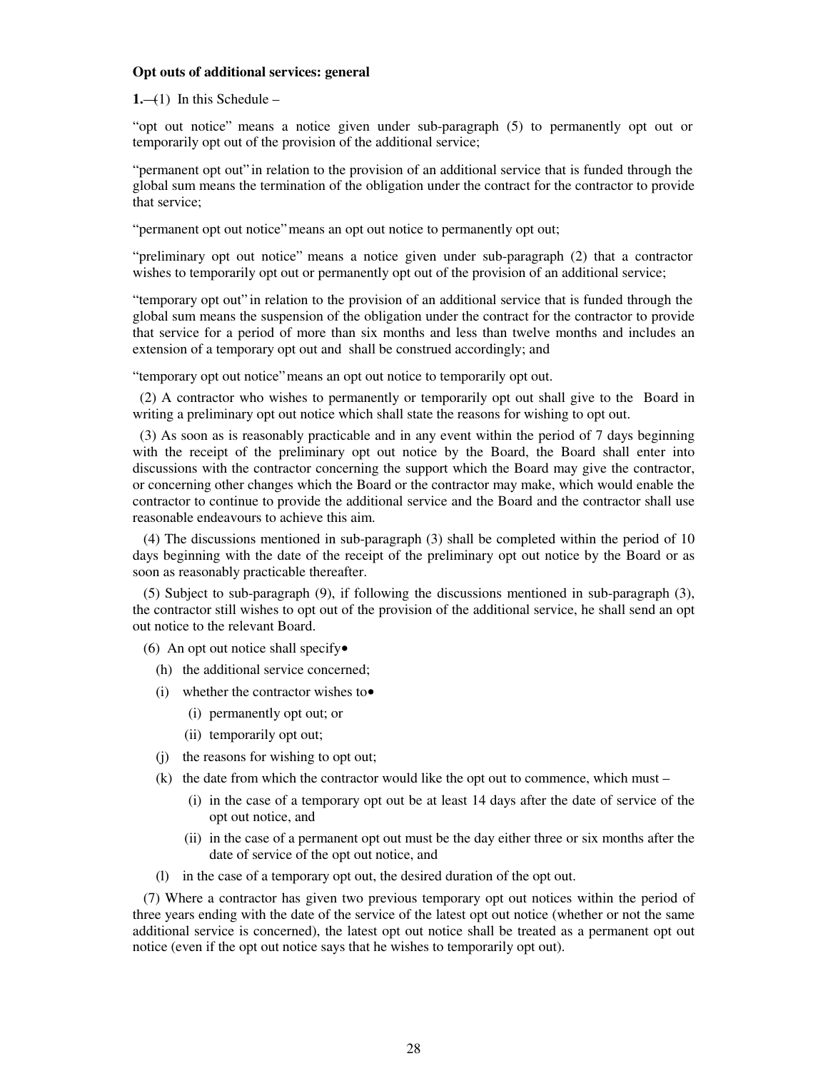**Opt outs of additional services: general**

**1.**—(1) In this Schedule –

"opt out notice" means a notice given under sub-paragraph (5) to permanently opt out or temporarily opt out of the provision of the additional service;

"permanent opt out" in relation to the provision of an additional service that is funded through the global sum means the termination of the obligation under the contract for the contractor to provide that service;

"permanent opt out notice" means an opt out notice to permanently opt out;

"preliminary opt out notice" means a notice given under sub-paragraph (2) that a contractor wishes to temporarily opt out or permanently opt out of the provision of an additional service;

"temporary opt out" in relation to the provision of an additional service that is funded through the global sum means the suspension of the obligation under the contract for the contractor to provide that service for a period of more than six months and less than twelve months and includes an extension of a temporary opt out and shall be construed accordingly; and

"temporary opt out notice" means an opt out notice to temporarily opt out.

(2) A contractor who wishes to permanently or temporarily opt out shall give to the Board in writing a preliminary opt out notice which shall state the reasons for wishing to opt out.

(3) As soon as is reasonably practicable and in any event within the period of 7 days beginning with the receipt of the preliminary opt out notice by the Board, the Board shall enter into discussions with the contractor concerning the support which the Board may give the contractor, or concerning other changes which the Board or the contractor may make, which would enable the contractor to continue to provide the additional service and the Board and the contractor shall use reasonable endeavours to achieve this aim.

(4) The discussions mentioned in sub-paragraph (3) shall be completed within the period of 10 days beginning with the date of the receipt of the preliminary opt out notice by the Board or as soon as reasonably practicable thereafter.

(5) Subject to sub-paragraph (9), if following the discussions mentioned in sub-paragraph (3), the contractor still wishes to opt out of the provision of the additional service, he shall send an opt out notice to the relevant Board.

(6) An opt out notice shall specify•

(h) the additional service concerned;

(i) whether the contractor wishes to•

(i) permanently opt out; or

(ii) temporarily opt out;

(j) the reasons for wishing to opt out;

(k) the date from which the contractor would like the opt out to commence, which must –

(i) in the case of a temporary opt out be at least 14 days after the date of service of the opt out notice, and

(ii) in the case of a permanent opt out must be the day either three or six months after the date of service of the opt out notice, and

(l) in the case of a temporary opt out, the desired duration of the opt out.

(7) Where a contractor has given two previous temporary opt out notices within the period of three years ending with the date of the service of the latest opt out notice (whether or not the same additional service is concerned), the latest opt out notice shall be treated as a permanent opt out notice (even if the opt out notice says that he wishes to temporarily opt out).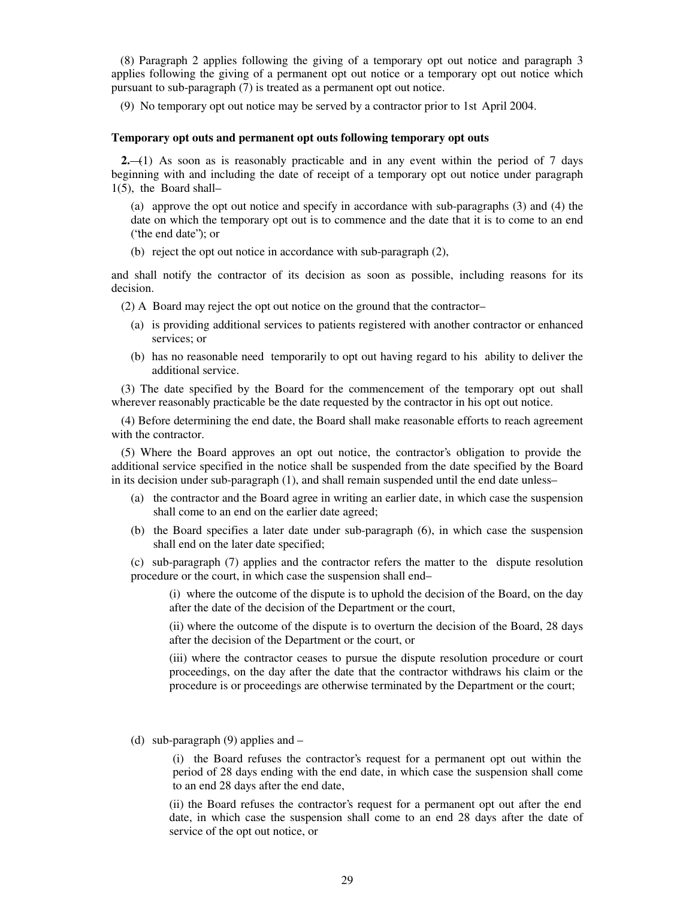(8) Paragraph 2 applies following the giving of a temporary opt out notice and paragraph 3 applies following the giving of a permanent opt out notice or a temporary opt out notice which pursuant to sub-paragraph (7) is treated as a permanent opt out notice.

(9) No temporary opt out notice may be served by a contractor prior to 1st April 2004.

**Temporary opt outs and permanent opt outs following temporary opt outs**

**2.**—(1) As soon as is reasonably practicable and in any event within the period of 7 days beginning with and including the date of receipt of a temporary opt out notice under paragraph 1(5), the Board shall–

(a) approve the opt out notice and specify in accordance with sub-paragraphs (3) and (4) the date on which the temporary opt out is to commence and the date that it is to come to an end ('the end date"); or

(b) reject the opt out notice in accordance with sub-paragraph (2),

and shall notify the contractor of its decision as soon as possible, including reasons for its decision.

(2) A Board may reject the opt out notice on the ground that the contractor–

(a) is providing additional services to patients registered with another contractor or enhanced services; or

(b) has no reasonable need temporarily to opt out having regard to his ability to deliver the additional service.

(3) The date specified by the Board for the commencement of the temporary opt out shall wherever reasonably practicable be the date requested by the contractor in his opt out notice.

(4) Before determining the end date, the Board shall make reasonable efforts to reach agreement with the contractor.

(5) Where the Board approves an opt out notice, the contractor's obligation to provide the additional service specified in the notice shall be suspended from the date specified by the Board in its decision under sub-paragraph (1), and shall remain suspended until the end date unless–

(a) the contractor and the Board agree in writing an earlier date, in which case the suspension shall come to an end on the earlier date agreed;

(b) the Board specifies a later date under sub-paragraph (6), in which case the suspension shall end on the later date specified;

(c) sub-paragraph (7) applies and the contractor refers the matter to the dispute resolution procedure or the court, in which case the suspension shall end–

(i) where the outcome of the dispute is to uphold the decision of the Board, on the day after the date of the decision of the Department or the court,

(ii) where the outcome of the dispute is to overturn the decision of the Board, 28 days after the decision of the Department or the court, or

(iii) where the contractor ceases to pursue the dispute resolution procedure or court proceedings, on the day after the date that the contractor withdraws his claim or the procedure is or proceedings are otherwise terminated by the Department or the court;

(d) sub-paragraph (9) applies and –

(i) the Board refuses the contractor's request for a permanent opt out within the period of 28 days ending with the end date, in which case the suspension shall come to an end 28 days after the end date,

(ii) the Board refuses the contractor's request for a permanent opt out after the end date, in which case the suspension shall come to an end 28 days after the date of service of the opt out notice, or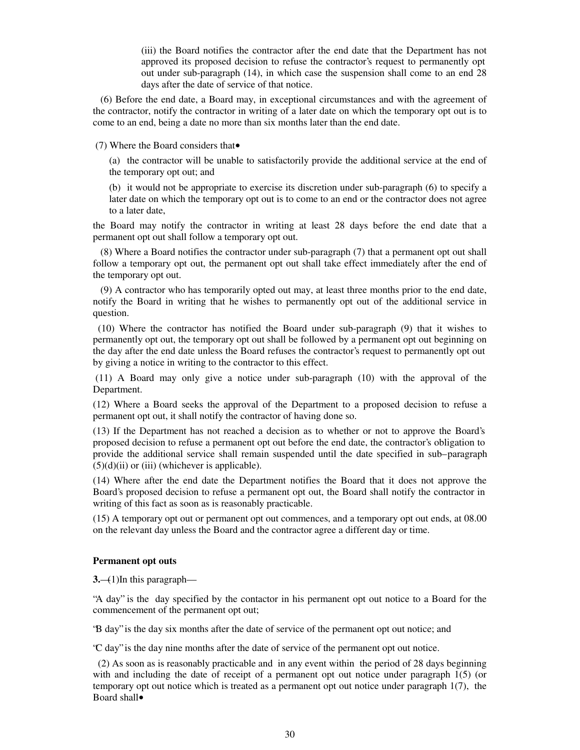(iii) the Board notifies the contractor after the end date that the Department has not approved its proposed decision to refuse the contractor's request to permanently opt out under sub-paragraph (14), in which case the suspension shall come to an end 28 days after the date of service of that notice.

(6) Before the end date, a Board may, in exceptional circumstances and with the agreement of the contractor, notify the contractor in writing of a later date on which the temporary opt out is to come to an end, being a date no more than six months later than the end date.

(7) Where the Board considers that•

(a) the contractor will be unable to satisfactorily provide the additional service at the end of the temporary opt out; and

(b) it would not be appropriate to exercise its discretion under sub-paragraph (6) to specify a later date on which the temporary opt out is to come to an end or the contractor does not agree to a later date,

the Board may notify the contractor in writing at least 28 days before the end date that a permanent opt out shall follow a temporary opt out.

(8) Where a Board notifies the contractor under sub-paragraph (7) that a permanent opt out shall follow a temporary opt out, the permanent opt out shall take effect immediately after the end of the temporary opt out.

(9) A contractor who has temporarily opted out may, at least three months prior to the end date, notify the Board in writing that he wishes to permanently opt out of the additional service in question.

(10) Where the contractor has notified the Board under sub-paragraph (9) that it wishes to permanently opt out, the temporary opt out shall be followed by a permanent opt out beginning on the day after the end date unless the Board refuses the contractor's request to permanently opt out by giving a notice in writing to the contractor to this effect.

(11) A Board may only give a notice under sub-paragraph (10) with the approval of the Department.

(12) Where a Board seeks the approval of the Department to a proposed decision to refuse a permanent opt out, it shall notify the contractor of having done so.

(13) If the Department has not reached a decision as to whether or not to approve the Board's proposed decision to refuse a permanent opt out before the end date, the contractor's obligation to provide the additional service shall remain suspended until the date specified in sub–paragraph (5)(d)(ii) or (iii) (whichever is applicable).

(14) Where after the end date the Department notifies the Board that it does not approve the Board's proposed decision to refuse a permanent opt out, the Board shall notify the contractor in writing of this fact as soon as is reasonably practicable.

(15) A temporary opt out or permanent opt out commences, and a temporary opt out ends, at 08.00 on the relevant day unless the Board and the contractor agree a different day or time.

**Permanent opt outs**

**3.**—(1)In this paragraph—

"A day" is the day specified by the contactor in his permanent opt out notice to a Board for the commencement of the permanent opt out;

"B day" is the day six months after the date of service of the permanent opt out notice; and

"C day" is the day nine months after the date of service of the permanent opt out notice.

(2) As soon as is reasonably practicable and in any event within the period of 28 days beginning with and including the date of receipt of a permanent opt out notice under paragraph 1(5) (or temporary opt out notice which is treated as a permanent opt out notice under paragraph 1(7), the Board shall•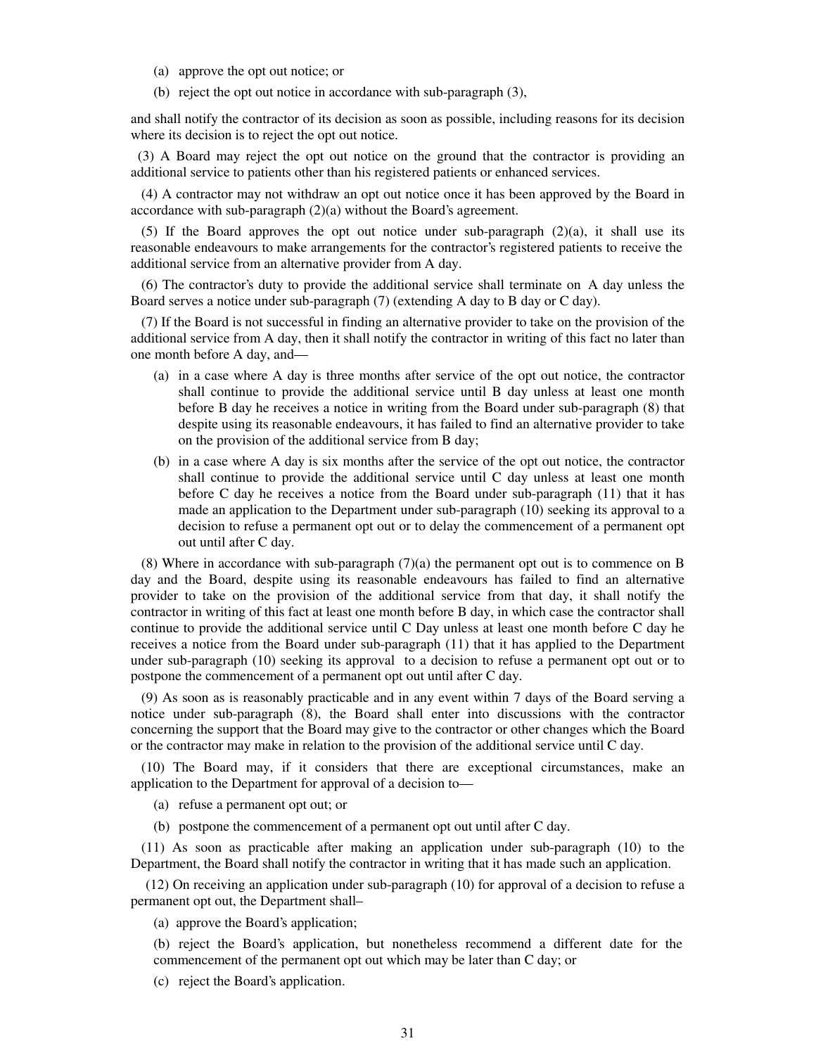(a) approve the opt out notice; or

(b) reject the opt out notice in accordance with sub-paragraph (3),

and shall notify the contractor of its decision as soon as possible, including reasons for its decision where its decision is to reject the opt out notice.

(3) A Board may reject the opt out notice on the ground that the contractor is providing an additional service to patients other than his registered patients or enhanced services.

(4) A contractor may not withdraw an opt out notice once it has been approved by the Board in accordance with sub-paragraph (2)(a) without the Board's agreement.

(5) If the Board approves the opt out notice under sub-paragraph (2)(a), it shall use its reasonable endeavours to make arrangements for the contractor's registered patients to receive the additional service from an alternative provider from A day.

(6) The contractor's duty to provide the additional service shall terminate on A day unless the Board serves a notice under sub-paragraph (7) (extending A day to B day or C day).

(7) If the Board is not successful in finding an alternative provider to take on the provision of the additional service from A day, then it shall notify the contractor in writing of this fact no later than one month before A day, and—

(a) in a case where A day is three months after service of the opt out notice, the contractor shall continue to provide the additional service until B day unless at least one month before B day he receives a notice in writing from the Board under sub-paragraph (8) that despite using its reasonable endeavours, it has failed to find an alternative provider to take on the provision of the additional service from B day;

(b) in a case where A day is six months after the service of the opt out notice, the contractor shall continue to provide the additional service until C day unless at least one month before C day he receives a notice from the Board under sub-paragraph (11) that it has made an application to the Department under sub-paragraph (10) seeking its approval to a decision to refuse a permanent opt out or to delay the commencement of a permanent opt out until after C day.

(8) Where in accordance with sub-paragraph (7)(a) the permanent opt out is to commence on B day and the Board, despite using its reasonable endeavours has failed to find an alternative provider to take on the provision of the additional service from that day, it shall notify the contractor in writing of this fact at least one month before B day, in which case the contractor shall continue to provide the additional service until C Day unless at least one month before C day he receives a notice from the Board under sub-paragraph (11) that it has applied to the Department under sub-paragraph (10) seeking its approval to a decision to refuse a permanent opt out or to postpone the commencement of a permanent opt out until after C day.

(9) As soon as is reasonably practicable and in any event within 7 days of the Board serving a notice under sub-paragraph (8), the Board shall enter into discussions with the contractor concerning the support that the Board may give to the contractor or other changes which the Board or the contractor may make in relation to the provision of the additional service until C day.

(10) The Board may, if it considers that there are exceptional circumstances, make an application to the Department for approval of a decision to—

(a) refuse a permanent opt out; or

(b) postpone the commencement of a permanent opt out until after C day.

(11) As soon as practicable after making an application under sub-paragraph (10) to the Department, the Board shall notify the contractor in writing that it has made such an application.

(12) On receiving an application under sub-paragraph (10) for approval of a decision to refuse a permanent opt out, the Department shall–

(a) approve the Board's application;

(b) reject the Board's application, but nonetheless recommend a different date for the commencement of the permanent opt out which may be later than C day; or

(c) reject the Board's application.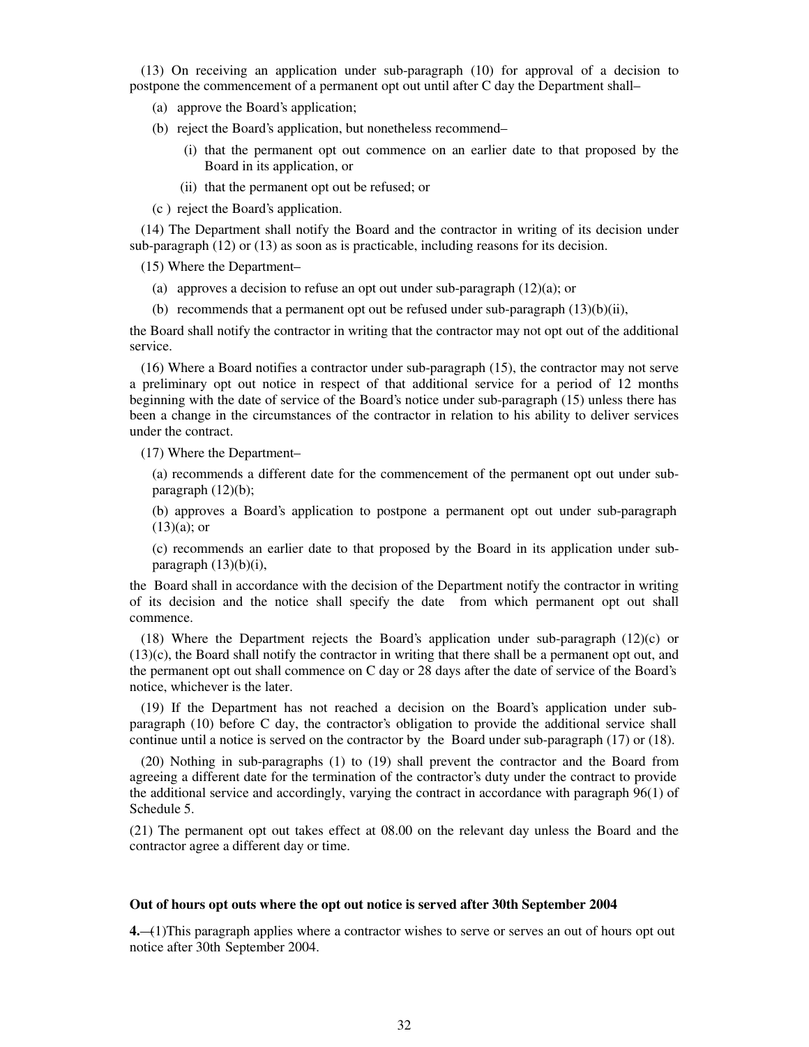(13) On receiving an application under sub-paragraph (10) for approval of a decision to postpone the commencement of a permanent opt out until after C day the Department shall–

(a) approve the Board's application;

(b) reject the Board's application, but nonetheless recommend–

(i) that the permanent opt out commence on an earlier date to that proposed by the Board in its application, or

(ii) that the permanent opt out be refused; or

(c ) reject the Board's application.

(14) The Department shall notify the Board and the contractor in writing of its decision under sub-paragraph (12) or (13) as soon as is practicable, including reasons for its decision.

(15) Where the Department–

(a) approves a decision to refuse an opt out under sub-paragraph (12)(a); or

(b) recommends that a permanent opt out be refused under sub-paragraph (13)(b)(ii),

the Board shall notify the contractor in writing that the contractor may not opt out of the additional service.

(16) Where a Board notifies a contractor under sub-paragraph (15), the contractor may not serve a preliminary opt out notice in respect of that additional service for a period of 12 months beginning with the date of service of the Board's notice under sub-paragraph (15) unless there has been a change in the circumstances of the contractor in relation to his ability to deliver services under the contract.

(17) Where the Department–

(a) recommends a different date for the commencement of the permanent opt out under sub-paragraph (12)(b);

(b) approves a Board's application to postpone a permanent opt out under sub-paragraph (13)(a); or

(c) recommends an earlier date to that proposed by the Board in its application under sub-paragraph (13)(b)(i),

the Board shall in accordance with the decision of the Department notify the contractor in writing of its decision and the notice shall specify the date from which permanent opt out shall commence.

(18) Where the Department rejects the Board's application under sub-paragraph (12)(c) or (13)(c), the Board shall notify the contractor in writing that there shall be a permanent opt out, and the permanent opt out shall commence on C day or 28 days after the date of service of the Board's notice, whichever is the later.

(19) If the Department has not reached a decision on the Board's application under sub-paragraph (10) before C day, the contractor's obligation to provide the additional service shall continue until a notice is served on the contractor by the Board under sub-paragraph (17) or (18).

(20) Nothing in sub-paragraphs (1) to (19) shall prevent the contractor and the Board from agreeing a different date for the termination of the contractor's duty under the contract to provide the additional service and accordingly, varying the contract in accordance with paragraph 96(1) of Schedule 5.

(21) The permanent opt out takes effect at 08.00 on the relevant day unless the Board and the contractor agree a different day or time.

**Out of hours opt outs where the opt out notice is served after 30th September 2004**

**4.**—(1)This paragraph applies where a contractor wishes to serve or serves an out of hours opt out notice after 30th September 2004.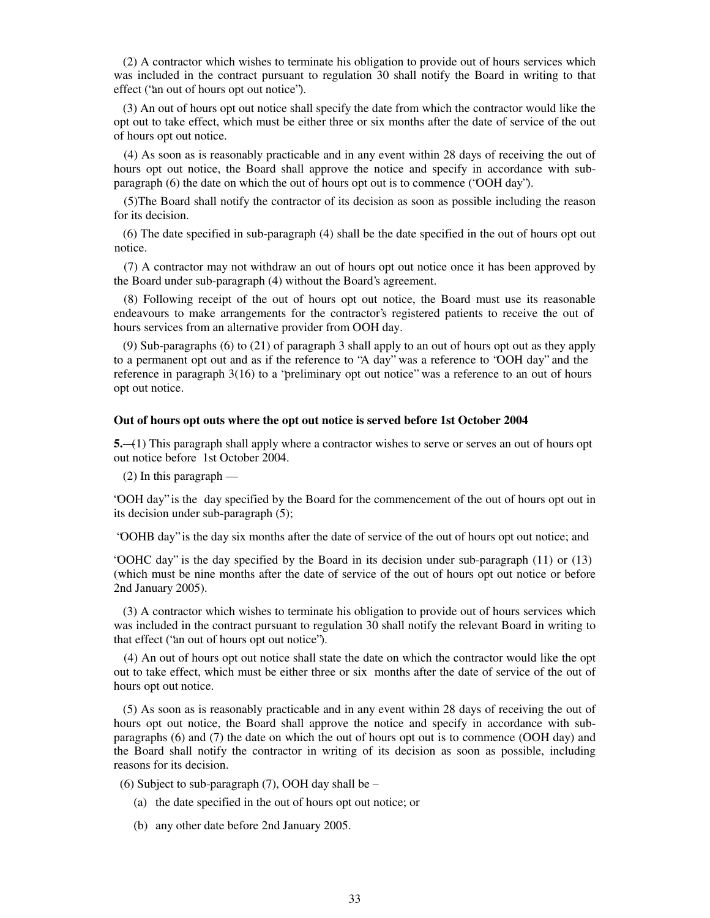(2) A contractor which wishes to terminate his obligation to provide out of hours services which was included in the contract pursuant to regulation 30 shall notify the Board in writing to that effect ("an out of hours opt out notice").

(3) An out of hours opt out notice shall specify the date from which the contractor would like the opt out to take effect, which must be either three or six months after the date of service of the out of hours opt out notice.

(4) As soon as is reasonably practicable and in any event within 28 days of receiving the out of hours opt out notice, the Board shall approve the notice and specify in accordance with sub-paragraph (6) the date on which the out of hours opt out is to commence ("OOH day").

(5)The Board shall notify the contractor of its decision as soon as possible including the reason for its decision.

(6) The date specified in sub-paragraph (4) shall be the date specified in the out of hours opt out notice.

(7) A contractor may not withdraw an out of hours opt out notice once it has been approved by the Board under sub-paragraph (4) without the Board's agreement.

(8) Following receipt of the out of hours opt out notice, the Board must use its reasonable endeavours to make arrangements for the contractor's registered patients to receive the out of hours services from an alternative provider from OOH day.

(9) Sub-paragraphs (6) to (21) of paragraph 3 shall apply to an out of hours opt out as they apply to a permanent opt out and as if the reference to "A day" was a reference to "OOH day" and the reference in paragraph 3(16) to a "preliminary opt out notice" was a reference to an out of hours opt out notice.

**Out of hours opt outs where the opt out notice is served before 1st October 2004**

**5.**—(1) This paragraph shall apply where a contractor wishes to serve or serves an out of hours opt out notice before 1st October 2004.

(2) In this paragraph —

"OOH day" is the day specified by the Board for the commencement of the out of hours opt out in its decision under sub-paragraph (5);

"OOHB day" is the day six months after the date of service of the out of hours opt out notice; and

"OOHC day" is the day specified by the Board in its decision under sub-paragraph (11) or (13) (which must be nine months after the date of service of the out of hours opt out notice or before 2nd January 2005).

(3) A contractor which wishes to terminate his obligation to provide out of hours services which was included in the contract pursuant to regulation 30 shall notify the relevant Board in writing to that effect ("an out of hours opt out notice").

(4) An out of hours opt out notice shall state the date on which the contractor would like the opt out to take effect, which must be either three or six months after the date of service of the out of hours opt out notice.

(5) As soon as is reasonably practicable and in any event within 28 days of receiving the out of hours opt out notice, the Board shall approve the notice and specify in accordance with sub-paragraphs (6) and (7) the date on which the out of hours opt out is to commence (OOH day) and the Board shall notify the contractor in writing of its decision as soon as possible, including reasons for its decision.

(6) Subject to sub-paragraph (7), OOH day shall be –

(a) the date specified in the out of hours opt out notice; or

(b) any other date before 2nd January 2005.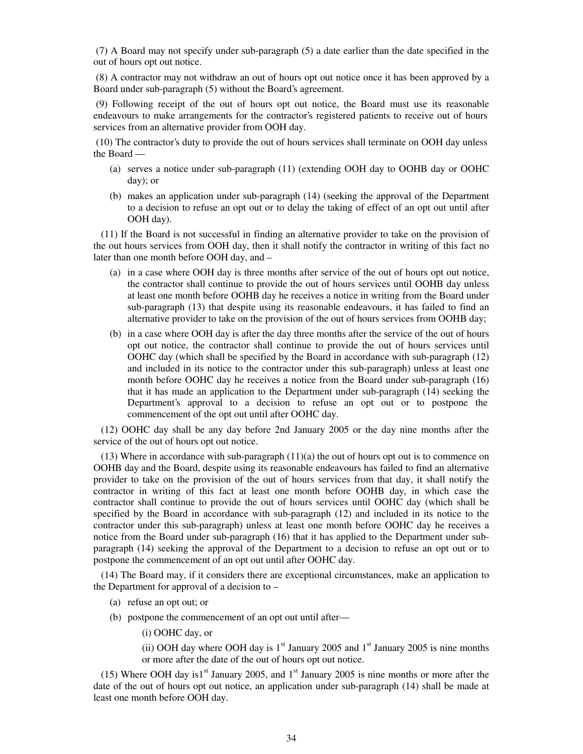(7) A Board may not specify under sub-paragraph (5) a date earlier than the date specified in the out of hours opt out notice.

(8) A contractor may not withdraw an out of hours opt out notice once it has been approved by a Board under sub-paragraph (5) without the Board's agreement.

(9) Following receipt of the out of hours opt out notice, the Board must use its reasonable endeavours to make arrangements for the contractor's registered patients to receive out of hours services from an alternative provider from OOH day.

(10) The contractor's duty to provide the out of hours services shall terminate on OOH day unless the Board —

- (a) serves a notice under sub-paragraph (11) (extending OOH day to OOHB day or OOHC day); or
- (b) makes an application under sub-paragraph (14) (seeking the approval of the Department to a decision to refuse an opt out or to delay the taking of effect of an opt out until after OOH day).

(11) If the Board is not successful in finding an alternative provider to take on the provision of the out hours services from OOH day, then it shall notify the contractor in writing of this fact no later than one month before OOH day, and –

- (a) in a case where OOH day is three months after service of the out of hours opt out notice, the contractor shall continue to provide the out of hours services until OOHB day unless at least one month before OOHB day he receives a notice in writing from the Board under sub-paragraph (13) that despite using its reasonable endeavours, it has failed to find an alternative provider to take on the provision of the out of hours services from OOHB day;
- (b) in a case where OOH day is after the day three months after the service of the out of hours opt out notice, the contractor shall continue to provide the out of hours services until OOHC day (which shall be specified by the Board in accordance with sub-paragraph (12) and included in its notice to the contractor under this sub-paragraph) unless at least one month before OOHC day he receives a notice from the Board under sub-paragraph (16) that it has made an application to the Department under sub-paragraph (14) seeking the Department's approval to a decision to refuse an opt out or to postpone the commencement of the opt out until after OOHC day.

(12) OOHC day shall be any day before 2nd January 2005 or the day nine months after the service of the out of hours opt out notice.

(13) Where in accordance with sub-paragraph (11)(a) the out of hours opt out is to commence on OOHB day and the Board, despite using its reasonable endeavours has failed to find an alternative provider to take on the provision of the out of hours services from that day, it shall notify the contractor in writing of this fact at least one month before OOHB day, in which case the contractor shall continue to provide the out of hours services until OOHC day (which shall be specified by the Board in accordance with sub-paragraph (12) and included in its notice to the contractor under this sub-paragraph) unless at least one month before OOHC day he receives a notice from the Board under sub-paragraph (16) that it has applied to the Department under sub-paragraph (14) seeking the approval of the Department to a decision to refuse an opt out or to postpone the commencement of an opt out until after OOHC day.

(14) The Board may, if it considers there are exceptional circumstances, make an application to the Department for approval of a decision to –

- (a) refuse an opt out; or
- (b) postpone the commencement of an opt out until after—
  - (i) OOHC day, or
  - (ii) OOH day where OOH day is 1st January 2005 and 1st January 2005 is nine months or more after the date of the out of hours opt out notice.

(15) Where OOH day is 1st January 2005, and 1st January 2005 is nine months or more after the date of the out of hours opt out notice, an application under sub-paragraph (14) shall be made at least one month before OOH day.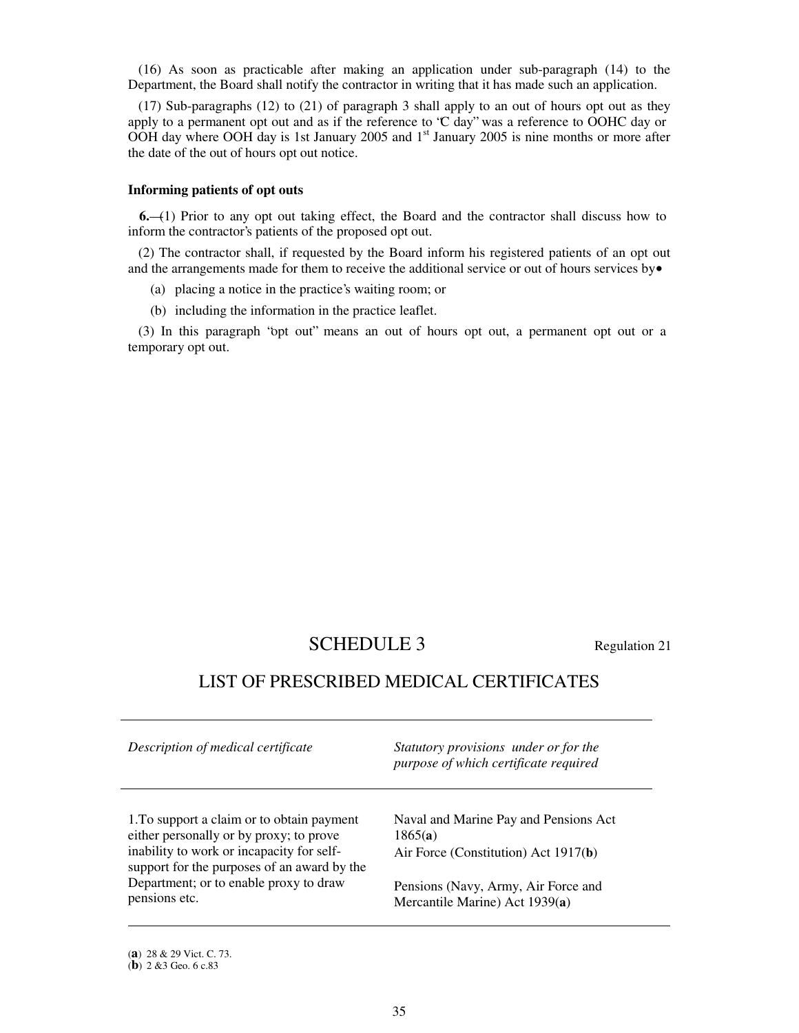(16) As soon as practicable after making an application under sub-paragraph (14) to the Department, the Board shall notify the contractor in writing that it has made such an application.

(17) Sub-paragraphs (12) to (21) of paragraph 3 shall apply to an out of hours opt out as they apply to a permanent opt out and as if the reference to "C day" was a reference to OOHC day or OOH day where OOH day is 1st January 2005 and 1st January 2005 is nine months or more after the date of the out of hours opt out notice.

**Informing patients of opt outs**

**6.**—(1) Prior to any opt out taking effect, the Board and the contractor shall discuss how to inform the contractor's patients of the proposed opt out.

(2) The contractor shall, if requested by the Board inform his registered patients of an opt out and the arrangements made for them to receive the additional service or out of hours services by•

(a) placing a notice in the practice's waiting room; or

(b) including the information in the practice leaflet.

(3) In this paragraph "opt out" means an out of hours opt out, a permanent opt out or a temporary opt out.

# SCHEDULE 3

Regulation 21

## LIST OF PRESCRIBED MEDICAL CERTIFICATES

| *Description of medical certificate* | *Statutory provisions under or for the purpose of which certificate required* |
|---|---|
| 1.To support a claim or to obtain payment either personally or by proxy; to prove inability to work or incapacity for self-support for the purposes of an award by the Department; or to enable proxy to draw pensions etc. | Naval and Marine Pay and Pensions Act 1865(**a**)<br>Air Force (Constitution) Act 1917(**b**)<br><br>Pensions (Navy, Army, Air Force and Mercantile Marine) Act 1939(**a**) |

(**a**) 28 & 29 Vict. C. 73.
(**b**) 2 &3 Geo. 6 c.83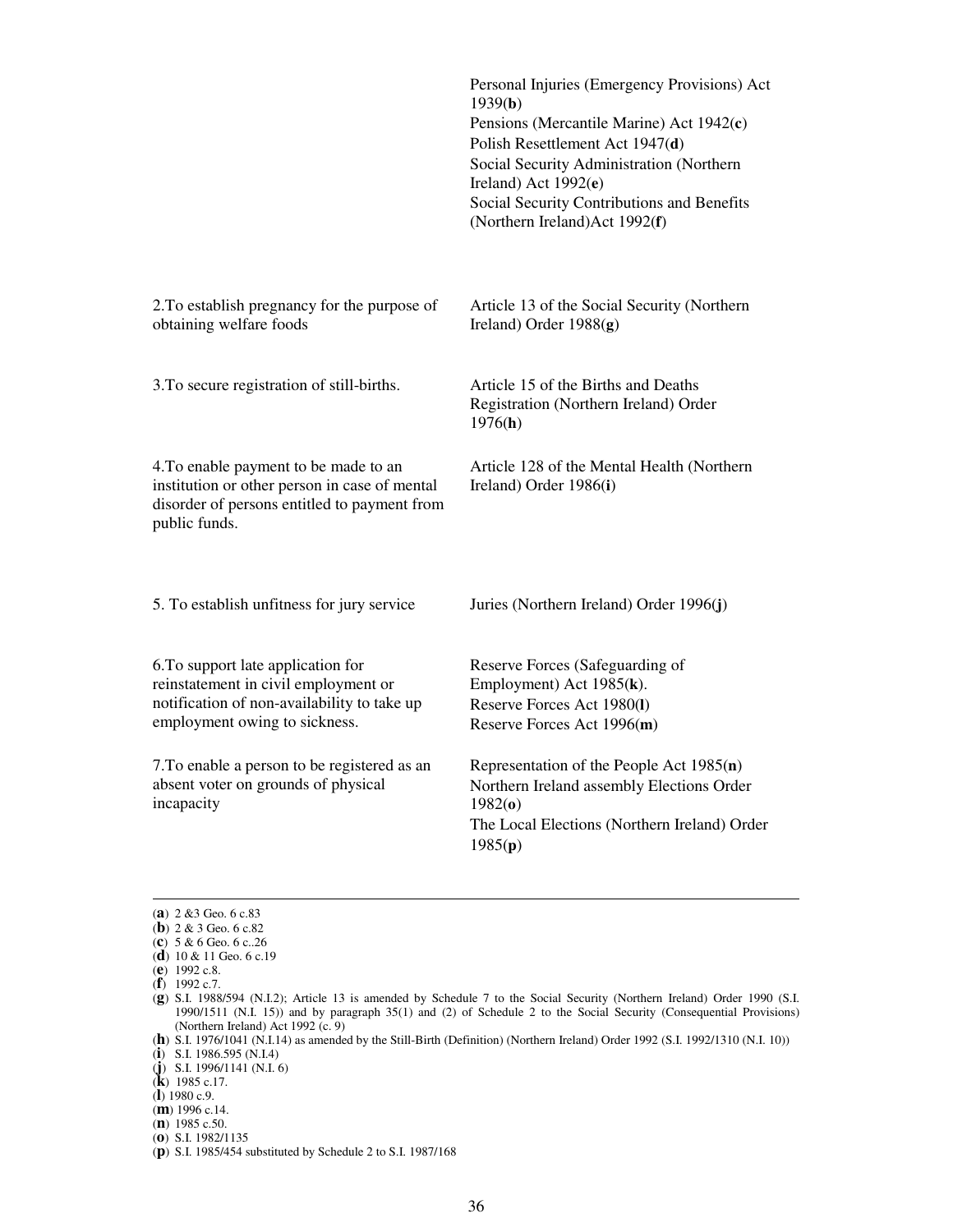| | |
|---|---|
| | Personal Injuries (Emergency Provisions) Act 1939(**b**)<br>Pensions (Mercantile Marine) Act 1942(**c**)<br>Polish Resettlement Act 1947(**d**)<br>Social Security Administration (Northern Ireland) Act 1992(**e**)<br>Social Security Contributions and Benefits (Northern Ireland)Act 1992(**f**) |
| 2.To establish pregnancy for the purpose of obtaining welfare foods | Article 13 of the Social Security (Northern Ireland) Order 1988(**g**) |
| 3.To secure registration of still-births. | Article 15 of the Births and Deaths Registration (Northern Ireland) Order 1976(**h**) |
| 4.To enable payment to be made to an institution or other person in case of mental disorder of persons entitled to payment from public funds. | Article 128 of the Mental Health (Northern Ireland) Order 1986(**i**) |
| 5. To establish unfitness for jury service | Juries (Northern Ireland) Order 1996(**j**) |
| 6.To support late application for reinstatement in civil employment or notification of non-availability to take up employment owing to sickness. | Reserve Forces (Safeguarding of Employment) Act 1985(**k**).<br>Reserve Forces Act 1980(**l**)<br>Reserve Forces Act 1996(**m**) |
| 7.To enable a person to be registered as an absent voter on grounds of physical incapacity | Representation of the People Act 1985(**n**)<br>Northern Ireland assembly Elections Order 1982(**o**)<br>The Local Elections (Northern Ireland) Order 1985(**p**) |

---

(**a**) 2 &3 Geo. 6 c.83
(**b**) 2 & 3 Geo. 6 c.82
(**c**) 5 & 6 Geo. 6 c..26
(**d**) 10 & 11 Geo. 6 c.19
(**e**) 1992 c.8.
(**f**) 1992 c.7.
(**g**) S.I. 1988/594 (N.I.2); Article 13 is amended by Schedule 7 to the Social Security (Northern Ireland) Order 1990 (S.I. 1990/1511 (N.I. 15)) and by paragraph 35(1) and (2) of Schedule 2 to the Social Security (Consequential Provisions) (Northern Ireland) Act 1992 (c. 9)
(**h**) S.I. 1976/1041 (N.I.14) as amended by the Still-Birth (Definition) (Northern Ireland) Order 1992 (S.I. 1992/1310 (N.I. 10))
(**i**) S.I. 1986.595 (N.I.4)
(**j**) S.I. 1996/1141 (N.I. 6)
(**k**) 1985 c.17.
(**l**) 1980 c.9.
(**m**) 1996 c.14.
(**n**) 1985 c.50.
(**o**) S.I. 1982/1135
(**p**) S.I. 1985/454 substituted by Schedule 2 to S.I. 1987/168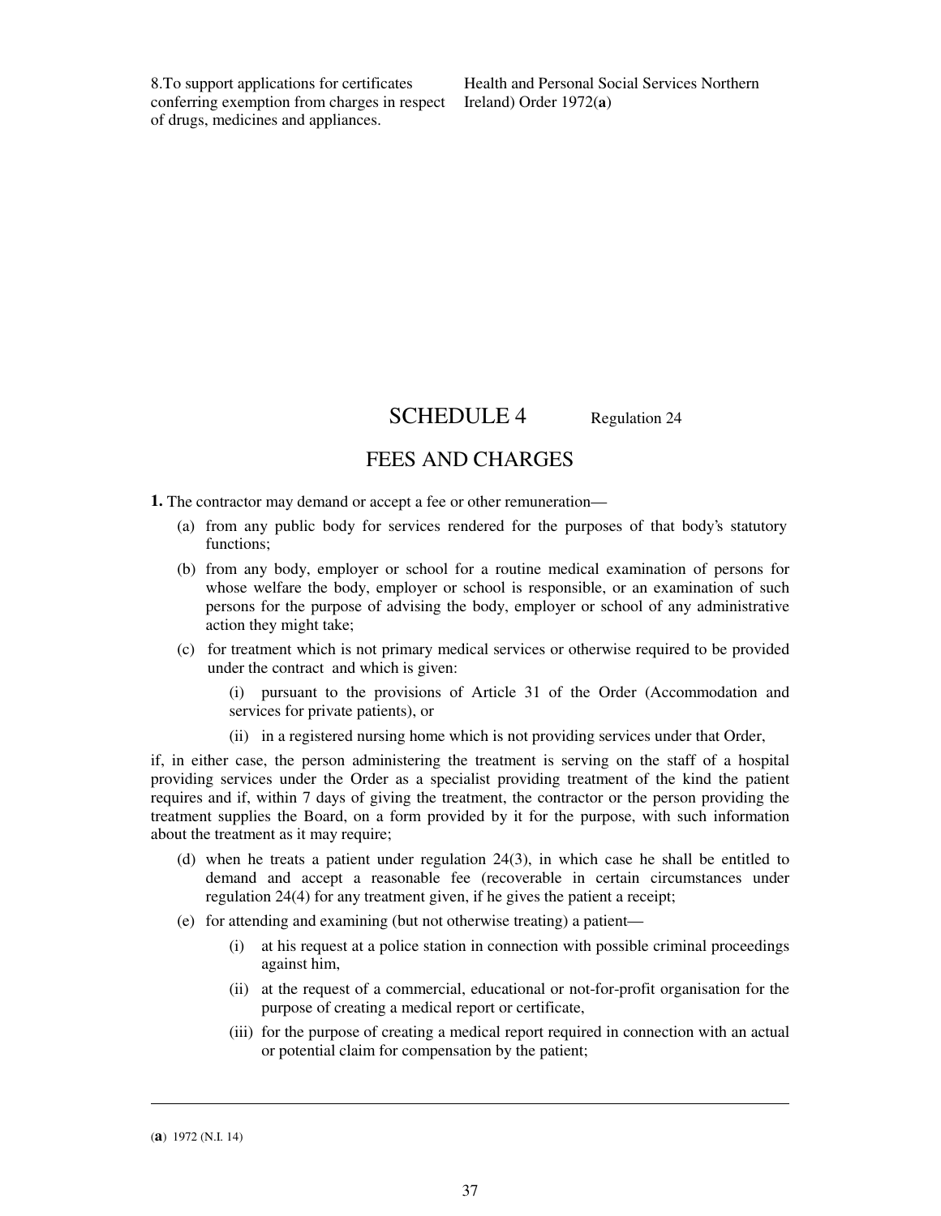| | |
|---|---|
| 8.To support applications for certificates conferring exemption from charges in respect of drugs, medicines and appliances. | Health and Personal Social Services Northern Ireland) Order 1972(**a**) |

# SCHEDULE 4 Regulation 24

## FEES AND CHARGES

**1.** The contractor may demand or accept a fee or other remuneration—

(a) from any public body for services rendered for the purposes of that body's statutory functions;

(b) from any body, employer or school for a routine medical examination of persons for whose welfare the body, employer or school is responsible, or an examination of such persons for the purpose of advising the body, employer or school of any administrative action they might take;

(c) for treatment which is not primary medical services or otherwise required to be provided under the contract and which is given:

(i) pursuant to the provisions of Article 31 of the Order (Accommodation and services for private patients), or

(ii) in a registered nursing home which is not providing services under that Order,

if, in either case, the person administering the treatment is serving on the staff of a hospital providing services under the Order as a specialist providing treatment of the kind the patient requires and if, within 7 days of giving the treatment, the contractor or the person providing the treatment supplies the Board, on a form provided by it for the purpose, with such information about the treatment as it may require;

(d) when he treats a patient under regulation 24(3), in which case he shall be entitled to demand and accept a reasonable fee (recoverable in certain circumstances under regulation 24(4) for any treatment given, if he gives the patient a receipt;

(e) for attending and examining (but not otherwise treating) a patient—

(i) at his request at a police station in connection with possible criminal proceedings against him,

(ii) at the request of a commercial, educational or not-for-profit organisation for the purpose of creating a medical report or certificate,

(iii) for the purpose of creating a medical report required in connection with an actual or potential claim for compensation by the patient;

---

(**a**) 1972 (N.I. 14)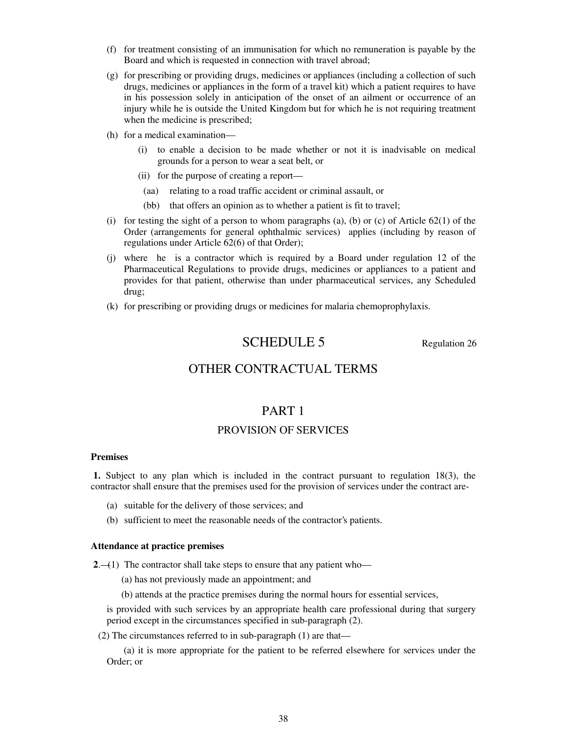(f) for treatment consisting of an immunisation for which no remuneration is payable by the Board and which is requested in connection with travel abroad;

(g) for prescribing or providing drugs, medicines or appliances (including a collection of such drugs, medicines or appliances in the form of a travel kit) which a patient requires to have in his possession solely in anticipation of the onset of an ailment or occurrence of an injury while he is outside the United Kingdom but for which he is not requiring treatment when the medicine is prescribed;

(h) for a medical examination—

  (i) to enable a decision to be made whether or not it is inadvisable on medical grounds for a person to wear a seat belt, or

  (ii) for the purpose of creating a report—

    (aa) relating to a road traffic accident or criminal assault, or

    (bb) that offers an opinion as to whether a patient is fit to travel;

(i) for testing the sight of a person to whom paragraphs (a), (b) or (c) of Article 62(1) of the Order (arrangements for general ophthalmic services) applies (including by reason of regulations under Article 62(6) of that Order);

(j) where he is a contractor which is required by a Board under regulation 12 of the Pharmaceutical Regulations to provide drugs, medicines or appliances to a patient and provides for that patient, otherwise than under pharmaceutical services, any Scheduled drug;

(k) for prescribing or providing drugs or medicines for malaria chemoprophylaxis.

# SCHEDULE 5

Regulation 26

# OTHER CONTRACTUAL TERMS

## PART 1

## PROVISION OF SERVICES

**Premises**

**1.** Subject to any plan which is included in the contract pursuant to regulation 18(3), the contractor shall ensure that the premises used for the provision of services under the contract are-

(a) suitable for the delivery of those services; and

(b) sufficient to meet the reasonable needs of the contractor's patients.

**Attendance at practice premises**

**2.**—(1) The contractor shall take steps to ensure that any patient who—

(a) has not previously made an appointment; and

(b) attends at the practice premises during the normal hours for essential services,

is provided with such services by an appropriate health care professional during that surgery period except in the circumstances specified in sub-paragraph (2).

(2) The circumstances referred to in sub-paragraph (1) are that—

(a) it is more appropriate for the patient to be referred elsewhere for services under the Order; or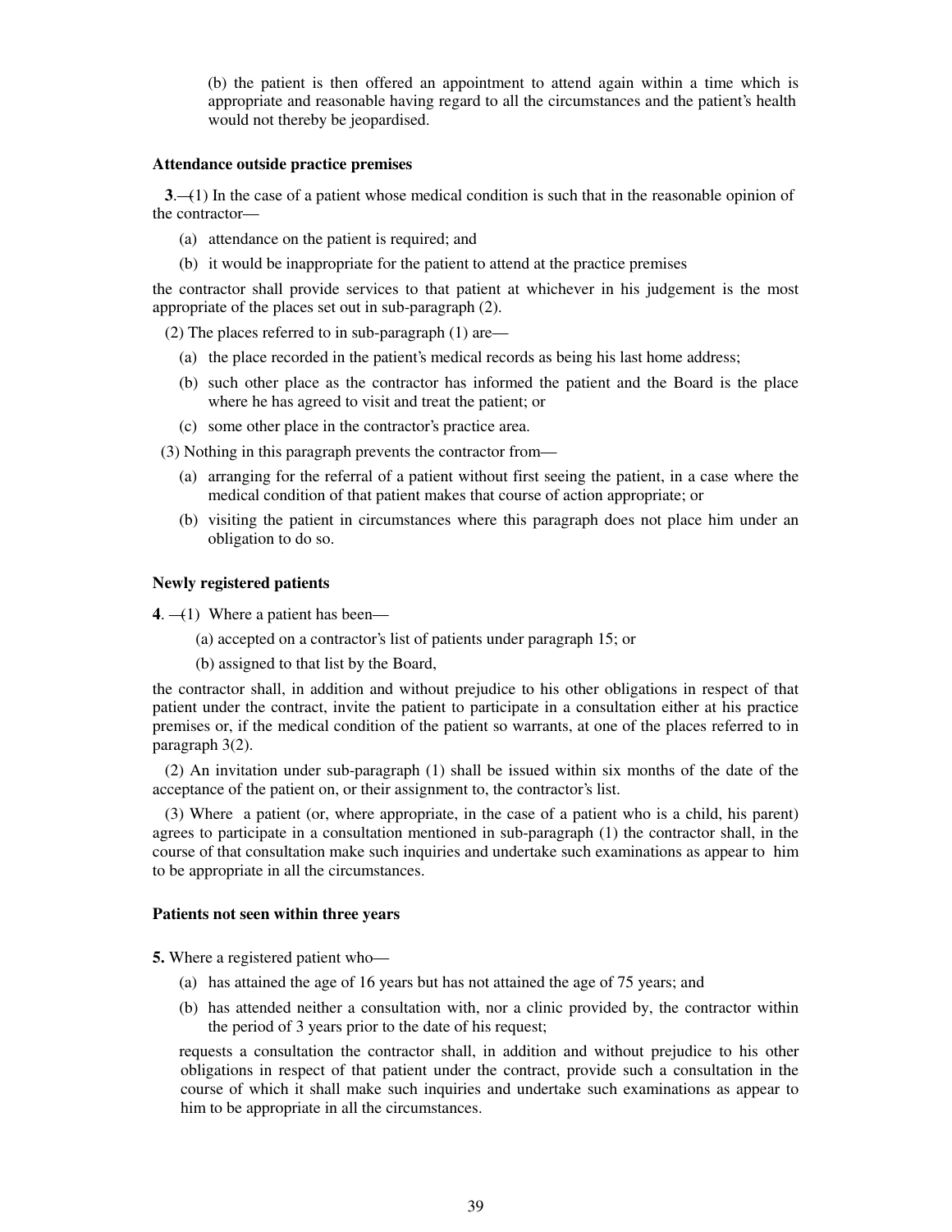(b) the patient is then offered an appointment to attend again within a time which is appropriate and reasonable having regard to all the circumstances and the patient's health would not thereby be jeopardised.

**Attendance outside practice premises**

**3**.—(1) In the case of a patient whose medical condition is such that in the reasonable opinion of the contractor—

- (a) attendance on the patient is required; and
- (b) it would be inappropriate for the patient to attend at the practice premises

the contractor shall provide services to that patient at whichever in his judgement is the most appropriate of the places set out in sub-paragraph (2).

(2) The places referred to in sub-paragraph (1) are—

- (a) the place recorded in the patient's medical records as being his last home address;
- (b) such other place as the contractor has informed the patient and the Board is the place where he has agreed to visit and treat the patient; or
- (c) some other place in the contractor's practice area.

(3) Nothing in this paragraph prevents the contractor from—

- (a) arranging for the referral of a patient without first seeing the patient, in a case where the medical condition of that patient makes that course of action appropriate; or
- (b) visiting the patient in circumstances where this paragraph does not place him under an obligation to do so.

**Newly registered patients**

**4**. —(1) Where a patient has been—

- (a) accepted on a contractor's list of patients under paragraph 15; or
- (b) assigned to that list by the Board,

the contractor shall, in addition and without prejudice to his other obligations in respect of that patient under the contract, invite the patient to participate in a consultation either at his practice premises or, if the medical condition of the patient so warrants, at one of the places referred to in paragraph 3(2).

(2) An invitation under sub-paragraph (1) shall be issued within six months of the date of the acceptance of the patient on, or their assignment to, the contractor's list.

(3) Where a patient (or, where appropriate, in the case of a patient who is a child, his parent) agrees to participate in a consultation mentioned in sub-paragraph (1) the contractor shall, in the course of that consultation make such inquiries and undertake such examinations as appear to him to be appropriate in all the circumstances.

**Patients not seen within three years**

**5.** Where a registered patient who—

- (a) has attained the age of 16 years but has not attained the age of 75 years; and
- (b) has attended neither a consultation with, nor a clinic provided by, the contractor within the period of 3 years prior to the date of his request;

requests a consultation the contractor shall, in addition and without prejudice to his other obligations in respect of that patient under the contract, provide such a consultation in the course of which it shall make such inquiries and undertake such examinations as appear to him to be appropriate in all the circumstances.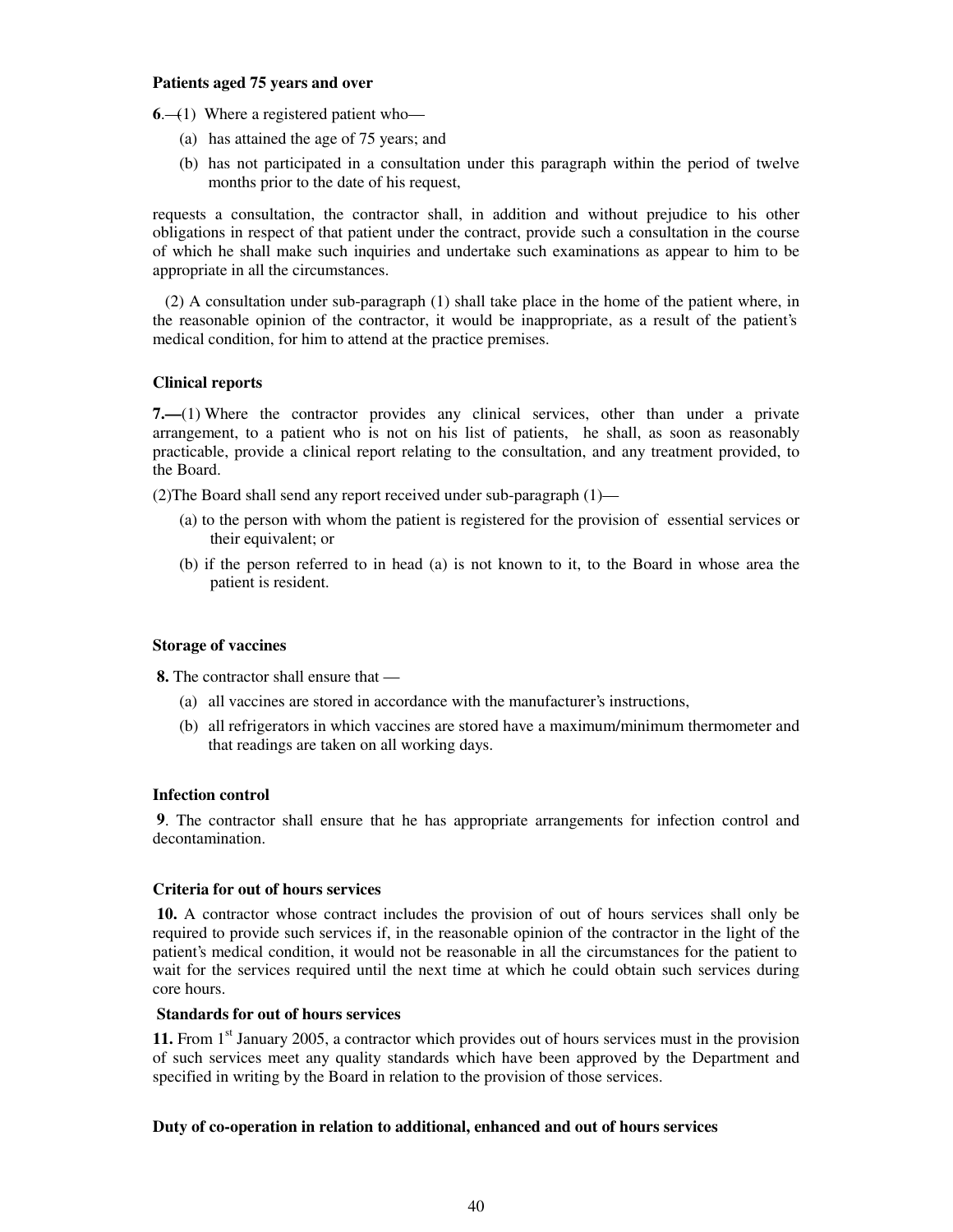**Patients aged 75 years and over**

**6**.—(1) Where a registered patient who—

(a) has attained the age of 75 years; and

(b) has not participated in a consultation under this paragraph within the period of twelve months prior to the date of his request,

requests a consultation, the contractor shall, in addition and without prejudice to his other obligations in respect of that patient under the contract, provide such a consultation in the course of which he shall make such inquiries and undertake such examinations as appear to him to be appropriate in all the circumstances.

(2) A consultation under sub-paragraph (1) shall take place in the home of the patient where, in the reasonable opinion of the contractor, it would be inappropriate, as a result of the patient's medical condition, for him to attend at the practice premises.

**Clinical reports**

**7.—**(1) Where the contractor provides any clinical services, other than under a private arrangement, to a patient who is not on his list of patients, he shall, as soon as reasonably practicable, provide a clinical report relating to the consultation, and any treatment provided, to the Board.

(2)The Board shall send any report received under sub-paragraph (1)—

(a) to the person with whom the patient is registered for the provision of essential services or their equivalent; or

(b) if the person referred to in head (a) is not known to it, to the Board in whose area the patient is resident.

**Storage of vaccines**

**8.** The contractor shall ensure that —

(a) all vaccines are stored in accordance with the manufacturer's instructions,

(b) all refrigerators in which vaccines are stored have a maximum/minimum thermometer and that readings are taken on all working days.

**Infection control**

**9**. The contractor shall ensure that he has appropriate arrangements for infection control and decontamination.

**Criteria for out of hours services**

**10.** A contractor whose contract includes the provision of out of hours services shall only be required to provide such services if, in the reasonable opinion of the contractor in the light of the patient's medical condition, it would not be reasonable in all the circumstances for the patient to wait for the services required until the next time at which he could obtain such services during core hours.

**Standards for out of hours services**

**11.** From 1st January 2005, a contractor which provides out of hours services must in the provision of such services meet any quality standards which have been approved by the Department and specified in writing by the Board in relation to the provision of those services.

**Duty of co-operation in relation to additional, enhanced and out of hours services**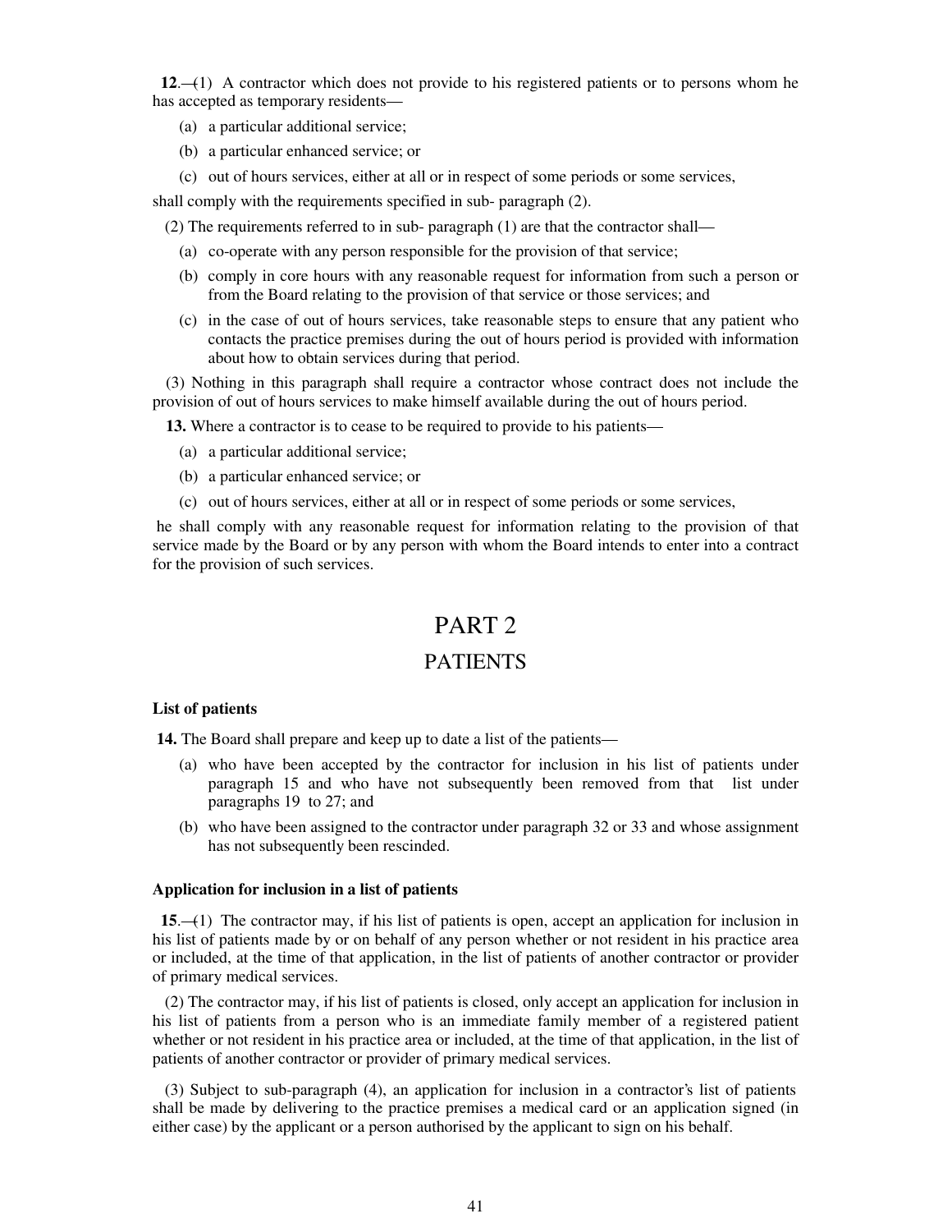**12**.—(1) A contractor which does not provide to his registered patients or to persons whom he has accepted as temporary residents—

(a) a particular additional service;

(b) a particular enhanced service; or

(c) out of hours services, either at all or in respect of some periods or some services,

shall comply with the requirements specified in sub- paragraph (2).

(2) The requirements referred to in sub- paragraph (1) are that the contractor shall—

(a) co-operate with any person responsible for the provision of that service;

(b) comply in core hours with any reasonable request for information from such a person or from the Board relating to the provision of that service or those services; and

(c) in the case of out of hours services, take reasonable steps to ensure that any patient who contacts the practice premises during the out of hours period is provided with information about how to obtain services during that period.

(3) Nothing in this paragraph shall require a contractor whose contract does not include the provision of out of hours services to make himself available during the out of hours period.

**13.** Where a contractor is to cease to be required to provide to his patients—

(a) a particular additional service;

(b) a particular enhanced service; or

(c) out of hours services, either at all or in respect of some periods or some services,

he shall comply with any reasonable request for information relating to the provision of that service made by the Board or by any person with whom the Board intends to enter into a contract for the provision of such services.

# PART 2

# PATIENTS

### List of patients

**14.** The Board shall prepare and keep up to date a list of the patients—

(a) who have been accepted by the contractor for inclusion in his list of patients under paragraph 15 and who have not subsequently been removed from that list under paragraphs 19 to 27; and

(b) who have been assigned to the contractor under paragraph 32 or 33 and whose assignment has not subsequently been rescinded.

### Application for inclusion in a list of patients

**15**.—(1) The contractor may, if his list of patients is open, accept an application for inclusion in his list of patients made by or on behalf of any person whether or not resident in his practice area or included, at the time of that application, in the list of patients of another contractor or provider of primary medical services.

(2) The contractor may, if his list of patients is closed, only accept an application for inclusion in his list of patients from a person who is an immediate family member of a registered patient whether or not resident in his practice area or included, at the time of that application, in the list of patients of another contractor or provider of primary medical services.

(3) Subject to sub-paragraph (4), an application for inclusion in a contractor's list of patients shall be made by delivering to the practice premises a medical card or an application signed (in either case) by the applicant or a person authorised by the applicant to sign on his behalf.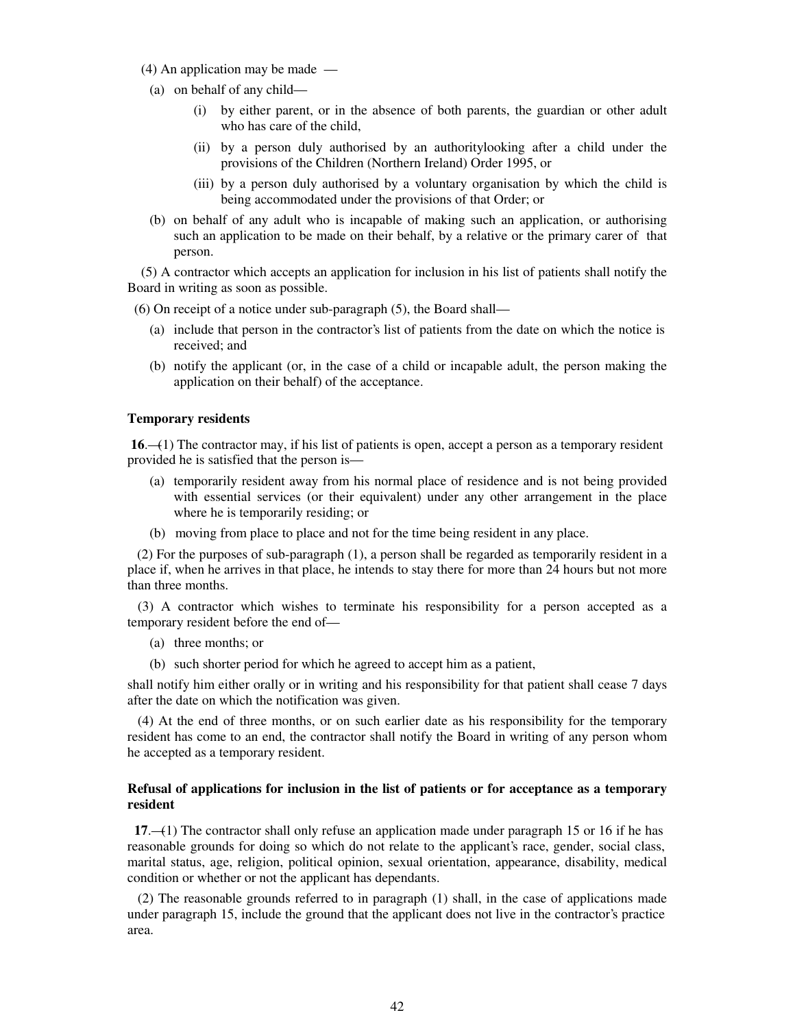(4) An application may be made —

(a) on behalf of any child—

(i) by either parent, or in the absence of both parents, the guardian or other adult who has care of the child,

(ii) by a person duly authorised by an authoritylooking after a child under the provisions of the Children (Northern Ireland) Order 1995, or

(iii) by a person duly authorised by a voluntary organisation by which the child is being accommodated under the provisions of that Order; or

(b) on behalf of any adult who is incapable of making such an application, or authorising such an application to be made on their behalf, by a relative or the primary carer of that person.

(5) A contractor which accepts an application for inclusion in his list of patients shall notify the Board in writing as soon as possible.

(6) On receipt of a notice under sub-paragraph (5), the Board shall—

(a) include that person in the contractor's list of patients from the date on which the notice is received; and

(b) notify the applicant (or, in the case of a child or incapable adult, the person making the application on their behalf) of the acceptance.

**Temporary residents**

**16**.—(1) The contractor may, if his list of patients is open, accept a person as a temporary resident provided he is satisfied that the person is—

(a) temporarily resident away from his normal place of residence and is not being provided with essential services (or their equivalent) under any other arrangement in the place where he is temporarily residing; or

(b) moving from place to place and not for the time being resident in any place.

(2) For the purposes of sub-paragraph (1), a person shall be regarded as temporarily resident in a place if, when he arrives in that place, he intends to stay there for more than 24 hours but not more than three months.

(3) A contractor which wishes to terminate his responsibility for a person accepted as a temporary resident before the end of—

(a) three months; or

(b) such shorter period for which he agreed to accept him as a patient,

shall notify him either orally or in writing and his responsibility for that patient shall cease 7 days after the date on which the notification was given.

(4) At the end of three months, or on such earlier date as his responsibility for the temporary resident has come to an end, the contractor shall notify the Board in writing of any person whom he accepted as a temporary resident.

**Refusal of applications for inclusion in the list of patients or for acceptance as a temporary resident**

**17**.—(1) The contractor shall only refuse an application made under paragraph 15 or 16 if he has reasonable grounds for doing so which do not relate to the applicant's race, gender, social class, marital status, age, religion, political opinion, sexual orientation, appearance, disability, medical condition or whether or not the applicant has dependants.

(2) The reasonable grounds referred to in paragraph (1) shall, in the case of applications made under paragraph 15, include the ground that the applicant does not live in the contractor's practice area.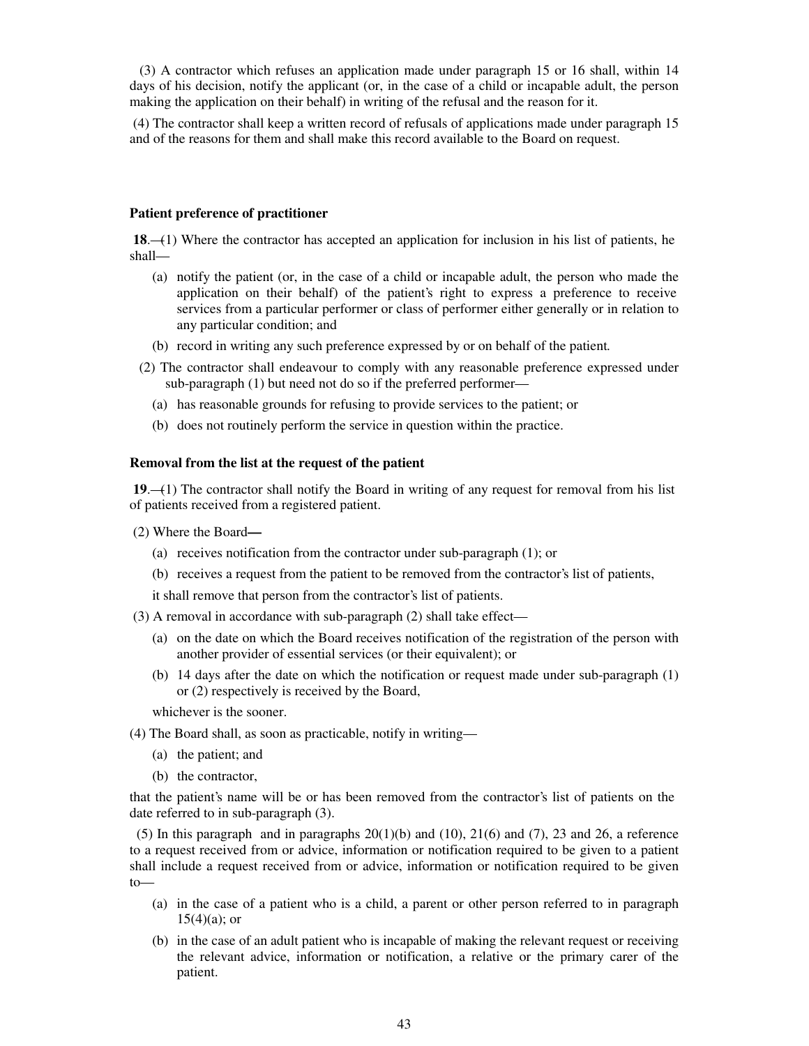(3) A contractor which refuses an application made under paragraph 15 or 16 shall, within 14 days of his decision, notify the applicant (or, in the case of a child or incapable adult, the person making the application on their behalf) in writing of the refusal and the reason for it.

(4) The contractor shall keep a written record of refusals of applications made under paragraph 15 and of the reasons for them and shall make this record available to the Board on request.

**Patient preference of practitioner**

**18**.—(1) Where the contractor has accepted an application for inclusion in his list of patients, he shall—

- (a) notify the patient (or, in the case of a child or incapable adult, the person who made the application on their behalf) of the patient's right to express a preference to receive services from a particular performer or class of performer either generally or in relation to any particular condition; and
- (b) record in writing any such preference expressed by or on behalf of the patient.

(2) The contractor shall endeavour to comply with any reasonable preference expressed under sub-paragraph (1) but need not do so if the preferred performer—

- (a) has reasonable grounds for refusing to provide services to the patient; or
- (b) does not routinely perform the service in question within the practice.

**Removal from the list at the request of the patient**

**19**.—(1) The contractor shall notify the Board in writing of any request for removal from his list of patients received from a registered patient.

(2) Where the Board**—**

- (a) receives notification from the contractor under sub-paragraph (1); or
- (b) receives a request from the patient to be removed from the contractor's list of patients,

it shall remove that person from the contractor's list of patients.

(3) A removal in accordance with sub-paragraph (2) shall take effect—

- (a) on the date on which the Board receives notification of the registration of the person with another provider of essential services (or their equivalent); or
- (b) 14 days after the date on which the notification or request made under sub-paragraph (1) or (2) respectively is received by the Board,

whichever is the sooner.

(4) The Board shall, as soon as practicable, notify in writing—

- (a) the patient; and
- (b) the contractor,

that the patient's name will be or has been removed from the contractor's list of patients on the date referred to in sub-paragraph (3).

(5) In this paragraph and in paragraphs 20(1)(b) and (10), 21(6) and (7), 23 and 26, a reference to a request received from or advice, information or notification required to be given to a patient shall include a request received from or advice, information or notification required to be given to—

- (a) in the case of a patient who is a child, a parent or other person referred to in paragraph 15(4)(a); or
- (b) in the case of an adult patient who is incapable of making the relevant request or receiving the relevant advice, information or notification, a relative or the primary carer of the patient.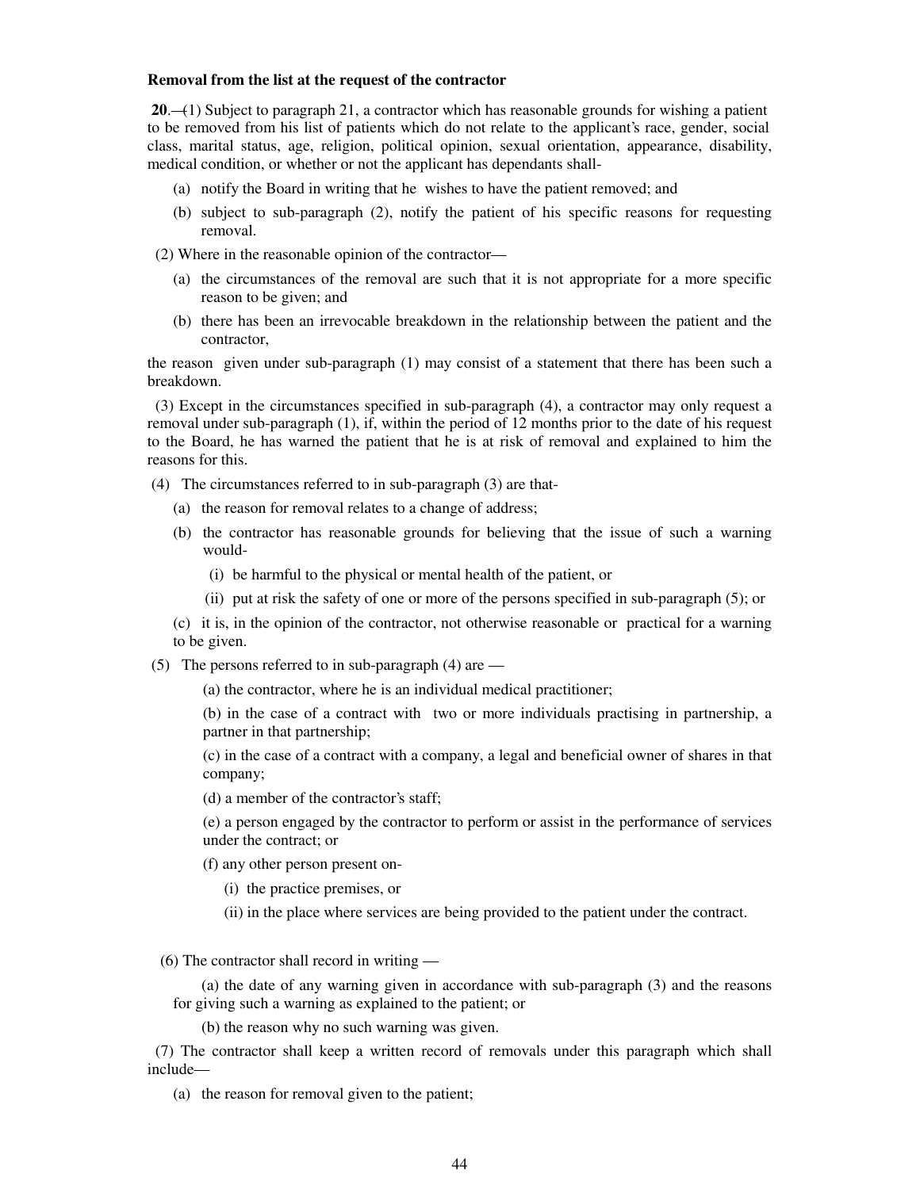**Removal from the list at the request of the contractor**

**20**.—(1) Subject to paragraph 21, a contractor which has reasonable grounds for wishing a patient to be removed from his list of patients which do not relate to the applicant's race, gender, social class, marital status, age, religion, political opinion, sexual orientation, appearance, disability, medical condition, or whether or not the applicant has dependants shall-

(a) notify the Board in writing that he wishes to have the patient removed; and

(b) subject to sub-paragraph (2), notify the patient of his specific reasons for requesting removal.

(2) Where in the reasonable opinion of the contractor—

(a) the circumstances of the removal are such that it is not appropriate for a more specific reason to be given; and

(b) there has been an irrevocable breakdown in the relationship between the patient and the contractor,

the reason given under sub-paragraph (1) may consist of a statement that there has been such a breakdown.

(3) Except in the circumstances specified in sub-paragraph (4), a contractor may only request a removal under sub-paragraph (1), if, within the period of 12 months prior to the date of his request to the Board, he has warned the patient that he is at risk of removal and explained to him the reasons for this.

(4) The circumstances referred to in sub-paragraph (3) are that-

(a) the reason for removal relates to a change of address;

(b) the contractor has reasonable grounds for believing that the issue of such a warning would-

(i) be harmful to the physical or mental health of the patient, or

(ii) put at risk the safety of one or more of the persons specified in sub-paragraph (5); or

(c) it is, in the opinion of the contractor, not otherwise reasonable or practical for a warning to be given.

(5) The persons referred to in sub-paragraph (4) are —

(a) the contractor, where he is an individual medical practitioner;

(b) in the case of a contract with two or more individuals practising in partnership, a partner in that partnership;

(c) in the case of a contract with a company, a legal and beneficial owner of shares in that company;

(d) a member of the contractor's staff;

(e) a person engaged by the contractor to perform or assist in the performance of services under the contract; or

(f) any other person present on-

(i) the practice premises, or

(ii) in the place where services are being provided to the patient under the contract.

(6) The contractor shall record in writing —

(a) the date of any warning given in accordance with sub-paragraph (3) and the reasons for giving such a warning as explained to the patient; or

(b) the reason why no such warning was given.

(7) The contractor shall keep a written record of removals under this paragraph which shall include—

(a) the reason for removal given to the patient;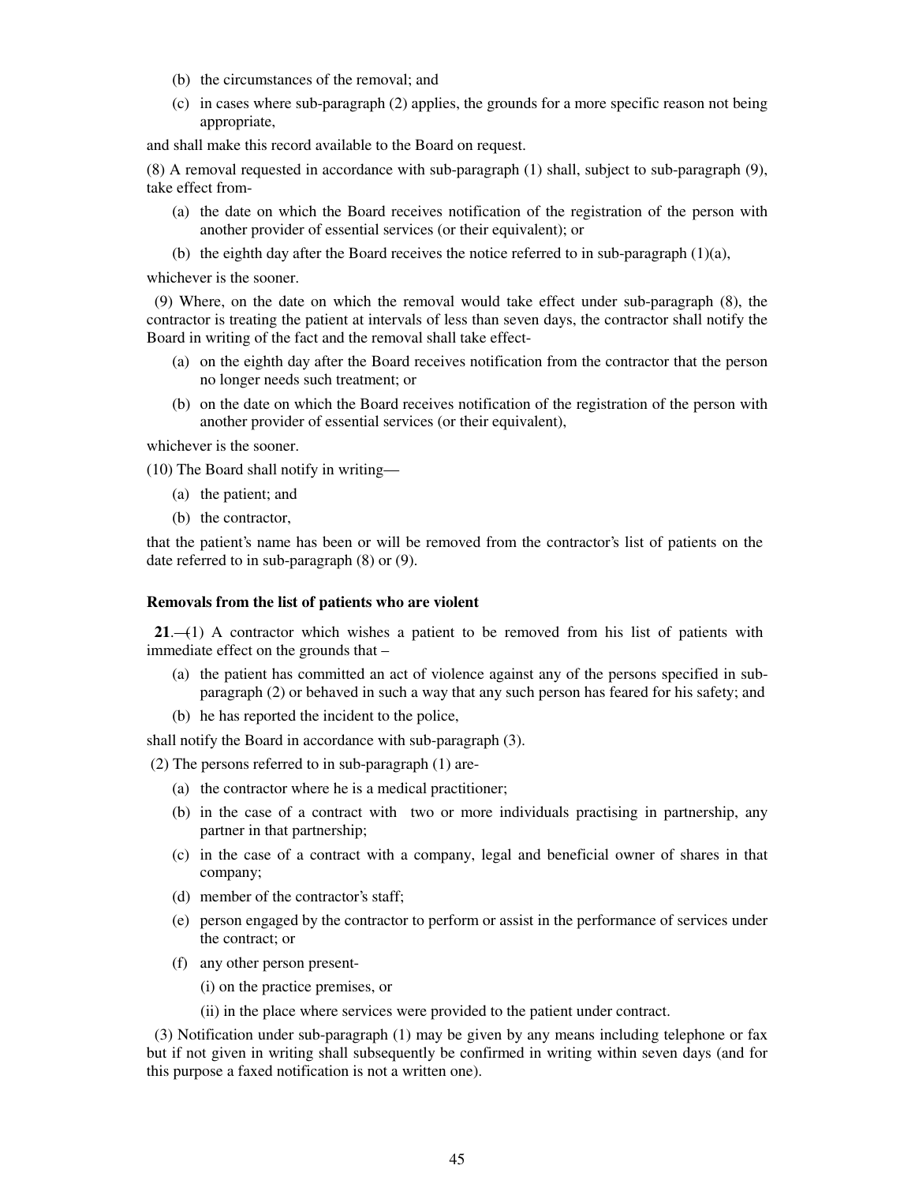(b) the circumstances of the removal; and

(c) in cases where sub-paragraph (2) applies, the grounds for a more specific reason not being appropriate,

and shall make this record available to the Board on request.

(8) A removal requested in accordance with sub-paragraph (1) shall, subject to sub-paragraph (9), take effect from-

(a) the date on which the Board receives notification of the registration of the person with another provider of essential services (or their equivalent); or

(b) the eighth day after the Board receives the notice referred to in sub-paragraph (1)(a),

whichever is the sooner.

(9) Where, on the date on which the removal would take effect under sub-paragraph (8), the contractor is treating the patient at intervals of less than seven days, the contractor shall notify the Board in writing of the fact and the removal shall take effect-

(a) on the eighth day after the Board receives notification from the contractor that the person no longer needs such treatment; or

(b) on the date on which the Board receives notification of the registration of the person with another provider of essential services (or their equivalent),

whichever is the sooner.

(10) The Board shall notify in writing—

(a) the patient; and

(b) the contractor,

that the patient's name has been or will be removed from the contractor's list of patients on the date referred to in sub-paragraph (8) or (9).

**Removals from the list of patients who are violent**

**21**.—(1) A contractor which wishes a patient to be removed from his list of patients with immediate effect on the grounds that –

(a) the patient has committed an act of violence against any of the persons specified in sub-paragraph (2) or behaved in such a way that any such person has feared for his safety; and

(b) he has reported the incident to the police,

shall notify the Board in accordance with sub-paragraph (3).

(2) The persons referred to in sub-paragraph (1) are-

(a) the contractor where he is a medical practitioner;

(b) in the case of a contract with two or more individuals practising in partnership, any partner in that partnership;

(c) in the case of a contract with a company, legal and beneficial owner of shares in that company;

(d) member of the contractor's staff;

(e) person engaged by the contractor to perform or assist in the performance of services under the contract; or

(f) any other person present-

(i) on the practice premises, or

(ii) in the place where services were provided to the patient under contract.

(3) Notification under sub-paragraph (1) may be given by any means including telephone or fax but if not given in writing shall subsequently be confirmed in writing within seven days (and for this purpose a faxed notification is not a written one).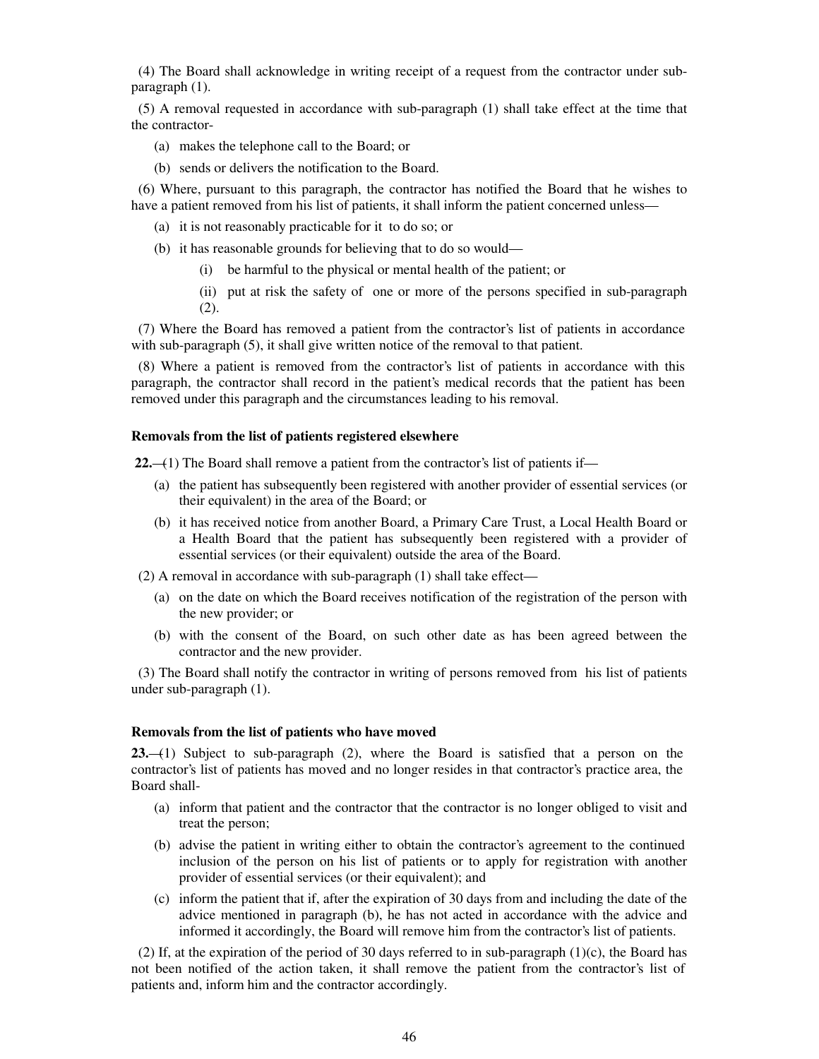(4) The Board shall acknowledge in writing receipt of a request from the contractor under sub-paragraph (1).

(5) A removal requested in accordance with sub-paragraph (1) shall take effect at the time that the contractor-

(a) makes the telephone call to the Board; or

(b) sends or delivers the notification to the Board.

(6) Where, pursuant to this paragraph, the contractor has notified the Board that he wishes to have a patient removed from his list of patients, it shall inform the patient concerned unless—

(a) it is not reasonably practicable for it to do so; or

(b) it has reasonable grounds for believing that to do so would—

(i) be harmful to the physical or mental health of the patient; or

(ii) put at risk the safety of one or more of the persons specified in sub-paragraph (2).

(7) Where the Board has removed a patient from the contractor's list of patients in accordance with sub-paragraph (5), it shall give written notice of the removal to that patient.

(8) Where a patient is removed from the contractor's list of patients in accordance with this paragraph, the contractor shall record in the patient's medical records that the patient has been removed under this paragraph and the circumstances leading to his removal.

**Removals from the list of patients registered elsewhere**

**22.**—(1) The Board shall remove a patient from the contractor's list of patients if—

(a) the patient has subsequently been registered with another provider of essential services (or their equivalent) in the area of the Board; or

(b) it has received notice from another Board, a Primary Care Trust, a Local Health Board or a Health Board that the patient has subsequently been registered with a provider of essential services (or their equivalent) outside the area of the Board.

(2) A removal in accordance with sub-paragraph (1) shall take effect—

(a) on the date on which the Board receives notification of the registration of the person with the new provider; or

(b) with the consent of the Board, on such other date as has been agreed between the contractor and the new provider.

(3) The Board shall notify the contractor in writing of persons removed from his list of patients under sub-paragraph (1).

**Removals from the list of patients who have moved**

**23.**—(1) Subject to sub-paragraph (2), where the Board is satisfied that a person on the contractor's list of patients has moved and no longer resides in that contractor's practice area, the Board shall-

(a) inform that patient and the contractor that the contractor is no longer obliged to visit and treat the person;

(b) advise the patient in writing either to obtain the contractor's agreement to the continued inclusion of the person on his list of patients or to apply for registration with another provider of essential services (or their equivalent); and

(c) inform the patient that if, after the expiration of 30 days from and including the date of the advice mentioned in paragraph (b), he has not acted in accordance with the advice and informed it accordingly, the Board will remove him from the contractor's list of patients.

(2) If, at the expiration of the period of 30 days referred to in sub-paragraph (1)(c), the Board has not been notified of the action taken, it shall remove the patient from the contractor's list of patients and, inform him and the contractor accordingly.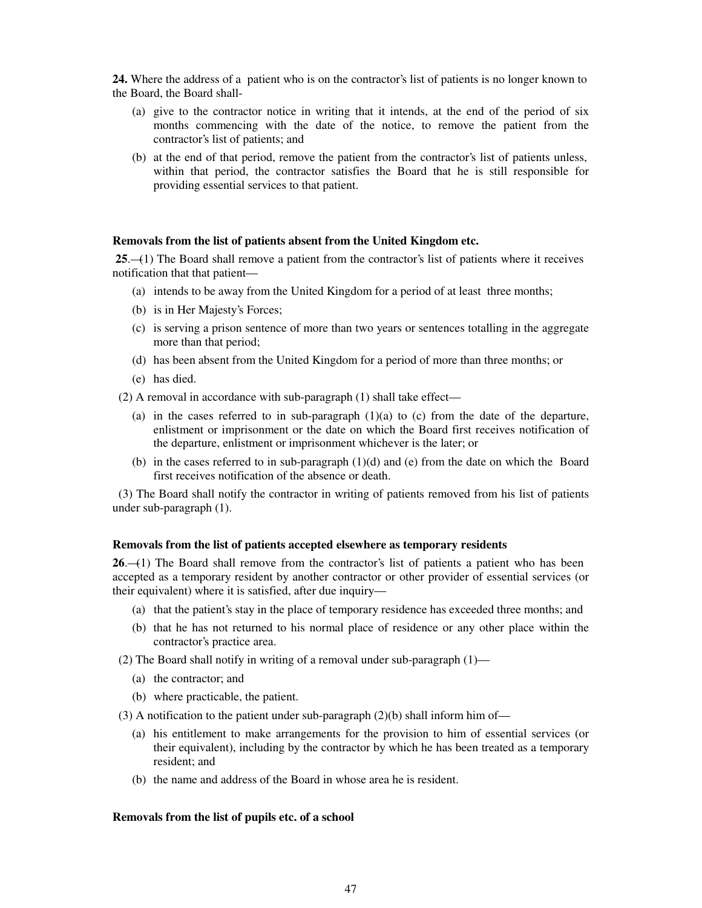**24.** Where the address of a patient who is on the contractor's list of patients is no longer known to the Board, the Board shall-

(a) give to the contractor notice in writing that it intends, at the end of the period of six months commencing with the date of the notice, to remove the patient from the contractor's list of patients; and

(b) at the end of that period, remove the patient from the contractor's list of patients unless, within that period, the contractor satisfies the Board that he is still responsible for providing essential services to that patient.

**Removals from the list of patients absent from the United Kingdom etc.**

**25**.—(1) The Board shall remove a patient from the contractor's list of patients where it receives notification that that patient—

(a) intends to be away from the United Kingdom for a period of at least three months;

(b) is in Her Majesty's Forces;

(c) is serving a prison sentence of more than two years or sentences totalling in the aggregate more than that period;

(d) has been absent from the United Kingdom for a period of more than three months; or

(e) has died.

(2) A removal in accordance with sub-paragraph (1) shall take effect—

(a) in the cases referred to in sub-paragraph (1)(a) to (c) from the date of the departure, enlistment or imprisonment or the date on which the Board first receives notification of the departure, enlistment or imprisonment whichever is the later; or

(b) in the cases referred to in sub-paragraph (1)(d) and (e) from the date on which the Board first receives notification of the absence or death.

(3) The Board shall notify the contractor in writing of patients removed from his list of patients under sub-paragraph (1).

**Removals from the list of patients accepted elsewhere as temporary residents**

**26**.—(1) The Board shall remove from the contractor's list of patients a patient who has been accepted as a temporary resident by another contractor or other provider of essential services (or their equivalent) where it is satisfied, after due inquiry—

(a) that the patient's stay in the place of temporary residence has exceeded three months; and

(b) that he has not returned to his normal place of residence or any other place within the contractor's practice area.

(2) The Board shall notify in writing of a removal under sub-paragraph (1)—

(a) the contractor; and

(b) where practicable, the patient.

(3) A notification to the patient under sub-paragraph (2)(b) shall inform him of—

(a) his entitlement to make arrangements for the provision to him of essential services (or their equivalent), including by the contractor by which he has been treated as a temporary resident; and

(b) the name and address of the Board in whose area he is resident.

**Removals from the list of pupils etc. of a school**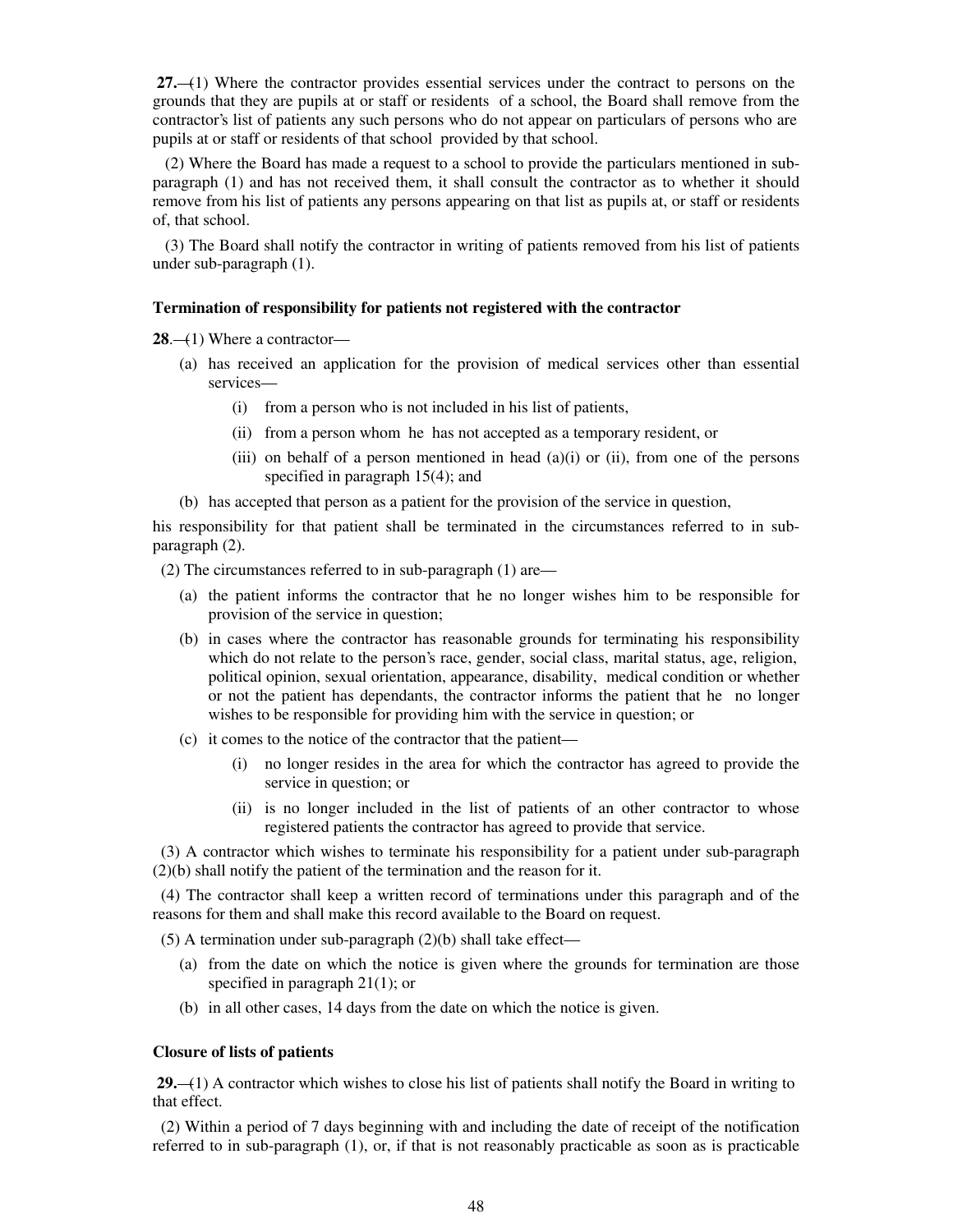**27.**—(1) Where the contractor provides essential services under the contract to persons on the grounds that they are pupils at or staff or residents of a school, the Board shall remove from the contractor's list of patients any such persons who do not appear on particulars of persons who are pupils at or staff or residents of that school provided by that school.

(2) Where the Board has made a request to a school to provide the particulars mentioned in sub-paragraph (1) and has not received them, it shall consult the contractor as to whether it should remove from his list of patients any persons appearing on that list as pupils at, or staff or residents of, that school.

(3) The Board shall notify the contractor in writing of patients removed from his list of patients under sub-paragraph (1).

### Termination of responsibility for patients not registered with the contractor

**28**.—(1) Where a contractor—

(a) has received an application for the provision of medical services other than essential services—

(i) from a person who is not included in his list of patients,

(ii) from a person whom he has not accepted as a temporary resident, or

(iii) on behalf of a person mentioned in head (a)(i) or (ii), from one of the persons specified in paragraph 15(4); and

(b) has accepted that person as a patient for the provision of the service in question,

his responsibility for that patient shall be terminated in the circumstances referred to in sub-paragraph (2).

(2) The circumstances referred to in sub-paragraph (1) are—

(a) the patient informs the contractor that he no longer wishes him to be responsible for provision of the service in question;

(b) in cases where the contractor has reasonable grounds for terminating his responsibility which do not relate to the person's race, gender, social class, marital status, age, religion, political opinion, sexual orientation, appearance, disability, medical condition or whether or not the patient has dependants, the contractor informs the patient that he no longer wishes to be responsible for providing him with the service in question; or

(c) it comes to the notice of the contractor that the patient—

(i) no longer resides in the area for which the contractor has agreed to provide the service in question; or

(ii) is no longer included in the list of patients of an other contractor to whose registered patients the contractor has agreed to provide that service.

(3) A contractor which wishes to terminate his responsibility for a patient under sub-paragraph (2)(b) shall notify the patient of the termination and the reason for it.

(4) The contractor shall keep a written record of terminations under this paragraph and of the reasons for them and shall make this record available to the Board on request.

(5) A termination under sub-paragraph (2)(b) shall take effect—

(a) from the date on which the notice is given where the grounds for termination are those specified in paragraph 21(1); or

(b) in all other cases, 14 days from the date on which the notice is given.

### Closure of lists of patients

**29.**—(1) A contractor which wishes to close his list of patients shall notify the Board in writing to that effect.

(2) Within a period of 7 days beginning with and including the date of receipt of the notification referred to in sub-paragraph (1), or, if that is not reasonably practicable as soon as is practicable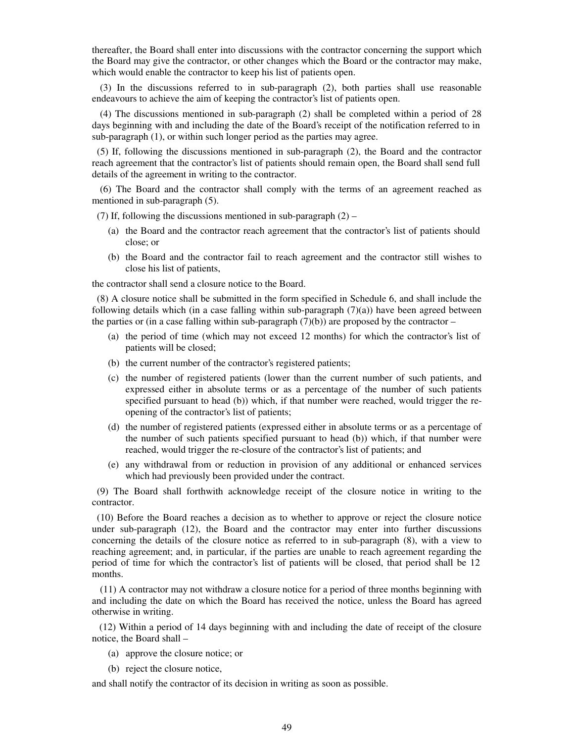thereafter, the Board shall enter into discussions with the contractor concerning the support which the Board may give the contractor, or other changes which the Board or the contractor may make, which would enable the contractor to keep his list of patients open.

(3) In the discussions referred to in sub-paragraph (2), both parties shall use reasonable endeavours to achieve the aim of keeping the contractor's list of patients open.

(4) The discussions mentioned in sub-paragraph (2) shall be completed within a period of 28 days beginning with and including the date of the Board's receipt of the notification referred to in sub-paragraph (1), or within such longer period as the parties may agree.

(5) If, following the discussions mentioned in sub-paragraph (2), the Board and the contractor reach agreement that the contractor's list of patients should remain open, the Board shall send full details of the agreement in writing to the contractor.

(6) The Board and the contractor shall comply with the terms of an agreement reached as mentioned in sub-paragraph (5).

(7) If, following the discussions mentioned in sub-paragraph (2) –

(a) the Board and the contractor reach agreement that the contractor's list of patients should close; or

(b) the Board and the contractor fail to reach agreement and the contractor still wishes to close his list of patients,

the contractor shall send a closure notice to the Board.

(8) A closure notice shall be submitted in the form specified in Schedule 6, and shall include the following details which (in a case falling within sub-paragraph (7)(a)) have been agreed between the parties or (in a case falling within sub-paragraph (7)(b)) are proposed by the contractor –

(a) the period of time (which may not exceed 12 months) for which the contractor's list of patients will be closed;

(b) the current number of the contractor's registered patients;

(c) the number of registered patients (lower than the current number of such patients, and expressed either in absolute terms or as a percentage of the number of such patients specified pursuant to head (b)) which, if that number were reached, would trigger the re-opening of the contractor's list of patients;

(d) the number of registered patients (expressed either in absolute terms or as a percentage of the number of such patients specified pursuant to head (b)) which, if that number were reached, would trigger the re-closure of the contractor's list of patients; and

(e) any withdrawal from or reduction in provision of any additional or enhanced services which had previously been provided under the contract.

(9) The Board shall forthwith acknowledge receipt of the closure notice in writing to the contractor.

(10) Before the Board reaches a decision as to whether to approve or reject the closure notice under sub-paragraph (12), the Board and the contractor may enter into further discussions concerning the details of the closure notice as referred to in sub-paragraph (8), with a view to reaching agreement; and, in particular, if the parties are unable to reach agreement regarding the period of time for which the contractor's list of patients will be closed, that period shall be 12 months.

(11) A contractor may not withdraw a closure notice for a period of three months beginning with and including the date on which the Board has received the notice, unless the Board has agreed otherwise in writing.

(12) Within a period of 14 days beginning with and including the date of receipt of the closure notice, the Board shall –

(a) approve the closure notice; or

(b) reject the closure notice,

and shall notify the contractor of its decision in writing as soon as possible.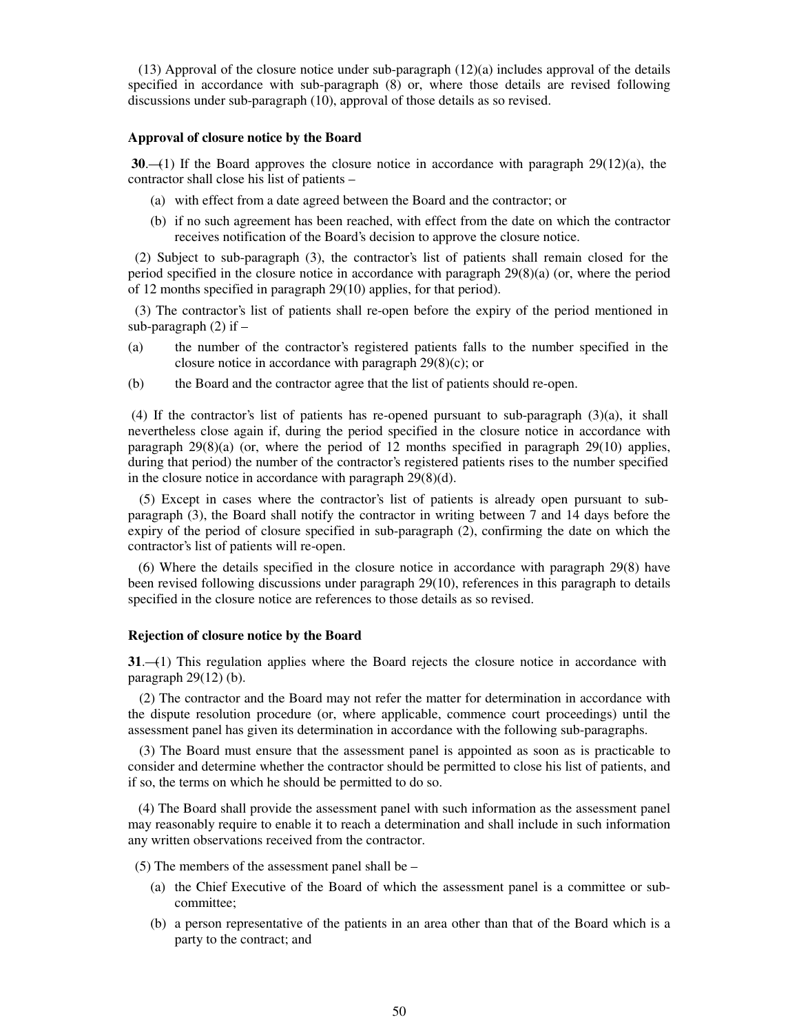(13) Approval of the closure notice under sub-paragraph (12)(a) includes approval of the details specified in accordance with sub-paragraph (8) or, where those details are revised following discussions under sub-paragraph (10), approval of those details as so revised.

**Approval of closure notice by the Board**

**30**.—(1) If the Board approves the closure notice in accordance with paragraph 29(12)(a), the contractor shall close his list of patients –

(a) with effect from a date agreed between the Board and the contractor; or

(b) if no such agreement has been reached, with effect from the date on which the contractor receives notification of the Board's decision to approve the closure notice.

(2) Subject to sub-paragraph (3), the contractor's list of patients shall remain closed for the period specified in the closure notice in accordance with paragraph 29(8)(a) (or, where the period of 12 months specified in paragraph 29(10) applies, for that period).

(3) The contractor's list of patients shall re-open before the expiry of the period mentioned in sub-paragraph (2) if –

(a) the number of the contractor's registered patients falls to the number specified in the closure notice in accordance with paragraph 29(8)(c); or

(b) the Board and the contractor agree that the list of patients should re-open.

(4) If the contractor's list of patients has re-opened pursuant to sub-paragraph (3)(a), it shall nevertheless close again if, during the period specified in the closure notice in accordance with paragraph 29(8)(a) (or, where the period of 12 months specified in paragraph 29(10) applies, during that period) the number of the contractor's registered patients rises to the number specified in the closure notice in accordance with paragraph 29(8)(d).

(5) Except in cases where the contractor's list of patients is already open pursuant to sub-paragraph (3), the Board shall notify the contractor in writing between 7 and 14 days before the expiry of the period of closure specified in sub-paragraph (2), confirming the date on which the contractor's list of patients will re-open.

(6) Where the details specified in the closure notice in accordance with paragraph 29(8) have been revised following discussions under paragraph 29(10), references in this paragraph to details specified in the closure notice are references to those details as so revised.

**Rejection of closure notice by the Board**

**31**.—(1) This regulation applies where the Board rejects the closure notice in accordance with paragraph 29(12) (b).

(2) The contractor and the Board may not refer the matter for determination in accordance with the dispute resolution procedure (or, where applicable, commence court proceedings) until the assessment panel has given its determination in accordance with the following sub-paragraphs.

(3) The Board must ensure that the assessment panel is appointed as soon as is practicable to consider and determine whether the contractor should be permitted to close his list of patients, and if so, the terms on which he should be permitted to do so.

(4) The Board shall provide the assessment panel with such information as the assessment panel may reasonably require to enable it to reach a determination and shall include in such information any written observations received from the contractor.

(5) The members of the assessment panel shall be –

(a) the Chief Executive of the Board of which the assessment panel is a committee or sub-committee;

(b) a person representative of the patients in an area other than that of the Board which is a party to the contract; and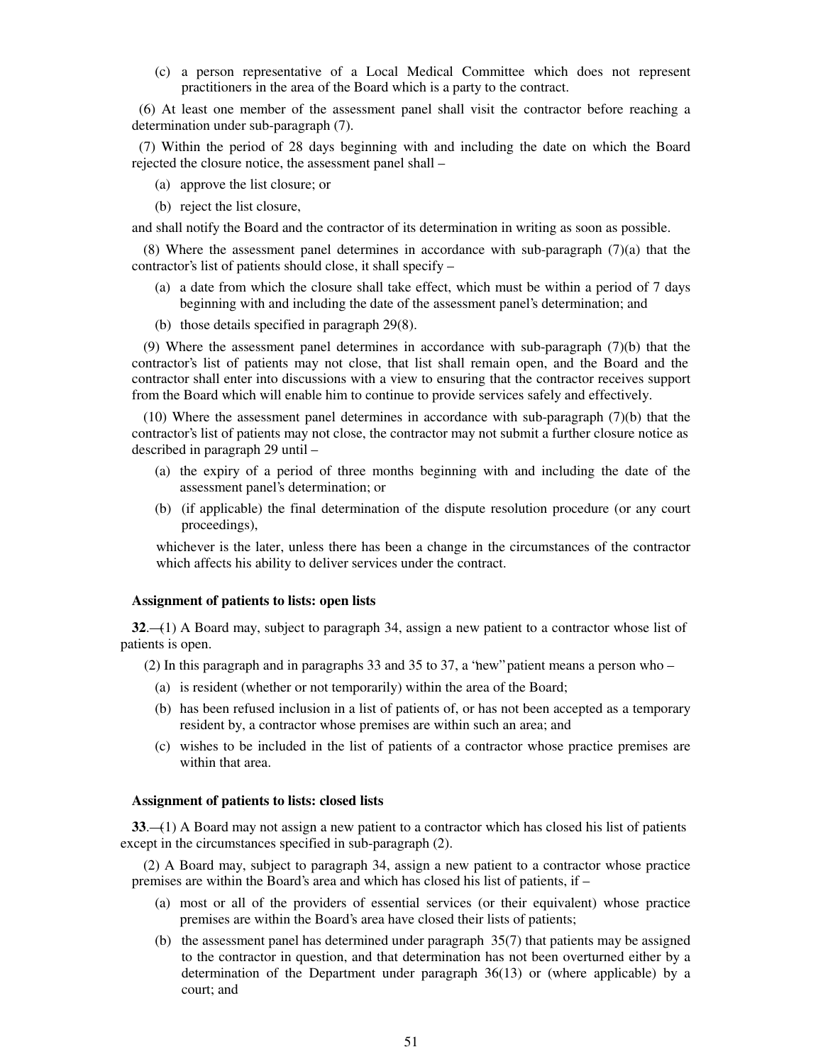(c) a person representative of a Local Medical Committee which does not represent practitioners in the area of the Board which is a party to the contract.

(6) At least one member of the assessment panel shall visit the contractor before reaching a determination under sub-paragraph (7).

(7) Within the period of 28 days beginning with and including the date on which the Board rejected the closure notice, the assessment panel shall –

(a) approve the list closure; or

(b) reject the list closure,

and shall notify the Board and the contractor of its determination in writing as soon as possible.

(8) Where the assessment panel determines in accordance with sub-paragraph (7)(a) that the contractor's list of patients should close, it shall specify –

(a) a date from which the closure shall take effect, which must be within a period of 7 days beginning with and including the date of the assessment panel's determination; and

(b) those details specified in paragraph 29(8).

(9) Where the assessment panel determines in accordance with sub-paragraph (7)(b) that the contractor's list of patients may not close, that list shall remain open, and the Board and the contractor shall enter into discussions with a view to ensuring that the contractor receives support from the Board which will enable him to continue to provide services safely and effectively.

(10) Where the assessment panel determines in accordance with sub-paragraph (7)(b) that the contractor's list of patients may not close, the contractor may not submit a further closure notice as described in paragraph 29 until –

(a) the expiry of a period of three months beginning with and including the date of the assessment panel's determination; or

(b) (if applicable) the final determination of the dispute resolution procedure (or any court proceedings),

whichever is the later, unless there has been a change in the circumstances of the contractor which affects his ability to deliver services under the contract.

**Assignment of patients to lists: open lists**

**32**.—(1) A Board may, subject to paragraph 34, assign a new patient to a contractor whose list of patients is open.

(2) In this paragraph and in paragraphs 33 and 35 to 37, a "new" patient means a person who –

(a) is resident (whether or not temporarily) within the area of the Board;

(b) has been refused inclusion in a list of patients of, or has not been accepted as a temporary resident by, a contractor whose premises are within such an area; and

(c) wishes to be included in the list of patients of a contractor whose practice premises are within that area.

**Assignment of patients to lists: closed lists**

**33**.—(1) A Board may not assign a new patient to a contractor which has closed his list of patients except in the circumstances specified in sub-paragraph (2).

(2) A Board may, subject to paragraph 34, assign a new patient to a contractor whose practice premises are within the Board's area and which has closed his list of patients, if –

(a) most or all of the providers of essential services (or their equivalent) whose practice premises are within the Board's area have closed their lists of patients;

(b) the assessment panel has determined under paragraph 35(7) that patients may be assigned to the contractor in question, and that determination has not been overturned either by a determination of the Department under paragraph 36(13) or (where applicable) by a court; and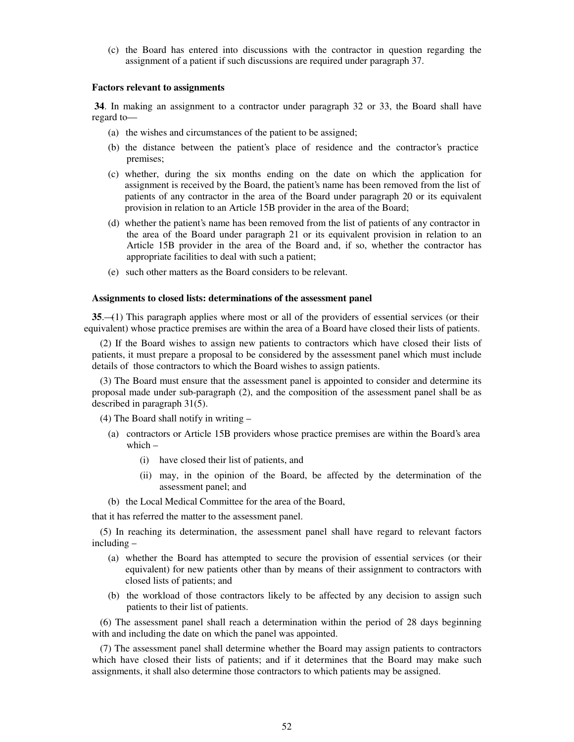(c) the Board has entered into discussions with the contractor in question regarding the assignment of a patient if such discussions are required under paragraph 37.

**Factors relevant to assignments**

**34**. In making an assignment to a contractor under paragraph 32 or 33, the Board shall have regard to—

(a) the wishes and circumstances of the patient to be assigned;

(b) the distance between the patient's place of residence and the contractor's practice premises;

(c) whether, during the six months ending on the date on which the application for assignment is received by the Board, the patient's name has been removed from the list of patients of any contractor in the area of the Board under paragraph 20 or its equivalent provision in relation to an Article 15B provider in the area of the Board;

(d) whether the patient's name has been removed from the list of patients of any contractor in the area of the Board under paragraph 21 or its equivalent provision in relation to an Article 15B provider in the area of the Board and, if so, whether the contractor has appropriate facilities to deal with such a patient;

(e) such other matters as the Board considers to be relevant.

**Assignments to closed lists: determinations of the assessment panel**

**35**.—(1) This paragraph applies where most or all of the providers of essential services (or their equivalent) whose practice premises are within the area of a Board have closed their lists of patients.

(2) If the Board wishes to assign new patients to contractors which have closed their lists of patients, it must prepare a proposal to be considered by the assessment panel which must include details of those contractors to which the Board wishes to assign patients.

(3) The Board must ensure that the assessment panel is appointed to consider and determine its proposal made under sub-paragraph (2), and the composition of the assessment panel shall be as described in paragraph 31(5).

(4) The Board shall notify in writing –

(a) contractors or Article 15B providers whose practice premises are within the Board's area which –

(i) have closed their list of patients, and

(ii) may, in the opinion of the Board, be affected by the determination of the assessment panel; and

(b) the Local Medical Committee for the area of the Board,

that it has referred the matter to the assessment panel.

(5) In reaching its determination, the assessment panel shall have regard to relevant factors including –

(a) whether the Board has attempted to secure the provision of essential services (or their equivalent) for new patients other than by means of their assignment to contractors with closed lists of patients; and

(b) the workload of those contractors likely to be affected by any decision to assign such patients to their list of patients.

(6) The assessment panel shall reach a determination within the period of 28 days beginning with and including the date on which the panel was appointed.

(7) The assessment panel shall determine whether the Board may assign patients to contractors which have closed their lists of patients; and if it determines that the Board may make such assignments, it shall also determine those contractors to which patients may be assigned.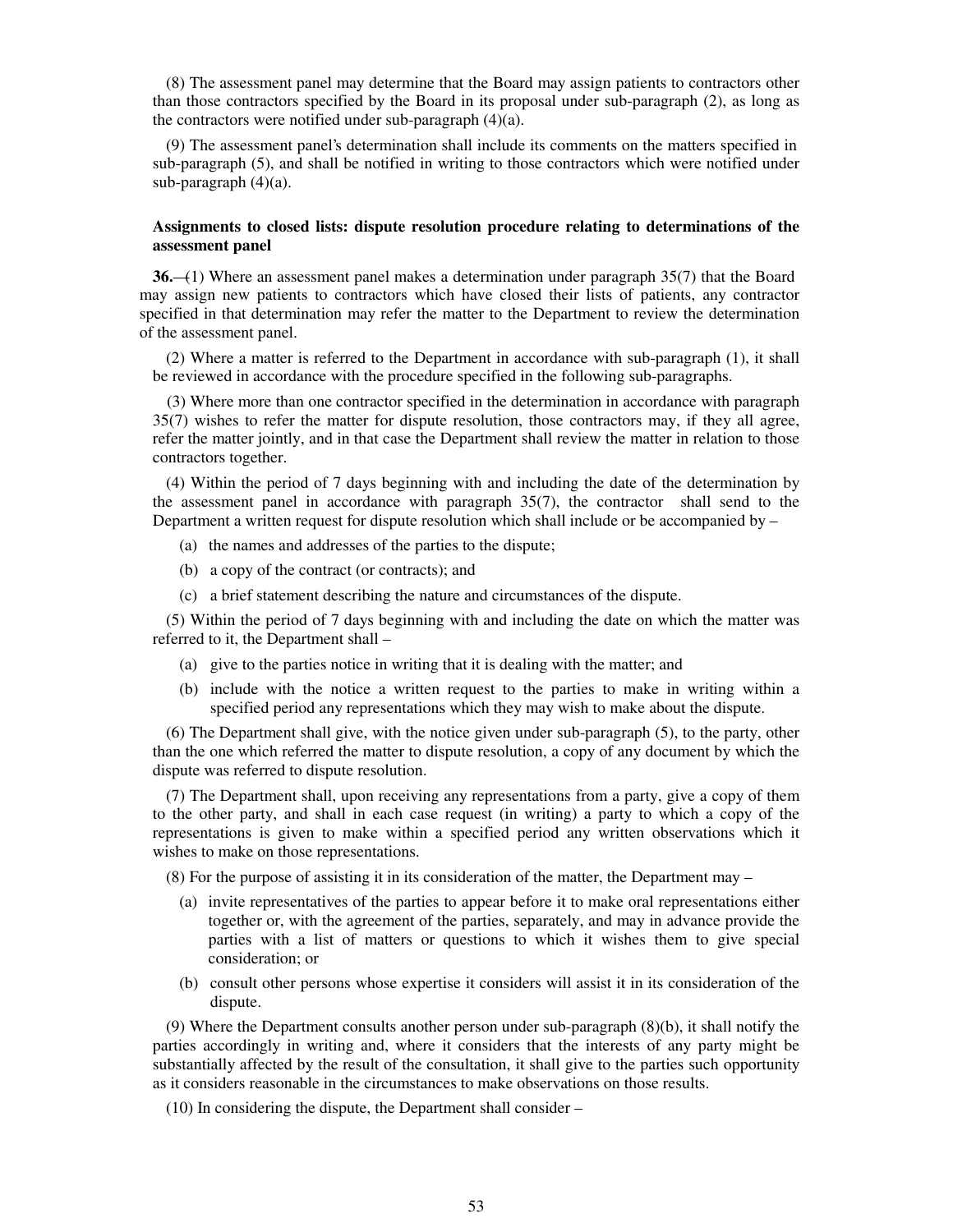(8) The assessment panel may determine that the Board may assign patients to contractors other than those contractors specified by the Board in its proposal under sub-paragraph (2), as long as the contractors were notified under sub-paragraph (4)(a).

(9) The assessment panel's determination shall include its comments on the matters specified in sub-paragraph (5), and shall be notified in writing to those contractors which were notified under sub-paragraph (4)(a).

**Assignments to closed lists: dispute resolution procedure relating to determinations of the assessment panel**

**36.**—(1) Where an assessment panel makes a determination under paragraph 35(7) that the Board may assign new patients to contractors which have closed their lists of patients, any contractor specified in that determination may refer the matter to the Department to review the determination of the assessment panel.

(2) Where a matter is referred to the Department in accordance with sub-paragraph (1), it shall be reviewed in accordance with the procedure specified in the following sub-paragraphs.

(3) Where more than one contractor specified in the determination in accordance with paragraph 35(7) wishes to refer the matter for dispute resolution, those contractors may, if they all agree, refer the matter jointly, and in that case the Department shall review the matter in relation to those contractors together.

(4) Within the period of 7 days beginning with and including the date of the determination by the assessment panel in accordance with paragraph 35(7), the contractor shall send to the Department a written request for dispute resolution which shall include or be accompanied by –

(a) the names and addresses of the parties to the dispute;

(b) a copy of the contract (or contracts); and

(c) a brief statement describing the nature and circumstances of the dispute.

(5) Within the period of 7 days beginning with and including the date on which the matter was referred to it, the Department shall –

(a) give to the parties notice in writing that it is dealing with the matter; and

(b) include with the notice a written request to the parties to make in writing within a specified period any representations which they may wish to make about the dispute.

(6) The Department shall give, with the notice given under sub-paragraph (5), to the party, other than the one which referred the matter to dispute resolution, a copy of any document by which the dispute was referred to dispute resolution.

(7) The Department shall, upon receiving any representations from a party, give a copy of them to the other party, and shall in each case request (in writing) a party to which a copy of the representations is given to make within a specified period any written observations which it wishes to make on those representations.

(8) For the purpose of assisting it in its consideration of the matter, the Department may –

(a) invite representatives of the parties to appear before it to make oral representations either together or, with the agreement of the parties, separately, and may in advance provide the parties with a list of matters or questions to which it wishes them to give special consideration; or

(b) consult other persons whose expertise it considers will assist it in its consideration of the dispute.

(9) Where the Department consults another person under sub-paragraph (8)(b), it shall notify the parties accordingly in writing and, where it considers that the interests of any party might be substantially affected by the result of the consultation, it shall give to the parties such opportunity as it considers reasonable in the circumstances to make observations on those results.

(10) In considering the dispute, the Department shall consider –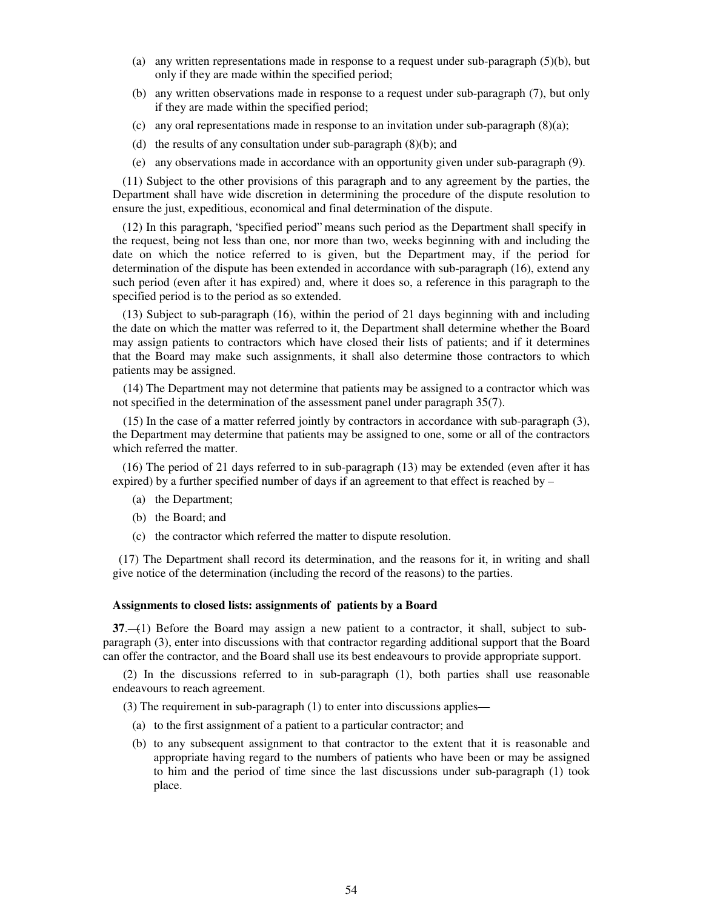(a) any written representations made in response to a request under sub-paragraph (5)(b), but only if they are made within the specified period;

(b) any written observations made in response to a request under sub-paragraph (7), but only if they are made within the specified period;

(c) any oral representations made in response to an invitation under sub-paragraph (8)(a);

(d) the results of any consultation under sub-paragraph (8)(b); and

(e) any observations made in accordance with an opportunity given under sub-paragraph (9).

(11) Subject to the other provisions of this paragraph and to any agreement by the parties, the Department shall have wide discretion in determining the procedure of the dispute resolution to ensure the just, expeditious, economical and final determination of the dispute.

(12) In this paragraph, "specified period" means such period as the Department shall specify in the request, being not less than one, nor more than two, weeks beginning with and including the date on which the notice referred to is given, but the Department may, if the period for determination of the dispute has been extended in accordance with sub-paragraph (16), extend any such period (even after it has expired) and, where it does so, a reference in this paragraph to the specified period is to the period as so extended.

(13) Subject to sub-paragraph (16), within the period of 21 days beginning with and including the date on which the matter was referred to it, the Department shall determine whether the Board may assign patients to contractors which have closed their lists of patients; and if it determines that the Board may make such assignments, it shall also determine those contractors to which patients may be assigned.

(14) The Department may not determine that patients may be assigned to a contractor which was not specified in the determination of the assessment panel under paragraph 35(7).

(15) In the case of a matter referred jointly by contractors in accordance with sub-paragraph (3), the Department may determine that patients may be assigned to one, some or all of the contractors which referred the matter.

(16) The period of 21 days referred to in sub-paragraph (13) may be extended (even after it has expired) by a further specified number of days if an agreement to that effect is reached by –

(a) the Department;

(b) the Board; and

(c) the contractor which referred the matter to dispute resolution.

(17) The Department shall record its determination, and the reasons for it, in writing and shall give notice of the determination (including the record of the reasons) to the parties.

**Assignments to closed lists: assignments of patients by a Board**

**37**.—(1) Before the Board may assign a new patient to a contractor, it shall, subject to sub-paragraph (3), enter into discussions with that contractor regarding additional support that the Board can offer the contractor, and the Board shall use its best endeavours to provide appropriate support.

(2) In the discussions referred to in sub-paragraph (1), both parties shall use reasonable endeavours to reach agreement.

(3) The requirement in sub-paragraph (1) to enter into discussions applies—

(a) to the first assignment of a patient to a particular contractor; and

(b) to any subsequent assignment to that contractor to the extent that it is reasonable and appropriate having regard to the numbers of patients who have been or may be assigned to him and the period of time since the last discussions under sub-paragraph (1) took place.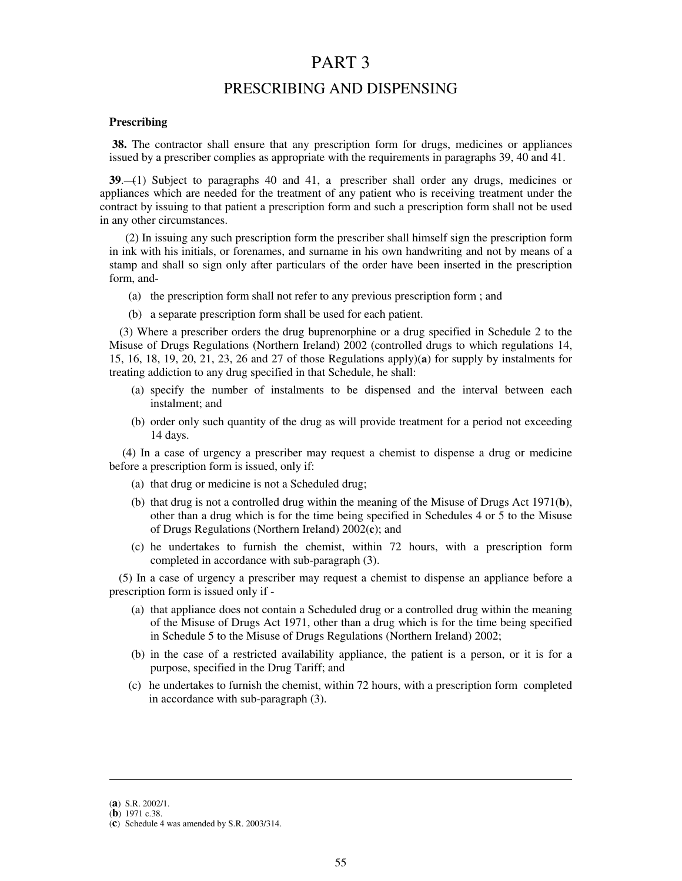# PART 3

## PRESCRIBING AND DISPENSING

### Prescribing

**38.** The contractor shall ensure that any prescription form for drugs, medicines or appliances issued by a prescriber complies as appropriate with the requirements in paragraphs 39, 40 and 41.

**39**.—(1) Subject to paragraphs 40 and 41, a prescriber shall order any drugs, medicines or appliances which are needed for the treatment of any patient who is receiving treatment under the contract by issuing to that patient a prescription form and such a prescription form shall not be used in any other circumstances.

(2) In issuing any such prescription form the prescriber shall himself sign the prescription form in ink with his initials, or forenames, and surname in his own handwriting and not by means of a stamp and shall so sign only after particulars of the order have been inserted in the prescription form, and-

(a) the prescription form shall not refer to any previous prescription form ; and

(b) a separate prescription form shall be used for each patient.

(3) Where a prescriber orders the drug buprenorphine or a drug specified in Schedule 2 to the Misuse of Drugs Regulations (Northern Ireland) 2002 (controlled drugs to which regulations 14, 15, 16, 18, 19, 20, 21, 23, 26 and 27 of those Regulations apply)(**a**) for supply by instalments for treating addiction to any drug specified in that Schedule, he shall:

(a) specify the number of instalments to be dispensed and the interval between each instalment; and

(b) order only such quantity of the drug as will provide treatment for a period not exceeding 14 days.

(4) In a case of urgency a prescriber may request a chemist to dispense a drug or medicine before a prescription form is issued, only if:

(a) that drug or medicine is not a Scheduled drug;

(b) that drug is not a controlled drug within the meaning of the Misuse of Drugs Act 1971(**b**), other than a drug which is for the time being specified in Schedules 4 or 5 to the Misuse of Drugs Regulations (Northern Ireland) 2002(**c**); and

(c) he undertakes to furnish the chemist, within 72 hours, with a prescription form completed in accordance with sub-paragraph (3).

(5) In a case of urgency a prescriber may request a chemist to dispense an appliance before a prescription form is issued only if -

(a) that appliance does not contain a Scheduled drug or a controlled drug within the meaning of the Misuse of Drugs Act 1971, other than a drug which is for the time being specified in Schedule 5 to the Misuse of Drugs Regulations (Northern Ireland) 2002;

(b) in the case of a restricted availability appliance, the patient is a person, or it is for a purpose, specified in the Drug Tariff; and

(c) he undertakes to furnish the chemist, within 72 hours, with a prescription form completed in accordance with sub-paragraph (3).

---

(**a**) S.R. 2002/1.
(**b**) 1971 c.38.
(**c**) Schedule 4 was amended by S.R. 2003/314.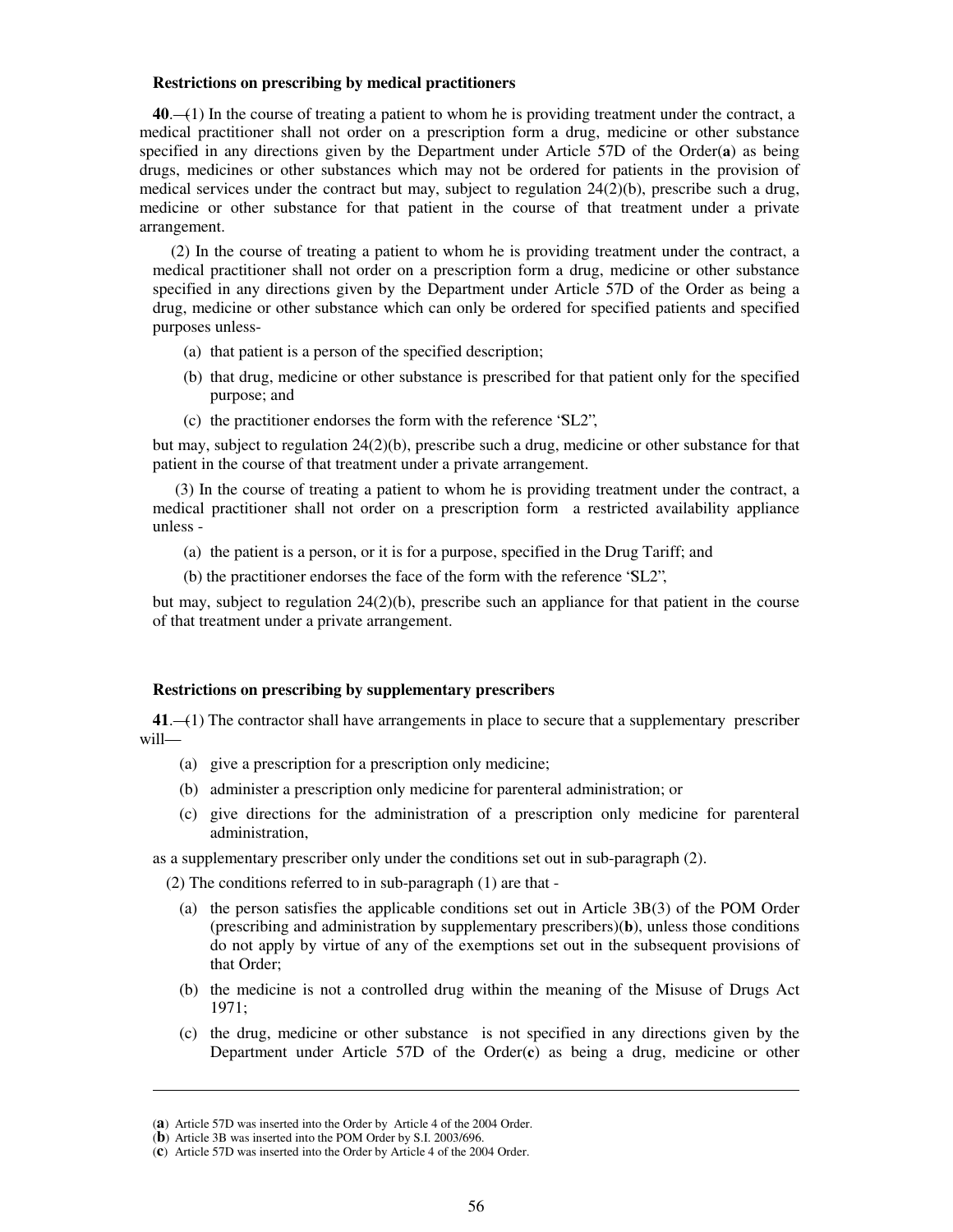**Restrictions on prescribing by medical practitioners**

**40**.—(1) In the course of treating a patient to whom he is providing treatment under the contract, a medical practitioner shall not order on a prescription form a drug, medicine or other substance specified in any directions given by the Department under Article 57D of the Order(**a**) as being drugs, medicines or other substances which may not be ordered for patients in the provision of medical services under the contract but may, subject to regulation 24(2)(b), prescribe such a drug, medicine or other substance for that patient in the course of that treatment under a private arrangement.

(2) In the course of treating a patient to whom he is providing treatment under the contract, a medical practitioner shall not order on a prescription form a drug, medicine or other substance specified in any directions given by the Department under Article 57D of the Order as being a drug, medicine or other substance which can only be ordered for specified patients and specified purposes unless-

(a) that patient is a person of the specified description;

(b) that drug, medicine or other substance is prescribed for that patient only for the specified purpose; and

(c) the practitioner endorses the form with the reference "SL2",

but may, subject to regulation 24(2)(b), prescribe such a drug, medicine or other substance for that patient in the course of that treatment under a private arrangement.

(3) In the course of treating a patient to whom he is providing treatment under the contract, a medical practitioner shall not order on a prescription form a restricted availability appliance unless -

(a) the patient is a person, or it is for a purpose, specified in the Drug Tariff; and

(b) the practitioner endorses the face of the form with the reference "SL2",

but may, subject to regulation 24(2)(b), prescribe such an appliance for that patient in the course of that treatment under a private arrangement.

**Restrictions on prescribing by supplementary prescribers**

**41**.—(1) The contractor shall have arrangements in place to secure that a supplementary prescriber will—

(a) give a prescription for a prescription only medicine;

(b) administer a prescription only medicine for parenteral administration; or

(c) give directions for the administration of a prescription only medicine for parenteral administration,

as a supplementary prescriber only under the conditions set out in sub-paragraph (2).

(2) The conditions referred to in sub-paragraph (1) are that -

(a) the person satisfies the applicable conditions set out in Article 3B(3) of the POM Order (prescribing and administration by supplementary prescribers)(**b**), unless those conditions do not apply by virtue of any of the exemptions set out in the subsequent provisions of that Order;

(b) the medicine is not a controlled drug within the meaning of the Misuse of Drugs Act 1971;

(c) the drug, medicine or other substance is not specified in any directions given by the Department under Article 57D of the Order(**c**) as being a drug, medicine or other

---

(**a**) Article 57D was inserted into the Order by Article 4 of the 2004 Order.
(**b**) Article 3B was inserted into the POM Order by S.I. 2003/696.
(**c**) Article 57D was inserted into the Order by Article 4 of the 2004 Order.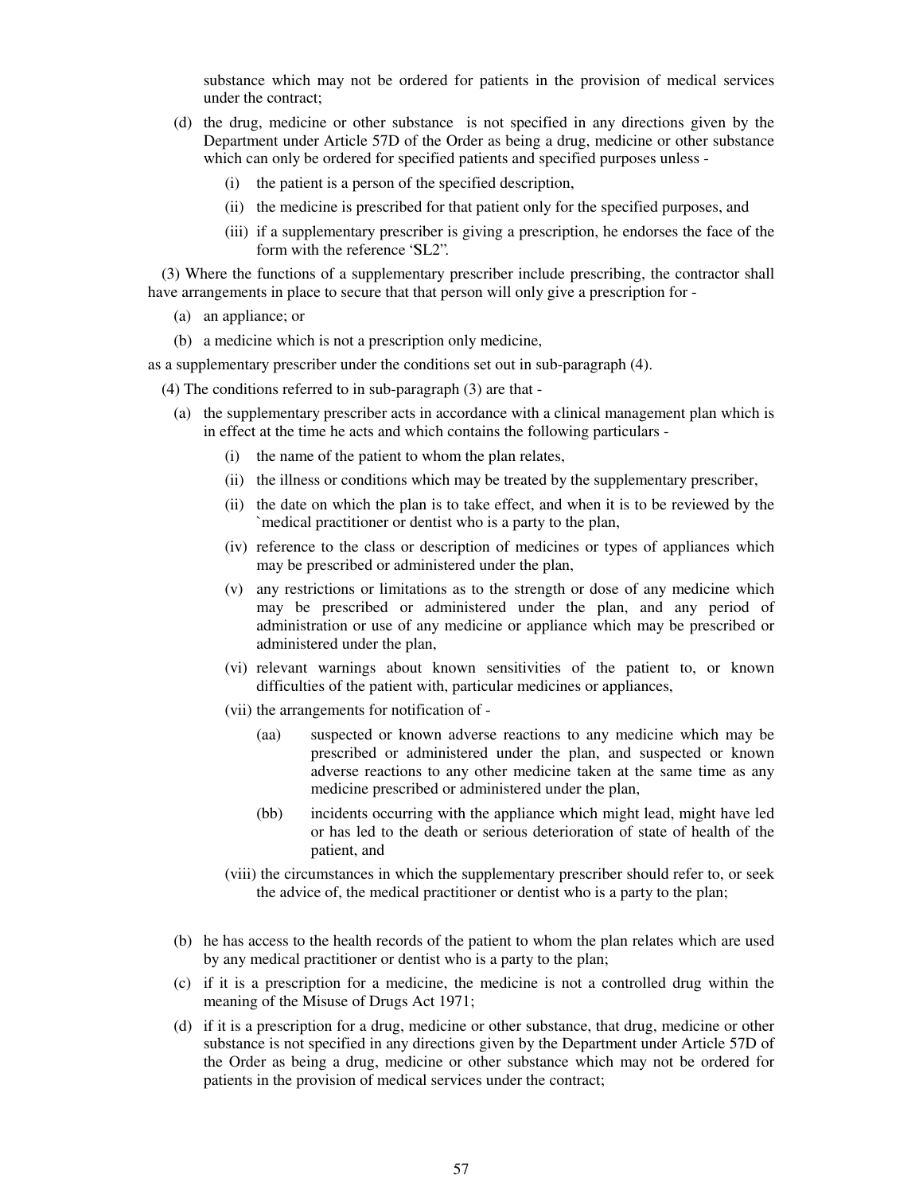substance which may not be ordered for patients in the provision of medical services under the contract;

(d) the drug, medicine or other substance is not specified in any directions given by the Department under Article 57D of the Order as being a drug, medicine or other substance which can only be ordered for specified patients and specified purposes unless -

(i) the patient is a person of the specified description,

(ii) the medicine is prescribed for that patient only for the specified purposes, and

(iii) if a supplementary prescriber is giving a prescription, he endorses the face of the form with the reference 'SL2".

(3) Where the functions of a supplementary prescriber include prescribing, the contractor shall have arrangements in place to secure that that person will only give a prescription for -

(a) an appliance; or

(b) a medicine which is not a prescription only medicine,

as a supplementary prescriber under the conditions set out in sub-paragraph (4).

(4) The conditions referred to in sub-paragraph (3) are that -

(a) the supplementary prescriber acts in accordance with a clinical management plan which is in effect at the time he acts and which contains the following particulars -

(i) the name of the patient to whom the plan relates,

(ii) the illness or conditions which may be treated by the supplementary prescriber,

(ii) the date on which the plan is to take effect, and when it is to be reviewed by the `medical practitioner or dentist who is a party to the plan,

(iv) reference to the class or description of medicines or types of appliances which may be prescribed or administered under the plan,

(v) any restrictions or limitations as to the strength or dose of any medicine which may be prescribed or administered under the plan, and any period of administration or use of any medicine or appliance which may be prescribed or administered under the plan,

(vi) relevant warnings about known sensitivities of the patient to, or known difficulties of the patient with, particular medicines or appliances,

(vii) the arrangements for notification of -

(aa) suspected or known adverse reactions to any medicine which may be prescribed or administered under the plan, and suspected or known adverse reactions to any other medicine taken at the same time as any medicine prescribed or administered under the plan,

(bb) incidents occurring with the appliance which might lead, might have led or has led to the death or serious deterioration of state of health of the patient, and

(viii) the circumstances in which the supplementary prescriber should refer to, or seek the advice of, the medical practitioner or dentist who is a party to the plan;

(b) he has access to the health records of the patient to whom the plan relates which are used by any medical practitioner or dentist who is a party to the plan;

(c) if it is a prescription for a medicine, the medicine is not a controlled drug within the meaning of the Misuse of Drugs Act 1971;

(d) if it is a prescription for a drug, medicine or other substance, that drug, medicine or other substance is not specified in any directions given by the Department under Article 57D of the Order as being a drug, medicine or other substance which may not be ordered for patients in the provision of medical services under the contract;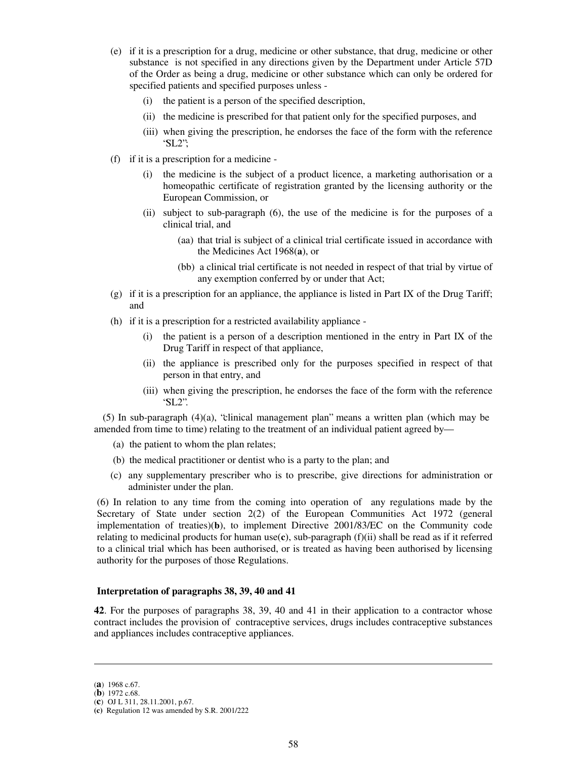(e) if it is a prescription for a drug, medicine or other substance, that drug, medicine or other substance is not specified in any directions given by the Department under Article 57D of the Order as being a drug, medicine or other substance which can only be ordered for specified patients and specified purposes unless -

   (i) the patient is a person of the specified description,

   (ii) the medicine is prescribed for that patient only for the specified purposes, and

   (iii) when giving the prescription, he endorses the face of the form with the reference 'SL2';

(f) if it is a prescription for a medicine -

   (i) the medicine is the subject of a product licence, a marketing authorisation or a homeopathic certificate of registration granted by the licensing authority or the European Commission, or

   (ii) subject to sub-paragraph (6), the use of the medicine is for the purposes of a clinical trial, and

      (aa) that trial is subject of a clinical trial certificate issued in accordance with the Medicines Act 1968(**a**), or

      (bb) a clinical trial certificate is not needed in respect of that trial by virtue of any exemption conferred by or under that Act;

(g) if it is a prescription for an appliance, the appliance is listed in Part IX of the Drug Tariff; and

(h) if it is a prescription for a restricted availability appliance -

   (i) the patient is a person of a description mentioned in the entry in Part IX of the Drug Tariff in respect of that appliance,

   (ii) the appliance is prescribed only for the purposes specified in respect of that person in that entry, and

   (iii) when giving the prescription, he endorses the face of the form with the reference 'SL2".

(5) In sub-paragraph (4)(a), "clinical management plan" means a written plan (which may be amended from time to time) relating to the treatment of an individual patient agreed by—

(a) the patient to whom the plan relates;

(b) the medical practitioner or dentist who is a party to the plan; and

(c) any supplementary prescriber who is to prescribe, give directions for administration or administer under the plan.

(6) In relation to any time from the coming into operation of any regulations made by the Secretary of State under section 2(2) of the European Communities Act 1972 (general implementation of treaties)(**b**), to implement Directive 2001/83/EC on the Community code relating to medicinal products for human use(**c**), sub-paragraph (f)(ii) shall be read as if it referred to a clinical trial which has been authorised, or is treated as having been authorised by licensing authority for the purposes of those Regulations.

**Interpretation of paragraphs 38, 39, 40 and 41**

**42**. For the purposes of paragraphs 38, 39, 40 and 41 in their application to a contractor whose contract includes the provision of contraceptive services, drugs includes contraceptive substances and appliances includes contraceptive appliances.

---

(**a**) 1968 c.67.
(**b**) 1972 c.68.
(**c**) OJ L 311, 28.11.2001, p.67.
(**c**) Regulation 12 was amended by S.R. 2001/222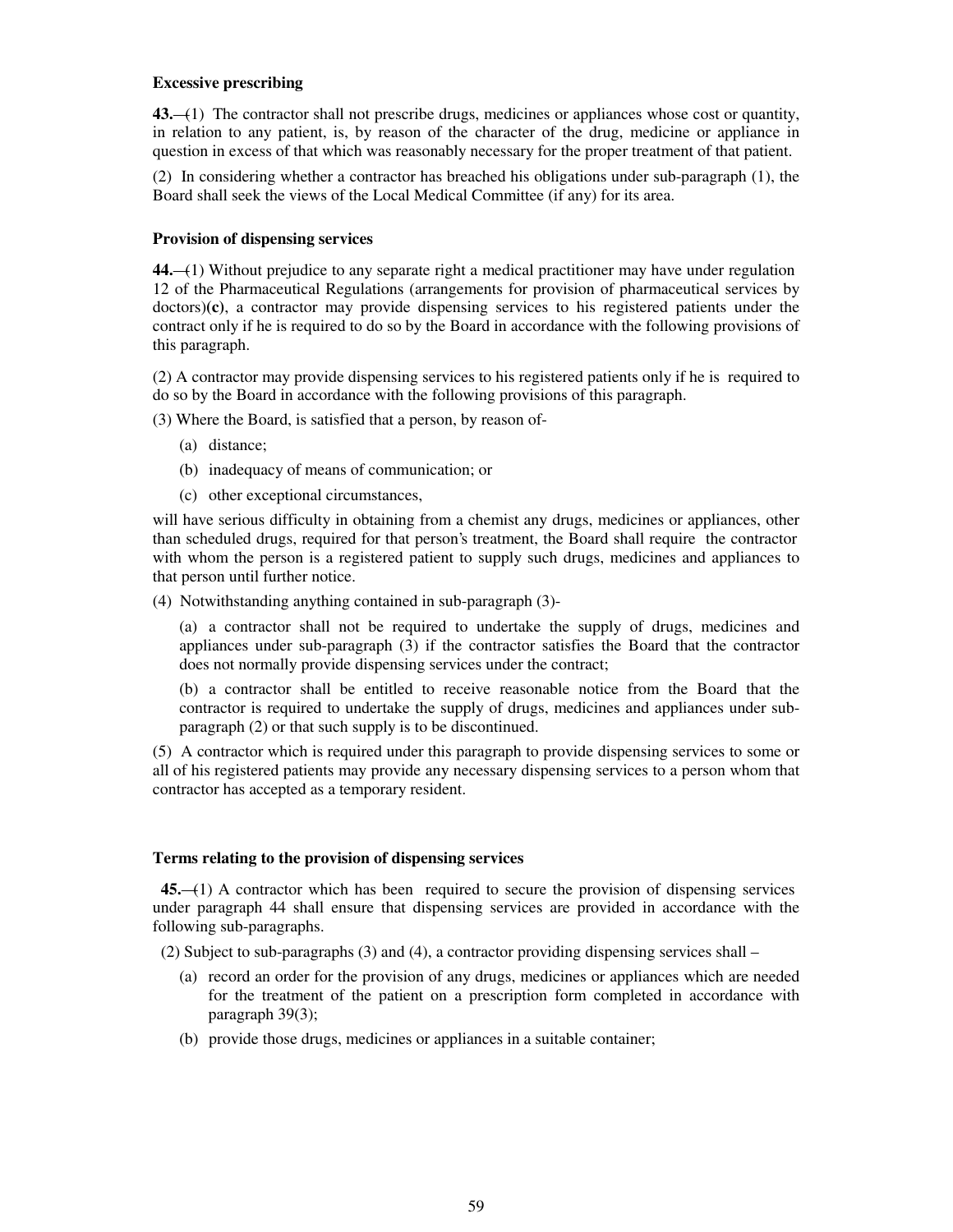**Excessive prescribing**

**43.**—(1) The contractor shall not prescribe drugs, medicines or appliances whose cost or quantity, in relation to any patient, is, by reason of the character of the drug, medicine or appliance in question in excess of that which was reasonably necessary for the proper treatment of that patient.

(2) In considering whether a contractor has breached his obligations under sub-paragraph (1), the Board shall seek the views of the Local Medical Committee (if any) for its area.

**Provision of dispensing services**

**44.**—(1) Without prejudice to any separate right a medical practitioner may have under regulation 12 of the Pharmaceutical Regulations (arrangements for provision of pharmaceutical services by doctors)**(c)**, a contractor may provide dispensing services to his registered patients under the contract only if he is required to do so by the Board in accordance with the following provisions of this paragraph.

(2) A contractor may provide dispensing services to his registered patients only if he is required to do so by the Board in accordance with the following provisions of this paragraph.

(3) Where the Board, is satisfied that a person, by reason of-

(a) distance;

(b) inadequacy of means of communication; or

(c) other exceptional circumstances,

will have serious difficulty in obtaining from a chemist any drugs, medicines or appliances, other than scheduled drugs, required for that person's treatment, the Board shall require the contractor with whom the person is a registered patient to supply such drugs, medicines and appliances to that person until further notice.

(4) Notwithstanding anything contained in sub-paragraph (3)-

(a) a contractor shall not be required to undertake the supply of drugs, medicines and appliances under sub-paragraph (3) if the contractor satisfies the Board that the contractor does not normally provide dispensing services under the contract;

(b) a contractor shall be entitled to receive reasonable notice from the Board that the contractor is required to undertake the supply of drugs, medicines and appliances under sub-paragraph (2) or that such supply is to be discontinued.

(5) A contractor which is required under this paragraph to provide dispensing services to some or all of his registered patients may provide any necessary dispensing services to a person whom that contractor has accepted as a temporary resident.

**Terms relating to the provision of dispensing services**

**45.**—(1) A contractor which has been required to secure the provision of dispensing services under paragraph 44 shall ensure that dispensing services are provided in accordance with the following sub-paragraphs.

(2) Subject to sub-paragraphs (3) and (4), a contractor providing dispensing services shall –

(a) record an order for the provision of any drugs, medicines or appliances which are needed for the treatment of the patient on a prescription form completed in accordance with paragraph 39(3);

(b) provide those drugs, medicines or appliances in a suitable container;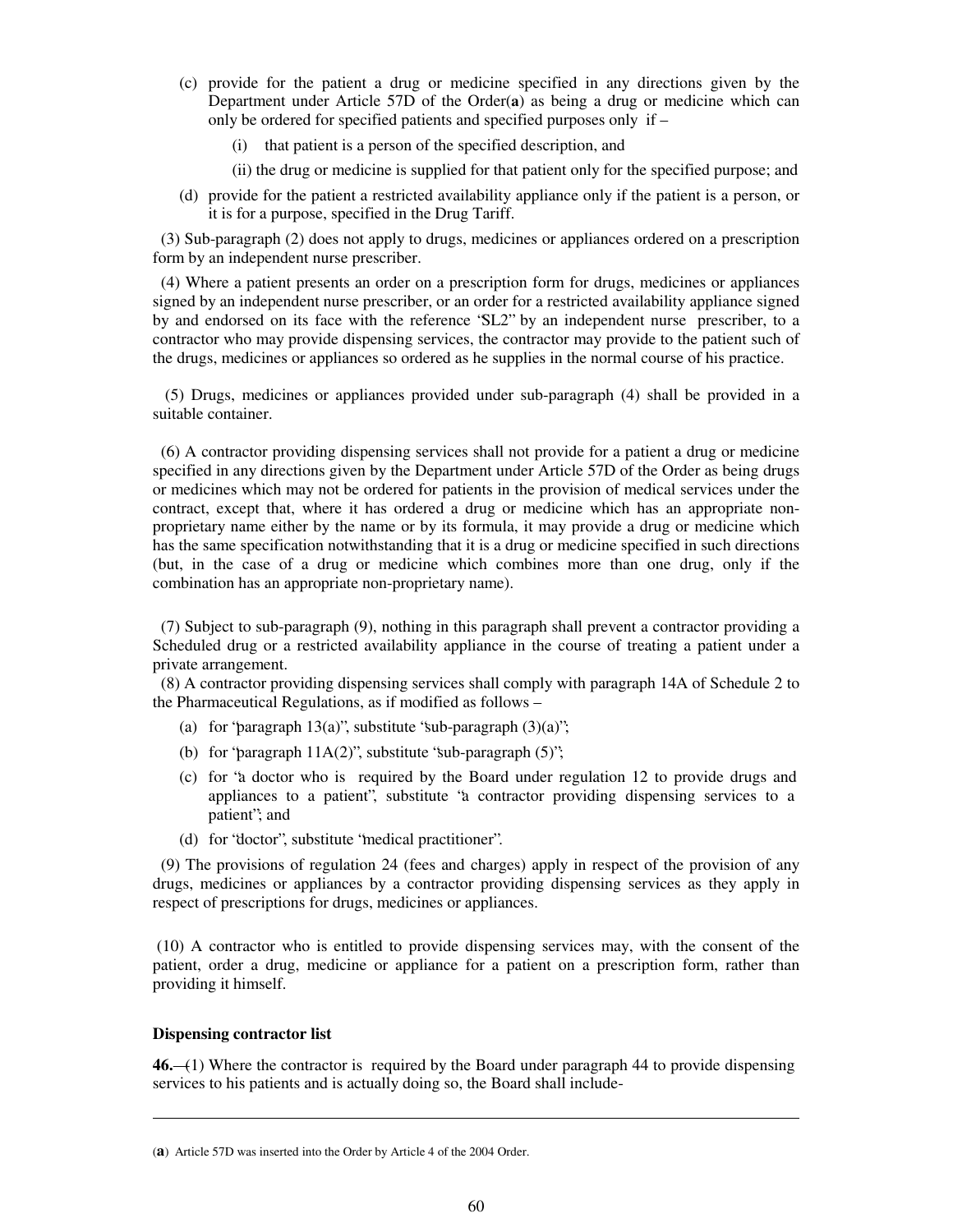(c) provide for the patient a drug or medicine specified in any directions given by the Department under Article 57D of the Order(**a**) as being a drug or medicine which can only be ordered for specified patients and specified purposes only if –

   (i) that patient is a person of the specified description, and

   (ii) the drug or medicine is supplied for that patient only for the specified purpose; and

(d) provide for the patient a restricted availability appliance only if the patient is a person, or it is for a purpose, specified in the Drug Tariff.

(3) Sub-paragraph (2) does not apply to drugs, medicines or appliances ordered on a prescription form by an independent nurse prescriber.

(4) Where a patient presents an order on a prescription form for drugs, medicines or appliances signed by an independent nurse prescriber, or an order for a restricted availability appliance signed by and endorsed on its face with the reference "SL2" by an independent nurse prescriber, to a contractor who may provide dispensing services, the contractor may provide to the patient such of the drugs, medicines or appliances so ordered as he supplies in the normal course of his practice.

(5) Drugs, medicines or appliances provided under sub-paragraph (4) shall be provided in a suitable container.

(6) A contractor providing dispensing services shall not provide for a patient a drug or medicine specified in any directions given by the Department under Article 57D of the Order as being drugs or medicines which may not be ordered for patients in the provision of medical services under the contract, except that, where it has ordered a drug or medicine which has an appropriate non-proprietary name either by the name or by its formula, it may provide a drug or medicine which has the same specification notwithstanding that it is a drug or medicine specified in such directions (but, in the case of a drug or medicine which combines more than one drug, only if the combination has an appropriate non-proprietary name).

(7) Subject to sub-paragraph (9), nothing in this paragraph shall prevent a contractor providing a Scheduled drug or a restricted availability appliance in the course of treating a patient under a private arrangement.

(8) A contractor providing dispensing services shall comply with paragraph 14A of Schedule 2 to the Pharmaceutical Regulations, as if modified as follows –

(a) for "paragraph 13(a)", substitute "sub-paragraph (3)(a)";

(b) for "paragraph 11A(2)", substitute "sub-paragraph (5)";

(c) for "a doctor who is required by the Board under regulation 12 to provide drugs and appliances to a patient", substitute "a contractor providing dispensing services to a patient"; and

(d) for "doctor", substitute "medical practitioner".

(9) The provisions of regulation 24 (fees and charges) apply in respect of the provision of any drugs, medicines or appliances by a contractor providing dispensing services as they apply in respect of prescriptions for drugs, medicines or appliances.

(10) A contractor who is entitled to provide dispensing services may, with the consent of the patient, order a drug, medicine or appliance for a patient on a prescription form, rather than providing it himself.

**Dispensing contractor list**

**46.**—(1) Where the contractor is required by the Board under paragraph 44 to provide dispensing services to his patients and is actually doing so, the Board shall include-

---

(**a**) Article 57D was inserted into the Order by Article 4 of the 2004 Order.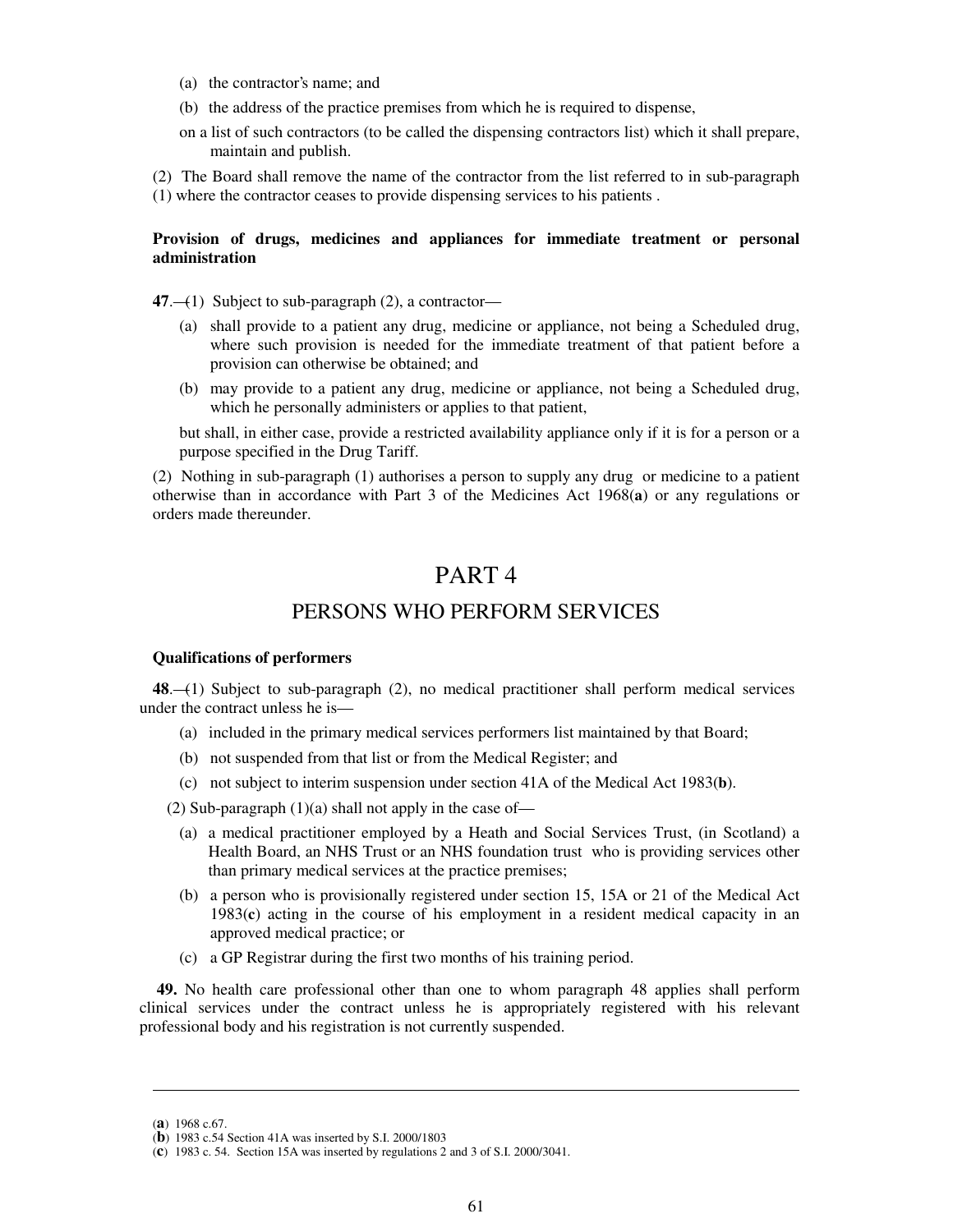(a) the contractor's name; and

(b) the address of the practice premises from which he is required to dispense,

on a list of such contractors (to be called the dispensing contractors list) which it shall prepare, maintain and publish.

(2) The Board shall remove the name of the contractor from the list referred to in sub-paragraph (1) where the contractor ceases to provide dispensing services to his patients .

**Provision of drugs, medicines and appliances for immediate treatment or personal administration**

**47**.—(1) Subject to sub-paragraph (2), a contractor—

(a) shall provide to a patient any drug, medicine or appliance, not being a Scheduled drug, where such provision is needed for the immediate treatment of that patient before a provision can otherwise be obtained; and

(b) may provide to a patient any drug, medicine or appliance, not being a Scheduled drug, which he personally administers or applies to that patient,

but shall, in either case, provide a restricted availability appliance only if it is for a person or a purpose specified in the Drug Tariff.

(2) Nothing in sub-paragraph (1) authorises a person to supply any drug or medicine to a patient otherwise than in accordance with Part 3 of the Medicines Act 1968(**a**) or any regulations or orders made thereunder.

# PART 4

## PERSONS WHO PERFORM SERVICES

**Qualifications of performers**

**48**.—(1) Subject to sub-paragraph (2), no medical practitioner shall perform medical services under the contract unless he is—

(a) included in the primary medical services performers list maintained by that Board;

(b) not suspended from that list or from the Medical Register; and

(c) not subject to interim suspension under section 41A of the Medical Act 1983(**b**).

(2) Sub-paragraph (1)(a) shall not apply in the case of—

(a) a medical practitioner employed by a Heath and Social Services Trust, (in Scotland) a Health Board, an NHS Trust or an NHS foundation trust who is providing services other than primary medical services at the practice premises;

(b) a person who is provisionally registered under section 15, 15A or 21 of the Medical Act 1983(**c**) acting in the course of his employment in a resident medical capacity in an approved medical practice; or

(c) a GP Registrar during the first two months of his training period.

**49.** No health care professional other than one to whom paragraph 48 applies shall perform clinical services under the contract unless he is appropriately registered with his relevant professional body and his registration is not currently suspended.

---

(**a**) 1968 c.67.

(**b**) 1983 c.54 Section 41A was inserted by S.I. 2000/1803

(**c**) 1983 c. 54. Section 15A was inserted by regulations 2 and 3 of S.I. 2000/3041.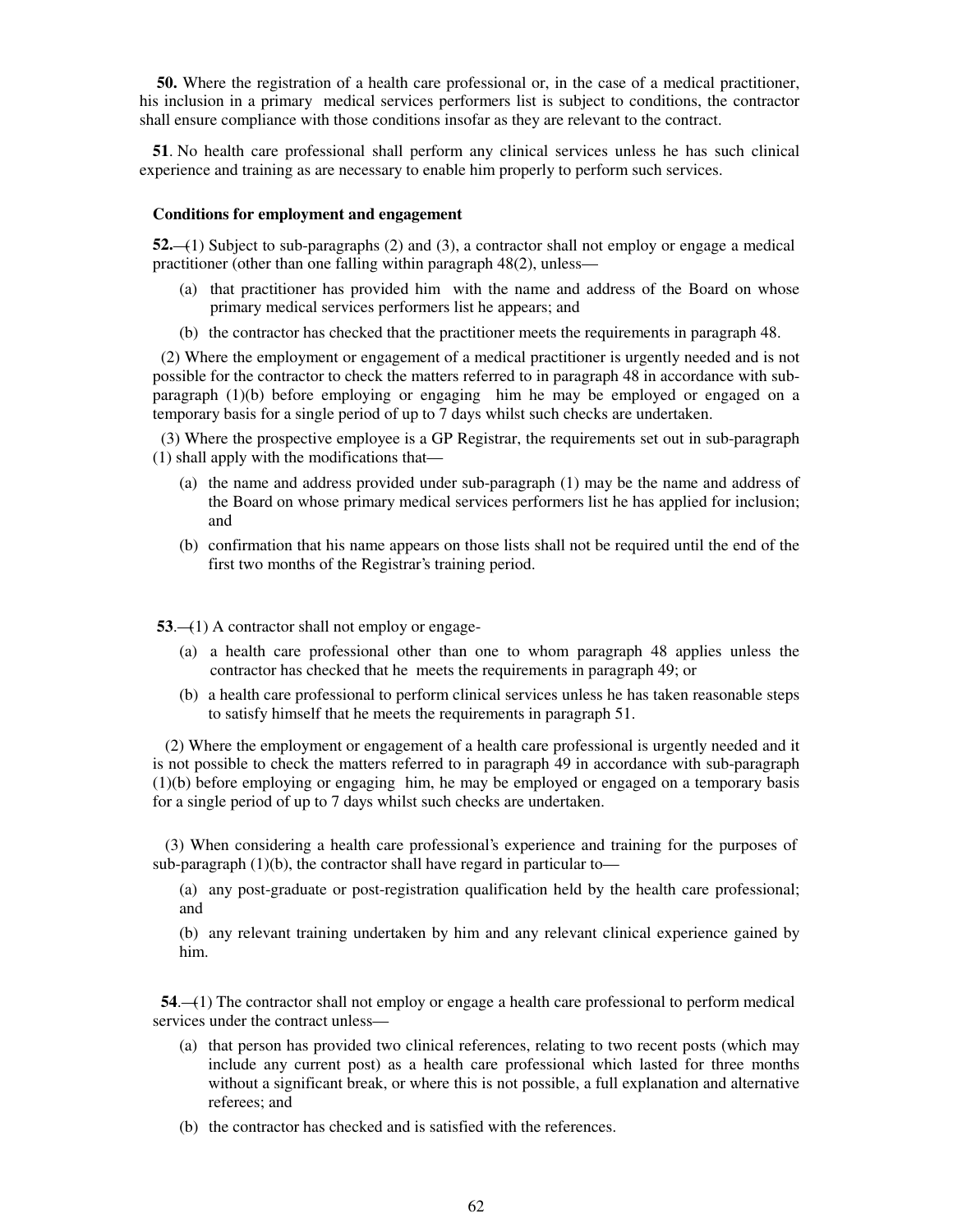**50.** Where the registration of a health care professional or, in the case of a medical practitioner, his inclusion in a primary medical services performers list is subject to conditions, the contractor shall ensure compliance with those conditions insofar as they are relevant to the contract.

**51**. No health care professional shall perform any clinical services unless he has such clinical experience and training as are necessary to enable him properly to perform such services.

**Conditions for employment and engagement**

**52.**—(1) Subject to sub-paragraphs (2) and (3), a contractor shall not employ or engage a medical practitioner (other than one falling within paragraph 48(2), unless—

(a) that practitioner has provided him with the name and address of the Board on whose primary medical services performers list he appears; and

(b) the contractor has checked that the practitioner meets the requirements in paragraph 48.

(2) Where the employment or engagement of a medical practitioner is urgently needed and is not possible for the contractor to check the matters referred to in paragraph 48 in accordance with sub-paragraph (1)(b) before employing or engaging him he may be employed or engaged on a temporary basis for a single period of up to 7 days whilst such checks are undertaken.

(3) Where the prospective employee is a GP Registrar, the requirements set out in sub-paragraph (1) shall apply with the modifications that—

(a) the name and address provided under sub-paragraph (1) may be the name and address of the Board on whose primary medical services performers list he has applied for inclusion; and

(b) confirmation that his name appears on those lists shall not be required until the end of the first two months of the Registrar's training period.

**53**.—(1) A contractor shall not employ or engage-

(a) a health care professional other than one to whom paragraph 48 applies unless the contractor has checked that he meets the requirements in paragraph 49; or

(b) a health care professional to perform clinical services unless he has taken reasonable steps to satisfy himself that he meets the requirements in paragraph 51.

(2) Where the employment or engagement of a health care professional is urgently needed and it is not possible to check the matters referred to in paragraph 49 in accordance with sub-paragraph (1)(b) before employing or engaging him, he may be employed or engaged on a temporary basis for a single period of up to 7 days whilst such checks are undertaken.

(3) When considering a health care professional's experience and training for the purposes of sub-paragraph (1)(b), the contractor shall have regard in particular to—

(a) any post-graduate or post-registration qualification held by the health care professional; and

(b) any relevant training undertaken by him and any relevant clinical experience gained by him.

**54**.—(1) The contractor shall not employ or engage a health care professional to perform medical services under the contract unless—

(a) that person has provided two clinical references, relating to two recent posts (which may include any current post) as a health care professional which lasted for three months without a significant break, or where this is not possible, a full explanation and alternative referees; and

(b) the contractor has checked and is satisfied with the references.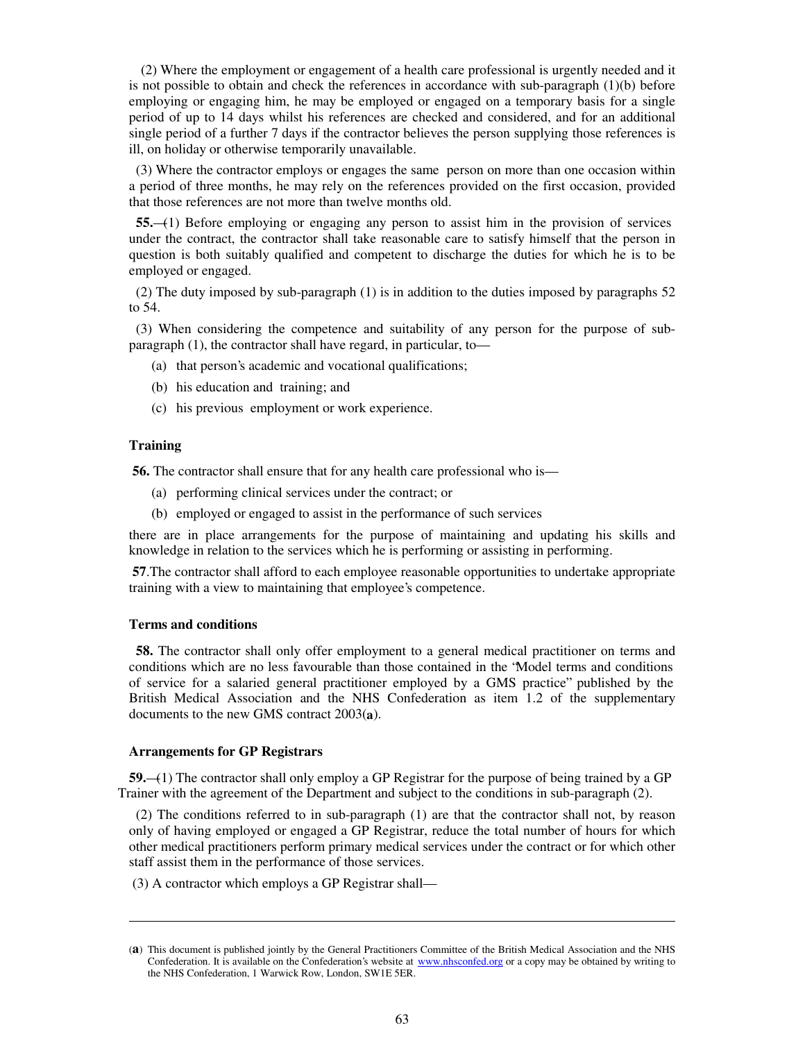(2) Where the employment or engagement of a health care professional is urgently needed and it is not possible to obtain and check the references in accordance with sub-paragraph (1)(b) before employing or engaging him, he may be employed or engaged on a temporary basis for a single period of up to 14 days whilst his references are checked and considered, and for an additional single period of a further 7 days if the contractor believes the person supplying those references is ill, on holiday or otherwise temporarily unavailable.

(3) Where the contractor employs or engages the same person on more than one occasion within a period of three months, he may rely on the references provided on the first occasion, provided that those references are not more than twelve months old.

**55.**—(1) Before employing or engaging any person to assist him in the provision of services under the contract, the contractor shall take reasonable care to satisfy himself that the person in question is both suitably qualified and competent to discharge the duties for which he is to be employed or engaged.

(2) The duty imposed by sub-paragraph (1) is in addition to the duties imposed by paragraphs 52 to 54.

(3) When considering the competence and suitability of any person for the purpose of sub-paragraph (1), the contractor shall have regard, in particular, to—

(a) that person's academic and vocational qualifications;

(b) his education and training; and

(c) his previous employment or work experience.

### Training

**56.** The contractor shall ensure that for any health care professional who is—

(a) performing clinical services under the contract; or

(b) employed or engaged to assist in the performance of such services

there are in place arrangements for the purpose of maintaining and updating his skills and knowledge in relation to the services which he is performing or assisting in performing.

**57**.The contractor shall afford to each employee reasonable opportunities to undertake appropriate training with a view to maintaining that employee's competence.

### Terms and conditions

**58.** The contractor shall only offer employment to a general medical practitioner on terms and conditions which are no less favourable than those contained in the "Model terms and conditions of service for a salaried general practitioner employed by a GMS practice" published by the British Medical Association and the NHS Confederation as item 1.2 of the supplementary documents to the new GMS contract 2003(**a**).

### Arrangements for GP Registrars

**59.**—(1) The contractor shall only employ a GP Registrar for the purpose of being trained by a GP Trainer with the agreement of the Department and subject to the conditions in sub-paragraph (2).

(2) The conditions referred to in sub-paragraph (1) are that the contractor shall not, by reason only of having employed or engaged a GP Registrar, reduce the total number of hours for which other medical practitioners perform primary medical services under the contract or for which other staff assist them in the performance of those services.

(3) A contractor which employs a GP Registrar shall—

---

(**a**) This document is published jointly by the General Practitioners Committee of the British Medical Association and the NHS Confederation. It is available on the Confederation's website at www.nhsconfed.org or a copy may be obtained by writing to the NHS Confederation, 1 Warwick Row, London, SW1E 5ER.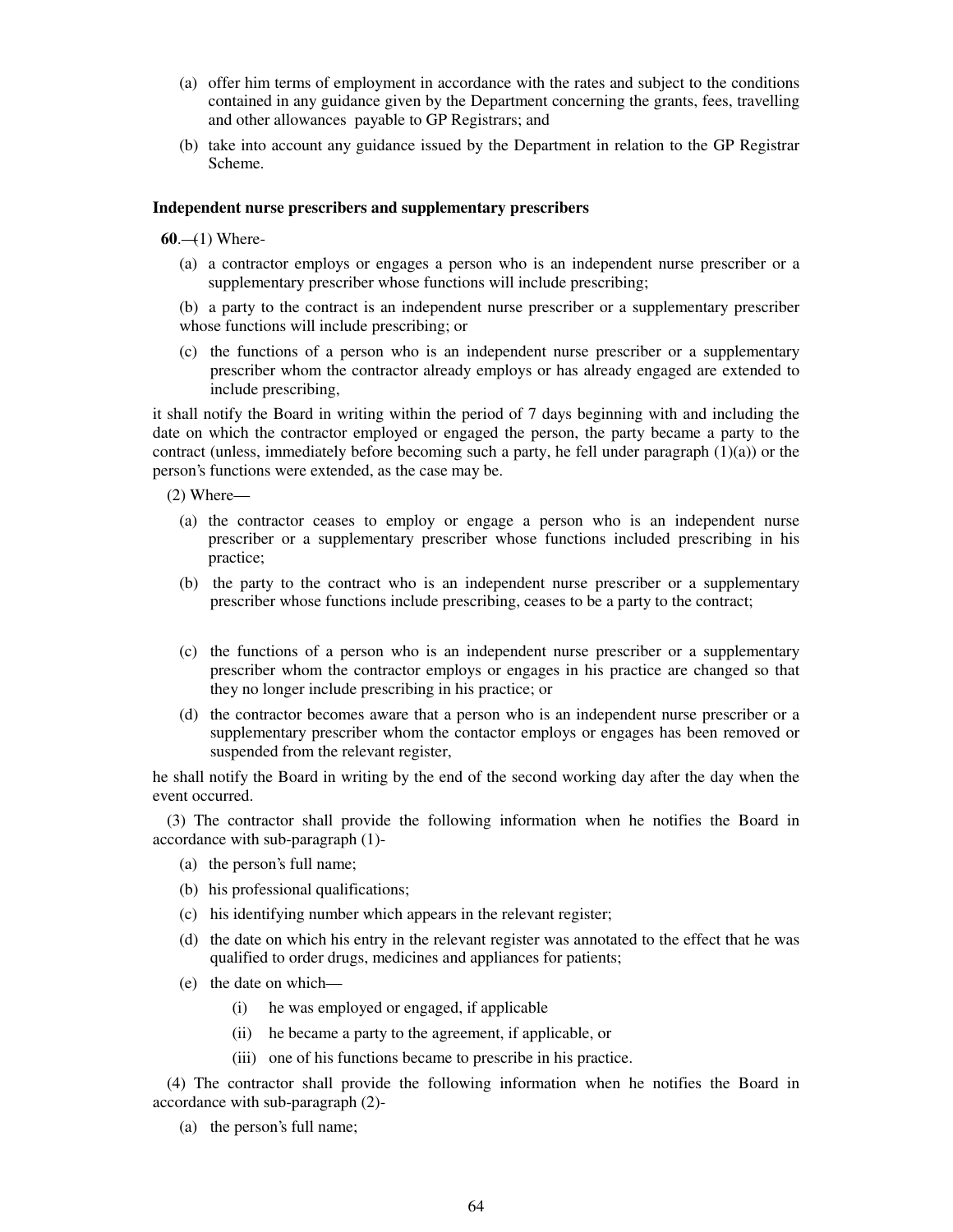(a) offer him terms of employment in accordance with the rates and subject to the conditions contained in any guidance given by the Department concerning the grants, fees, travelling and other allowances payable to GP Registrars; and

(b) take into account any guidance issued by the Department in relation to the GP Registrar Scheme.

**Independent nurse prescribers and supplementary prescribers**

**60**.—(1) Where-

(a) a contractor employs or engages a person who is an independent nurse prescriber or a supplementary prescriber whose functions will include prescribing;

(b) a party to the contract is an independent nurse prescriber or a supplementary prescriber whose functions will include prescribing; or

(c) the functions of a person who is an independent nurse prescriber or a supplementary prescriber whom the contractor already employs or has already engaged are extended to include prescribing,

it shall notify the Board in writing within the period of 7 days beginning with and including the date on which the contractor employed or engaged the person, the party became a party to the contract (unless, immediately before becoming such a party, he fell under paragraph (1)(a)) or the person's functions were extended, as the case may be.

(2) Where—

(a) the contractor ceases to employ or engage a person who is an independent nurse prescriber or a supplementary prescriber whose functions included prescribing in his practice;

(b) the party to the contract who is an independent nurse prescriber or a supplementary prescriber whose functions include prescribing, ceases to be a party to the contract;

(c) the functions of a person who is an independent nurse prescriber or a supplementary prescriber whom the contractor employs or engages in his practice are changed so that they no longer include prescribing in his practice; or

(d) the contractor becomes aware that a person who is an independent nurse prescriber or a supplementary prescriber whom the contactor employs or engages has been removed or suspended from the relevant register,

he shall notify the Board in writing by the end of the second working day after the day when the event occurred.

(3) The contractor shall provide the following information when he notifies the Board in accordance with sub-paragraph (1)-

(a) the person's full name;

(b) his professional qualifications;

(c) his identifying number which appears in the relevant register;

(d) the date on which his entry in the relevant register was annotated to the effect that he was qualified to order drugs, medicines and appliances for patients;

(e) the date on which—

(i) he was employed or engaged, if applicable

(ii) he became a party to the agreement, if applicable, or

(iii) one of his functions became to prescribe in his practice.

(4) The contractor shall provide the following information when he notifies the Board in accordance with sub-paragraph (2)-

(a) the person's full name;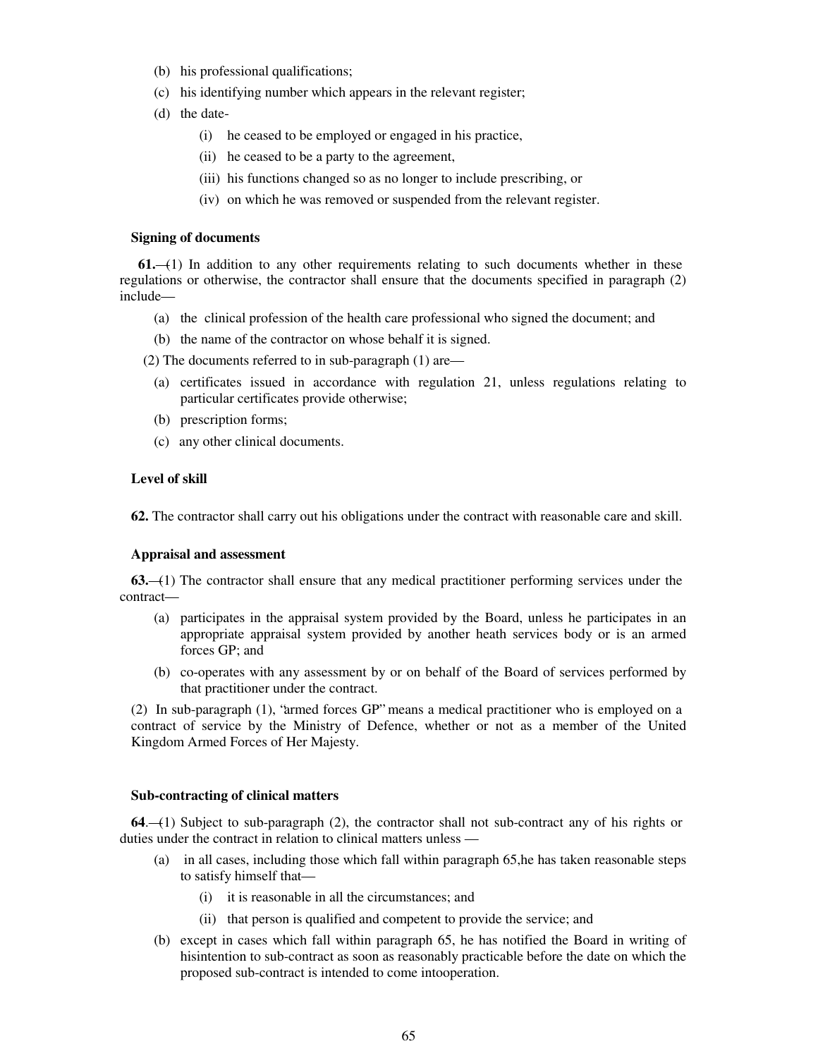(b) his professional qualifications;

(c) his identifying number which appears in the relevant register;

(d) the date-

(i) he ceased to be employed or engaged in his practice,

(ii) he ceased to be a party to the agreement,

(iii) his functions changed so as no longer to include prescribing, or

(iv) on which he was removed or suspended from the relevant register.

**Signing of documents**

**61.**—(1) In addition to any other requirements relating to such documents whether in these regulations or otherwise, the contractor shall ensure that the documents specified in paragraph (2) include—

(a) the clinical profession of the health care professional who signed the document; and

(b) the name of the contractor on whose behalf it is signed.

(2) The documents referred to in sub-paragraph (1) are—

(a) certificates issued in accordance with regulation 21, unless regulations relating to particular certificates provide otherwise;

(b) prescription forms;

(c) any other clinical documents.

**Level of skill**

**62.** The contractor shall carry out his obligations under the contract with reasonable care and skill.

**Appraisal and assessment**

**63.**—(1) The contractor shall ensure that any medical practitioner performing services under the contract—

(a) participates in the appraisal system provided by the Board, unless he participates in an appropriate appraisal system provided by another heath services body or is an armed forces GP; and

(b) co-operates with any assessment by or on behalf of the Board of services performed by that practitioner under the contract.

(2) In sub-paragraph (1), "armed forces GP" means a medical practitioner who is employed on a contract of service by the Ministry of Defence, whether or not as a member of the United Kingdom Armed Forces of Her Majesty.

**Sub-contracting of clinical matters**

**64**.—(1) Subject to sub-paragraph (2), the contractor shall not sub-contract any of his rights or duties under the contract in relation to clinical matters unless —

(a) in all cases, including those which fall within paragraph 65,he has taken reasonable steps to satisfy himself that—

(i) it is reasonable in all the circumstances; and

(ii) that person is qualified and competent to provide the service; and

(b) except in cases which fall within paragraph 65, he has notified the Board in writing of hisintention to sub-contract as soon as reasonably practicable before the date on which the proposed sub-contract is intended to come intooperation.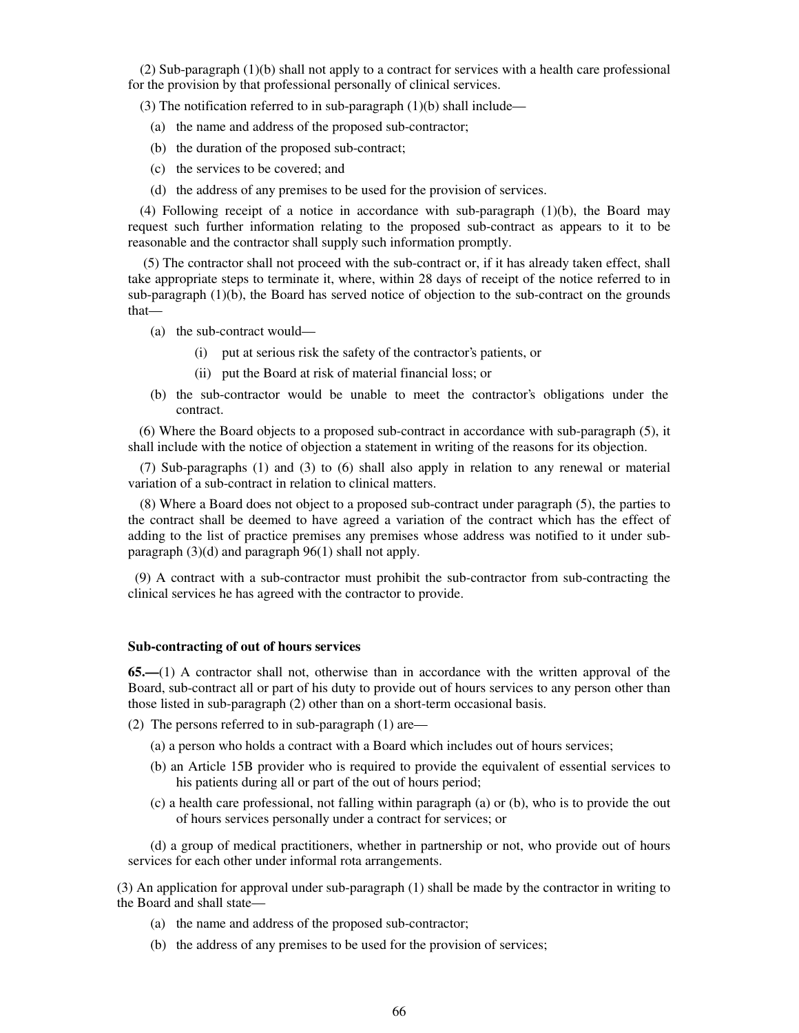(2) Sub-paragraph (1)(b) shall not apply to a contract for services with a health care professional for the provision by that professional personally of clinical services.

(3) The notification referred to in sub-paragraph (1)(b) shall include—

- (a) the name and address of the proposed sub-contractor;
- (b) the duration of the proposed sub-contract;
- (c) the services to be covered; and
- (d) the address of any premises to be used for the provision of services.

(4) Following receipt of a notice in accordance with sub-paragraph (1)(b), the Board may request such further information relating to the proposed sub-contract as appears to it to be reasonable and the contractor shall supply such information promptly.

(5) The contractor shall not proceed with the sub-contract or, if it has already taken effect, shall take appropriate steps to terminate it, where, within 28 days of receipt of the notice referred to in sub-paragraph (1)(b), the Board has served notice of objection to the sub-contract on the grounds that—

- (a) the sub-contract would—
  - (i) put at serious risk the safety of the contractor's patients, or
  - (ii) put the Board at risk of material financial loss; or
- (b) the sub-contractor would be unable to meet the contractor's obligations under the contract.

(6) Where the Board objects to a proposed sub-contract in accordance with sub-paragraph (5), it shall include with the notice of objection a statement in writing of the reasons for its objection.

(7) Sub-paragraphs (1) and (3) to (6) shall also apply in relation to any renewal or material variation of a sub-contract in relation to clinical matters.

(8) Where a Board does not object to a proposed sub-contract under paragraph (5), the parties to the contract shall be deemed to have agreed a variation of the contract which has the effect of adding to the list of practice premises any premises whose address was notified to it under sub-paragraph (3)(d) and paragraph 96(1) shall not apply.

(9) A contract with a sub-contractor must prohibit the sub-contractor from sub-contracting the clinical services he has agreed with the contractor to provide.

### Sub-contracting of out of hours services

**65.—**(1) A contractor shall not, otherwise than in accordance with the written approval of the Board, sub-contract all or part of his duty to provide out of hours services to any person other than those listed in sub-paragraph (2) other than on a short-term occasional basis.

(2) The persons referred to in sub-paragraph (1) are—

- (a) a person who holds a contract with a Board which includes out of hours services;
- (b) an Article 15B provider who is required to provide the equivalent of essential services to his patients during all or part of the out of hours period;
- (c) a health care professional, not falling within paragraph (a) or (b), who is to provide the out of hours services personally under a contract for services; or
- (d) a group of medical practitioners, whether in partnership or not, who provide out of hours services for each other under informal rota arrangements.

(3) An application for approval under sub-paragraph (1) shall be made by the contractor in writing to the Board and shall state—

- (a) the name and address of the proposed sub-contractor;
- (b) the address of any premises to be used for the provision of services;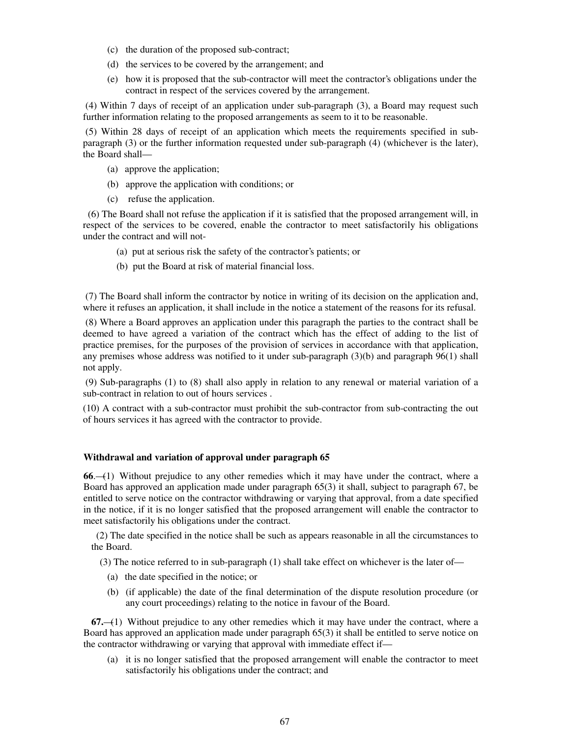(c) the duration of the proposed sub-contract;

(d) the services to be covered by the arrangement; and

(e) how it is proposed that the sub-contractor will meet the contractor's obligations under the contract in respect of the services covered by the arrangement.

(4) Within 7 days of receipt of an application under sub-paragraph (3), a Board may request such further information relating to the proposed arrangements as seem to it to be reasonable.

(5) Within 28 days of receipt of an application which meets the requirements specified in sub-paragraph (3) or the further information requested under sub-paragraph (4) (whichever is the later), the Board shall—

(a) approve the application;

(b) approve the application with conditions; or

(c) refuse the application.

(6) The Board shall not refuse the application if it is satisfied that the proposed arrangement will, in respect of the services to be covered, enable the contractor to meet satisfactorily his obligations under the contract and will not-

(a) put at serious risk the safety of the contractor's patients; or

(b) put the Board at risk of material financial loss.

(7) The Board shall inform the contractor by notice in writing of its decision on the application and, where it refuses an application, it shall include in the notice a statement of the reasons for its refusal.

(8) Where a Board approves an application under this paragraph the parties to the contract shall be deemed to have agreed a variation of the contract which has the effect of adding to the list of practice premises, for the purposes of the provision of services in accordance with that application, any premises whose address was notified to it under sub-paragraph (3)(b) and paragraph 96(1) shall not apply.

(9) Sub-paragraphs (1) to (8) shall also apply in relation to any renewal or material variation of a sub-contract in relation to out of hours services .

(10) A contract with a sub-contractor must prohibit the sub-contractor from sub-contracting the out of hours services it has agreed with the contractor to provide.

**Withdrawal and variation of approval under paragraph 65**

**66**.—(1) Without prejudice to any other remedies which it may have under the contract, where a Board has approved an application made under paragraph 65(3) it shall, subject to paragraph 67, be entitled to serve notice on the contractor withdrawing or varying that approval, from a date specified in the notice, if it is no longer satisfied that the proposed arrangement will enable the contractor to meet satisfactorily his obligations under the contract.

(2) The date specified in the notice shall be such as appears reasonable in all the circumstances to the Board.

(3) The notice referred to in sub-paragraph (1) shall take effect on whichever is the later of—

(a) the date specified in the notice; or

(b) (if applicable) the date of the final determination of the dispute resolution procedure (or any court proceedings) relating to the notice in favour of the Board.

**67.**—(1) Without prejudice to any other remedies which it may have under the contract, where a Board has approved an application made under paragraph 65(3) it shall be entitled to serve notice on the contractor withdrawing or varying that approval with immediate effect if—

(a) it is no longer satisfied that the proposed arrangement will enable the contractor to meet satisfactorily his obligations under the contract; and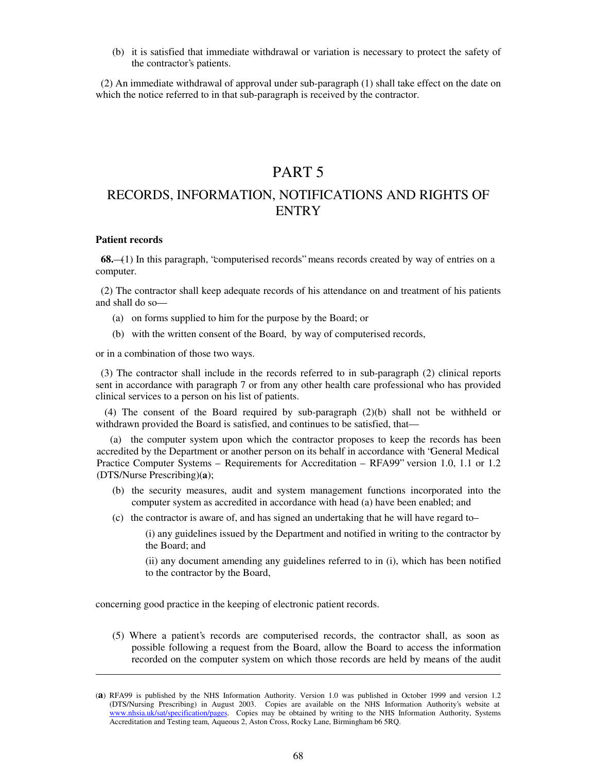(b) it is satisfied that immediate withdrawal or variation is necessary to protect the safety of the contractor's patients.

(2) An immediate withdrawal of approval under sub-paragraph (1) shall take effect on the date on which the notice referred to in that sub-paragraph is received by the contractor.

# PART 5

## RECORDS, INFORMATION, NOTIFICATIONS AND RIGHTS OF ENTRY

**Patient records**

**68.**—(1) In this paragraph, "computerised records" means records created by way of entries on a computer.

(2) The contractor shall keep adequate records of his attendance on and treatment of his patients and shall do so—

(a) on forms supplied to him for the purpose by the Board; or

(b) with the written consent of the Board, by way of computerised records,

or in a combination of those two ways.

(3) The contractor shall include in the records referred to in sub-paragraph (2) clinical reports sent in accordance with paragraph 7 or from any other health care professional who has provided clinical services to a person on his list of patients.

(4) The consent of the Board required by sub-paragraph (2)(b) shall not be withheld or withdrawn provided the Board is satisfied, and continues to be satisfied, that—

(a) the computer system upon which the contractor proposes to keep the records has been accredited by the Department or another person on its behalf in accordance with "General Medical Practice Computer Systems – Requirements for Accreditation – RFA99" version 1.0, 1.1 or 1.2 (DTS/Nurse Prescribing)(**a**);

(b) the security measures, audit and system management functions incorporated into the computer system as accredited in accordance with head (a) have been enabled; and

(c) the contractor is aware of, and has signed an undertaking that he will have regard to–

(i) any guidelines issued by the Department and notified in writing to the contractor by the Board; and

(ii) any document amending any guidelines referred to in (i), which has been notified to the contractor by the Board,

concerning good practice in the keeping of electronic patient records.

(5) Where a patient's records are computerised records, the contractor shall, as soon as possible following a request from the Board, allow the Board to access the information recorded on the computer system on which those records are held by means of the audit

---

(**a**) RFA99 is published by the NHS Information Authority. Version 1.0 was published in October 1999 and version 1.2 (DTS/Nursing Prescribing) in August 2003. Copies are available on the NHS Information Authority's website at www.nhsia.uk/sat/specification/pages. Copies may be obtained by writing to the NHS Information Authority, Systems Accreditation and Testing team, Aqueous 2, Aston Cross, Rocky Lane, Birmingham b6 5RQ.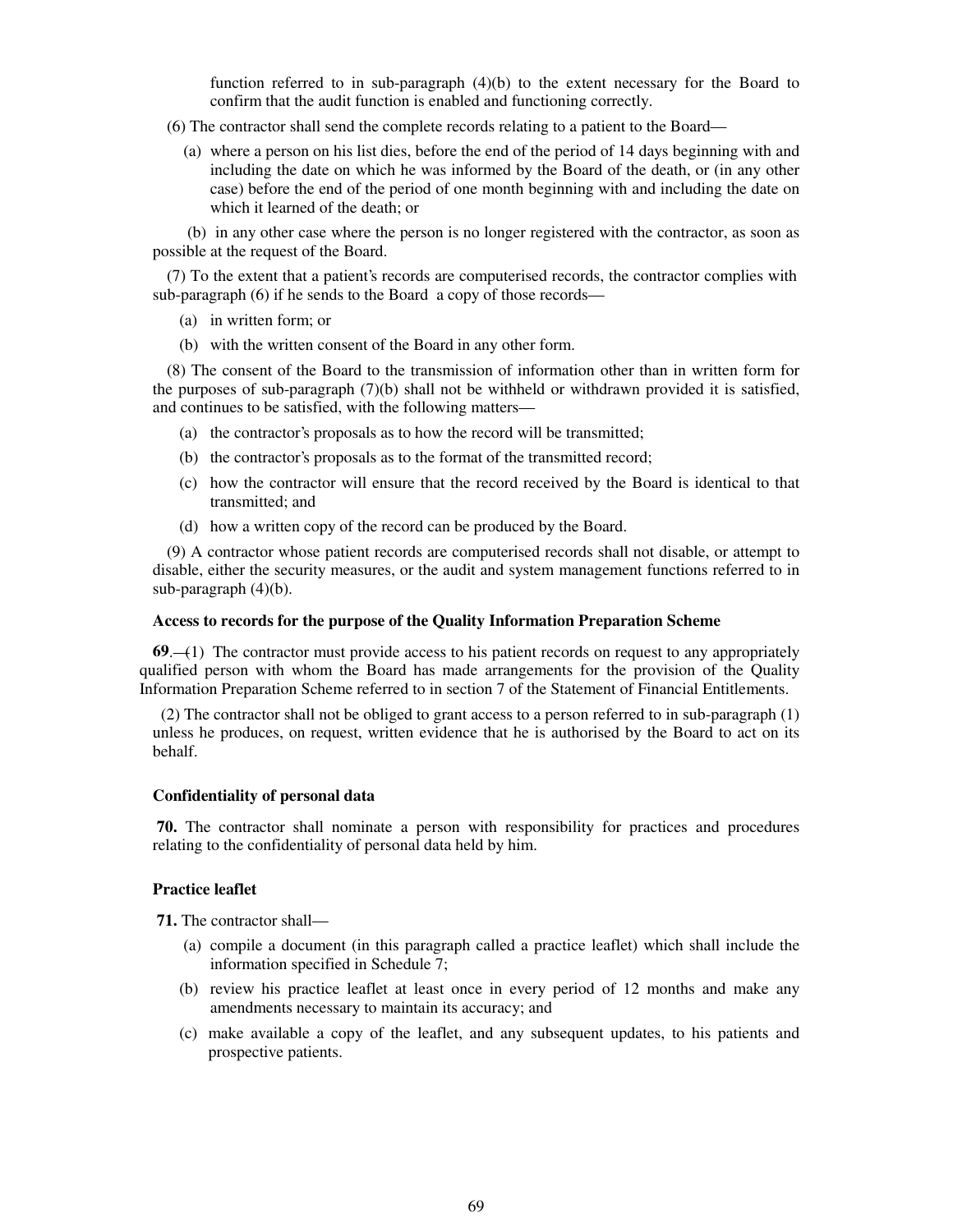function referred to in sub-paragraph (4)(b) to the extent necessary for the Board to confirm that the audit function is enabled and functioning correctly.

(6) The contractor shall send the complete records relating to a patient to the Board—

- (a) where a person on his list dies, before the end of the period of 14 days beginning with and including the date on which he was informed by the Board of the death, or (in any other case) before the end of the period of one month beginning with and including the date on which it learned of the death; or
- (b) in any other case where the person is no longer registered with the contractor, as soon as possible at the request of the Board.

(7) To the extent that a patient's records are computerised records, the contractor complies with sub-paragraph (6) if he sends to the Board a copy of those records—

- (a) in written form; or
- (b) with the written consent of the Board in any other form.

(8) The consent of the Board to the transmission of information other than in written form for the purposes of sub-paragraph (7)(b) shall not be withheld or withdrawn provided it is satisfied, and continues to be satisfied, with the following matters—

- (a) the contractor's proposals as to how the record will be transmitted;
- (b) the contractor's proposals as to the format of the transmitted record;
- (c) how the contractor will ensure that the record received by the Board is identical to that transmitted; and
- (d) how a written copy of the record can be produced by the Board.

(9) A contractor whose patient records are computerised records shall not disable, or attempt to disable, either the security measures, or the audit and system management functions referred to in sub-paragraph (4)(b).

**Access to records for the purpose of the Quality Information Preparation Scheme**

**69**.—(1) The contractor must provide access to his patient records on request to any appropriately qualified person with whom the Board has made arrangements for the provision of the Quality Information Preparation Scheme referred to in section 7 of the Statement of Financial Entitlements.

(2) The contractor shall not be obliged to grant access to a person referred to in sub-paragraph (1) unless he produces, on request, written evidence that he is authorised by the Board to act on its behalf.

**Confidentiality of personal data**

**70.** The contractor shall nominate a person with responsibility for practices and procedures relating to the confidentiality of personal data held by him.

**Practice leaflet**

**71.** The contractor shall—

- (a) compile a document (in this paragraph called a practice leaflet) which shall include the information specified in Schedule 7;
- (b) review his practice leaflet at least once in every period of 12 months and make any amendments necessary to maintain its accuracy; and
- (c) make available a copy of the leaflet, and any subsequent updates, to his patients and prospective patients.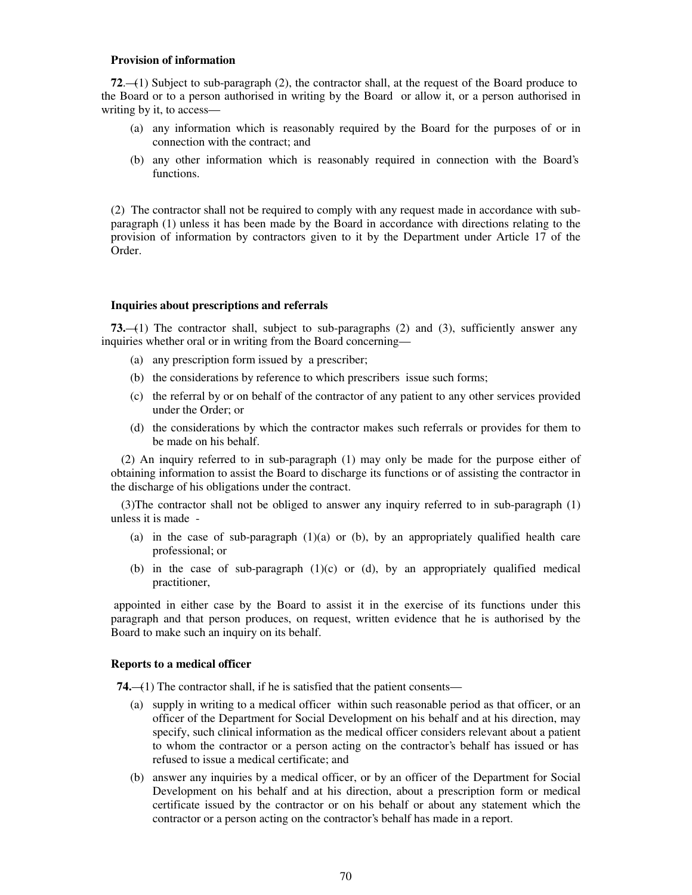**Provision of information**

**72**.—(1) Subject to sub-paragraph (2), the contractor shall, at the request of the Board produce to the Board or to a person authorised in writing by the Board or allow it, or a person authorised in writing by it, to access—

(a) any information which is reasonably required by the Board for the purposes of or in connection with the contract; and

(b) any other information which is reasonably required in connection with the Board's functions.

(2) The contractor shall not be required to comply with any request made in accordance with sub-paragraph (1) unless it has been made by the Board in accordance with directions relating to the provision of information by contractors given to it by the Department under Article 17 of the Order.

**Inquiries about prescriptions and referrals**

**73.**—(1) The contractor shall, subject to sub-paragraphs (2) and (3), sufficiently answer any inquiries whether oral or in writing from the Board concerning—

(a) any prescription form issued by a prescriber;

(b) the considerations by reference to which prescribers issue such forms;

(c) the referral by or on behalf of the contractor of any patient to any other services provided under the Order; or

(d) the considerations by which the contractor makes such referrals or provides for them to be made on his behalf.

(2) An inquiry referred to in sub-paragraph (1) may only be made for the purpose either of obtaining information to assist the Board to discharge its functions or of assisting the contractor in the discharge of his obligations under the contract.

(3)The contractor shall not be obliged to answer any inquiry referred to in sub-paragraph (1) unless it is made -

(a) in the case of sub-paragraph (1)(a) or (b), by an appropriately qualified health care professional; or

(b) in the case of sub-paragraph (1)(c) or (d), by an appropriately qualified medical practitioner,

appointed in either case by the Board to assist it in the exercise of its functions under this paragraph and that person produces, on request, written evidence that he is authorised by the Board to make such an inquiry on its behalf.

**Reports to a medical officer**

**74.**—(1) The contractor shall, if he is satisfied that the patient consents—

(a) supply in writing to a medical officer within such reasonable period as that officer, or an officer of the Department for Social Development on his behalf and at his direction, may specify, such clinical information as the medical officer considers relevant about a patient to whom the contractor or a person acting on the contractor's behalf has issued or has refused to issue a medical certificate; and

(b) answer any inquiries by a medical officer, or by an officer of the Department for Social Development on his behalf and at his direction, about a prescription form or medical certificate issued by the contractor or on his behalf or about any statement which the contractor or a person acting on the contractor's behalf has made in a report.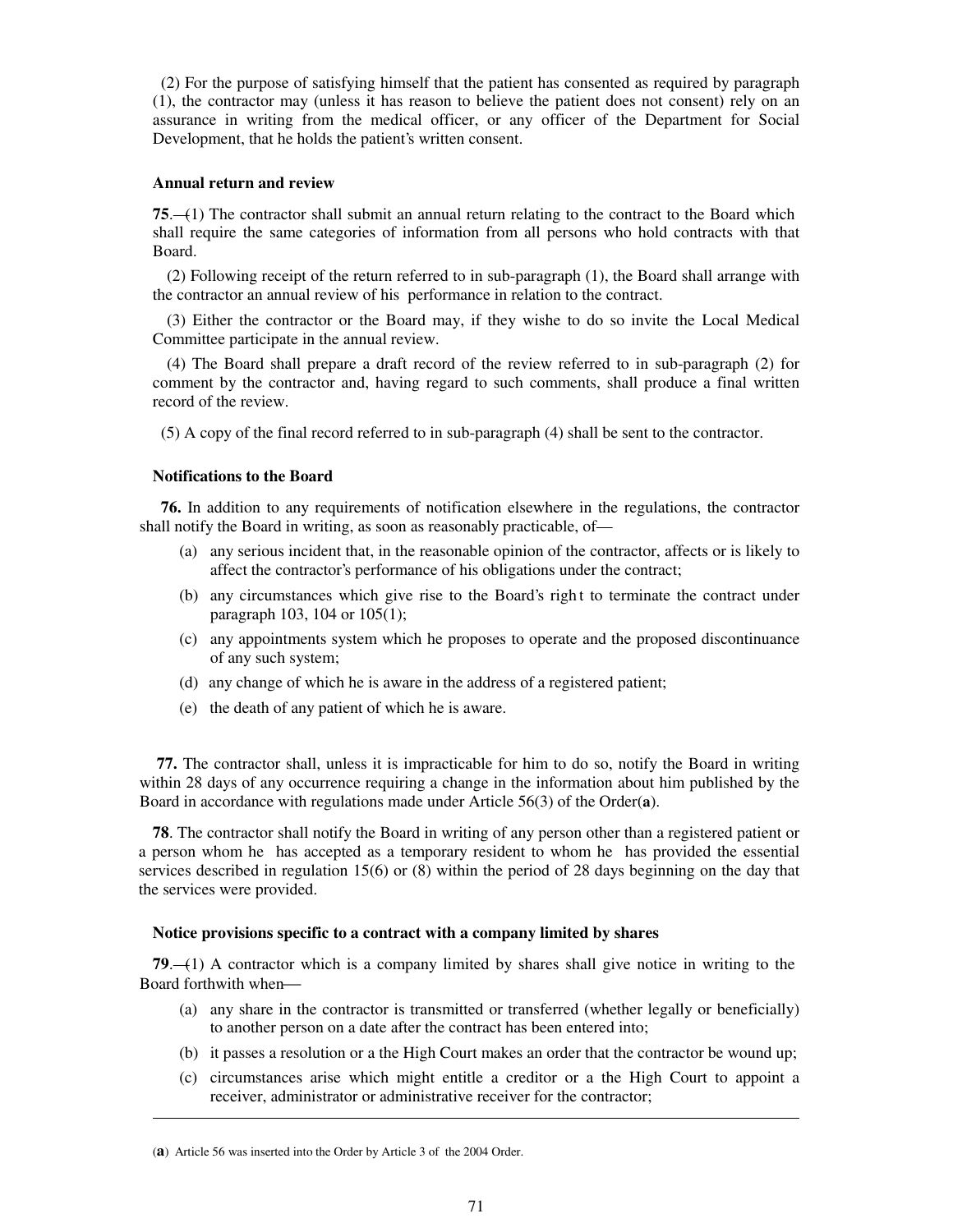(2) For the purpose of satisfying himself that the patient has consented as required by paragraph (1), the contractor may (unless it has reason to believe the patient does not consent) rely on an assurance in writing from the medical officer, or any officer of the Department for Social Development, that he holds the patient's written consent.

**Annual return and review**

**75**.—(1) The contractor shall submit an annual return relating to the contract to the Board which shall require the same categories of information from all persons who hold contracts with that Board.

(2) Following receipt of the return referred to in sub-paragraph (1), the Board shall arrange with the contractor an annual review of his performance in relation to the contract.

(3) Either the contractor or the Board may, if they wishe to do so invite the Local Medical Committee participate in the annual review.

(4) The Board shall prepare a draft record of the review referred to in sub-paragraph (2) for comment by the contractor and, having regard to such comments, shall produce a final written record of the review.

(5) A copy of the final record referred to in sub-paragraph (4) shall be sent to the contractor.

**Notifications to the Board**

**76.** In addition to any requirements of notification elsewhere in the regulations, the contractor shall notify the Board in writing, as soon as reasonably practicable, of—

(a) any serious incident that, in the reasonable opinion of the contractor, affects or is likely to affect the contractor's performance of his obligations under the contract;

(b) any circumstances which give rise to the Board's right to terminate the contract under paragraph 103, 104 or 105(1);

(c) any appointments system which he proposes to operate and the proposed discontinuance of any such system;

(d) any change of which he is aware in the address of a registered patient;

(e) the death of any patient of which he is aware.

**77.** The contractor shall, unless it is impracticable for him to do so, notify the Board in writing within 28 days of any occurrence requiring a change in the information about him published by the Board in accordance with regulations made under Article 56(3) of the Order(**a**).

**78**. The contractor shall notify the Board in writing of any person other than a registered patient or a person whom he has accepted as a temporary resident to whom he has provided the essential services described in regulation 15(6) or (8) within the period of 28 days beginning on the day that the services were provided.

**Notice provisions specific to a contract with a company limited by shares**

**79**.—(1) A contractor which is a company limited by shares shall give notice in writing to the Board forthwith when—

(a) any share in the contractor is transmitted or transferred (whether legally or beneficially) to another person on a date after the contract has been entered into;

(b) it passes a resolution or a the High Court makes an order that the contractor be wound up;

(c) circumstances arise which might entitle a creditor or a the High Court to appoint a receiver, administrator or administrative receiver for the contractor;

---

(**a**) Article 56 was inserted into the Order by Article 3 of the 2004 Order.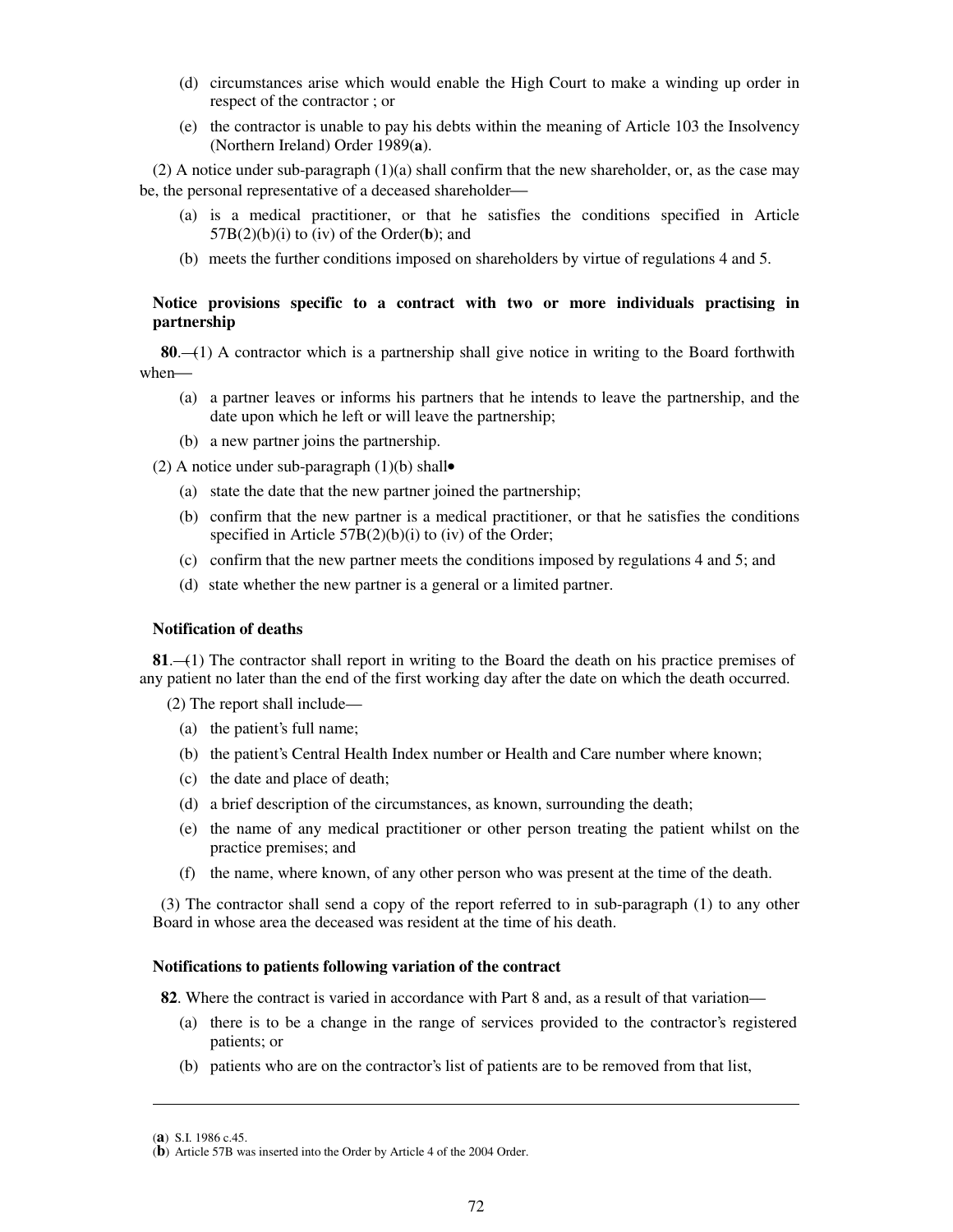(d) circumstances arise which would enable the High Court to make a winding up order in respect of the contractor ; or

(e) the contractor is unable to pay his debts within the meaning of Article 103 the Insolvency (Northern Ireland) Order 1989(**a**).

(2) A notice under sub-paragraph (1)(a) shall confirm that the new shareholder, or, as the case may be, the personal representative of a deceased shareholder—

(a) is a medical practitioner, or that he satisfies the conditions specified in Article 57B(2)(b)(i) to (iv) of the Order(**b**); and

(b) meets the further conditions imposed on shareholders by virtue of regulations 4 and 5.

**Notice provisions specific to a contract with two or more individuals practising in partnership**

**80**.—(1) A contractor which is a partnership shall give notice in writing to the Board forthwith when—

(a) a partner leaves or informs his partners that he intends to leave the partnership, and the date upon which he left or will leave the partnership;

(b) a new partner joins the partnership.

(2) A notice under sub-paragraph (1)(b) shall•

(a) state the date that the new partner joined the partnership;

(b) confirm that the new partner is a medical practitioner, or that he satisfies the conditions specified in Article 57B(2)(b)(i) to (iv) of the Order;

(c) confirm that the new partner meets the conditions imposed by regulations 4 and 5; and

(d) state whether the new partner is a general or a limited partner.

**Notification of deaths**

**81**.—(1) The contractor shall report in writing to the Board the death on his practice premises of any patient no later than the end of the first working day after the date on which the death occurred.

(2) The report shall include—

(a) the patient's full name;

(b) the patient's Central Health Index number or Health and Care number where known;

(c) the date and place of death;

(d) a brief description of the circumstances, as known, surrounding the death;

(e) the name of any medical practitioner or other person treating the patient whilst on the practice premises; and

(f) the name, where known, of any other person who was present at the time of the death.

(3) The contractor shall send a copy of the report referred to in sub-paragraph (1) to any other Board in whose area the deceased was resident at the time of his death.

**Notifications to patients following variation of the contract**

**82**. Where the contract is varied in accordance with Part 8 and, as a result of that variation—

(a) there is to be a change in the range of services provided to the contractor's registered patients; or

(b) patients who are on the contractor's list of patients are to be removed from that list,

---

(**a**) S.I. 1986 c.45.

(**b**) Article 57B was inserted into the Order by Article 4 of the 2004 Order.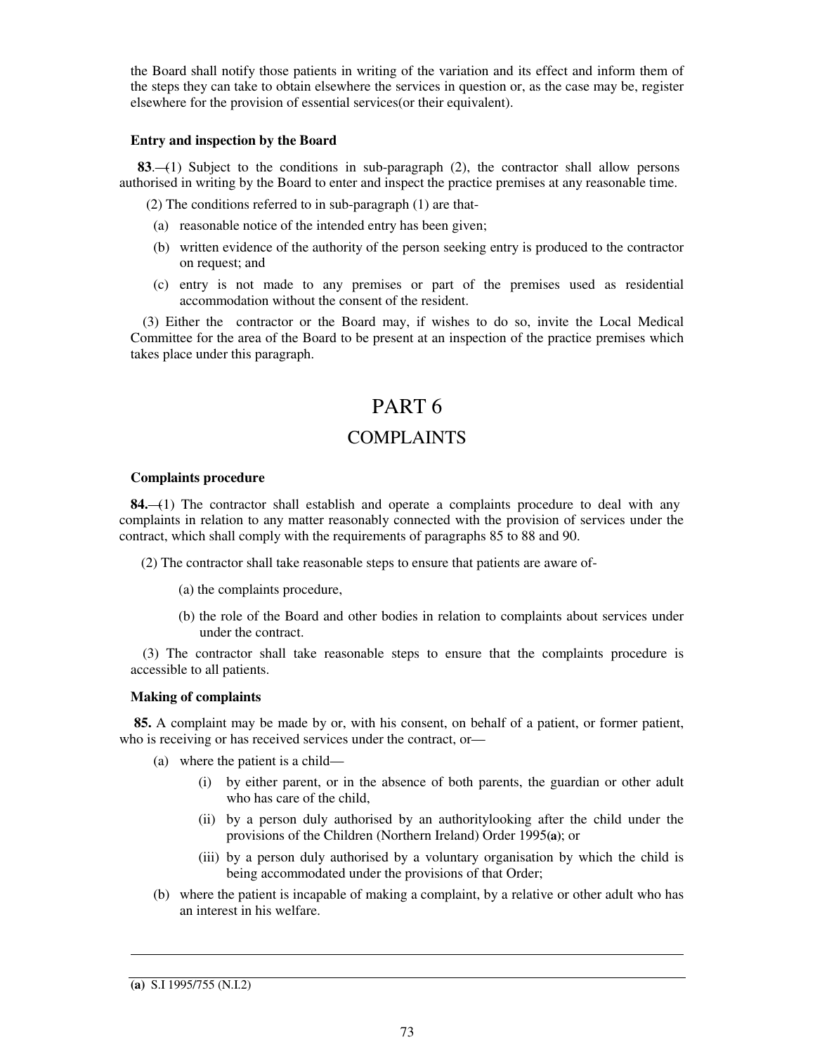the Board shall notify those patients in writing of the variation and its effect and inform them of the steps they can take to obtain elsewhere the services in question or, as the case may be, register elsewhere for the provision of essential services(or their equivalent).

**Entry and inspection by the Board**

**83**.—(1) Subject to the conditions in sub-paragraph (2), the contractor shall allow persons authorised in writing by the Board to enter and inspect the practice premises at any reasonable time.

(2) The conditions referred to in sub-paragraph (1) are that-

(a) reasonable notice of the intended entry has been given;

(b) written evidence of the authority of the person seeking entry is produced to the contractor on request; and

(c) entry is not made to any premises or part of the premises used as residential accommodation without the consent of the resident.

(3) Either the contractor or the Board may, if wishes to do so, invite the Local Medical Committee for the area of the Board to be present at an inspection of the practice premises which takes place under this paragraph.

# PART 6

# COMPLAINTS

**Complaints procedure**

**84.**—(1) The contractor shall establish and operate a complaints procedure to deal with any complaints in relation to any matter reasonably connected with the provision of services under the contract, which shall comply with the requirements of paragraphs 85 to 88 and 90.

(2) The contractor shall take reasonable steps to ensure that patients are aware of-

(a) the complaints procedure,

(b) the role of the Board and other bodies in relation to complaints about services under under the contract.

(3) The contractor shall take reasonable steps to ensure that the complaints procedure is accessible to all patients.

**Making of complaints**

**85.** A complaint may be made by or, with his consent, on behalf of a patient, or former patient, who is receiving or has received services under the contract, or—

(a) where the patient is a child—

(i) by either parent, or in the absence of both parents, the guardian or other adult who has care of the child,

(ii) by a person duly authorised by an authoritylooking after the child under the provisions of the Children (Northern Ireland) Order 1995(**a**); or

(iii) by a person duly authorised by a voluntary organisation by which the child is being accommodated under the provisions of that Order;

(b) where the patient is incapable of making a complaint, by a relative or other adult who has an interest in his welfare.

---

**(a)** S.I 1995/755 (N.I.2)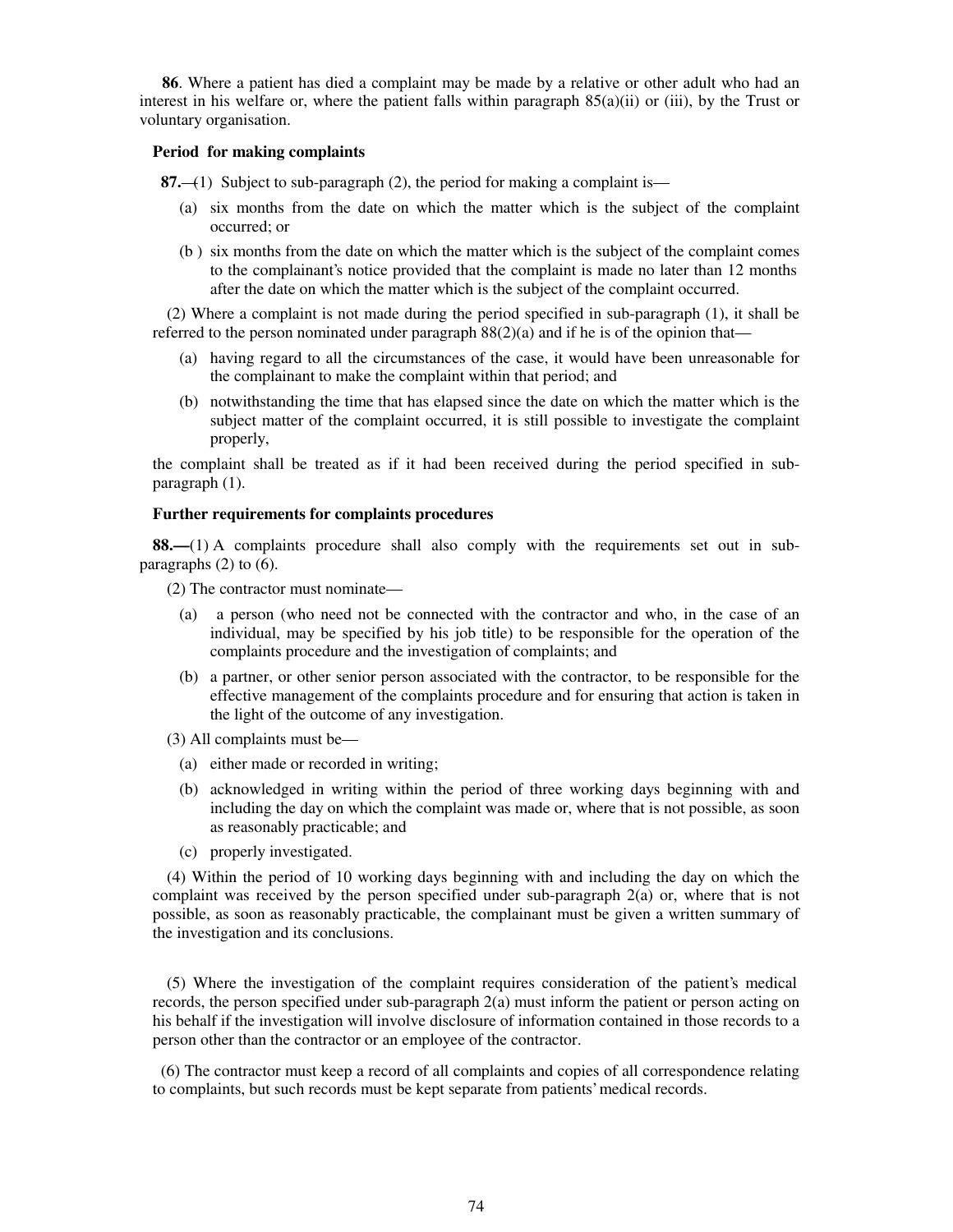**86**. Where a patient has died a complaint may be made by a relative or other adult who had an interest in his welfare or, where the patient falls within paragraph 85(a)(ii) or (iii), by the Trust or voluntary organisation.

**Period for making complaints**

**87.**—(1) Subject to sub-paragraph (2), the period for making a complaint is—

(a) six months from the date on which the matter which is the subject of the complaint occurred; or

(b ) six months from the date on which the matter which is the subject of the complaint comes to the complainant's notice provided that the complaint is made no later than 12 months after the date on which the matter which is the subject of the complaint occurred.

(2) Where a complaint is not made during the period specified in sub-paragraph (1), it shall be referred to the person nominated under paragraph 88(2)(a) and if he is of the opinion that—

(a) having regard to all the circumstances of the case, it would have been unreasonable for the complainant to make the complaint within that period; and

(b) notwithstanding the time that has elapsed since the date on which the matter which is the subject matter of the complaint occurred, it is still possible to investigate the complaint properly,

the complaint shall be treated as if it had been received during the period specified in sub-paragraph (1).

**Further requirements for complaints procedures**

**88.—**(1) A complaints procedure shall also comply with the requirements set out in sub-paragraphs (2) to (6).

(2) The contractor must nominate—

(a) a person (who need not be connected with the contractor and who, in the case of an individual, may be specified by his job title) to be responsible for the operation of the complaints procedure and the investigation of complaints; and

(b) a partner, or other senior person associated with the contractor, to be responsible for the effective management of the complaints procedure and for ensuring that action is taken in the light of the outcome of any investigation.

(3) All complaints must be—

(a) either made or recorded in writing;

(b) acknowledged in writing within the period of three working days beginning with and including the day on which the complaint was made or, where that is not possible, as soon as reasonably practicable; and

(c) properly investigated.

(4) Within the period of 10 working days beginning with and including the day on which the complaint was received by the person specified under sub-paragraph 2(a) or, where that is not possible, as soon as reasonably practicable, the complainant must be given a written summary of the investigation and its conclusions.

(5) Where the investigation of the complaint requires consideration of the patient's medical records, the person specified under sub-paragraph 2(a) must inform the patient or person acting on his behalf if the investigation will involve disclosure of information contained in those records to a person other than the contractor or an employee of the contractor.

(6) The contractor must keep a record of all complaints and copies of all correspondence relating to complaints, but such records must be kept separate from patients' medical records.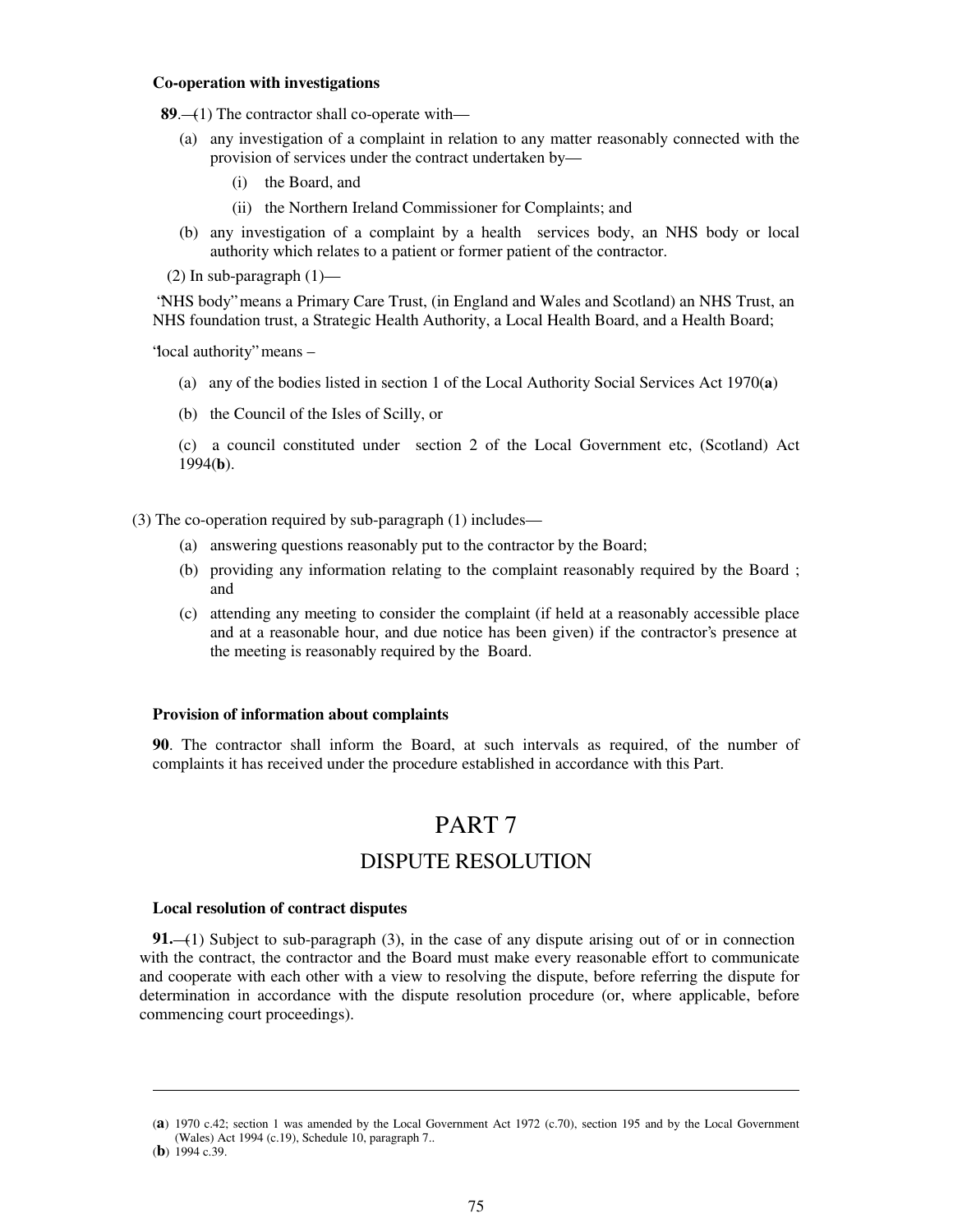**Co-operation with investigations**

**89**.—(1) The contractor shall co-operate with—

(a) any investigation of a complaint in relation to any matter reasonably connected with the provision of services under the contract undertaken by—

(i) the Board, and

(ii) the Northern Ireland Commissioner for Complaints; and

(b) any investigation of a complaint by a health services body, an NHS body or local authority which relates to a patient or former patient of the contractor.

(2) In sub-paragraph (1)—

"NHS body" means a Primary Care Trust, (in England and Wales and Scotland) an NHS Trust, an NHS foundation trust, a Strategic Health Authority, a Local Health Board, and a Health Board;

"local authority" means –

(a) any of the bodies listed in section 1 of the Local Authority Social Services Act 1970(**a**)

(b) the Council of the Isles of Scilly, or

(c) a council constituted under section 2 of the Local Government etc, (Scotland) Act 1994(**b**).

(3) The co-operation required by sub-paragraph (1) includes—

(a) answering questions reasonably put to the contractor by the Board;

(b) providing any information relating to the complaint reasonably required by the Board ; and

(c) attending any meeting to consider the complaint (if held at a reasonably accessible place and at a reasonable hour, and due notice has been given) if the contractor's presence at the meeting is reasonably required by the Board.

**Provision of information about complaints**

**90**. The contractor shall inform the Board, at such intervals as required, of the number of complaints it has received under the procedure established in accordance with this Part.

# PART 7

## DISPUTE RESOLUTION

**Local resolution of contract disputes**

**91.**—(1) Subject to sub-paragraph (3), in the case of any dispute arising out of or in connection with the contract, the contractor and the Board must make every reasonable effort to communicate and cooperate with each other with a view to resolving the dispute, before referring the dispute for determination in accordance with the dispute resolution procedure (or, where applicable, before commencing court proceedings).

---

(**a**) 1970 c.42; section 1 was amended by the Local Government Act 1972 (c.70), section 195 and by the Local Government (Wales) Act 1994 (c.19), Schedule 10, paragraph 7..

(**b**) 1994 c.39.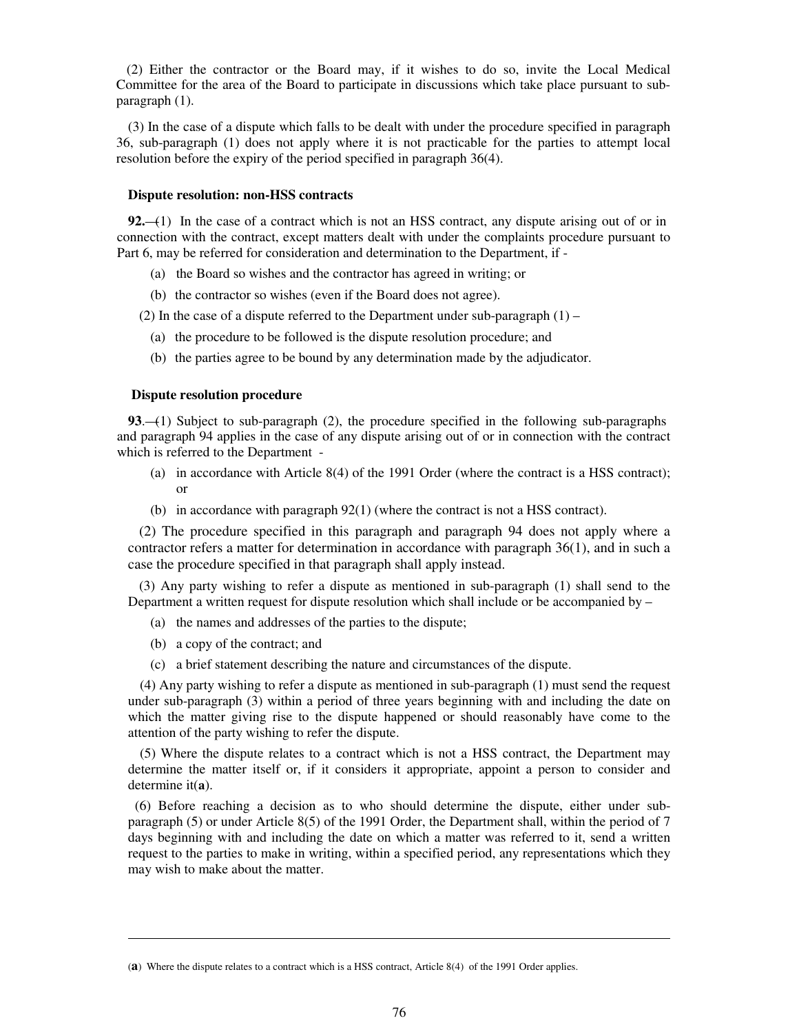(2) Either the contractor or the Board may, if it wishes to do so, invite the Local Medical Committee for the area of the Board to participate in discussions which take place pursuant to sub-paragraph (1).

(3) In the case of a dispute which falls to be dealt with under the procedure specified in paragraph 36, sub-paragraph (1) does not apply where it is not practicable for the parties to attempt local resolution before the expiry of the period specified in paragraph 36(4).

**Dispute resolution: non-HSS contracts**

**92.**—(1) In the case of a contract which is not an HSS contract, any dispute arising out of or in connection with the contract, except matters dealt with under the complaints procedure pursuant to Part 6, may be referred for consideration and determination to the Department, if -

(a) the Board so wishes and the contractor has agreed in writing; or

(b) the contractor so wishes (even if the Board does not agree).

(2) In the case of a dispute referred to the Department under sub-paragraph (1) –

(a) the procedure to be followed is the dispute resolution procedure; and

(b) the parties agree to be bound by any determination made by the adjudicator.

**Dispute resolution procedure**

**93**.—(1) Subject to sub-paragraph (2), the procedure specified in the following sub-paragraphs and paragraph 94 applies in the case of any dispute arising out of or in connection with the contract which is referred to the Department -

(a) in accordance with Article 8(4) of the 1991 Order (where the contract is a HSS contract); or

(b) in accordance with paragraph 92(1) (where the contract is not a HSS contract).

(2) The procedure specified in this paragraph and paragraph 94 does not apply where a contractor refers a matter for determination in accordance with paragraph 36(1), and in such a case the procedure specified in that paragraph shall apply instead.

(3) Any party wishing to refer a dispute as mentioned in sub-paragraph (1) shall send to the Department a written request for dispute resolution which shall include or be accompanied by –

(a) the names and addresses of the parties to the dispute;

(b) a copy of the contract; and

(c) a brief statement describing the nature and circumstances of the dispute.

(4) Any party wishing to refer a dispute as mentioned in sub-paragraph (1) must send the request under sub-paragraph (3) within a period of three years beginning with and including the date on which the matter giving rise to the dispute happened or should reasonably have come to the attention of the party wishing to refer the dispute.

(5) Where the dispute relates to a contract which is not a HSS contract, the Department may determine the matter itself or, if it considers it appropriate, appoint a person to consider and determine it([**a**]).

(6) Before reaching a decision as to who should determine the dispute, either under sub-paragraph (5) or under Article 8(5) of the 1991 Order, the Department shall, within the period of 7 days beginning with and including the date on which a matter was referred to it, send a written request to the parties to make in writing, within a specified period, any representations which they may wish to make about the matter.

---

(**a**) Where the dispute relates to a contract which is a HSS contract, Article 8(4) of the 1991 Order applies.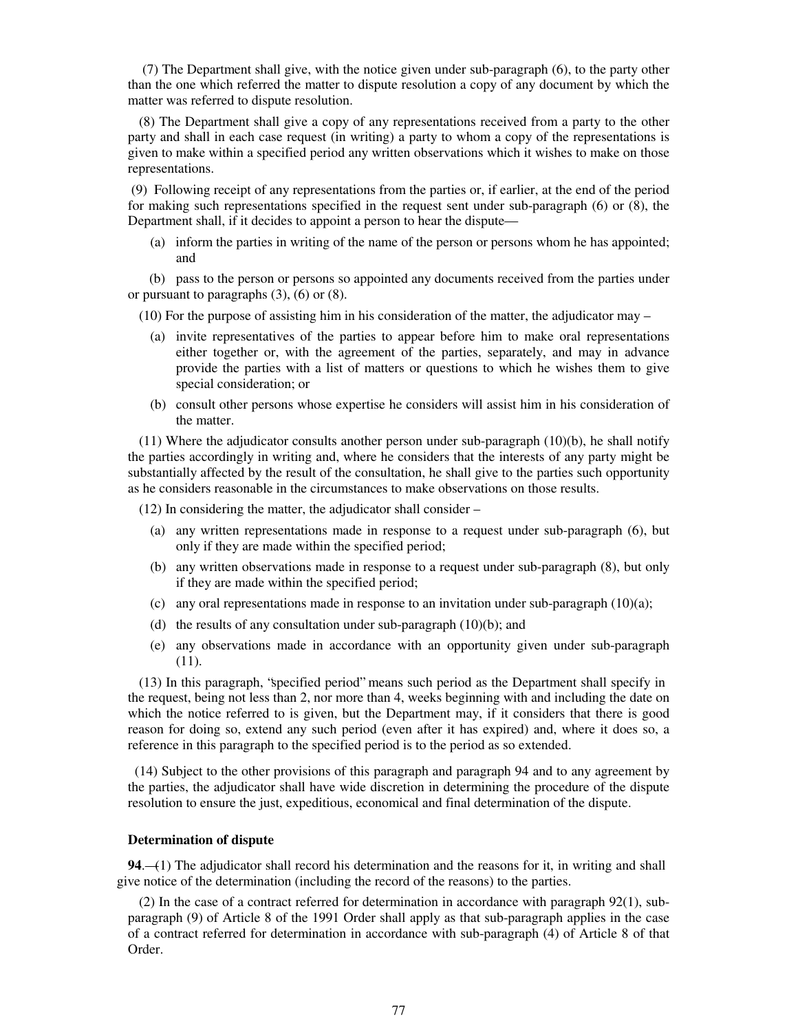(7) The Department shall give, with the notice given under sub-paragraph (6), to the party other than the one which referred the matter to dispute resolution a copy of any document by which the matter was referred to dispute resolution.

(8) The Department shall give a copy of any representations received from a party to the other party and shall in each case request (in writing) a party to whom a copy of the representations is given to make within a specified period any written observations which it wishes to make on those representations.

(9) Following receipt of any representations from the parties or, if earlier, at the end of the period for making such representations specified in the request sent under sub-paragraph (6) or (8), the Department shall, if it decides to appoint a person to hear the dispute—

(a) inform the parties in writing of the name of the person or persons whom he has appointed; and

(b) pass to the person or persons so appointed any documents received from the parties under or pursuant to paragraphs (3), (6) or (8).

(10) For the purpose of assisting him in his consideration of the matter, the adjudicator may –

(a) invite representatives of the parties to appear before him to make oral representations either together or, with the agreement of the parties, separately, and may in advance provide the parties with a list of matters or questions to which he wishes them to give special consideration; or

(b) consult other persons whose expertise he considers will assist him in his consideration of the matter.

(11) Where the adjudicator consults another person under sub-paragraph (10)(b), he shall notify the parties accordingly in writing and, where he considers that the interests of any party might be substantially affected by the result of the consultation, he shall give to the parties such opportunity as he considers reasonable in the circumstances to make observations on those results.

(12) In considering the matter, the adjudicator shall consider –

(a) any written representations made in response to a request under sub-paragraph (6), but only if they are made within the specified period;

(b) any written observations made in response to a request under sub-paragraph (8), but only if they are made within the specified period;

(c) any oral representations made in response to an invitation under sub-paragraph (10)(a);

(d) the results of any consultation under sub-paragraph (10)(b); and

(e) any observations made in accordance with an opportunity given under sub-paragraph (11).

(13) In this paragraph, "specified period" means such period as the Department shall specify in the request, being not less than 2, nor more than 4, weeks beginning with and including the date on which the notice referred to is given, but the Department may, if it considers that there is good reason for doing so, extend any such period (even after it has expired) and, where it does so, a reference in this paragraph to the specified period is to the period as so extended.

(14) Subject to the other provisions of this paragraph and paragraph 94 and to any agreement by the parties, the adjudicator shall have wide discretion in determining the procedure of the dispute resolution to ensure the just, expeditious, economical and final determination of the dispute.

**Determination of dispute**

**94**.—(1) The adjudicator shall record his determination and the reasons for it, in writing and shall give notice of the determination (including the record of the reasons) to the parties.

(2) In the case of a contract referred for determination in accordance with paragraph 92(1), sub-paragraph (9) of Article 8 of the 1991 Order shall apply as that sub-paragraph applies in the case of a contract referred for determination in accordance with sub-paragraph (4) of Article 8 of that Order.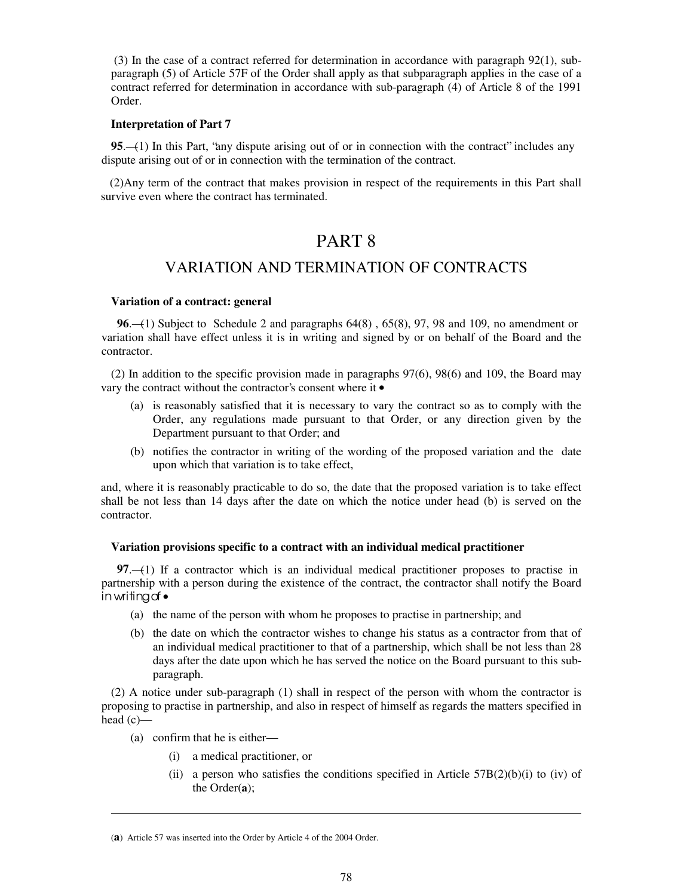(3) In the case of a contract referred for determination in accordance with paragraph 92(1), sub-paragraph (5) of Article 57F of the Order shall apply as that subparagraph applies in the case of a contract referred for determination in accordance with sub-paragraph (4) of Article 8 of the 1991 Order.

**Interpretation of Part 7**

**95**.—(1) In this Part, "any dispute arising out of or in connection with the contract" includes any dispute arising out of or in connection with the termination of the contract.

(2) Any term of the contract that makes provision in respect of the requirements in this Part shall survive even where the contract has terminated.

# PART 8

## VARIATION AND TERMINATION OF CONTRACTS

**Variation of a contract: general**

**96**.—(1) Subject to Schedule 2 and paragraphs 64(8), 65(8), 97, 98 and 109, no amendment or variation shall have effect unless it is in writing and signed by or on behalf of the Board and the contractor.

(2) In addition to the specific provision made in paragraphs 97(6), 98(6) and 109, the Board may vary the contract without the contractor's consent where it—

(a) is reasonably satisfied that it is necessary to vary the contract so as to comply with the Order, any regulations made pursuant to that Order, or any direction given by the Department pursuant to that Order; and

(b) notifies the contractor in writing of the wording of the proposed variation and the date upon which that variation is to take effect,

and, where it is reasonably practicable to do so, the date that the proposed variation is to take effect shall be not less than 14 days after the date on which the notice under head (b) is served on the contractor.

**Variation provisions specific to a contract with an individual medical practitioner**

**97**.—(1) If a contractor which is an individual medical practitioner proposes to practise in partnership with a person during the existence of the contract, the contractor shall notify the Board in writing of—

(a) the name of the person with whom he proposes to practise in partnership; and

(b) the date on which the contractor wishes to change his status as a contractor from that of an individual medical practitioner to that of a partnership, which shall be not less than 28 days after the date upon which he has served the notice on the Board pursuant to this sub-paragraph.

(2) A notice under sub-paragraph (1) shall in respect of the person with whom the contractor is proposing to practise in partnership, and also in respect of himself as regards the matters specified in head (c)—

(a) confirm that he is either—

(i) a medical practitioner, or

(ii) a person who satisfies the conditions specified in Article 57B(2)(b)(i) to (iv) of the Order([a]);

---

([a]) Article 57 was inserted into the Order by Article 4 of the 2004 Order.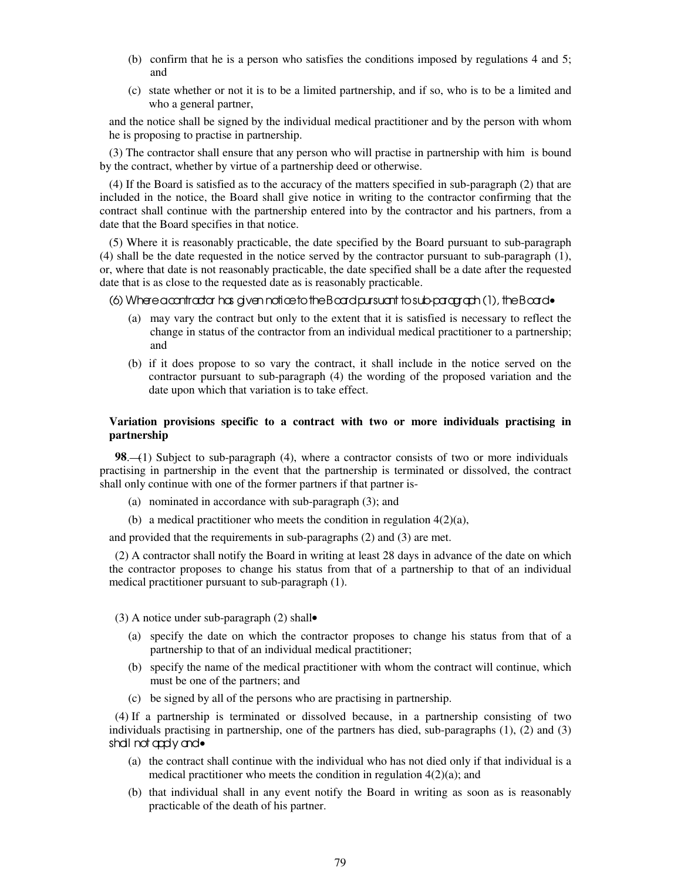(b) confirm that he is a person who satisfies the conditions imposed by regulations 4 and 5; and

(c) state whether or not it is to be a limited partnership, and if so, who is to be a limited and who a general partner,

and the notice shall be signed by the individual medical practitioner and by the person with whom he is proposing to practise in partnership.

(3) The contractor shall ensure that any person who will practise in partnership with him is bound by the contract, whether by virtue of a partnership deed or otherwise.

(4) If the Board is satisfied as to the accuracy of the matters specified in sub-paragraph (2) that are included in the notice, the Board shall give notice in writing to the contractor confirming that the contract shall continue with the partnership entered into by the contractor and his partners, from a date that the Board specifies in that notice.

(5) Where it is reasonably practicable, the date specified by the Board pursuant to sub-paragraph (4) shall be the date requested in the notice served by the contractor pursuant to sub-paragraph (1), or, where that date is not reasonably practicable, the date specified shall be a date after the requested date that is as close to the requested date as is reasonably practicable.

(6) Where a contractor has given notice to the Board pursuant to sub-paragraph (1), the Board—

(a) may vary the contract but only to the extent that it is satisfied is necessary to reflect the change in status of the contractor from an individual medical practitioner to a partnership; and

(b) if it does propose to so vary the contract, it shall include in the notice served on the contractor pursuant to sub-paragraph (4) the wording of the proposed variation and the date upon which that variation is to take effect.

**Variation provisions specific to a contract with two or more individuals practising in partnership**

**98**.—(1) Subject to sub-paragraph (4), where a contractor consists of two or more individuals practising in partnership in the event that the partnership is terminated or dissolved, the contract shall only continue with one of the former partners if that partner is-

(a) nominated in accordance with sub-paragraph (3); and

(b) a medical practitioner who meets the condition in regulation 4(2)(a),

and provided that the requirements in sub-paragraphs (2) and (3) are met.

(2) A contractor shall notify the Board in writing at least 28 days in advance of the date on which the contractor proposes to change his status from that of a partnership to that of an individual medical practitioner pursuant to sub-paragraph (1).

(3) A notice under sub-paragraph (2) shall—

(a) specify the date on which the contractor proposes to change his status from that of a partnership to that of an individual medical practitioner;

(b) specify the name of the medical practitioner with whom the contract will continue, which must be one of the partners; and

(c) be signed by all of the persons who are practising in partnership.

(4) If a partnership is terminated or dissolved because, in a partnership consisting of two individuals practising in partnership, one of the partners has died, sub-paragraphs (1), (2) and (3) shall not apply and—

(a) the contract shall continue with the individual who has not died only if that individual is a medical practitioner who meets the condition in regulation 4(2)(a); and

(b) that individual shall in any event notify the Board in writing as soon as is reasonably practicable of the death of his partner.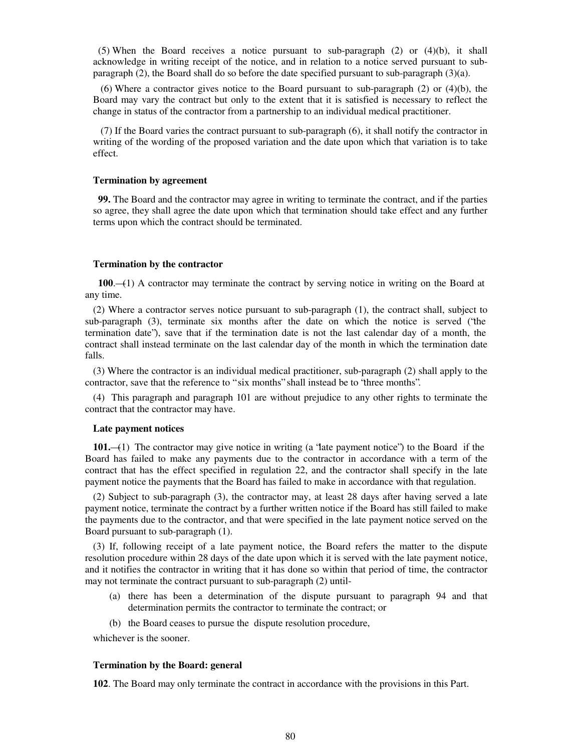(5) When the Board receives a notice pursuant to sub-paragraph (2) or (4)(b), it shall acknowledge in writing receipt of the notice, and in relation to a notice served pursuant to sub-paragraph (2), the Board shall do so before the date specified pursuant to sub-paragraph (3)(a).

(6) Where a contractor gives notice to the Board pursuant to sub-paragraph (2) or (4)(b), the Board may vary the contract but only to the extent that it is satisfied is necessary to reflect the change in status of the contractor from a partnership to an individual medical practitioner.

(7) If the Board varies the contract pursuant to sub-paragraph (6), it shall notify the contractor in writing of the wording of the proposed variation and the date upon which that variation is to take effect.

**Termination by agreement**

**99.** The Board and the contractor may agree in writing to terminate the contract, and if the parties so agree, they shall agree the date upon which that termination should take effect and any further terms upon which the contract should be terminated.

**Termination by the contractor**

**100**.—(1) A contractor may terminate the contract by serving notice in writing on the Board at any time.

(2) Where a contractor serves notice pursuant to sub-paragraph (1), the contract shall, subject to sub-paragraph (3), terminate six months after the date on which the notice is served ("the termination date"), save that if the termination date is not the last calendar day of a month, the contract shall instead terminate on the last calendar day of the month in which the termination date falls.

(3) Where the contractor is an individual medical practitioner, sub-paragraph (2) shall apply to the contractor, save that the reference to "six months" shall instead be to "three months".

(4) This paragraph and paragraph 101 are without prejudice to any other rights to terminate the contract that the contractor may have.

**Late payment notices**

**101.**—(1) The contractor may give notice in writing (a "late payment notice") to the Board if the Board has failed to make any payments due to the contractor in accordance with a term of the contract that has the effect specified in regulation 22, and the contractor shall specify in the late payment notice the payments that the Board has failed to make in accordance with that regulation.

(2) Subject to sub-paragraph (3), the contractor may, at least 28 days after having served a late payment notice, terminate the contract by a further written notice if the Board has still failed to make the payments due to the contractor, and that were specified in the late payment notice served on the Board pursuant to sub-paragraph (1).

(3) If, following receipt of a late payment notice, the Board refers the matter to the dispute resolution procedure within 28 days of the date upon which it is served with the late payment notice, and it notifies the contractor in writing that it has done so within that period of time, the contractor may not terminate the contract pursuant to sub-paragraph (2) until-

(a) there has been a determination of the dispute pursuant to paragraph 94 and that determination permits the contractor to terminate the contract; or

(b) the Board ceases to pursue the dispute resolution procedure,

whichever is the sooner.

**Termination by the Board: general**

**102**. The Board may only terminate the contract in accordance with the provisions in this Part.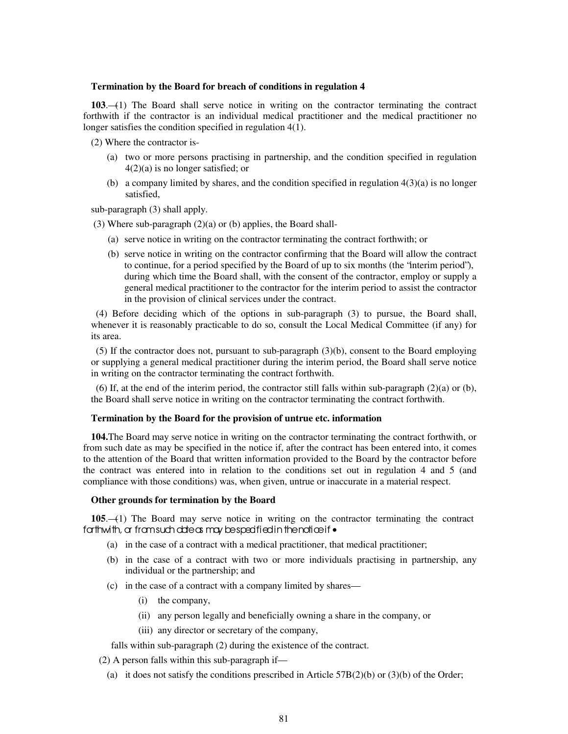**Termination by the Board for breach of conditions in regulation 4**

**103**.—(1) The Board shall serve notice in writing on the contractor terminating the contract forthwith if the contractor is an individual medical practitioner and the medical practitioner no longer satisfies the condition specified in regulation 4(1).

(2) Where the contractor is-

(a) two or more persons practising in partnership, and the condition specified in regulation 4(2)(a) is no longer satisfied; or

(b) a company limited by shares, and the condition specified in regulation 4(3)(a) is no longer satisfied,

sub-paragraph (3) shall apply.

(3) Where sub-paragraph (2)(a) or (b) applies, the Board shall-

(a) serve notice in writing on the contractor terminating the contract forthwith; or

(b) serve notice in writing on the contractor confirming that the Board will allow the contract to continue, for a period specified by the Board of up to six months (the "interim period"), during which time the Board shall, with the consent of the contractor, employ or supply a general medical practitioner to the contractor for the interim period to assist the contractor in the provision of clinical services under the contract.

(4) Before deciding which of the options in sub-paragraph (3) to pursue, the Board shall, whenever it is reasonably practicable to do so, consult the Local Medical Committee (if any) for its area.

(5) If the contractor does not, pursuant to sub-paragraph (3)(b), consent to the Board employing or supplying a general medical practitioner during the interim period, the Board shall serve notice in writing on the contractor terminating the contract forthwith.

(6) If, at the end of the interim period, the contractor still falls within sub-paragraph (2)(a) or (b), the Board shall serve notice in writing on the contractor terminating the contract forthwith.

**Termination by the Board for the provision of untrue etc. information**

**104.** The Board may serve notice in writing on the contractor terminating the contract forthwith, or from such date as may be specified in the notice if, after the contract has been entered into, it comes to the attention of the Board that written information provided to the Board by the contractor before the contract was entered into in relation to the conditions set out in regulation 4 and 5 (and compliance with those conditions) was, when given, untrue or inaccurate in a material respect.

**Other grounds for termination by the Board**

**105**.—(1) The Board may serve notice in writing on the contractor terminating the contract forthwith, or from such date as may be specified in the notice if—

(a) in the case of a contract with a medical practitioner, that medical practitioner;

(b) in the case of a contract with two or more individuals practising in partnership, any individual or the partnership; and

(c) in the case of a contract with a company limited by shares—

(i) the company,

(ii) any person legally and beneficially owning a share in the company, or

(iii) any director or secretary of the company,

falls within sub-paragraph (2) during the existence of the contract.

(2) A person falls within this sub-paragraph if—

(a) it does not satisfy the conditions prescribed in Article 57B(2)(b) or (3)(b) of the Order;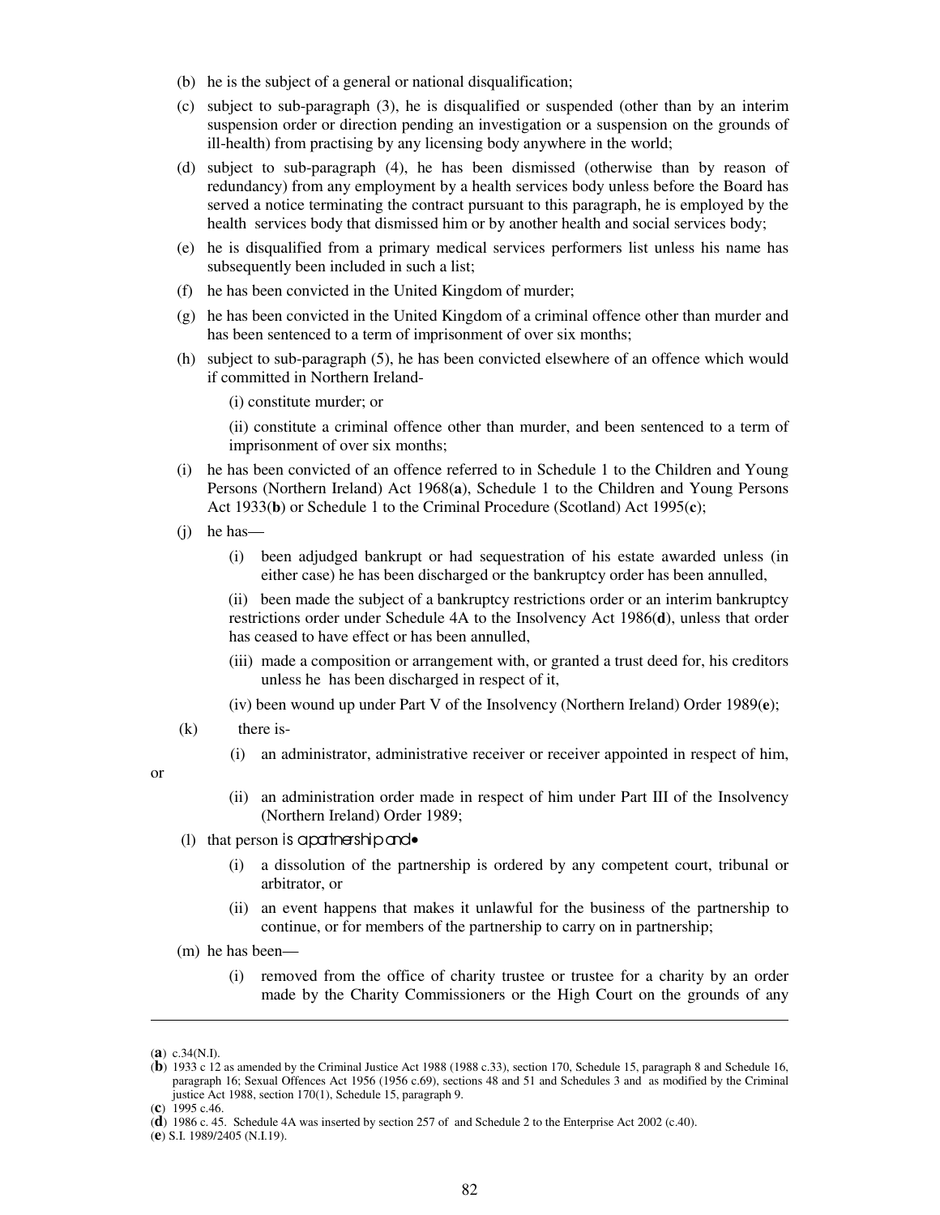(b) he is the subject of a general or national disqualification;

(c) subject to sub-paragraph (3), he is disqualified or suspended (other than by an interim suspension order or direction pending an investigation or a suspension on the grounds of ill-health) from practising by any licensing body anywhere in the world;

(d) subject to sub-paragraph (4), he has been dismissed (otherwise than by reason of redundancy) from any employment by a health services body unless before the Board has served a notice terminating the contract pursuant to this paragraph, he is employed by the health services body that dismissed him or by another health and social services body;

(e) he is disqualified from a primary medical services performers list unless his name has subsequently been included in such a list;

(f) he has been convicted in the United Kingdom of murder;

(g) he has been convicted in the United Kingdom of a criminal offence other than murder and has been sentenced to a term of imprisonment of over six months;

(h) subject to sub-paragraph (5), he has been convicted elsewhere of an offence which would if committed in Northern Ireland-

(i) constitute murder; or

(ii) constitute a criminal offence other than murder, and been sentenced to a term of imprisonment of over six months;

(i) he has been convicted of an offence referred to in Schedule 1 to the Children and Young Persons (Northern Ireland) Act 1968(**a**), Schedule 1 to the Children and Young Persons Act 1933(**b**) or Schedule 1 to the Criminal Procedure (Scotland) Act 1995(**c**);

(j) he has—

(i) been adjudged bankrupt or had sequestration of his estate awarded unless (in either case) he has been discharged or the bankruptcy order has been annulled,

(ii) been made the subject of a bankruptcy restrictions order or an interim bankruptcy restrictions order under Schedule 4A to the Insolvency Act 1986(**d**), unless that order has ceased to have effect or has been annulled,

(iii) made a composition or arrangement with, or granted a trust deed for, his creditors unless he has been discharged in respect of it,

(iv) been wound up under Part V of the Insolvency (Northern Ireland) Order 1989(**e**);

(k) there is-

(i) an administrator, administrative receiver or receiver appointed in respect of him,

or

(ii) an administration order made in respect of him under Part III of the Insolvency (Northern Ireland) Order 1989;

(l) that person is a partnership and•

(i) a dissolution of the partnership is ordered by any competent court, tribunal or arbitrator, or

(ii) an event happens that makes it unlawful for the business of the partnership to continue, or for members of the partnership to carry on in partnership;

(m) he has been—

(i) removed from the office of charity trustee or trustee for a charity by an order made by the Charity Commissioners or the High Court on the grounds of any

---

(**a**) c.34(N.I).

(**b**) 1933 c 12 as amended by the Criminal Justice Act 1988 (1988 c.33), section 170, Schedule 15, paragraph 8 and Schedule 16, paragraph 16; Sexual Offences Act 1956 (1956 c.69), sections 48 and 51 and Schedules 3 and as modified by the Criminal justice Act 1988, section 170(1), Schedule 15, paragraph 9.

(**c**) 1995 c.46.

(**d**) 1986 c. 45. Schedule 4A was inserted by section 257 of and Schedule 2 to the Enterprise Act 2002 (c.40).

(**e**) S.I. 1989/2405 (N.I.19).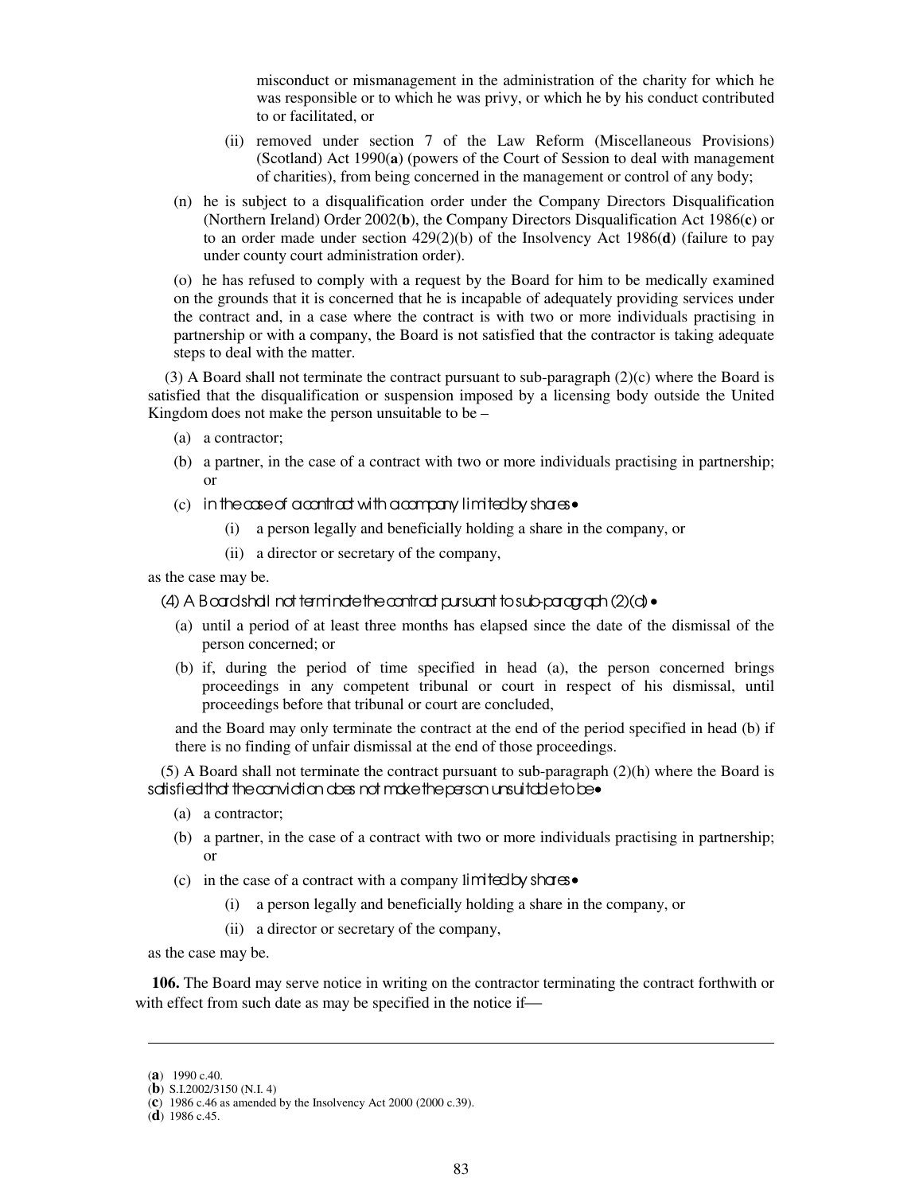misconduct or mismanagement in the administration of the charity for which he was responsible or to which he was privy, or which he by his conduct contributed to or facilitated, or

(ii) removed under section 7 of the Law Reform (Miscellaneous Provisions) (Scotland) Act 1990(**a**) (powers of the Court of Session to deal with management of charities), from being concerned in the management or control of any body;

(n) he is subject to a disqualification order under the Company Directors Disqualification (Northern Ireland) Order 2002(**b**), the Company Directors Disqualification Act 1986(**c**) or to an order made under section 429(2)(b) of the Insolvency Act 1986(**d**) (failure to pay under county court administration order).

(o) he has refused to comply with a request by the Board for him to be medically examined on the grounds that it is concerned that he is incapable of adequately providing services under the contract and, in a case where the contract is with two or more individuals practising in partnership or with a company, the Board is not satisfied that the contractor is taking adequate steps to deal with the matter.

(3) A Board shall not terminate the contract pursuant to sub-paragraph (2)(c) where the Board is satisfied that the disqualification or suspension imposed by a licensing body outside the United Kingdom does not make the person unsuitable to be –

(a) a contractor;

(b) a partner, in the case of a contract with two or more individuals practising in partnership; or

(c) in the case of a contract with a company limited by shares—

(i) a person legally and beneficially holding a share in the company, or

(ii) a director or secretary of the company,

as the case may be.

(4) A Board shall not terminate the contract pursuant to sub-paragraph (2)(d)—

(a) until a period of at least three months has elapsed since the date of the dismissal of the person concerned; or

(b) if, during the period of time specified in head (a), the person concerned brings proceedings in any competent tribunal or court in respect of his dismissal, until proceedings before that tribunal or court are concluded,

and the Board may only terminate the contract at the end of the period specified in head (b) if there is no finding of unfair dismissal at the end of those proceedings.

(5) A Board shall not terminate the contract pursuant to sub-paragraph (2)(h) where the Board is satisfied that the conviction does not make the person unsuitable to be—

(a) a contractor;

(b) a partner, in the case of a contract with two or more individuals practising in partnership; or

(c) in the case of a contract with a company limited by shares—

(i) a person legally and beneficially holding a share in the company, or

(ii) a director or secretary of the company,

as the case may be.

**106.** The Board may serve notice in writing on the contractor terminating the contract forthwith or with effect from such date as may be specified in the notice if—

---

(**a**) 1990 c.40.
(**b**) S.I.2002/3150 (N.I. 4)
(**c**) 1986 c.46 as amended by the Insolvency Act 2000 (2000 c.39).
(**d**) 1986 c.45.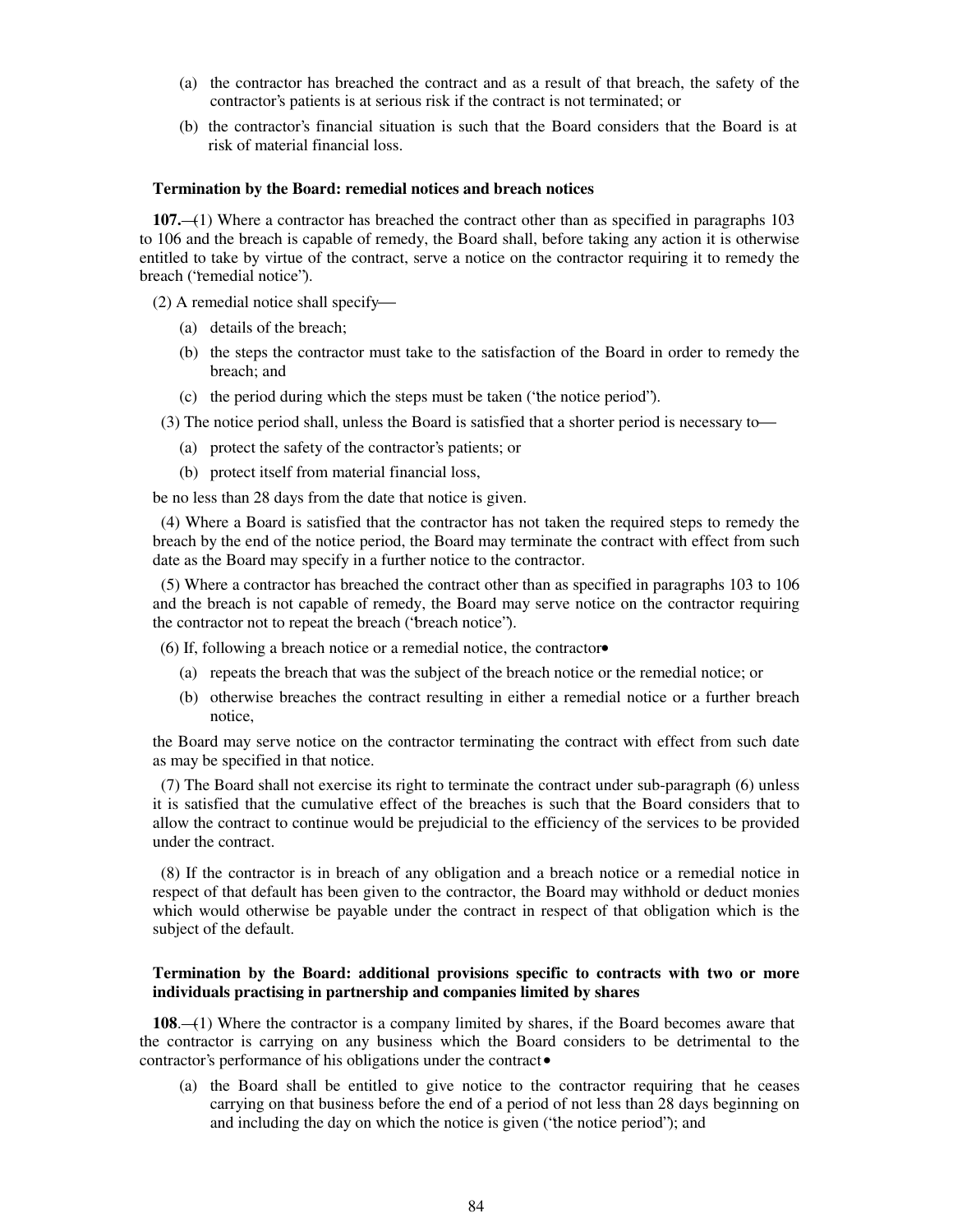(a) the contractor has breached the contract and as a result of that breach, the safety of the contractor's patients is at serious risk if the contract is not terminated; or

(b) the contractor's financial situation is such that the Board considers that the Board is at risk of material financial loss.

**Termination by the Board: remedial notices and breach notices**

**107.**—(1) Where a contractor has breached the contract other than as specified in paragraphs 103 to 106 and the breach is capable of remedy, the Board shall, before taking any action it is otherwise entitled to take by virtue of the contract, serve a notice on the contractor requiring it to remedy the breach ("remedial notice").

(2) A remedial notice shall specify—

(a) details of the breach;

(b) the steps the contractor must take to the satisfaction of the Board in order to remedy the breach; and

(c) the period during which the steps must be taken ('the notice period").

(3) The notice period shall, unless the Board is satisfied that a shorter period is necessary to—

(a) protect the safety of the contractor's patients; or

(b) protect itself from material financial loss,

be no less than 28 days from the date that notice is given.

(4) Where a Board is satisfied that the contractor has not taken the required steps to remedy the breach by the end of the notice period, the Board may terminate the contract with effect from such date as the Board may specify in a further notice to the contractor.

(5) Where a contractor has breached the contract other than as specified in paragraphs 103 to 106 and the breach is not capable of remedy, the Board may serve notice on the contractor requiring the contractor not to repeat the breach ("breach notice").

(6) If, following a breach notice or a remedial notice, the contractor•

(a) repeats the breach that was the subject of the breach notice or the remedial notice; or

(b) otherwise breaches the contract resulting in either a remedial notice or a further breach notice,

the Board may serve notice on the contractor terminating the contract with effect from such date as may be specified in that notice.

(7) The Board shall not exercise its right to terminate the contract under sub-paragraph (6) unless it is satisfied that the cumulative effect of the breaches is such that the Board considers that to allow the contract to continue would be prejudicial to the efficiency of the services to be provided under the contract.

(8) If the contractor is in breach of any obligation and a breach notice or a remedial notice in respect of that default has been given to the contractor, the Board may withhold or deduct monies which would otherwise be payable under the contract in respect of that obligation which is the subject of the default.

**Termination by the Board: additional provisions specific to contracts with two or more individuals practising in partnership and companies limited by shares**

**108**.—(1) Where the contractor is a company limited by shares, if the Board becomes aware that the contractor is carrying on any business which the Board considers to be detrimental to the contractor's performance of his obligations under the contract•

(a) the Board shall be entitled to give notice to the contractor requiring that he ceases carrying on that business before the end of a period of not less than 28 days beginning on and including the day on which the notice is given ('the notice period"); and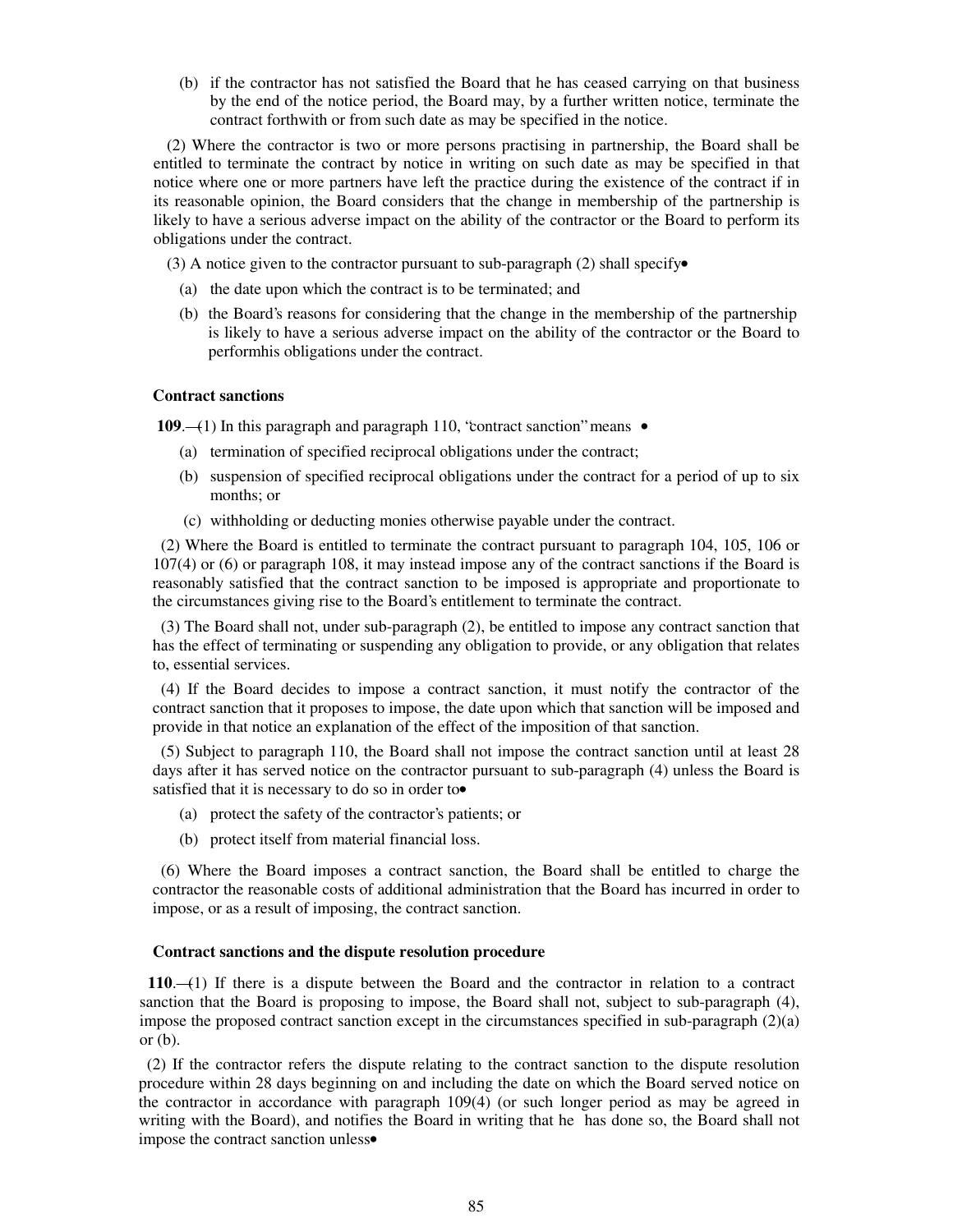(b) if the contractor has not satisfied the Board that he has ceased carrying on that business by the end of the notice period, the Board may, by a further written notice, terminate the contract forthwith or from such date as may be specified in the notice.

(2) Where the contractor is two or more persons practising in partnership, the Board shall be entitled to terminate the contract by notice in writing on such date as may be specified in that notice where one or more partners have left the practice during the existence of the contract if in its reasonable opinion, the Board considers that the change in membership of the partnership is likely to have a serious adverse impact on the ability of the contractor or the Board to perform its obligations under the contract.

(3) A notice given to the contractor pursuant to sub-paragraph (2) shall specify•

(a) the date upon which the contract is to be terminated; and

(b) the Board's reasons for considering that the change in the membership of the partnership is likely to have a serious adverse impact on the ability of the contractor or the Board to performhis obligations under the contract.

**Contract sanctions**

**109**.—(1) In this paragraph and paragraph 110, "contract sanction" means •

(a) termination of specified reciprocal obligations under the contract;

(b) suspension of specified reciprocal obligations under the contract for a period of up to six months; or

(c) withholding or deducting monies otherwise payable under the contract.

(2) Where the Board is entitled to terminate the contract pursuant to paragraph 104, 105, 106 or 107(4) or (6) or paragraph 108, it may instead impose any of the contract sanctions if the Board is reasonably satisfied that the contract sanction to be imposed is appropriate and proportionate to the circumstances giving rise to the Board's entitlement to terminate the contract.

(3) The Board shall not, under sub-paragraph (2), be entitled to impose any contract sanction that has the effect of terminating or suspending any obligation to provide, or any obligation that relates to, essential services.

(4) If the Board decides to impose a contract sanction, it must notify the contractor of the contract sanction that it proposes to impose, the date upon which that sanction will be imposed and provide in that notice an explanation of the effect of the imposition of that sanction.

(5) Subject to paragraph 110, the Board shall not impose the contract sanction until at least 28 days after it has served notice on the contractor pursuant to sub-paragraph (4) unless the Board is satisfied that it is necessary to do so in order to•

(a) protect the safety of the contractor's patients; or

(b) protect itself from material financial loss.

(6) Where the Board imposes a contract sanction, the Board shall be entitled to charge the contractor the reasonable costs of additional administration that the Board has incurred in order to impose, or as a result of imposing, the contract sanction.

**Contract sanctions and the dispute resolution procedure**

**110**.—(1) If there is a dispute between the Board and the contractor in relation to a contract sanction that the Board is proposing to impose, the Board shall not, subject to sub-paragraph (4), impose the proposed contract sanction except in the circumstances specified in sub-paragraph (2)(a) or (b).

(2) If the contractor refers the dispute relating to the contract sanction to the dispute resolution procedure within 28 days beginning on and including the date on which the Board served notice on the contractor in accordance with paragraph 109(4) (or such longer period as may be agreed in writing with the Board), and notifies the Board in writing that he has done so, the Board shall not impose the contract sanction unless•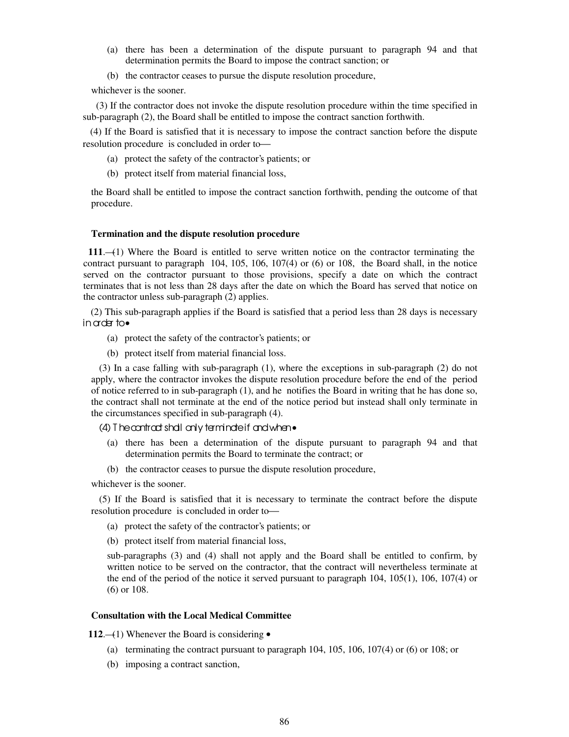(a) there has been a determination of the dispute pursuant to paragraph 94 and that determination permits the Board to impose the contract sanction; or

(b) the contractor ceases to pursue the dispute resolution procedure,

whichever is the sooner.

(3) If the contractor does not invoke the dispute resolution procedure within the time specified in sub-paragraph (2), the Board shall be entitled to impose the contract sanction forthwith.

(4) If the Board is satisfied that it is necessary to impose the contract sanction before the dispute resolution procedure is concluded in order to—

(a) protect the safety of the contractor's patients; or

(b) protect itself from material financial loss,

the Board shall be entitled to impose the contract sanction forthwith, pending the outcome of that procedure.

**Termination and the dispute resolution procedure**

**111**.—(1) Where the Board is entitled to serve written notice on the contractor terminating the contract pursuant to paragraph 104, 105, 106, 107(4) or (6) or 108, the Board shall, in the notice served on the contractor pursuant to those provisions, specify a date on which the contract terminates that is not less than 28 days after the date on which the Board has served that notice on the contractor unless sub-paragraph (2) applies.

(2) This sub-paragraph applies if the Board is satisfied that a period less than 28 days is necessary in order to—

(a) protect the safety of the contractor's patients; or

(b) protect itself from material financial loss.

(3) In a case falling with sub-paragraph (1), where the exceptions in sub-paragraph (2) do not apply, where the contractor invokes the dispute resolution procedure before the end of the period of notice referred to in sub-paragraph (1), and he notifies the Board in writing that he has done so, the contract shall not terminate at the end of the notice period but instead shall only terminate in the circumstances specified in sub-paragraph (4).

(4) The contract shall only terminate if and when—

(a) there has been a determination of the dispute pursuant to paragraph 94 and that determination permits the Board to terminate the contract; or

(b) the contractor ceases to pursue the dispute resolution procedure,

whichever is the sooner.

(5) If the Board is satisfied that it is necessary to terminate the contract before the dispute resolution procedure is concluded in order to—

(a) protect the safety of the contractor's patients; or

(b) protect itself from material financial loss,

sub-paragraphs (3) and (4) shall not apply and the Board shall be entitled to confirm, by written notice to be served on the contractor, that the contract will nevertheless terminate at the end of the period of the notice it served pursuant to paragraph 104, 105(1), 106, 107(4) or (6) or 108.

**Consultation with the Local Medical Committee**

**112**.—(1) Whenever the Board is considering—

(a) terminating the contract pursuant to paragraph 104, 105, 106, 107(4) or (6) or 108; or

(b) imposing a contract sanction,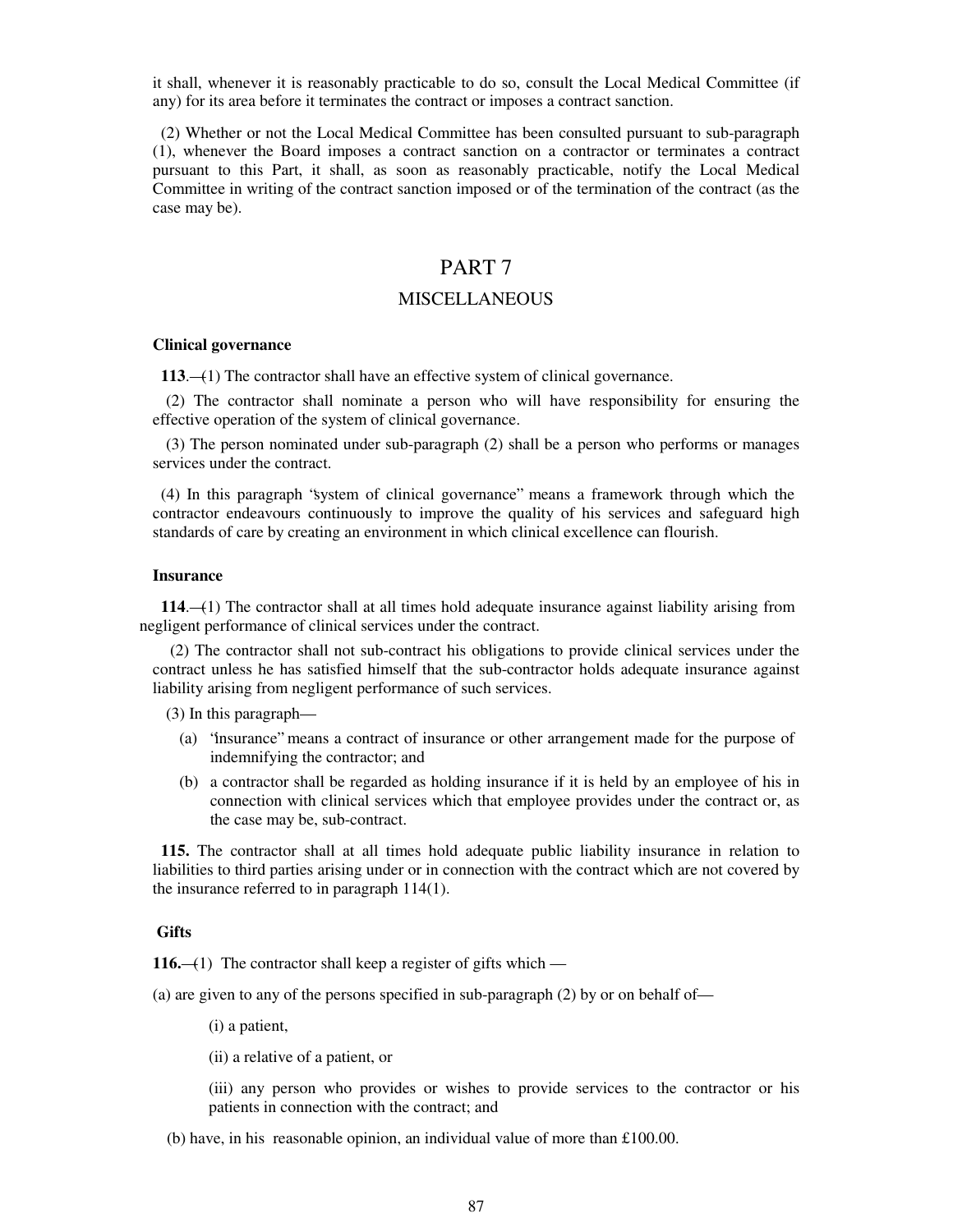it shall, whenever it is reasonably practicable to do so, consult the Local Medical Committee (if any) for its area before it terminates the contract or imposes a contract sanction.

(2) Whether or not the Local Medical Committee has been consulted pursuant to sub-paragraph (1), whenever the Board imposes a contract sanction on a contractor or terminates a contract pursuant to this Part, it shall, as soon as reasonably practicable, notify the Local Medical Committee in writing of the contract sanction imposed or of the termination of the contract (as the case may be).

# PART 7

## MISCELLANEOUS

### Clinical governance

**113**.—(1) The contractor shall have an effective system of clinical governance.

(2) The contractor shall nominate a person who will have responsibility for ensuring the effective operation of the system of clinical governance.

(3) The person nominated under sub-paragraph (2) shall be a person who performs or manages services under the contract.

(4) In this paragraph "system of clinical governance" means a framework through which the contractor endeavours continuously to improve the quality of his services and safeguard high standards of care by creating an environment in which clinical excellence can flourish.

### Insurance

**114**.—(1) The contractor shall at all times hold adequate insurance against liability arising from negligent performance of clinical services under the contract.

(2) The contractor shall not sub-contract his obligations to provide clinical services under the contract unless he has satisfied himself that the sub-contractor holds adequate insurance against liability arising from negligent performance of such services.

(3) In this paragraph—

(a) "insurance" means a contract of insurance or other arrangement made for the purpose of indemnifying the contractor; and

(b) a contractor shall be regarded as holding insurance if it is held by an employee of his in connection with clinical services which that employee provides under the contract or, as the case may be, sub-contract.

**115.** The contractor shall at all times hold adequate public liability insurance in relation to liabilities to third parties arising under or in connection with the contract which are not covered by the insurance referred to in paragraph 114(1).

### Gifts

**116.**—(1) The contractor shall keep a register of gifts which —

(a) are given to any of the persons specified in sub-paragraph (2) by or on behalf of—

(i) a patient,

(ii) a relative of a patient, or

(iii) any person who provides or wishes to provide services to the contractor or his patients in connection with the contract; and

(b) have, in his reasonable opinion, an individual value of more than £100.00.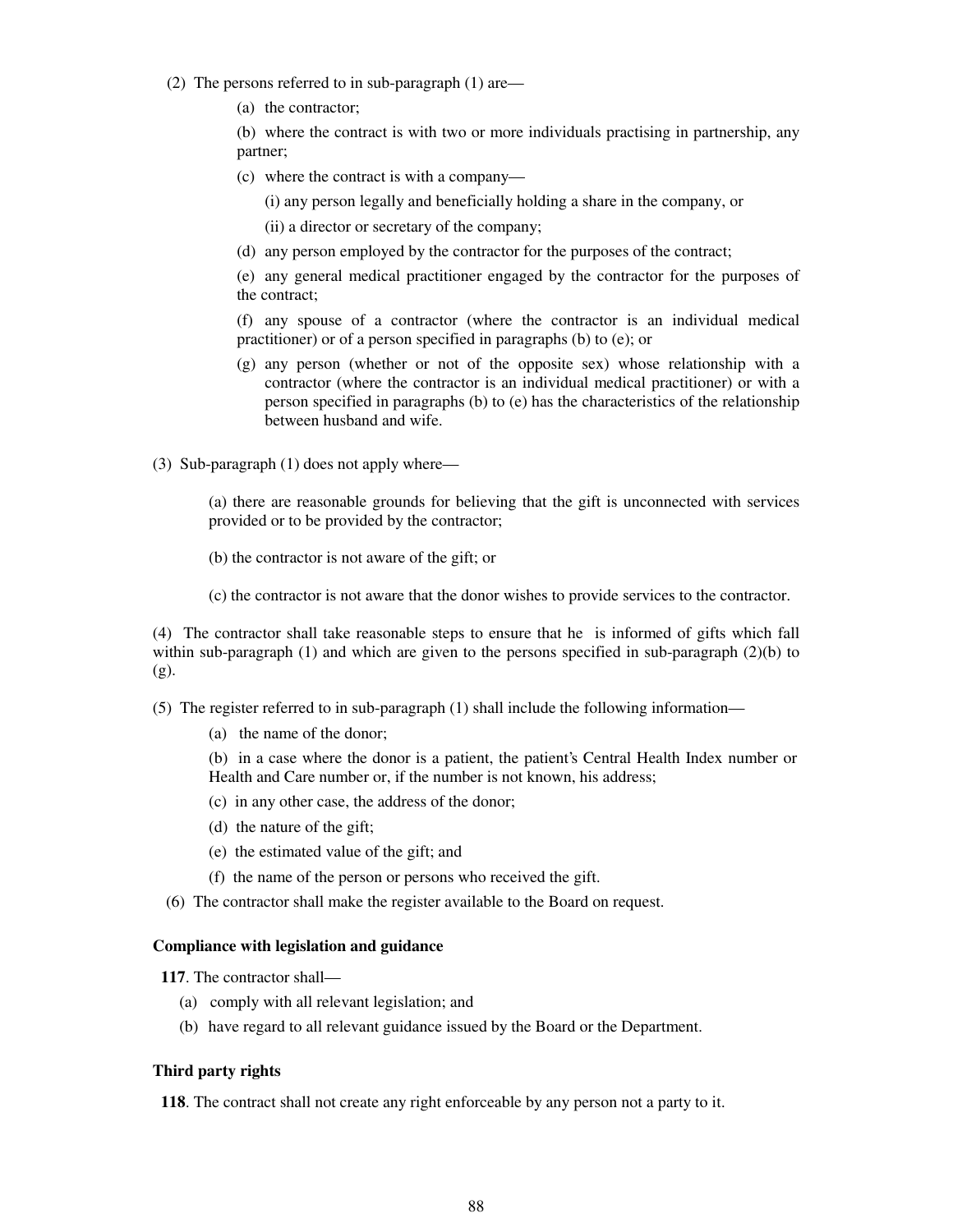(2) The persons referred to in sub-paragraph (1) are—

(a) the contractor;

(b) where the contract is with two or more individuals practising in partnership, any partner;

(c) where the contract is with a company—

(i) any person legally and beneficially holding a share in the company, or

(ii) a director or secretary of the company;

(d) any person employed by the contractor for the purposes of the contract;

(e) any general medical practitioner engaged by the contractor for the purposes of the contract;

(f) any spouse of a contractor (where the contractor is an individual medical practitioner) or of a person specified in paragraphs (b) to (e); or

(g) any person (whether or not of the opposite sex) whose relationship with a contractor (where the contractor is an individual medical practitioner) or with a person specified in paragraphs (b) to (e) has the characteristics of the relationship between husband and wife.

(3) Sub-paragraph (1) does not apply where—

(a) there are reasonable grounds for believing that the gift is unconnected with services provided or to be provided by the contractor;

(b) the contractor is not aware of the gift; or

(c) the contractor is not aware that the donor wishes to provide services to the contractor.

(4) The contractor shall take reasonable steps to ensure that he is informed of gifts which fall within sub-paragraph (1) and which are given to the persons specified in sub-paragraph (2)(b) to (g).

(5) The register referred to in sub-paragraph (1) shall include the following information—

(a) the name of the donor;

(b) in a case where the donor is a patient, the patient's Central Health Index number or Health and Care number or, if the number is not known, his address;

(c) in any other case, the address of the donor;

(d) the nature of the gift;

(e) the estimated value of the gift; and

(f) the name of the person or persons who received the gift.

(6) The contractor shall make the register available to the Board on request.

**Compliance with legislation and guidance**

**117**. The contractor shall—

(a) comply with all relevant legislation; and

(b) have regard to all relevant guidance issued by the Board or the Department.

**Third party rights**

**118**. The contract shall not create any right enforceable by any person not a party to it.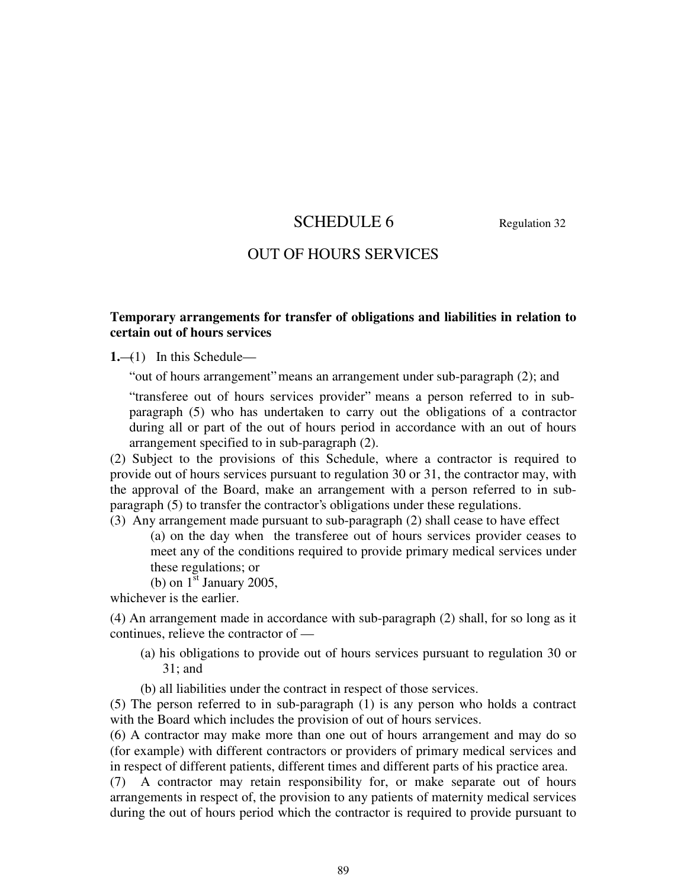# SCHEDULE 6

Regulation 32

## OUT OF HOURS SERVICES

**Temporary arrangements for transfer of obligations and liabilities in relation to certain out of hours services**

**1.**—(1) In this Schedule—

"out of hours arrangement" means an arrangement under sub-paragraph (2); and

"transferee out of hours services provider" means a person referred to in sub-paragraph (5) who has undertaken to carry out the obligations of a contractor during all or part of the out of hours period in accordance with an out of hours arrangement specified to in sub-paragraph (2).

(2) Subject to the provisions of this Schedule, where a contractor is required to provide out of hours services pursuant to regulation 30 or 31, the contractor may, with the approval of the Board, make an arrangement with a person referred to in sub-paragraph (5) to transfer the contractor's obligations under these regulations.

(3) Any arrangement made pursuant to sub-paragraph (2) shall cease to have effect

(a) on the day when the transferee out of hours services provider ceases to meet any of the conditions required to provide primary medical services under these regulations; or

(b) on 1st January 2005,

whichever is the earlier.

(4) An arrangement made in accordance with sub-paragraph (2) shall, for so long as it continues, relieve the contractor of —

(a) his obligations to provide out of hours services pursuant to regulation 30 or 31; and

(b) all liabilities under the contract in respect of those services.

(5) The person referred to in sub-paragraph (1) is any person who holds a contract with the Board which includes the provision of out of hours services.

(6) A contractor may make more than one out of hours arrangement and may do so (for example) with different contractors or providers of primary medical services and in respect of different patients, different times and different parts of his practice area.

(7) A contractor may retain responsibility for, or make separate out of hours arrangements in respect of, the provision to any patients of maternity medical services during the out of hours period which the contractor is required to provide pursuant to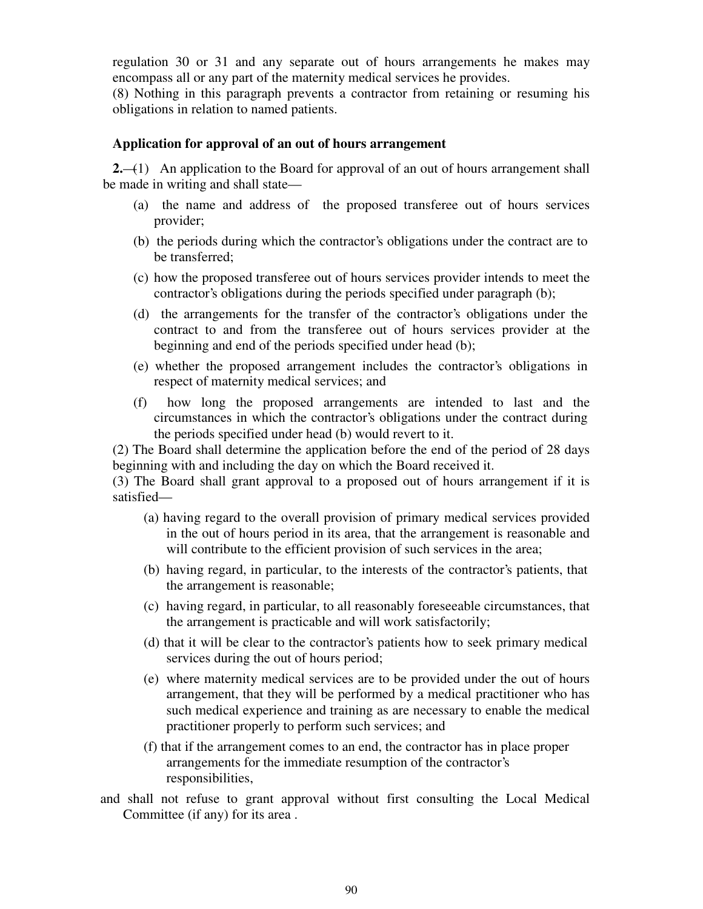regulation 30 or 31 and any separate out of hours arrangements he makes may encompass all or any part of the maternity medical services he provides.

(8) Nothing in this paragraph prevents a contractor from retaining or resuming his obligations in relation to named patients.

**Application for approval of an out of hours arrangement**

**2.**—(1) An application to the Board for approval of an out of hours arrangement shall be made in writing and shall state—

(a) the name and address of the proposed transferee out of hours services provider;

(b) the periods during which the contractor's obligations under the contract are to be transferred;

(c) how the proposed transferee out of hours services provider intends to meet the contractor's obligations during the periods specified under paragraph (b);

(d) the arrangements for the transfer of the contractor's obligations under the contract to and from the transferee out of hours services provider at the beginning and end of the periods specified under head (b);

(e) whether the proposed arrangement includes the contractor's obligations in respect of maternity medical services; and

(f) how long the proposed arrangements are intended to last and the circumstances in which the contractor's obligations under the contract during the periods specified under head (b) would revert to it.

(2) The Board shall determine the application before the end of the period of 28 days beginning with and including the day on which the Board received it.

(3) The Board shall grant approval to a proposed out of hours arrangement if it is satisfied—

(a) having regard to the overall provision of primary medical services provided in the out of hours period in its area, that the arrangement is reasonable and will contribute to the efficient provision of such services in the area;

(b) having regard, in particular, to the interests of the contractor's patients, that the arrangement is reasonable;

(c) having regard, in particular, to all reasonably foreseeable circumstances, that the arrangement is practicable and will work satisfactorily;

(d) that it will be clear to the contractor's patients how to seek primary medical services during the out of hours period;

(e) where maternity medical services are to be provided under the out of hours arrangement, that they will be performed by a medical practitioner who has such medical experience and training as are necessary to enable the medical practitioner properly to perform such services; and

(f) that if the arrangement comes to an end, the contractor has in place proper arrangements for the immediate resumption of the contractor's responsibilities,

and shall not refuse to grant approval without first consulting the Local Medical Committee (if any) for its area .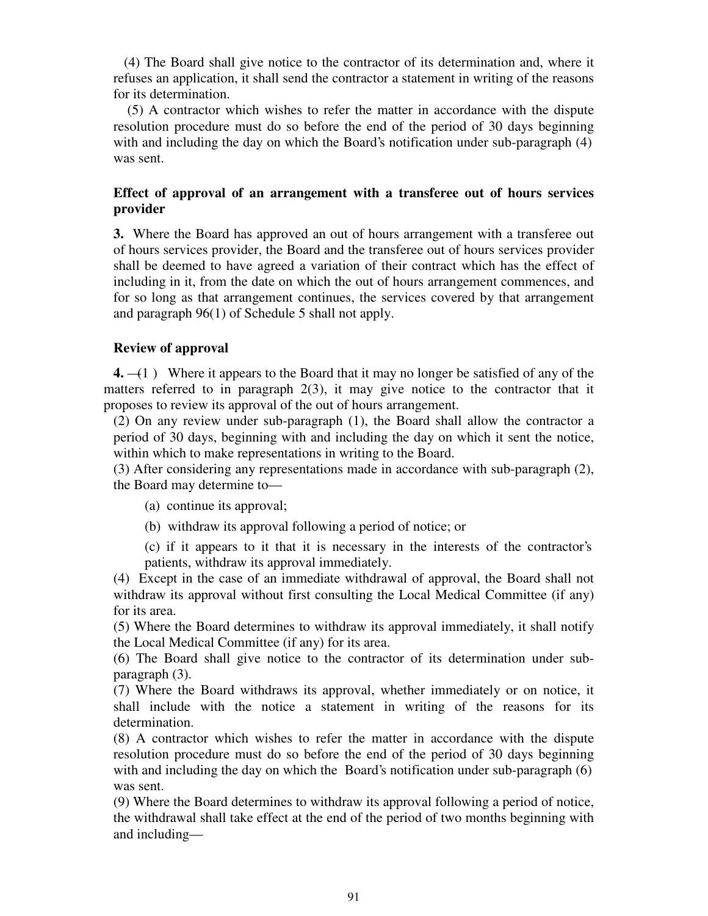(4) The Board shall give notice to the contractor of its determination and, where it refuses an application, it shall send the contractor a statement in writing of the reasons for its determination.

(5) A contractor which wishes to refer the matter in accordance with the dispute resolution procedure must do so before the end of the period of 30 days beginning with and including the day on which the Board's notification under sub-paragraph (4) was sent.

**Effect of approval of an arrangement with a transferee out of hours services provider**

**3.** Where the Board has approved an out of hours arrangement with a transferee out of hours services provider, the Board and the transferee out of hours services provider shall be deemed to have agreed a variation of their contract which has the effect of including in it, from the date on which the out of hours arrangement commences, and for so long as that arrangement continues, the services covered by that arrangement and paragraph 96(1) of Schedule 5 shall not apply.

**Review of approval**

**4.** —(1) Where it appears to the Board that it may no longer be satisfied of any of the matters referred to in paragraph 2(3), it may give notice to the contractor that it proposes to review its approval of the out of hours arrangement.

(2) On any review under sub-paragraph (1), the Board shall allow the contractor a period of 30 days, beginning with and including the day on which it sent the notice, within which to make representations in writing to the Board.

(3) After considering any representations made in accordance with sub-paragraph (2), the Board may determine to—

(a) continue its approval;

(b) withdraw its approval following a period of notice; or

(c) if it appears to it that it is necessary in the interests of the contractor's patients, withdraw its approval immediately.

(4) Except in the case of an immediate withdrawal of approval, the Board shall not withdraw its approval without first consulting the Local Medical Committee (if any) for its area.

(5) Where the Board determines to withdraw its approval immediately, it shall notify the Local Medical Committee (if any) for its area.

(6) The Board shall give notice to the contractor of its determination under sub-paragraph (3).

(7) Where the Board withdraws its approval, whether immediately or on notice, it shall include with the notice a statement in writing of the reasons for its determination.

(8) A contractor which wishes to refer the matter in accordance with the dispute resolution procedure must do so before the end of the period of 30 days beginning with and including the day on which the Board's notification under sub-paragraph (6) was sent.

(9) Where the Board determines to withdraw its approval following a period of notice, the withdrawal shall take effect at the end of the period of two months beginning with and including—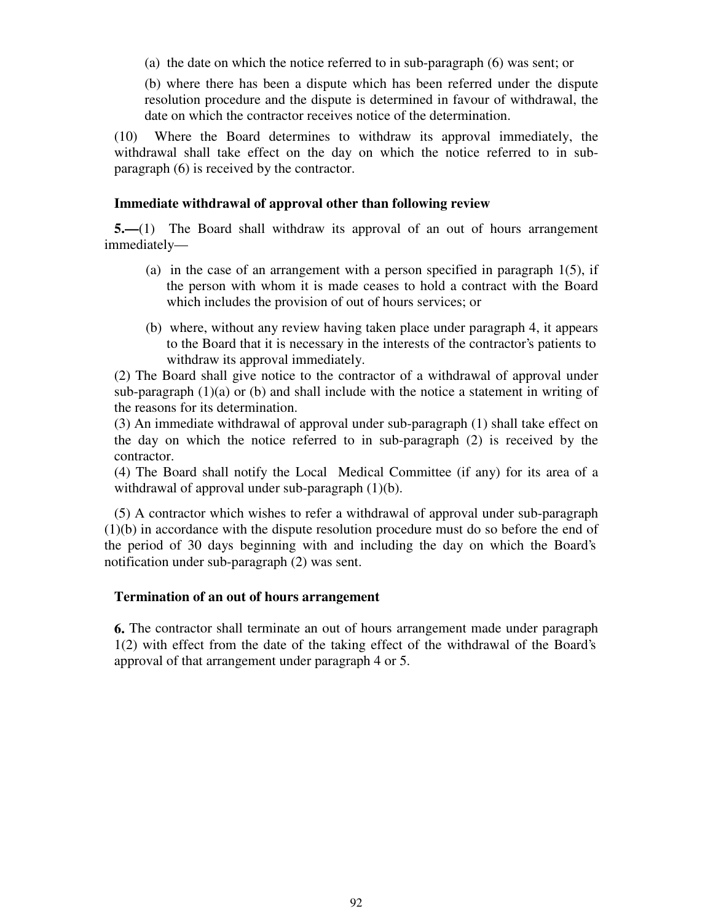(a) the date on which the notice referred to in sub-paragraph (6) was sent; or

(b) where there has been a dispute which has been referred under the dispute resolution procedure and the dispute is determined in favour of withdrawal, the date on which the contractor receives notice of the determination.

(10) Where the Board determines to withdraw its approval immediately, the withdrawal shall take effect on the day on which the notice referred to in sub-paragraph (6) is received by the contractor.

**Immediate withdrawal of approval other than following review**

**5.—**(1) The Board shall withdraw its approval of an out of hours arrangement immediately—

(a) in the case of an arrangement with a person specified in paragraph 1(5), if the person with whom it is made ceases to hold a contract with the Board which includes the provision of out of hours services; or

(b) where, without any review having taken place under paragraph 4, it appears to the Board that it is necessary in the interests of the contractor's patients to withdraw its approval immediately.

(2) The Board shall give notice to the contractor of a withdrawal of approval under sub-paragraph (1)(a) or (b) and shall include with the notice a statement in writing of the reasons for its determination.

(3) An immediate withdrawal of approval under sub-paragraph (1) shall take effect on the day on which the notice referred to in sub-paragraph (2) is received by the contractor.

(4) The Board shall notify the Local Medical Committee (if any) for its area of a withdrawal of approval under sub-paragraph (1)(b).

(5) A contractor which wishes to refer a withdrawal of approval under sub-paragraph (1)(b) in accordance with the dispute resolution procedure must do so before the end of the period of 30 days beginning with and including the day on which the Board's notification under sub-paragraph (2) was sent.

**Termination of an out of hours arrangement**

**6.** The contractor shall terminate an out of hours arrangement made under paragraph 1(2) with effect from the date of the taking effect of the withdrawal of the Board's approval of that arrangement under paragraph 4 or 5.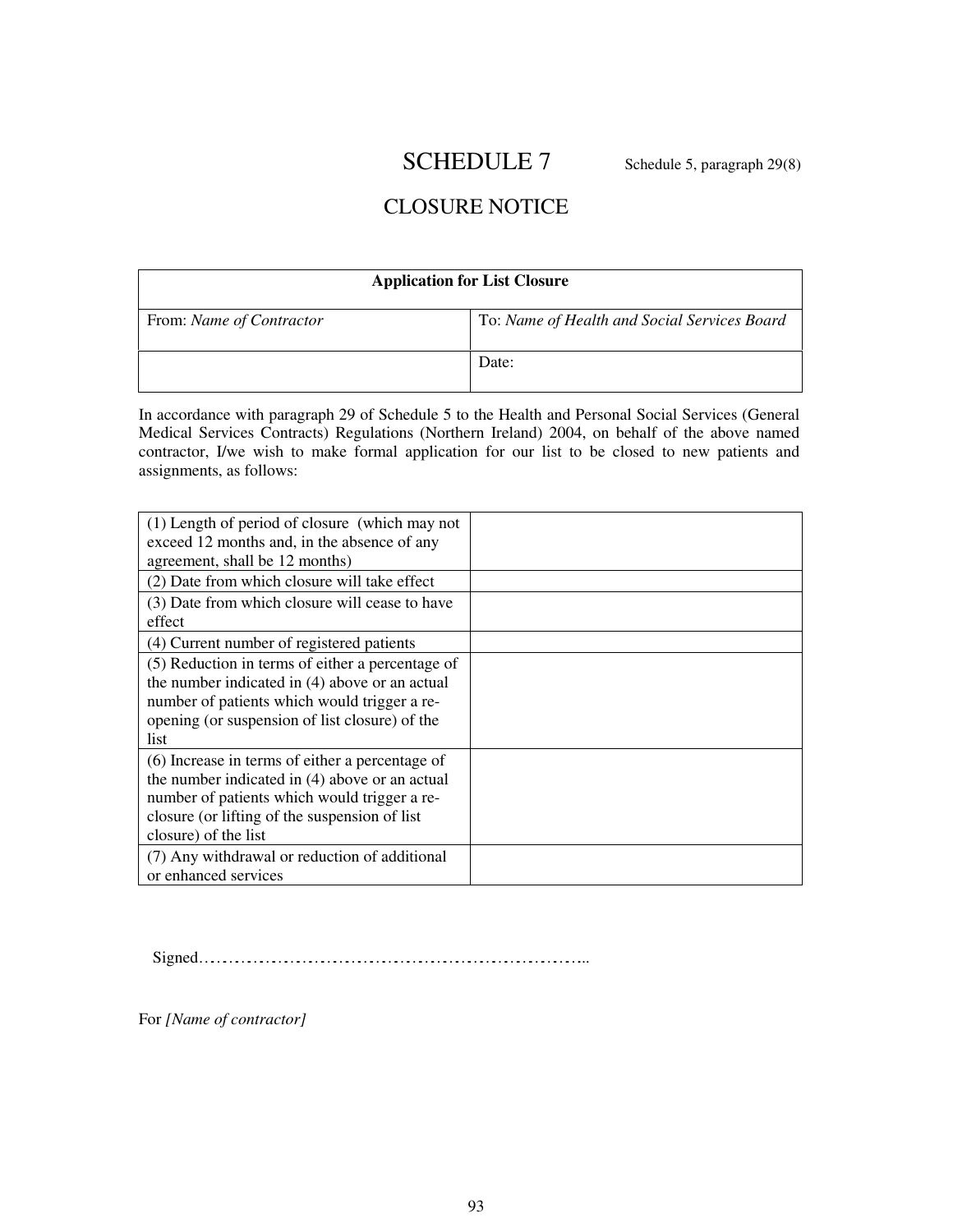# SCHEDULE 7

Schedule 5, paragraph 29(8)

## CLOSURE NOTICE

| Application for List Closure | |
|---|---|
| From: *Name of Contractor* | To: *Name of Health and Social Services Board* |
| | Date: |

In accordance with paragraph 29 of Schedule 5 to the Health and Personal Social Services (General Medical Services Contracts) Regulations (Northern Ireland) 2004, on behalf of the above named contractor, I/we wish to make formal application for our list to be closed to new patients and assignments, as follows:

| | |
|---|---|
| (1) Length of period of closure (which may not exceed 12 months and, in the absence of any agreement, shall be 12 months) | |
| (2) Date from which closure will take effect | |
| (3) Date from which closure will cease to have effect | |
| (4) Current number of registered patients | |
| (5) Reduction in terms of either a percentage of the number indicated in (4) above or an actual number of patients which would trigger a re-opening (or suspension of list closure) of the list | |
| (6) Increase in terms of either a percentage of the number indicated in (4) above or an actual number of patients which would trigger a re-closure (or lifting of the suspension of list closure) of the list | |
| (7) Any withdrawal or reduction of additional or enhanced services | |

Signed…………………………………………………………..

For *[Name of contractor]*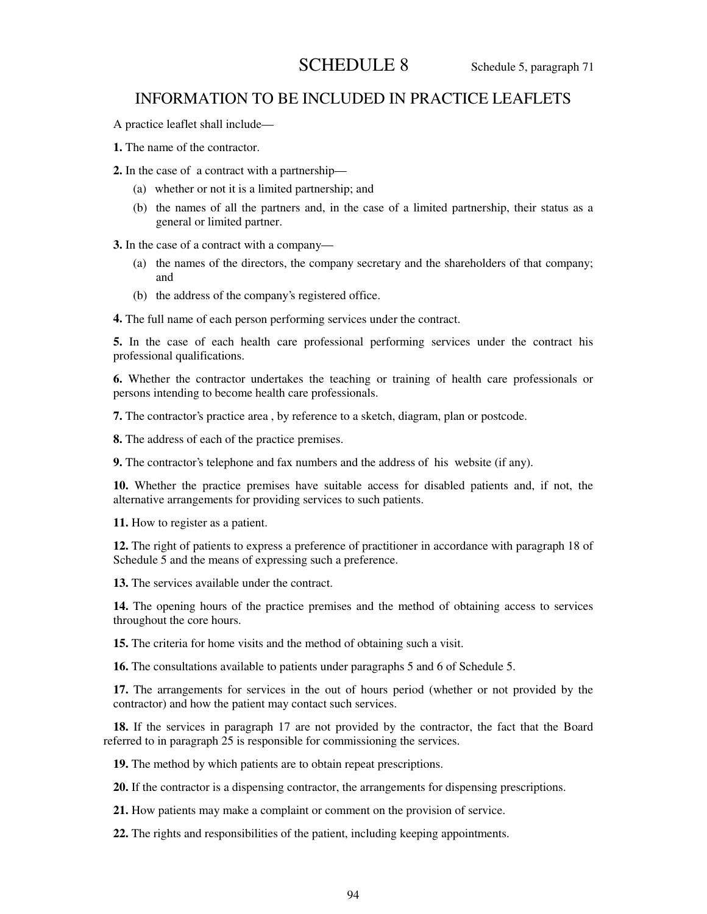# SCHEDULE 8

Schedule 5, paragraph 71

## INFORMATION TO BE INCLUDED IN PRACTICE LEAFLETS

A practice leaflet shall include—

**1.** The name of the contractor.

**2.** In the case of a contract with a partnership—

(a) whether or not it is a limited partnership; and

(b) the names of all the partners and, in the case of a limited partnership, their status as a general or limited partner.

**3.** In the case of a contract with a company—

(a) the names of the directors, the company secretary and the shareholders of that company; and

(b) the address of the company's registered office.

**4.** The full name of each person performing services under the contract.

**5.** In the case of each health care professional performing services under the contract his professional qualifications.

**6.** Whether the contractor undertakes the teaching or training of health care professionals or persons intending to become health care professionals.

**7.** The contractor's practice area , by reference to a sketch, diagram, plan or postcode.

**8.** The address of each of the practice premises.

**9.** The contractor's telephone and fax numbers and the address of his website (if any).

**10.** Whether the practice premises have suitable access for disabled patients and, if not, the alternative arrangements for providing services to such patients.

**11.** How to register as a patient.

**12.** The right of patients to express a preference of practitioner in accordance with paragraph 18 of Schedule 5 and the means of expressing such a preference.

**13.** The services available under the contract.

**14.** The opening hours of the practice premises and the method of obtaining access to services throughout the core hours.

**15.** The criteria for home visits and the method of obtaining such a visit.

**16.** The consultations available to patients under paragraphs 5 and 6 of Schedule 5.

**17.** The arrangements for services in the out of hours period (whether or not provided by the contractor) and how the patient may contact such services.

**18.** If the services in paragraph 17 are not provided by the contractor, the fact that the Board referred to in paragraph 25 is responsible for commissioning the services.

**19.** The method by which patients are to obtain repeat prescriptions.

**20.** If the contractor is a dispensing contractor, the arrangements for dispensing prescriptions.

**21.** How patients may make a complaint or comment on the provision of service.

**22.** The rights and responsibilities of the patient, including keeping appointments.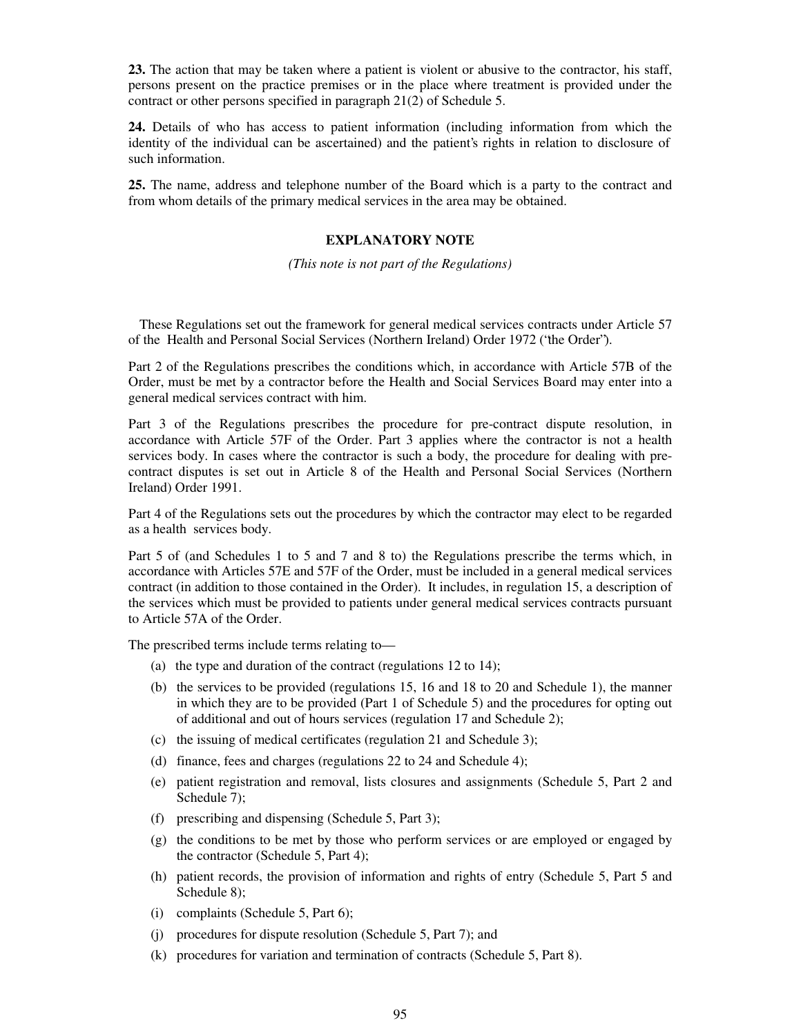**23.** The action that may be taken where a patient is violent or abusive to the contractor, his staff, persons present on the practice premises or in the place where treatment is provided under the contract or other persons specified in paragraph 21(2) of Schedule 5.

**24.** Details of who has access to patient information (including information from which the identity of the individual can be ascertained) and the patient's rights in relation to disclosure of such information.

**25.** The name, address and telephone number of the Board which is a party to the contract and from whom details of the primary medical services in the area may be obtained.

## EXPLANATORY NOTE

*(This note is not part of the Regulations)*

These Regulations set out the framework for general medical services contracts under Article 57 of the Health and Personal Social Services (Northern Ireland) Order 1972 ('the Order').

Part 2 of the Regulations prescribes the conditions which, in accordance with Article 57B of the Order, must be met by a contractor before the Health and Social Services Board may enter into a general medical services contract with him.

Part 3 of the Regulations prescribes the procedure for pre-contract dispute resolution, in accordance with Article 57F of the Order. Part 3 applies where the contractor is not a health services body. In cases where the contractor is such a body, the procedure for dealing with pre-contract disputes is set out in Article 8 of the Health and Personal Social Services (Northern Ireland) Order 1991.

Part 4 of the Regulations sets out the procedures by which the contractor may elect to be regarded as a health services body.

Part 5 of (and Schedules 1 to 5 and 7 and 8 to) the Regulations prescribe the terms which, in accordance with Articles 57E and 57F of the Order, must be included in a general medical services contract (in addition to those contained in the Order). It includes, in regulation 15, a description of the services which must be provided to patients under general medical services contracts pursuant to Article 57A of the Order.

The prescribed terms include terms relating to—

(a) the type and duration of the contract (regulations 12 to 14);

(b) the services to be provided (regulations 15, 16 and 18 to 20 and Schedule 1), the manner in which they are to be provided (Part 1 of Schedule 5) and the procedures for opting out of additional and out of hours services (regulation 17 and Schedule 2);

(c) the issuing of medical certificates (regulation 21 and Schedule 3);

(d) finance, fees and charges (regulations 22 to 24 and Schedule 4);

(e) patient registration and removal, lists closures and assignments (Schedule 5, Part 2 and Schedule 7);

(f) prescribing and dispensing (Schedule 5, Part 3);

(g) the conditions to be met by those who perform services or are employed or engaged by the contractor (Schedule 5, Part 4);

(h) patient records, the provision of information and rights of entry (Schedule 5, Part 5 and Schedule 8);

(i) complaints (Schedule 5, Part 6);

(j) procedures for dispute resolution (Schedule 5, Part 7); and

(k) procedures for variation and termination of contracts (Schedule 5, Part 8).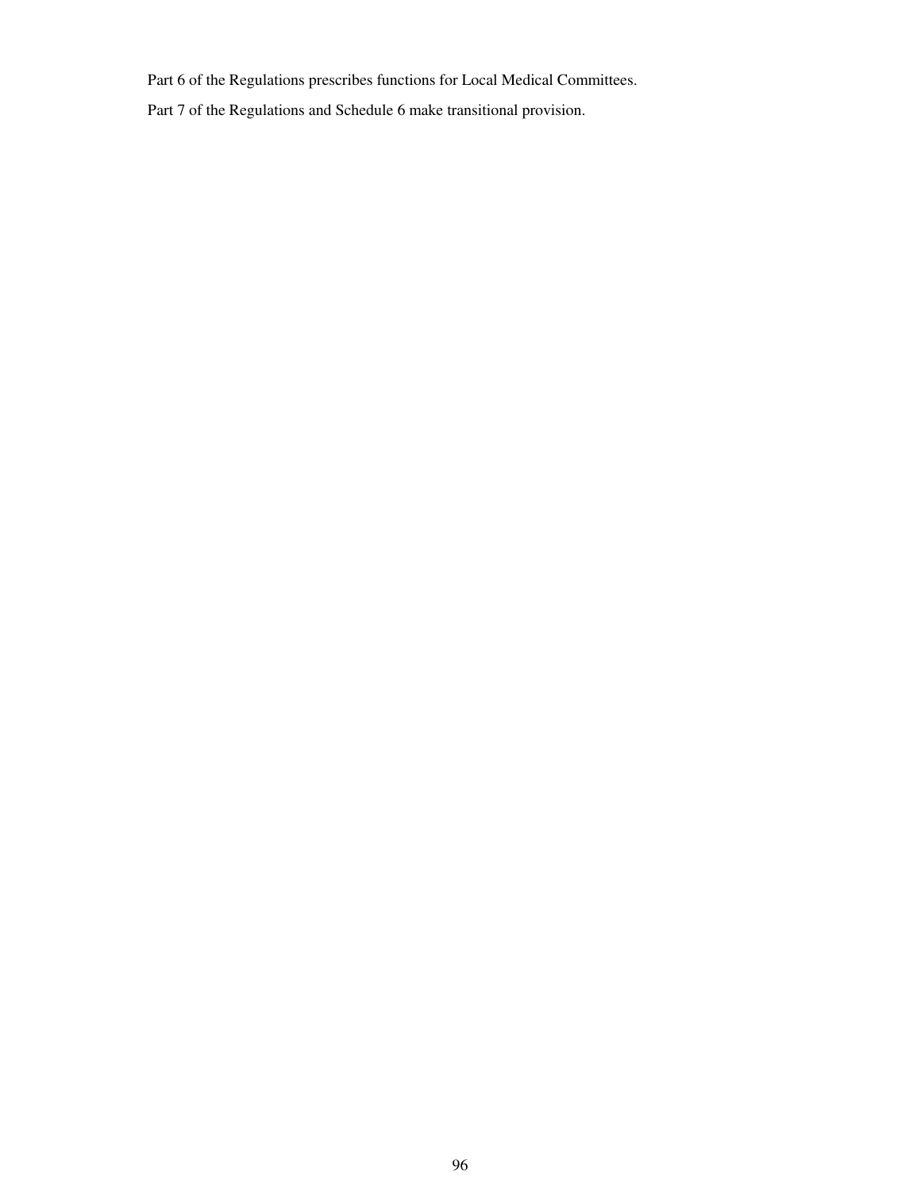Part 6 of the Regulations prescribes functions for Local Medical Committees.

Part 7 of the Regulations and Schedule 6 make transitional provision.